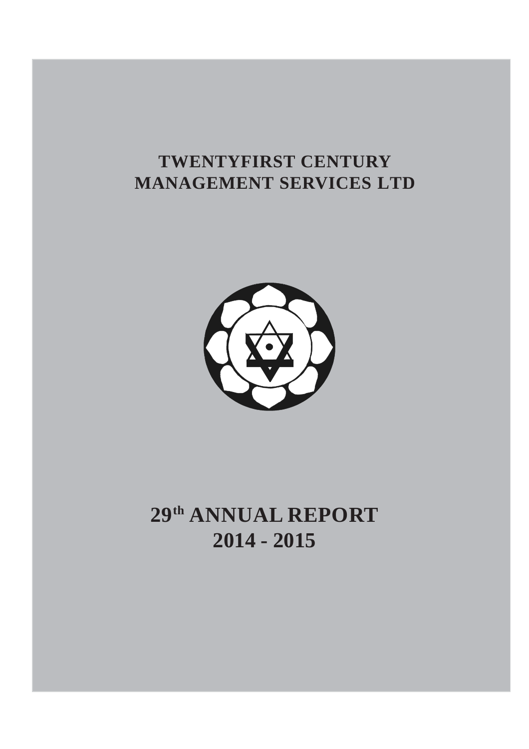# TWENTYFIRST CENTURY MANAGEMENT SERVICES LTD

# 29th ANNUAL REPORT 2014 - 2015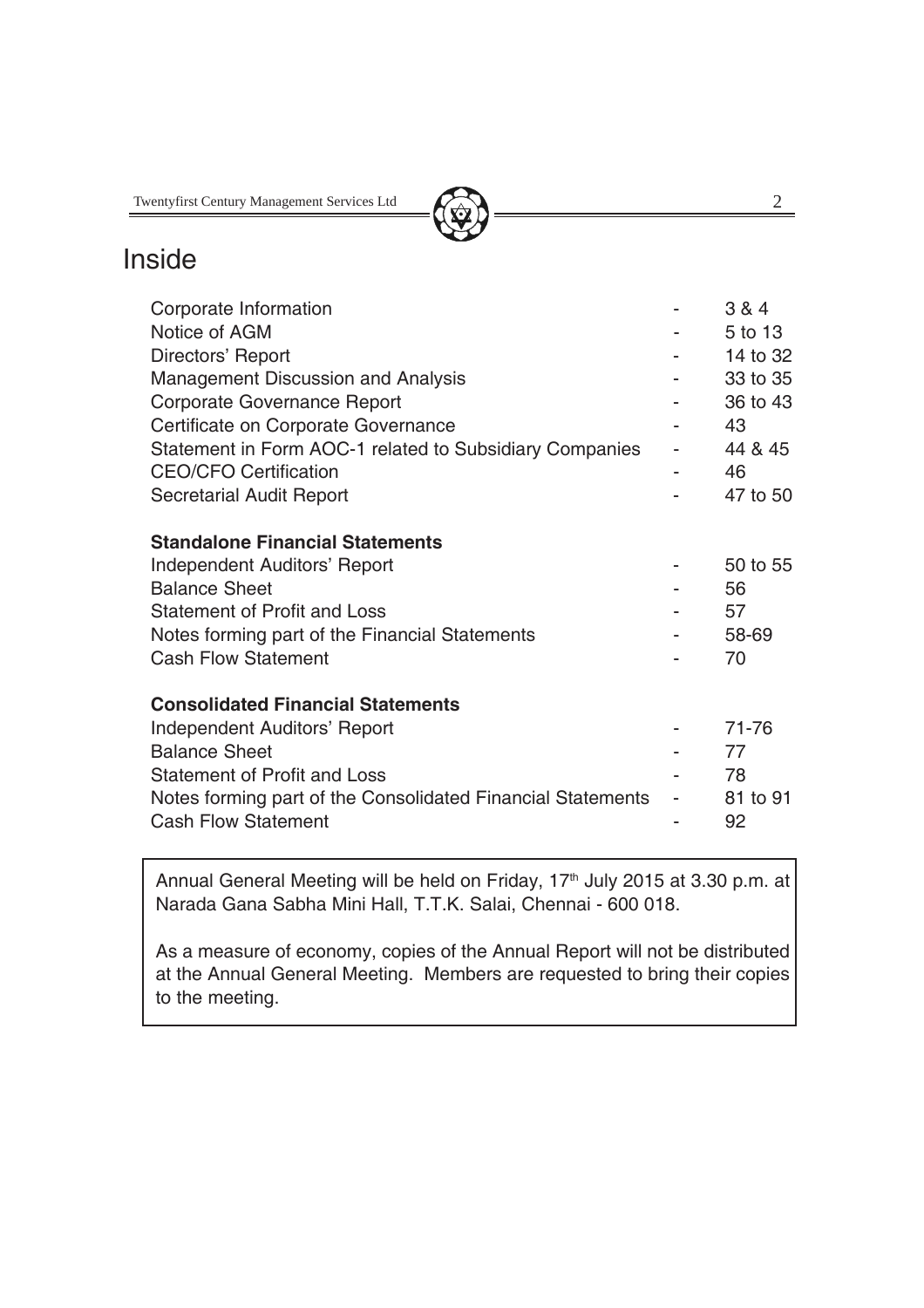# Inside

| | | |
|---|---|---|
| Corporate Information | - | 3 & 4 |
| Notice of AGM | - | 5 to 13 |
| Directors' Report | - | 14 to 32 |
| Management Discussion and Analysis | - | 33 to 35 |
| Corporate Governance Report | - | 36 to 43 |
| Certificate on Corporate Governance | - | 43 |
| Statement in Form AOC-1 related to Subsidiary Companies | - | 44 & 45 |
| CEO/CFO Certification | - | 46 |
| Secretarial Audit Report | - | 47 to 50 |
| **Standalone Financial Statements** | | |
| Independent Auditors' Report | - | 50 to 55 |
| Balance Sheet | - | 56 |
| Statement of Profit and Loss | - | 57 |
| Notes forming part of the Financial Statements | - | 58-69 |
| Cash Flow Statement | - | 70 |
| **Consolidated Financial Statements** | | |
| Independent Auditors' Report | - | 71-76 |
| Balance Sheet | - | 77 |
| Statement of Profit and Loss | - | 78 |
| Notes forming part of the Consolidated Financial Statements | - | 81 to 91 |
| Cash Flow Statement | - | 92 |

Annual General Meeting will be held on Friday, 17th July 2015 at 3.30 p.m. at Narada Gana Sabha Mini Hall, T.T.K. Salai, Chennai - 600 018.

As a measure of economy, copies of the Annual Report will not be distributed at the Annual General Meeting. Members are requested to bring their copies to the meeting.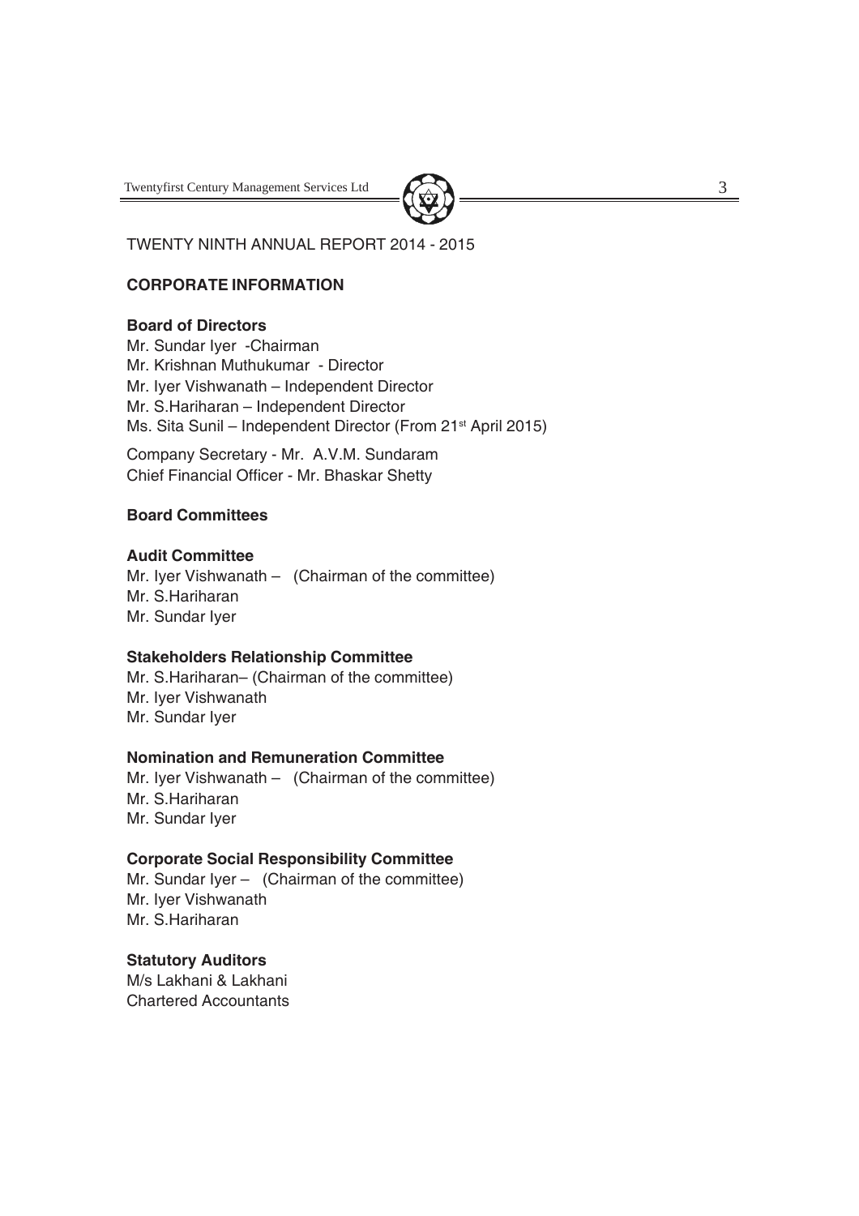TWENTY NINTH ANNUAL REPORT 2014 - 2015

## CORPORATE INFORMATION

### Board of Directors

Mr. Sundar Iyer -Chairman
Mr. Krishnan Muthukumar - Director
Mr. Iyer Vishwanath – Independent Director
Mr. S.Hariharan – Independent Director
Ms. Sita Sunil – Independent Director (From 21st April 2015)

Company Secretary - Mr. A.V.M. Sundaram
Chief Financial Officer - Mr. Bhaskar Shetty

### Board Committees

**Audit Committee**

Mr. Iyer Vishwanath – (Chairman of the committee)
Mr. S.Hariharan
Mr. Sundar Iyer

**Stakeholders Relationship Committee**

Mr. S.Hariharan– (Chairman of the committee)
Mr. Iyer Vishwanath
Mr. Sundar Iyer

**Nomination and Remuneration Committee**

Mr. Iyer Vishwanath – (Chairman of the committee)
Mr. S.Hariharan
Mr. Sundar Iyer

**Corporate Social Responsibility Committee**

Mr. Sundar Iyer – (Chairman of the committee)
Mr. Iyer Vishwanath
Mr. S.Hariharan

### Statutory Auditors

M/s Lakhani & Lakhani
Chartered Accountants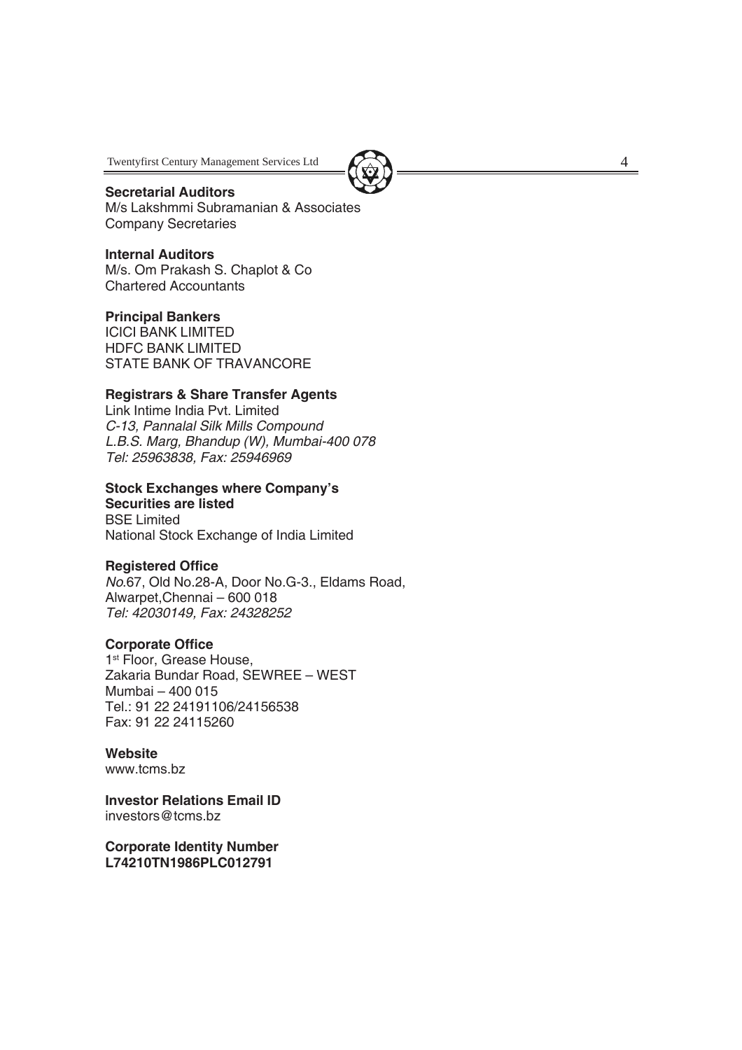**Secretarial Auditors**
M/s Lakshmmi Subramanian & Associates
Company Secretaries

**Internal Auditors**
M/s. Om Prakash S. Chaplot & Co
Chartered Accountants

**Principal Bankers**
ICICI BANK LIMITED
HDFC BANK LIMITED
STATE BANK OF TRAVANCORE

**Registrars & Share Transfer Agents**
Link Intime India Pvt. Limited
*C-13, Pannalal Silk Mills Compound*
*L.B.S. Marg, Bhandup (W), Mumbai-400 078*
*Tel: 25963838, Fax: 25946969*

**Stock Exchanges where Company's Securities are listed**
BSE Limited
National Stock Exchange of India Limited

**Registered Office**
*No.*67, Old No.28-A, Door No.G-3., Eldams Road,
Alwarpet,Chennai – 600 018
*Tel: 42030149, Fax: 24328252*

**Corporate Office**
1st Floor, Grease House,
Zakaria Bundar Road, SEWREE – WEST
Mumbai – 400 015
Tel.: 91 22 24191106/24156538
Fax: 91 22 24115260

**Website**
www.tcms.bz

**Investor Relations Email ID**
investors@tcms.bz

**Corporate Identity Number**
**L74210TN1986PLC012791**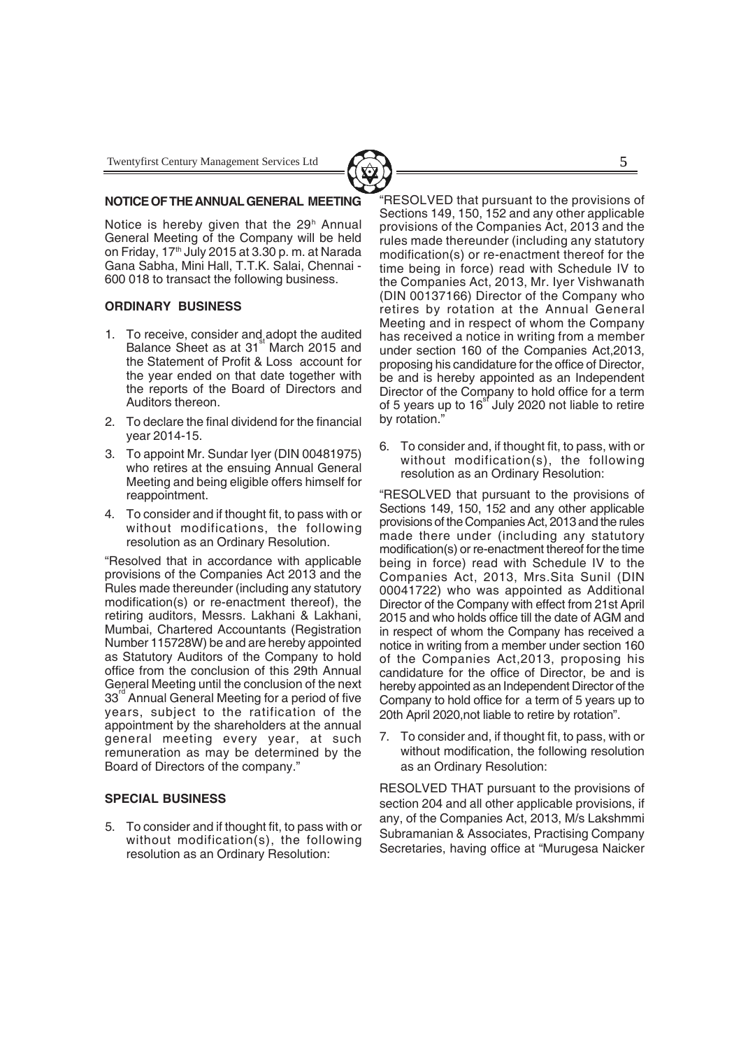## NOTICE OF THE ANNUAL GENERAL MEETING

Notice is hereby given that the 29h Annual General Meeting of the Company will be held on Friday, 17th July 2015 at 3.30 p. m. at Narada Gana Sabha, Mini Hall, T.T.K. Salai, Chennai - 600 018 to transact the following business.

### ORDINARY BUSINESS

1. To receive, consider and adopt the audited Balance Sheet as at 31st March 2015 and the Statement of Profit & Loss account for the year ended on that date together with the reports of the Board of Directors and Auditors thereon.
2. To declare the final dividend for the financial year 2014-15.
3. To appoint Mr. Sundar Iyer (DIN 00481975) who retires at the ensuing Annual General Meeting and being eligible offers himself for reappointment.
4. To consider and if thought fit, to pass with or without modifications, the following resolution as an Ordinary Resolution.

"Resolved that in accordance with applicable provisions of the Companies Act 2013 and the Rules made thereunder (including any statutory modification(s) or re-enactment thereof), the retiring auditors, Messrs. Lakhani & Lakhani, Mumbai, Chartered Accountants (Registration Number 115728W) be and are hereby appointed as Statutory Auditors of the Company to hold office from the conclusion of this 29th Annual General Meeting until the conclusion of the next 33rd Annual General Meeting for a period of five years, subject to the ratification of the appointment by the shareholders at the annual general meeting every year, at such remuneration as may be determined by the Board of Directors of the company."

### SPECIAL BUSINESS

5. To consider and if thought fit, to pass with or without modification(s), the following resolution as an Ordinary Resolution:

"RESOLVED that pursuant to the provisions of Sections 149, 150, 152 and any other applicable provisions of the Companies Act, 2013 and the rules made thereunder (including any statutory modification(s) or re-enactment thereof for the time being in force) read with Schedule IV to the Companies Act, 2013, Mr. Iyer Vishwanath (DIN 00137166) Director of the Company who retires by rotation at the Annual General Meeting and in respect of whom the Company has received a notice in writing from a member under section 160 of the Companies Act,2013, proposing his candidature for the office of Director, be and is hereby appointed as an Independent Director of the Company to hold office for a term of 5 years up to 16st July 2020 not liable to retire by rotation."

6. To consider and, if thought fit, to pass, with or without modification(s), the following resolution as an Ordinary Resolution:

"RESOLVED that pursuant to the provisions of Sections 149, 150, 152 and any other applicable provisions of the Companies Act, 2013 and the rules made there under (including any statutory modification(s) or re-enactment thereof for the time being in force) read with Schedule IV to the Companies Act, 2013, Mrs.Sita Sunil (DIN 00041722) who was appointed as Additional Director of the Company with effect from 21st April 2015 and who holds office till the date of AGM and in respect of whom the Company has received a notice in writing from a member under section 160 of the Companies Act,2013, proposing his candidature for the office of Director, be and is hereby appointed as an Independent Director of the Company to hold office for a term of 5 years up to 20th April 2020,not liable to retire by rotation".

7. To consider and, if thought fit, to pass, with or without modification, the following resolution as an Ordinary Resolution:

RESOLVED THAT pursuant to the provisions of section 204 and all other applicable provisions, if any, of the Companies Act, 2013, M/s Lakshmmi Subramanian & Associates, Practising Company Secretaries, having office at "Murugesa Naicker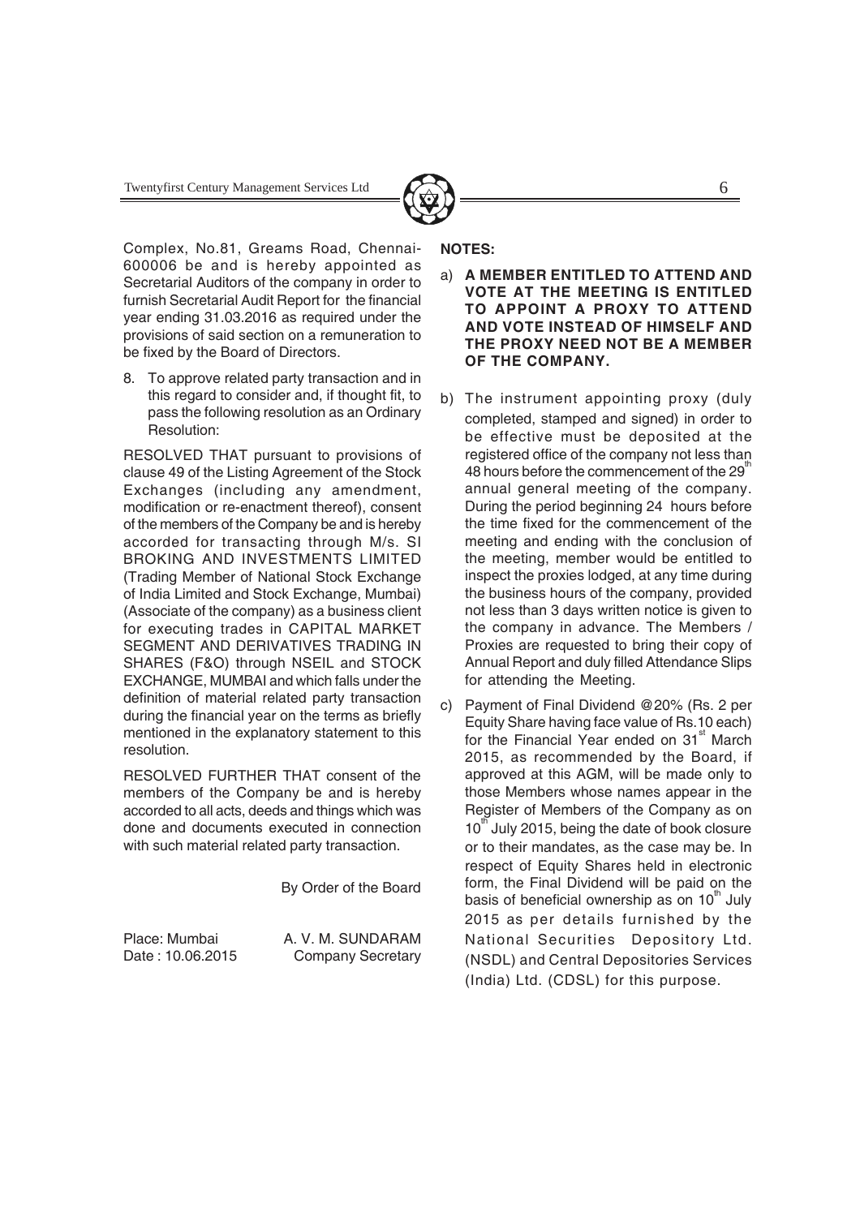Complex, No.81, Greams Road, Chennai-600006 be and is hereby appointed as Secretarial Auditors of the company in order to furnish Secretarial Audit Report for the financial year ending 31.03.2016 as required under the provisions of said section on a remuneration to be fixed by the Board of Directors.

8. To approve related party transaction and in this regard to consider and, if thought fit, to pass the following resolution as an Ordinary Resolution:

RESOLVED THAT pursuant to provisions of clause 49 of the Listing Agreement of the Stock Exchanges (including any amendment, modification or re-enactment thereof), consent of the members of the Company be and is hereby accorded for transacting through M/s. SI BROKING AND INVESTMENTS LIMITED (Trading Member of National Stock Exchange of India Limited and Stock Exchange, Mumbai) (Associate of the company) as a business client for executing trades in CAPITAL MARKET SEGMENT AND DERIVATIVES TRADING IN SHARES (F&O) through NSEIL and STOCK EXCHANGE, MUMBAI and which falls under the definition of material related party transaction during the financial year on the terms as briefly mentioned in the explanatory statement to this resolution.

RESOLVED FURTHER THAT consent of the members of the Company be and is hereby accorded to all acts, deeds and things which was done and documents executed in connection with such material related party transaction.

By Order of the Board

Place: Mumbai
Date : 10.06.2015

A. V. M. SUNDARAM
Company Secretary

**NOTES:**

a) **A MEMBER ENTITLED TO ATTEND AND VOTE AT THE MEETING IS ENTITLED TO APPOINT A PROXY TO ATTEND AND VOTE INSTEAD OF HIMSELF AND THE PROXY NEED NOT BE A MEMBER OF THE COMPANY.**

b) The instrument appointing proxy (duly completed, stamped and signed) in order to be effective must be deposited at the registered office of the company not less than 48 hours before the commencement of the 29th annual general meeting of the company. During the period beginning 24 hours before the time fixed for the commencement of the meeting and ending with the conclusion of the meeting, member would be entitled to inspect the proxies lodged, at any time during the business hours of the company, provided not less than 3 days written notice is given to the company in advance. The Members / Proxies are requested to bring their copy of Annual Report and duly filled Attendance Slips for attending the Meeting.

c) Payment of Final Dividend @20% (Rs. 2 per Equity Share having face value of Rs.10 each) for the Financial Year ended on 31st March 2015, as recommended by the Board, if approved at this AGM, will be made only to those Members whose names appear in the Register of Members of the Company as on 10th July 2015, being the date of book closure or to their mandates, as the case may be. In respect of Equity Shares held in electronic form, the Final Dividend will be paid on the basis of beneficial ownership as on 10th July 2015 as per details furnished by the National Securities Depository Ltd. (NSDL) and Central Depositories Services (India) Ltd. (CDSL) for this purpose.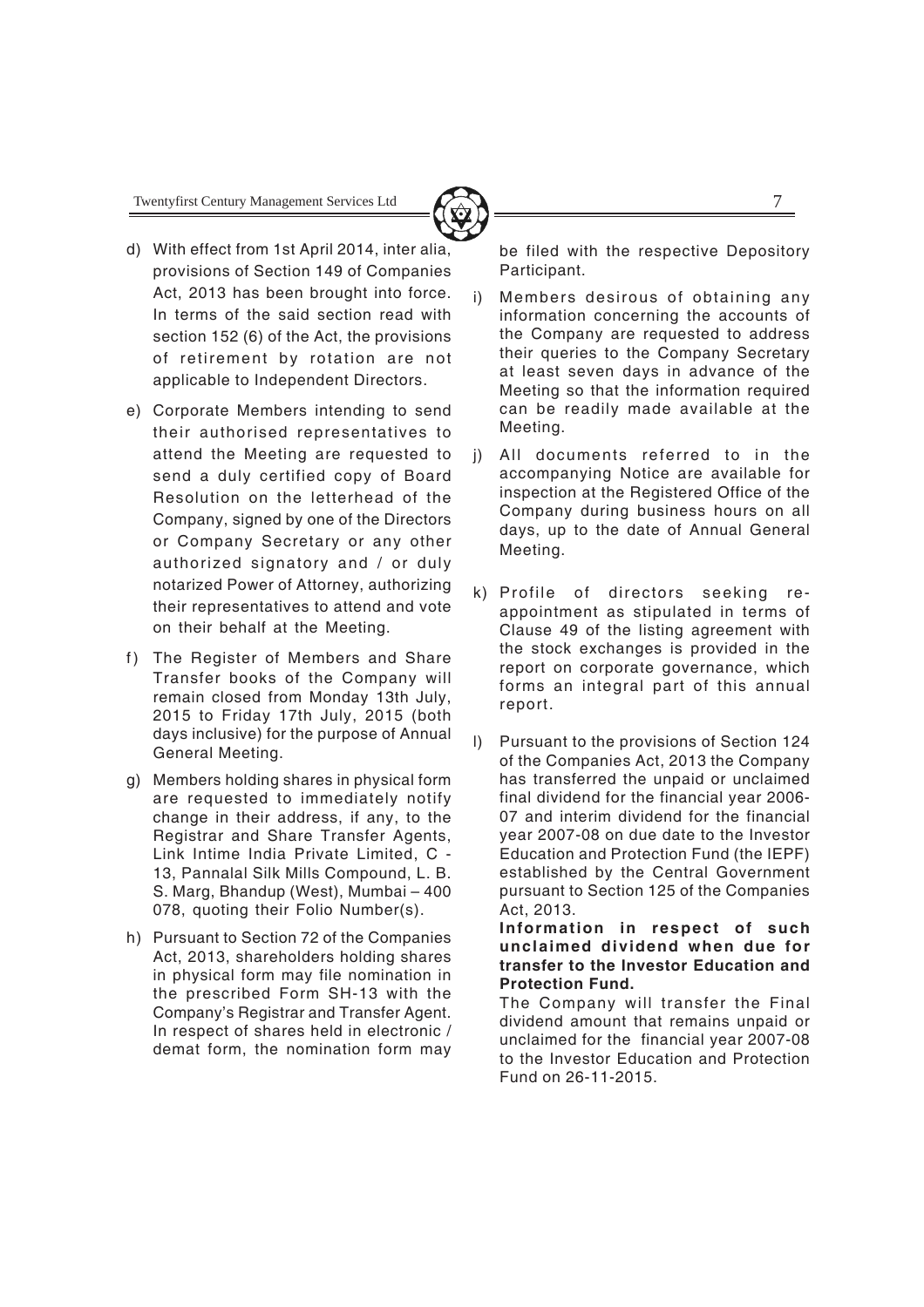d) With effect from 1st April 2014, inter alia, provisions of Section 149 of Companies Act, 2013 has been brought into force. In terms of the said section read with section 152 (6) of the Act, the provisions of retirement by rotation are not applicable to Independent Directors.

e) Corporate Members intending to send their authorised representatives to attend the Meeting are requested to send a duly certified copy of Board Resolution on the letterhead of the Company, signed by one of the Directors or Company Secretary or any other authorized signatory and / or duly notarized Power of Attorney, authorizing their representatives to attend and vote on their behalf at the Meeting.

f) The Register of Members and Share Transfer books of the Company will remain closed from Monday 13th July, 2015 to Friday 17th July, 2015 (both days inclusive) for the purpose of Annual General Meeting.

g) Members holding shares in physical form are requested to immediately notify change in their address, if any, to the Registrar and Share Transfer Agents, Link Intime India Private Limited, C - 13, Pannalal Silk Mills Compound, L. B. S. Marg, Bhandup (West), Mumbai – 400 078, quoting their Folio Number(s).

h) Pursuant to Section 72 of the Companies Act, 2013, shareholders holding shares in physical form may file nomination in the prescribed Form SH-13 with the Company's Registrar and Transfer Agent. In respect of shares held in electronic / demat form, the nomination form may be filed with the respective Depository Participant.

i) Members desirous of obtaining any information concerning the accounts of the Company are requested to address their queries to the Company Secretary at least seven days in advance of the Meeting so that the information required can be readily made available at the Meeting.

j) All documents referred to in the accompanying Notice are available for inspection at the Registered Office of the Company during business hours on all days, up to the date of Annual General Meeting.

k) Profile of directors seeking re-appointment as stipulated in terms of Clause 49 of the listing agreement with the stock exchanges is provided in the report on corporate governance, which forms an integral part of this annual report.

l) Pursuant to the provisions of Section 124 of the Companies Act, 2013 the Company has transferred the unpaid or unclaimed final dividend for the financial year 2006-07 and interim dividend for the financial year 2007-08 on due date to the Investor Education and Protection Fund (the IEPF) established by the Central Government pursuant to Section 125 of the Companies Act, 2013.

**Information in respect of such unclaimed dividend when due for transfer to the Investor Education and Protection Fund.**

The Company will transfer the Final dividend amount that remains unpaid or unclaimed for the financial year 2007-08 to the Investor Education and Protection Fund on 26-11-2015.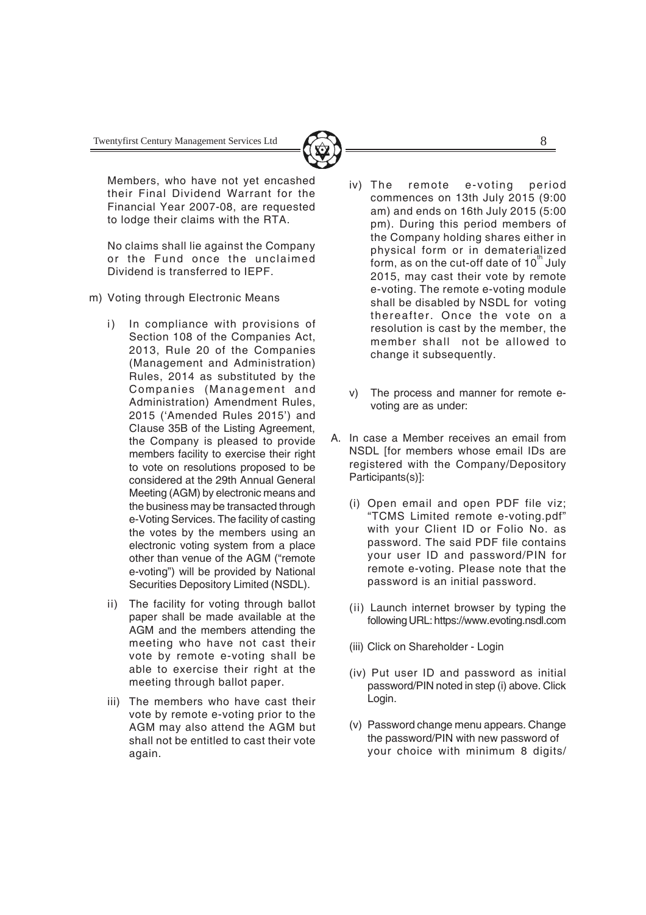Members, who have not yet encashed their Final Dividend Warrant for the Financial Year 2007-08, are requested to lodge their claims with the RTA.

No claims shall lie against the Company or the Fund once the unclaimed Dividend is transferred to IEPF.

m) Voting through Electronic Means

i) In compliance with provisions of Section 108 of the Companies Act, 2013, Rule 20 of the Companies (Management and Administration) Rules, 2014 as substituted by the Companies (Management and Administration) Amendment Rules, 2015 ('Amended Rules 2015') and Clause 35B of the Listing Agreement, the Company is pleased to provide members facility to exercise their right to vote on resolutions proposed to be considered at the 29th Annual General Meeting (AGM) by electronic means and the business may be transacted through e-Voting Services. The facility of casting the votes by the members using an electronic voting system from a place other than venue of the AGM ("remote e-voting") will be provided by National Securities Depository Limited (NSDL).

ii) The facility for voting through ballot paper shall be made available at the AGM and the members attending the meeting who have not cast their vote by remote e-voting shall be able to exercise their right at the meeting through ballot paper.

iii) The members who have cast their vote by remote e-voting prior to the AGM may also attend the AGM but shall not be entitled to cast their vote again.

iv) The remote e-voting period commences on 13th July 2015 (9:00 am) and ends on 16th July 2015 (5:00 pm). During this period members of the Company holding shares either in physical form or in dematerialized form, as on the cut-off date of 10th July 2015, may cast their vote by remote e-voting. The remote e-voting module shall be disabled by NSDL for voting thereafter. Once the vote on a resolution is cast by the member, the member shall not be allowed to change it subsequently.

v) The process and manner for remote e-voting are as under:

A. In case a Member receives an email from NSDL [for members whose email IDs are registered with the Company/Depository Participants(s)]:

(i) Open email and open PDF file viz; "TCMS Limited remote e-voting.pdf" with your Client ID or Folio No. as password. The said PDF file contains your user ID and password/PIN for remote e-voting. Please note that the password is an initial password.

(ii) Launch internet browser by typing the following URL: https://www.evoting.nsdl.com

(iii) Click on Shareholder - Login

(iv) Put user ID and password as initial password/PIN noted in step (i) above. Click Login.

(v) Password change menu appears. Change the password/PIN with new password of your choice with minimum 8 digits/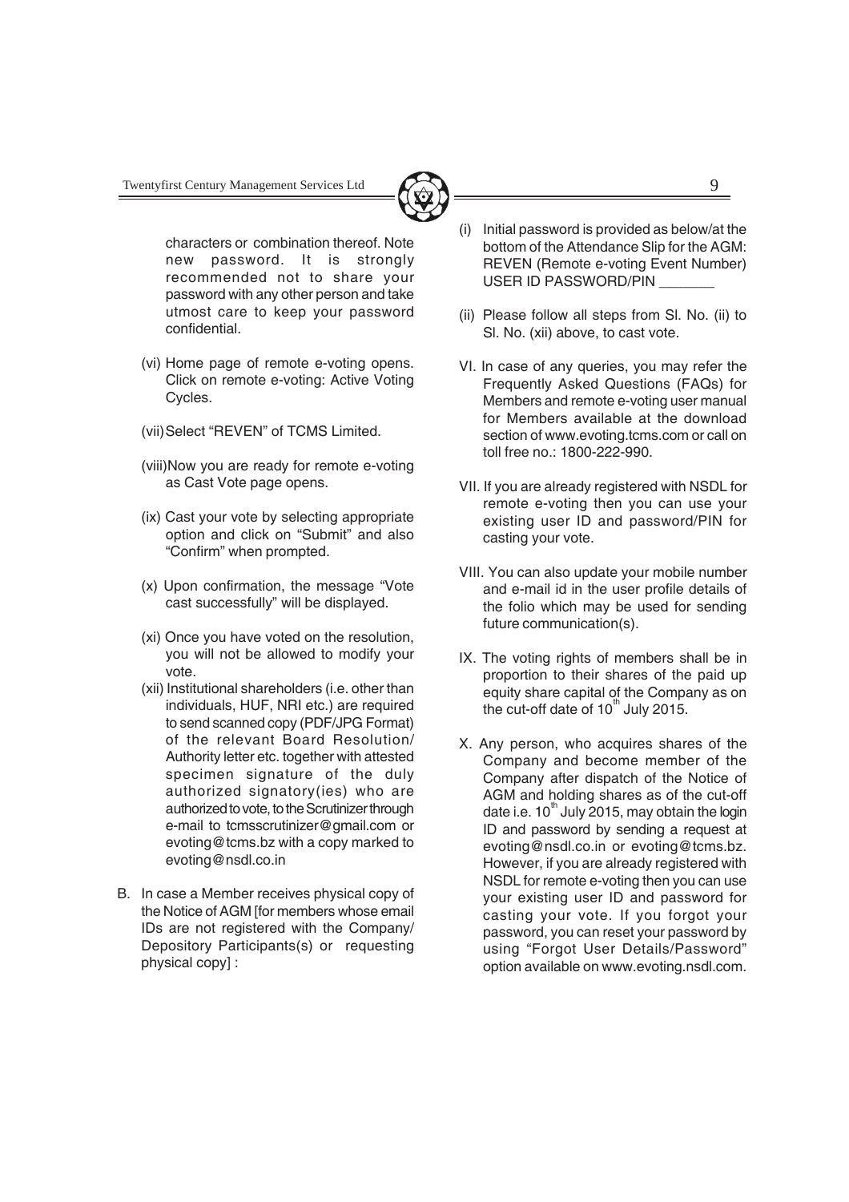characters or combination thereof. Note new password. It is strongly recommended not to share your password with any other person and take utmost care to keep your password confidential.

(vi) Home page of remote e-voting opens. Click on remote e-voting: Active Voting Cycles.

(vii) Select "REVEN" of TCMS Limited.

(viii) Now you are ready for remote e-voting as Cast Vote page opens.

(ix) Cast your vote by selecting appropriate option and click on "Submit" and also "Confirm" when prompted.

(x) Upon confirmation, the message "Vote cast successfully" will be displayed.

(xi) Once you have voted on the resolution, you will not be allowed to modify your vote.

(xii) Institutional shareholders (i.e. other than individuals, HUF, NRI etc.) are required to send scanned copy (PDF/JPG Format) of the relevant Board Resolution/ Authority letter etc. together with attested specimen signature of the duly authorized signatory(ies) who are authorized to vote, to the Scrutinizer through e-mail to tcmsscrutinizer@gmail.com or evoting@tcms.bz with a copy marked to evoting@nsdl.co.in

B. In case a Member receives physical copy of the Notice of AGM [for members whose email IDs are not registered with the Company/ Depository Participants(s) or requesting physical copy] :

(i) Initial password is provided as below/at the bottom of the Attendance Slip for the AGM: REVEN (Remote e-voting Event Number) USER ID PASSWORD/PIN _______

(ii) Please follow all steps from Sl. No. (ii) to Sl. No. (xii) above, to cast vote.

VI. In case of any queries, you may refer the Frequently Asked Questions (FAQs) for Members and remote e-voting user manual for Members available at the download section of www.evoting.tcms.com or call on toll free no.: 1800-222-990.

VII. If you are already registered with NSDL for remote e-voting then you can use your existing user ID and password/PIN for casting your vote.

VIII. You can also update your mobile number and e-mail id in the user profile details of the folio which may be used for sending future communication(s).

IX. The voting rights of members shall be in proportion to their shares of the paid up equity share capital of the Company as on the cut-off date of 10th July 2015.

X. Any person, who acquires shares of the Company and become member of the Company after dispatch of the Notice of AGM and holding shares as of the cut-off date i.e. 10th July 2015, may obtain the login ID and password by sending a request at evoting@nsdl.co.in or evoting@tcms.bz. However, if you are already registered with NSDL for remote e-voting then you can use your existing user ID and password for casting your vote. If you forgot your password, you can reset your password by using "Forgot User Details/Password" option available on www.evoting.nsdl.com.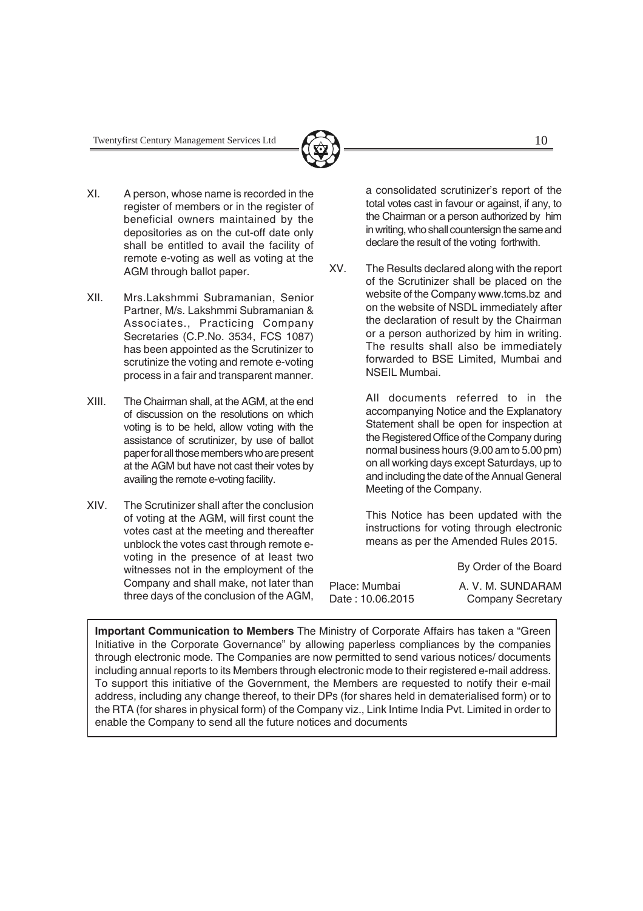XI. A person, whose name is recorded in the register of members or in the register of beneficial owners maintained by the depositories as on the cut-off date only shall be entitled to avail the facility of remote e-voting as well as voting at the AGM through ballot paper.

XII. Mrs.Lakshmmi Subramanian, Senior Partner, M/s. Lakshmmi Subramanian & Associates., Practicing Company Secretaries (C.P.No. 3534, FCS 1087) has been appointed as the Scrutinizer to scrutinize the voting and remote e-voting process in a fair and transparent manner.

XIII. The Chairman shall, at the AGM, at the end of discussion on the resolutions on which voting is to be held, allow voting with the assistance of scrutinizer, by use of ballot paper for all those members who are present at the AGM but have not cast their votes by availing the remote e-voting facility.

XIV. The Scrutinizer shall after the conclusion of voting at the AGM, will first count the votes cast at the meeting and thereafter unblock the votes cast through remote e-voting in the presence of at least two witnesses not in the employment of the Company and shall make, not later than three days of the conclusion of the AGM, a consolidated scrutinizer's report of the total votes cast in favour or against, if any, to the Chairman or a person authorized by him in writing, who shall countersign the same and declare the result of the voting forthwith.

XV. The Results declared along with the report of the Scrutinizer shall be placed on the website of the Company www.tcms.bz and on the website of NSDL immediately after the declaration of result by the Chairman or a person authorized by him in writing. The results shall also be immediately forwarded to BSE Limited, Mumbai and NSEIL Mumbai.

All documents referred to in the accompanying Notice and the Explanatory Statement shall be open for inspection at the Registered Office of the Company during normal business hours (9.00 am to 5.00 pm) on all working days except Saturdays, up to and including the date of the Annual General Meeting of the Company.

This Notice has been updated with the instructions for voting through electronic means as per the Amended Rules 2015.

By Order of the Board

Place: Mumbai
Date : 10.06.2015

A. V. M. SUNDARAM
Company Secretary

**Important Communication to Members** The Ministry of Corporate Affairs has taken a "Green Initiative in the Corporate Governance" by allowing paperless compliances by the companies through electronic mode. The Companies are now permitted to send various notices/ documents including annual reports to its Members through electronic mode to their registered e-mail address. To support this initiative of the Government, the Members are requested to notify their e-mail address, including any change thereof, to their DPs (for shares held in dematerialised form) or to the RTA (for shares in physical form) of the Company viz., Link Intime India Pvt. Limited in order to enable the Company to send all the future notices and documents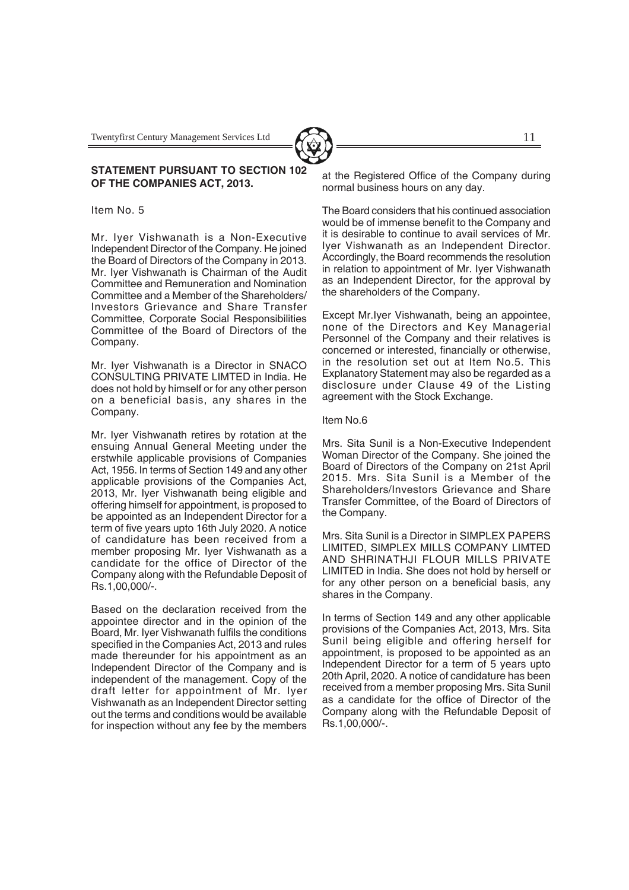**STATEMENT PURSUANT TO SECTION 102 OF THE COMPANIES ACT, 2013.**

Item No. 5

Mr. Iyer Vishwanath is a Non-Executive Independent Director of the Company. He joined the Board of Directors of the Company in 2013. Mr. Iyer Vishwanath is Chairman of the Audit Committee and Remuneration and Nomination Committee and a Member of the Shareholders/ Investors Grievance and Share Transfer Committee, Corporate Social Responsibilities Committee of the Board of Directors of the Company.

Mr. Iyer Vishwanath is a Director in SNACO CONSULTING PRIVATE LIMTED in India. He does not hold by himself or for any other person on a beneficial basis, any shares in the Company.

Mr. Iyer Vishwanath retires by rotation at the ensuing Annual General Meeting under the erstwhile applicable provisions of Companies Act, 1956. In terms of Section 149 and any other applicable provisions of the Companies Act, 2013, Mr. Iyer Vishwanath being eligible and offering himself for appointment, is proposed to be appointed as an Independent Director for a term of five years upto 16th July 2020. A notice of candidature has been received from a member proposing Mr. Iyer Vishwanath as a candidate for the office of Director of the Company along with the Refundable Deposit of Rs.1,00,000/-.

Based on the declaration received from the appointee director and in the opinion of the Board, Mr. Iyer Vishwanath fulfils the conditions specified in the Companies Act, 2013 and rules made thereunder for his appointment as an Independent Director of the Company and is independent of the management. Copy of the draft letter for appointment of Mr. Iyer Vishwanath as an Independent Director setting out the terms and conditions would be available for inspection without any fee by the members at the Registered Office of the Company during normal business hours on any day.

The Board considers that his continued association would be of immense benefit to the Company and it is desirable to continue to avail services of Mr. Iyer Vishwanath as an Independent Director. Accordingly, the Board recommends the resolution in relation to appointment of Mr. Iyer Vishwanath as an Independent Director, for the approval by the shareholders of the Company.

Except Mr.Iyer Vishwanath, being an appointee, none of the Directors and Key Managerial Personnel of the Company and their relatives is concerned or interested, financially or otherwise, in the resolution set out at Item No.5. This Explanatory Statement may also be regarded as a disclosure under Clause 49 of the Listing agreement with the Stock Exchange.

Item No.6

Mrs. Sita Sunil is a Non-Executive Independent Woman Director of the Company. She joined the Board of Directors of the Company on 21st April 2015. Mrs. Sita Sunil is a Member of the Shareholders/Investors Grievance and Share Transfer Committee, of the Board of Directors of the Company.

Mrs. Sita Sunil is a Director in SIMPLEX PAPERS LIMITED, SIMPLEX MILLS COMPANY LIMTED AND SHRINATHJI FLOUR MILLS PRIVATE LIMITED in India. She does not hold by herself or for any other person on a beneficial basis, any shares in the Company.

In terms of Section 149 and any other applicable provisions of the Companies Act, 2013, Mrs. Sita Sunil being eligible and offering herself for appointment, is proposed to be appointed as an Independent Director for a term of 5 years upto 20th April, 2020. A notice of candidature has been received from a member proposing Mrs. Sita Sunil as a candidate for the office of Director of the Company along with the Refundable Deposit of Rs.1,00,000/-.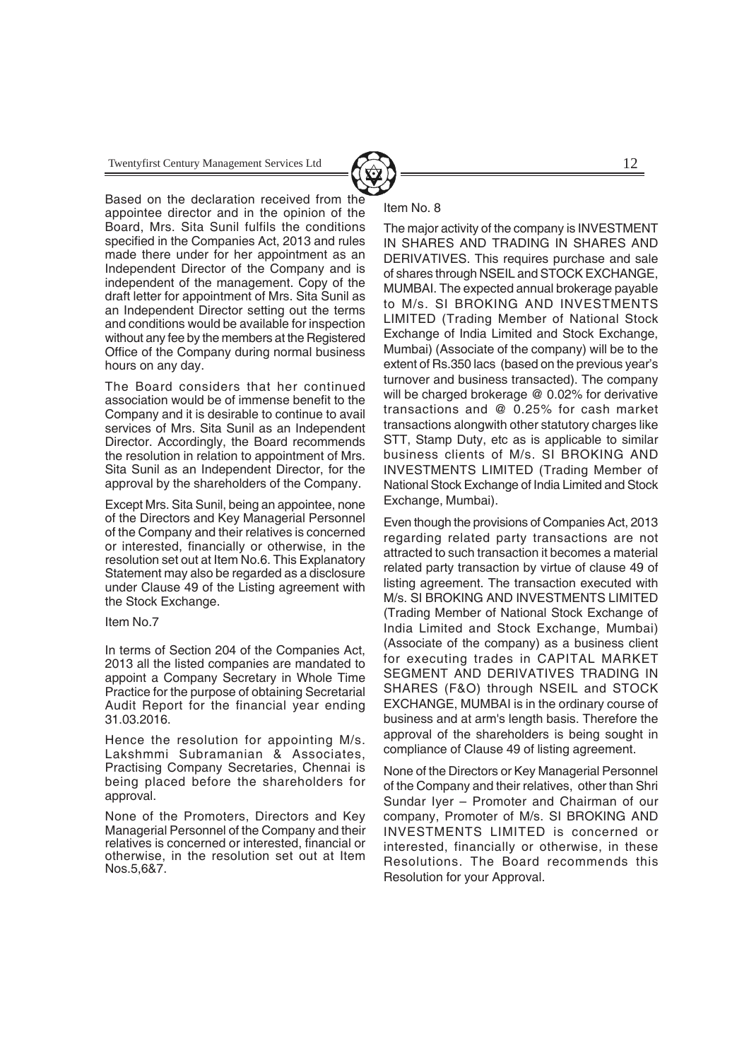Based on the declaration received from the appointee director and in the opinion of the Board, Mrs. Sita Sunil fulfils the conditions specified in the Companies Act, 2013 and rules made there under for her appointment as an Independent Director of the Company and is independent of the management. Copy of the draft letter for appointment of Mrs. Sita Sunil as an Independent Director setting out the terms and conditions would be available for inspection without any fee by the members at the Registered Office of the Company during normal business hours on any day.

The Board considers that her continued association would be of immense benefit to the Company and it is desirable to continue to avail services of Mrs. Sita Sunil as an Independent Director. Accordingly, the Board recommends the resolution in relation to appointment of Mrs. Sita Sunil as an Independent Director, for the approval by the shareholders of the Company.

Except Mrs. Sita Sunil, being an appointee, none of the Directors and Key Managerial Personnel of the Company and their relatives is concerned or interested, financially or otherwise, in the resolution set out at Item No.6. This Explanatory Statement may also be regarded as a disclosure under Clause 49 of the Listing agreement with the Stock Exchange.

Item No.7

In terms of Section 204 of the Companies Act, 2013 all the listed companies are mandated to appoint a Company Secretary in Whole Time Practice for the purpose of obtaining Secretarial Audit Report for the financial year ending 31.03.2016.

Hence the resolution for appointing M/s. Lakshmmi Subramanian & Associates, Practising Company Secretaries, Chennai is being placed before the shareholders for approval.

None of the Promoters, Directors and Key Managerial Personnel of the Company and their relatives is concerned or interested, financial or otherwise, in the resolution set out at Item Nos.5,6&7.

Item No. 8

The major activity of the company is INVESTMENT IN SHARES AND TRADING IN SHARES AND DERIVATIVES. This requires purchase and sale of shares through NSEIL and STOCK EXCHANGE, MUMBAI. The expected annual brokerage payable to M/s. SI BROKING AND INVESTMENTS LIMITED (Trading Member of National Stock Exchange of India Limited and Stock Exchange, Mumbai) (Associate of the company) will be to the extent of Rs.350 lacs (based on the previous year's turnover and business transacted). The company will be charged brokerage @ 0.02% for derivative transactions and @ 0.25% for cash market transactions alongwith other statutory charges like STT, Stamp Duty, etc as is applicable to similar business clients of M/s. SI BROKING AND INVESTMENTS LIMITED (Trading Member of National Stock Exchange of India Limited and Stock Exchange, Mumbai).

Even though the provisions of Companies Act, 2013 regarding related party transactions are not attracted to such transaction it becomes a material related party transaction by virtue of clause 49 of listing agreement. The transaction executed with M/s. SI BROKING AND INVESTMENTS LIMITED (Trading Member of National Stock Exchange of India Limited and Stock Exchange, Mumbai) (Associate of the company) as a business client for executing trades in CAPITAL MARKET SEGMENT AND DERIVATIVES TRADING IN SHARES (F&O) through NSEIL and STOCK EXCHANGE, MUMBAI is in the ordinary course of business and at arm's length basis. Therefore the approval of the shareholders is being sought in compliance of Clause 49 of listing agreement.

None of the Directors or Key Managerial Personnel of the Company and their relatives, other than Shri Sundar Iyer – Promoter and Chairman of our company, Promoter of M/s. SI BROKING AND INVESTMENTS LIMITED is concerned or interested, financially or otherwise, in these Resolutions. The Board recommends this Resolution for your Approval.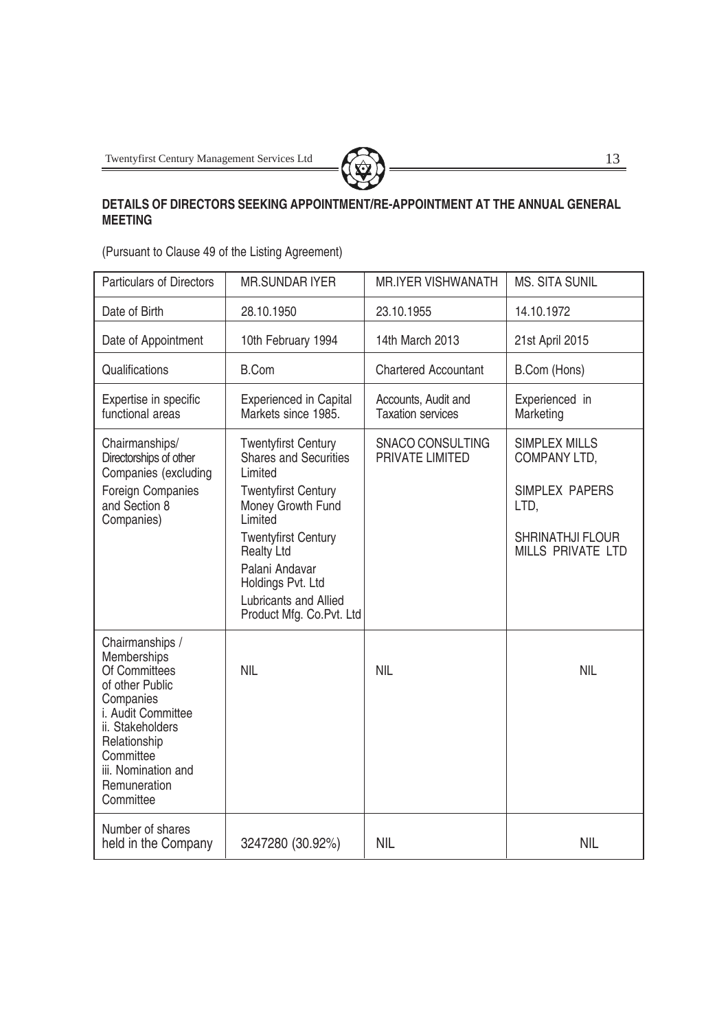## DETAILS OF DIRECTORS SEEKING APPOINTMENT/RE-APPOINTMENT AT THE ANNUAL GENERAL MEETING

(Pursuant to Clause 49 of the Listing Agreement)

| Particulars of Directors | MR.SUNDAR IYER | MR.IYER VISHWANATH | MS. SITA SUNIL |
|---|---|---|---|
| Date of Birth | 28.10.1950 | 23.10.1955 | 14.10.1972 |
| Date of Appointment | 10th February 1994 | 14th March 2013 | 21st April 2015 |
| Qualifications | B.Com | Chartered Accountant | B.Com (Hons) |
| Expertise in specific functional areas | Experienced in Capital Markets since 1985. | Accounts, Audit and Taxation services | Experienced in Marketing |
| Chairmanships/ Directorships of other Companies (excluding Foreign Companies and Section 8 Companies) | Twentyfirst Century Shares and Securities Limited<br>Twentyfirst Century Money Growth Fund Limited<br>Twentyfirst Century Realty Ltd<br>Palani Andavar Holdings Pvt. Ltd<br>Lubricants and Allied Product Mfg. Co.Pvt. Ltd | SNACO CONSULTING PRIVATE LIMITED | SIMPLEX MILLS COMPANY LTD,<br>SIMPLEX PAPERS LTD,<br>SHRINATHJI FLOUR MILLS PRIVATE LTD |
| Chairmanships / Memberships Of Committees of other Public Companies<br>i. Audit Committee<br>ii. Stakeholders Relationship Committee<br>iii. Nomination and Remuneration Committee | NIL | NIL | NIL |
| Number of shares held in the Company | 3247280 (30.92%) | NIL | NIL |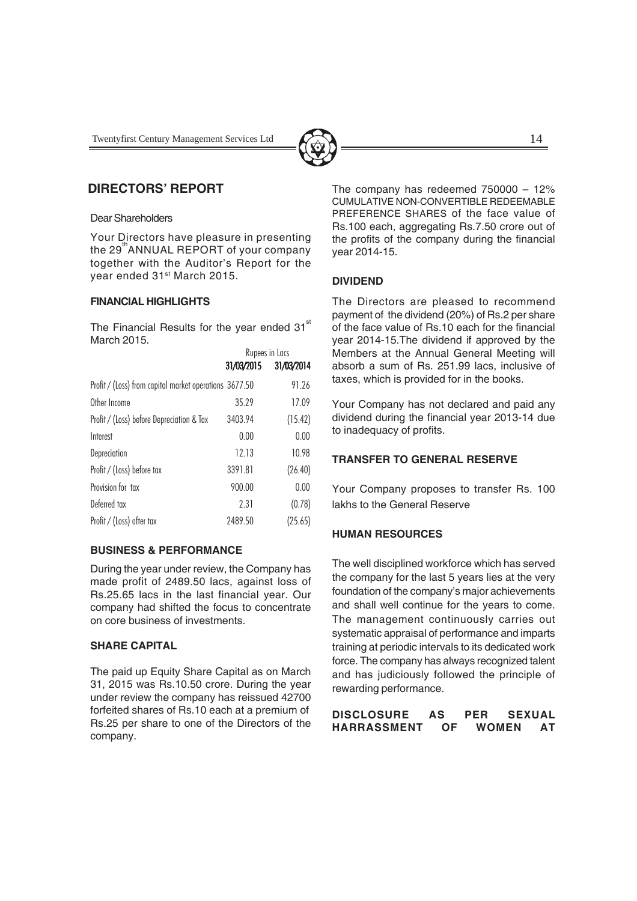## DIRECTORS' REPORT

Dear Shareholders

Your Directors have pleasure in presenting the 29th ANNUAL REPORT of your company together with the Auditor's Report for the year ended 31st March 2015.

### FINANCIAL HIGHLIGHTS

The Financial Results for the year ended 31st March 2015.

| | Rupees in Lacs | |
|---|---|---|
| | 31/03/2015 | 31/03/2014 |
| Profit / (Loss) from capital market operations | 3677.50 | 91.26 |
| Other Income | 35.29 | 17.09 |
| Profit / (Loss) before Depreciation & Tax | 3403.94 | (15.42) |
| Interest | 0.00 | 0.00 |
| Depreciation | 12.13 | 10.98 |
| Profit / (Loss) before tax | 3391.81 | (26.40) |
| Provision for tax | 900.00 | 0.00 |
| Deferred tax | 2.31 | (0.78) |
| Profit / (Loss) after tax | 2489.50 | (25.65) |

### BUSINESS & PERFORMANCE

During the year under review, the Company has made profit of 2489.50 lacs, against loss of Rs.25.65 lacs in the last financial year. Our company had shifted the focus to concentrate on core business of investments.

### SHARE CAPITAL

The paid up Equity Share Capital as on March 31, 2015 was Rs.10.50 crore. During the year under review the company has reissued 42700 forfeited shares of Rs.10 each at a premium of Rs.25 per share to one of the Directors of the company.

The company has redeemed 750000 – 12% CUMULATIVE NON-CONVERTIBLE REDEEMABLE PREFERENCE SHARES of the face value of Rs.100 each, aggregating Rs.7.50 crore out of the profits of the company during the financial year 2014-15.

### DIVIDEND

The Directors are pleased to recommend payment of the dividend (20%) of Rs.2 per share of the face value of Rs.10 each for the financial year 2014-15.The dividend if approved by the Members at the Annual General Meeting will absorb a sum of Rs. 251.99 lacs, inclusive of taxes, which is provided for in the books.

Your Company has not declared and paid any dividend during the financial year 2013-14 due to inadequacy of profits.

### TRANSFER TO GENERAL RESERVE

Your Company proposes to transfer Rs. 100 lakhs to the General Reserve

### HUMAN RESOURCES

The well disciplined workforce which has served the company for the last 5 years lies at the very foundation of the company's major achievements and shall well continue for the years to come. The management continuously carries out systematic appraisal of performance and imparts training at periodic intervals to its dedicated work force. The company has always recognized talent and has judiciously followed the principle of rewarding performance.

### DISCLOSURE AS PER SEXUAL HARRASSMENT OF WOMEN AT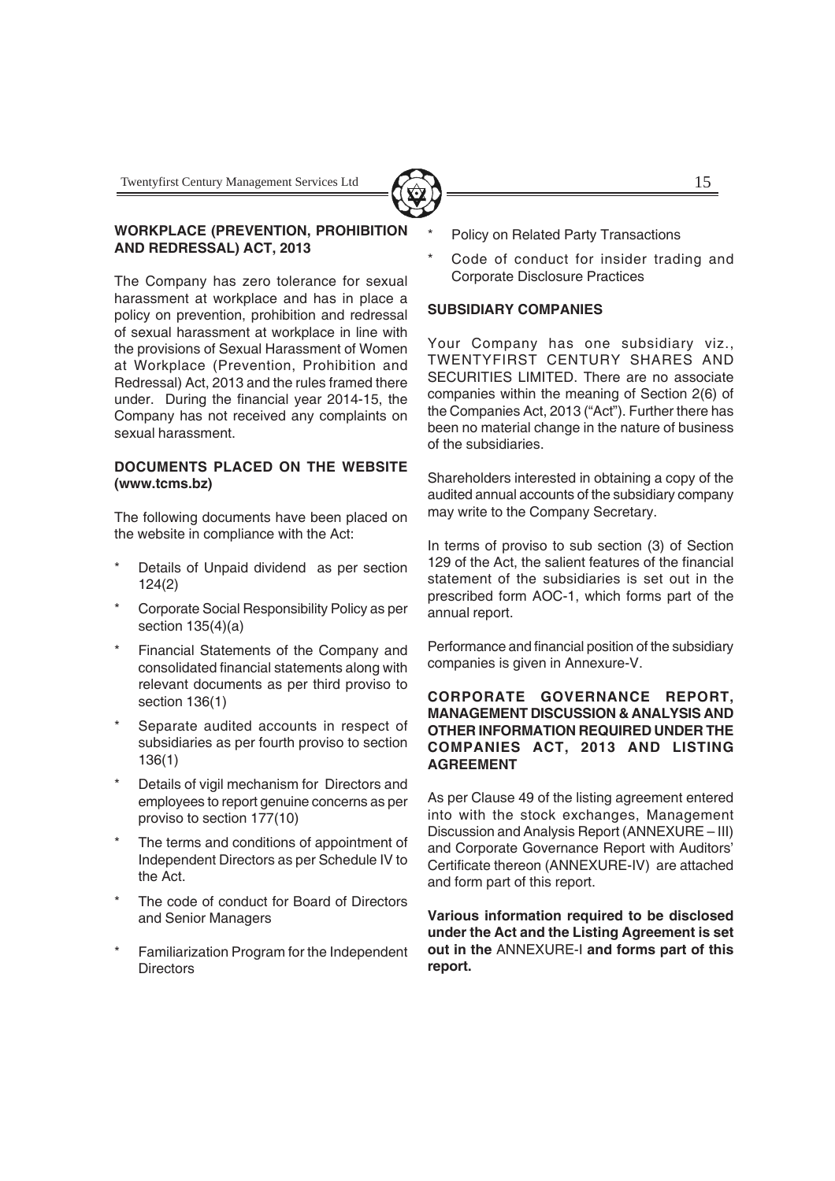**WORKPLACE (PREVENTION, PROHIBITION AND REDRESSAL) ACT, 2013**

The Company has zero tolerance for sexual harassment at workplace and has in place a policy on prevention, prohibition and redressal of sexual harassment at workplace in line with the provisions of Sexual Harassment of Women at Workplace (Prevention, Prohibition and Redressal) Act, 2013 and the rules framed there under. During the financial year 2014-15, the Company has not received any complaints on sexual harassment.

**DOCUMENTS PLACED ON THE WEBSITE (www.tcms.bz)**

The following documents have been placed on the website in compliance with the Act:

* Details of Unpaid dividend as per section 124(2)
* Corporate Social Responsibility Policy as per section 135(4)(a)
* Financial Statements of the Company and consolidated financial statements along with relevant documents as per third proviso to section 136(1)
* Separate audited accounts in respect of subsidiaries as per fourth proviso to section 136(1)
* Details of vigil mechanism for Directors and employees to report genuine concerns as per proviso to section 177(10)
* The terms and conditions of appointment of Independent Directors as per Schedule IV to the Act.
* The code of conduct for Board of Directors and Senior Managers
* Familiarization Program for the Independent Directors
* Policy on Related Party Transactions
* Code of conduct for insider trading and Corporate Disclosure Practices

**SUBSIDIARY COMPANIES**

Your Company has one subsidiary viz., TWENTYFIRST CENTURY SHARES AND SECURITIES LIMITED. There are no associate companies within the meaning of Section 2(6) of the Companies Act, 2013 ("Act"). Further there has been no material change in the nature of business of the subsidiaries.

Shareholders interested in obtaining a copy of the audited annual accounts of the subsidiary company may write to the Company Secretary.

In terms of proviso to sub section (3) of Section 129 of the Act, the salient features of the financial statement of the subsidiaries is set out in the prescribed form AOC-1, which forms part of the annual report.

Performance and financial position of the subsidiary companies is given in Annexure-V.

**CORPORATE GOVERNANCE REPORT, MANAGEMENT DISCUSSION & ANALYSIS AND OTHER INFORMATION REQUIRED UNDER THE COMPANIES ACT, 2013 AND LISTING AGREEMENT**

As per Clause 49 of the listing agreement entered into with the stock exchanges, Management Discussion and Analysis Report (ANNEXURE – III) and Corporate Governance Report with Auditors' Certificate thereon (ANNEXURE-IV) are attached and form part of this report.

**Various information required to be disclosed under the Act and the Listing Agreement is set out in the** ANNEXURE-I **and forms part of this report.**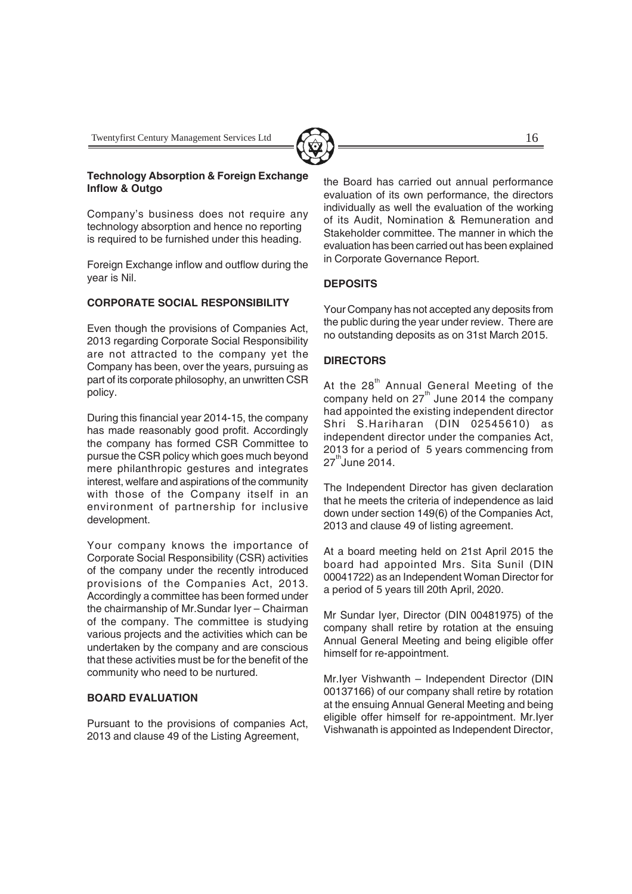**Technology Absorption & Foreign Exchange Inflow & Outgo**

Company's business does not require any technology absorption and hence no reporting is required to be furnished under this heading.

Foreign Exchange inflow and outflow during the year is Nil.

**CORPORATE SOCIAL RESPONSIBILITY**

Even though the provisions of Companies Act, 2013 regarding Corporate Social Responsibility are not attracted to the company yet the Company has been, over the years, pursuing as part of its corporate philosophy, an unwritten CSR policy.

During this financial year 2014-15, the company has made reasonably good profit. Accordingly the company has formed CSR Committee to pursue the CSR policy which goes much beyond mere philanthropic gestures and integrates interest, welfare and aspirations of the community with those of the Company itself in an environment of partnership for inclusive development.

Your company knows the importance of Corporate Social Responsibility (CSR) activities of the company under the recently introduced provisions of the Companies Act, 2013. Accordingly a committee has been formed under the chairmanship of Mr.Sundar Iyer – Chairman of the company. The committee is studying various projects and the activities which can be undertaken by the company and are conscious that these activities must be for the benefit of the community who need to be nurtured.

**BOARD EVALUATION**

Pursuant to the provisions of companies Act, 2013 and clause 49 of the Listing Agreement, the Board has carried out annual performance evaluation of its own performance, the directors individually as well the evaluation of the working of its Audit, Nomination & Remuneration and Stakeholder committee. The manner in which the evaluation has been carried out has been explained in Corporate Governance Report.

**DEPOSITS**

Your Company has not accepted any deposits from the public during the year under review. There are no outstanding deposits as on 31st March 2015.

**DIRECTORS**

At the 28th Annual General Meeting of the company held on 27th June 2014 the company had appointed the existing independent director Shri S.Hariharan (DIN 02545610) as independent director under the companies Act, 2013 for a period of 5 years commencing from 27th June 2014.

The Independent Director has given declaration that he meets the criteria of independence as laid down under section 149(6) of the Companies Act, 2013 and clause 49 of listing agreement.

At a board meeting held on 21st April 2015 the board had appointed Mrs. Sita Sunil (DIN 00041722) as an Independent Woman Director for a period of 5 years till 20th April, 2020.

Mr Sundar Iyer, Director (DIN 00481975) of the company shall retire by rotation at the ensuing Annual General Meeting and being eligible offer himself for re-appointment.

Mr.Iyer Vishwanth – Independent Director (DIN 00137166) of our company shall retire by rotation at the ensuing Annual General Meeting and being eligible offer himself for re-appointment. Mr.Iyer Vishwanath is appointed as Independent Director,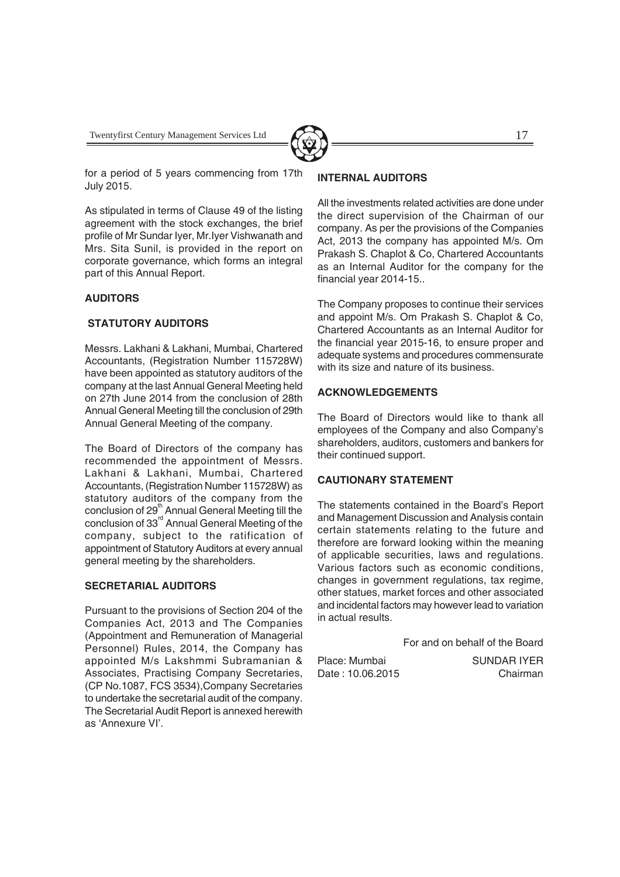for a period of 5 years commencing from 17th July 2015.

As stipulated in terms of Clause 49 of the listing agreement with the stock exchanges, the brief profile of Mr Sundar Iyer, Mr.Iyer Vishwanath and Mrs. Sita Sunil, is provided in the report on corporate governance, which forms an integral part of this Annual Report.

**AUDITORS**

**STATUTORY AUDITORS**

Messrs. Lakhani & Lakhani, Mumbai, Chartered Accountants, (Registration Number 115728W) have been appointed as statutory auditors of the company at the last Annual General Meeting held on 27th June 2014 from the conclusion of 28th Annual General Meeting till the conclusion of 29th Annual General Meeting of the company.

The Board of Directors of the company has recommended the appointment of Messrs. Lakhani & Lakhani, Mumbai, Chartered Accountants, (Registration Number 115728W) as statutory auditors of the company from the conclusion of 29th Annual General Meeting till the conclusion of 33rd Annual General Meeting of the company, subject to the ratification of appointment of Statutory Auditors at every annual general meeting by the shareholders.

**SECRETARIAL AUDITORS**

Pursuant to the provisions of Section 204 of the Companies Act, 2013 and The Companies (Appointment and Remuneration of Managerial Personnel) Rules, 2014, the Company has appointed M/s Lakshmmi Subramanian & Associates, Practising Company Secretaries, (CP No.1087, FCS 3534),Company Secretaries to undertake the secretarial audit of the company. The Secretarial Audit Report is annexed herewith as 'Annexure VI'.

**INTERNAL AUDITORS**

All the investments related activities are done under the direct supervision of the Chairman of our company. As per the provisions of the Companies Act, 2013 the company has appointed M/s. Om Prakash S. Chaplot & Co, Chartered Accountants as an Internal Auditor for the company for the financial year 2014-15..

The Company proposes to continue their services and appoint M/s. Om Prakash S. Chaplot & Co, Chartered Accountants as an Internal Auditor for the financial year 2015-16, to ensure proper and adequate systems and procedures commensurate with its size and nature of its business.

**ACKNOWLEDGEMENTS**

The Board of Directors would like to thank all employees of the Company and also Company's shareholders, auditors, customers and bankers for their continued support.

**CAUTIONARY STATEMENT**

The statements contained in the Board's Report and Management Discussion and Analysis contain certain statements relating to the future and therefore are forward looking within the meaning of applicable securities, laws and regulations. Various factors such as economic conditions, changes in government regulations, tax regime, other statues, market forces and other associated and incidental factors may however lead to variation in actual results.

For and on behalf of the Board

Place: Mumbai

Date : 10.06.2015

SUNDAR IYER

Chairman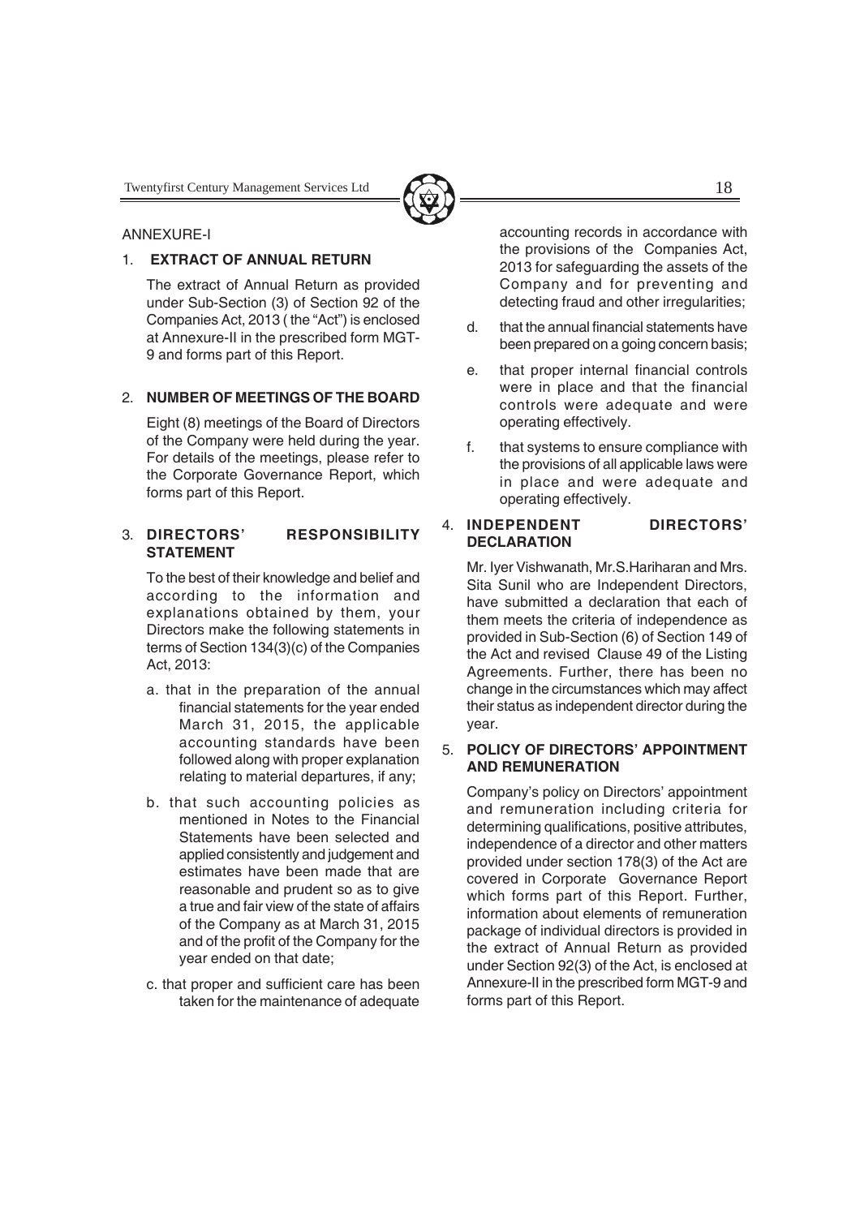ANNEXURE-I

## 1. EXTRACT OF ANNUAL RETURN

The extract of Annual Return as provided under Sub-Section (3) of Section 92 of the Companies Act, 2013 ( the "Act") is enclosed at Annexure-II in the prescribed form MGT-9 and forms part of this Report.

## 2. NUMBER OF MEETINGS OF THE BOARD

Eight (8) meetings of the Board of Directors of the Company were held during the year. For details of the meetings, please refer to the Corporate Governance Report, which forms part of this Report.

## 3. DIRECTORS' RESPONSIBILITY STATEMENT

To the best of their knowledge and belief and according to the information and explanations obtained by them, your Directors make the following statements in terms of Section 134(3)(c) of the Companies Act, 2013:

a. that in the preparation of the annual financial statements for the year ended March 31, 2015, the applicable accounting standards have been followed along with proper explanation relating to material departures, if any;

b. that such accounting policies as mentioned in Notes to the Financial Statements have been selected and applied consistently and judgement and estimates have been made that are reasonable and prudent so as to give a true and fair view of the state of affairs of the Company as at March 31, 2015 and of the profit of the Company for the year ended on that date;

c. that proper and sufficient care has been taken for the maintenance of adequate accounting records in accordance with the provisions of the Companies Act, 2013 for safeguarding the assets of the Company and for preventing and detecting fraud and other irregularities;

d. that the annual financial statements have been prepared on a going concern basis;

e. that proper internal financial controls were in place and that the financial controls were adequate and were operating effectively.

f. that systems to ensure compliance with the provisions of all applicable laws were in place and were adequate and operating effectively.

## 4. INDEPENDENT DIRECTORS' DECLARATION

Mr. Iyer Vishwanath, Mr.S.Hariharan and Mrs. Sita Sunil who are Independent Directors, have submitted a declaration that each of them meets the criteria of independence as provided in Sub-Section (6) of Section 149 of the Act and revised Clause 49 of the Listing Agreements. Further, there has been no change in the circumstances which may affect their status as independent director during the year.

## 5. POLICY OF DIRECTORS' APPOINTMENT AND REMUNERATION

Company's policy on Directors' appointment and remuneration including criteria for determining qualifications, positive attributes, independence of a director and other matters provided under section 178(3) of the Act are covered in Corporate Governance Report which forms part of this Report. Further, information about elements of remuneration package of individual directors is provided in the extract of Annual Return as provided under Section 92(3) of the Act, is enclosed at Annexure-II in the prescribed form MGT-9 and forms part of this Report.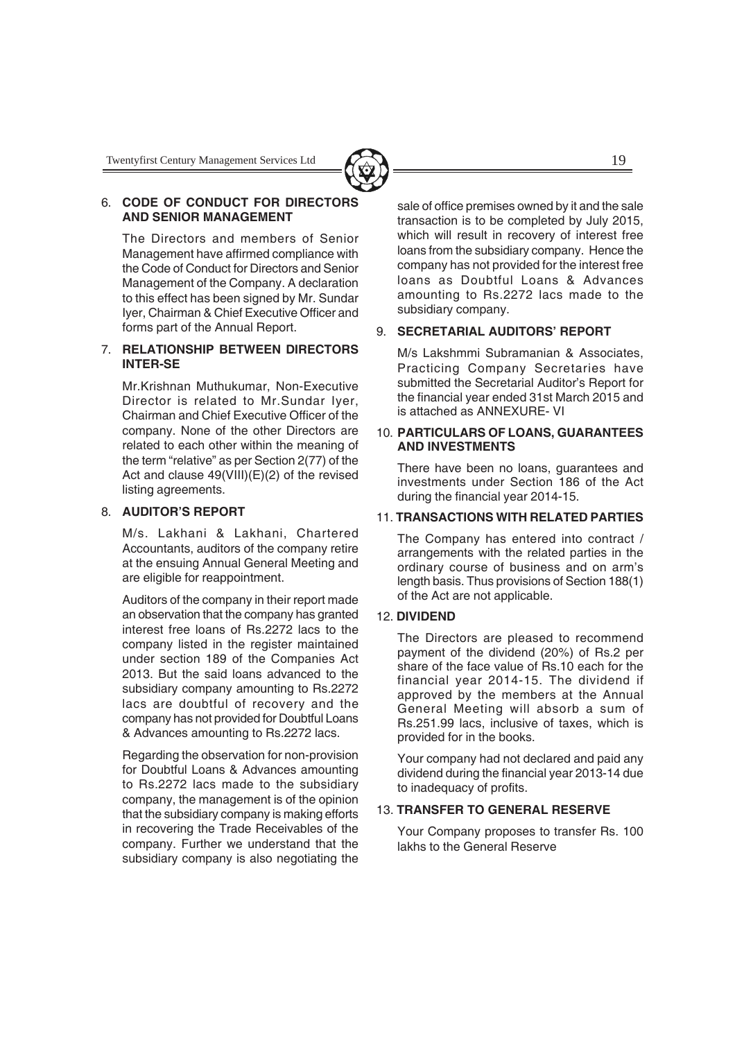## 6. CODE OF CONDUCT FOR DIRECTORS AND SENIOR MANAGEMENT

The Directors and members of Senior Management have affirmed compliance with the Code of Conduct for Directors and Senior Management of the Company. A declaration to this effect has been signed by Mr. Sundar Iyer, Chairman & Chief Executive Officer and forms part of the Annual Report.

## 7. RELATIONSHIP BETWEEN DIRECTORS INTER-SE

Mr.Krishnan Muthukumar, Non-Executive Director is related to Mr.Sundar Iyer, Chairman and Chief Executive Officer of the company. None of the other Directors are related to each other within the meaning of the term "relative" as per Section 2(77) of the Act and clause 49(VIII)(E)(2) of the revised listing agreements.

## 8. AUDITOR'S REPORT

M/s. Lakhani & Lakhani, Chartered Accountants, auditors of the company retire at the ensuing Annual General Meeting and are eligible for reappointment.

Auditors of the company in their report made an observation that the company has granted interest free loans of Rs.2272 lacs to the company listed in the register maintained under section 189 of the Companies Act 2013. But the said loans advanced to the subsidiary company amounting to Rs.2272 lacs are doubtful of recovery and the company has not provided for Doubtful Loans & Advances amounting to Rs.2272 lacs.

Regarding the observation for non-provision for Doubtful Loans & Advances amounting to Rs.2272 lacs made to the subsidiary company, the management is of the opinion that the subsidiary company is making efforts in recovering the Trade Receivables of the company. Further we understand that the subsidiary company is also negotiating the sale of office premises owned by it and the sale transaction is to be completed by July 2015, which will result in recovery of interest free loans from the subsidiary company. Hence the company has not provided for the interest free loans as Doubtful Loans & Advances amounting to Rs.2272 lacs made to the subsidiary company.

## 9. SECRETARIAL AUDITORS' REPORT

M/s Lakshmmi Subramanian & Associates, Practicing Company Secretaries have submitted the Secretarial Auditor's Report for the financial year ended 31st March 2015 and is attached as ANNEXURE- VI

## 10. PARTICULARS OF LOANS, GUARANTEES AND INVESTMENTS

There have been no loans, guarantees and investments under Section 186 of the Act during the financial year 2014-15.

## 11. TRANSACTIONS WITH RELATED PARTIES

The Company has entered into contract / arrangements with the related parties in the ordinary course of business and on arm's length basis. Thus provisions of Section 188(1) of the Act are not applicable.

## 12. DIVIDEND

The Directors are pleased to recommend payment of the dividend (20%) of Rs.2 per share of the face value of Rs.10 each for the financial year 2014-15. The dividend if approved by the members at the Annual General Meeting will absorb a sum of Rs.251.99 lacs, inclusive of taxes, which is provided for in the books.

Your company had not declared and paid any dividend during the financial year 2013-14 due to inadequacy of profits.

## 13. TRANSFER TO GENERAL RESERVE

Your Company proposes to transfer Rs. 100 lakhs to the General Reserve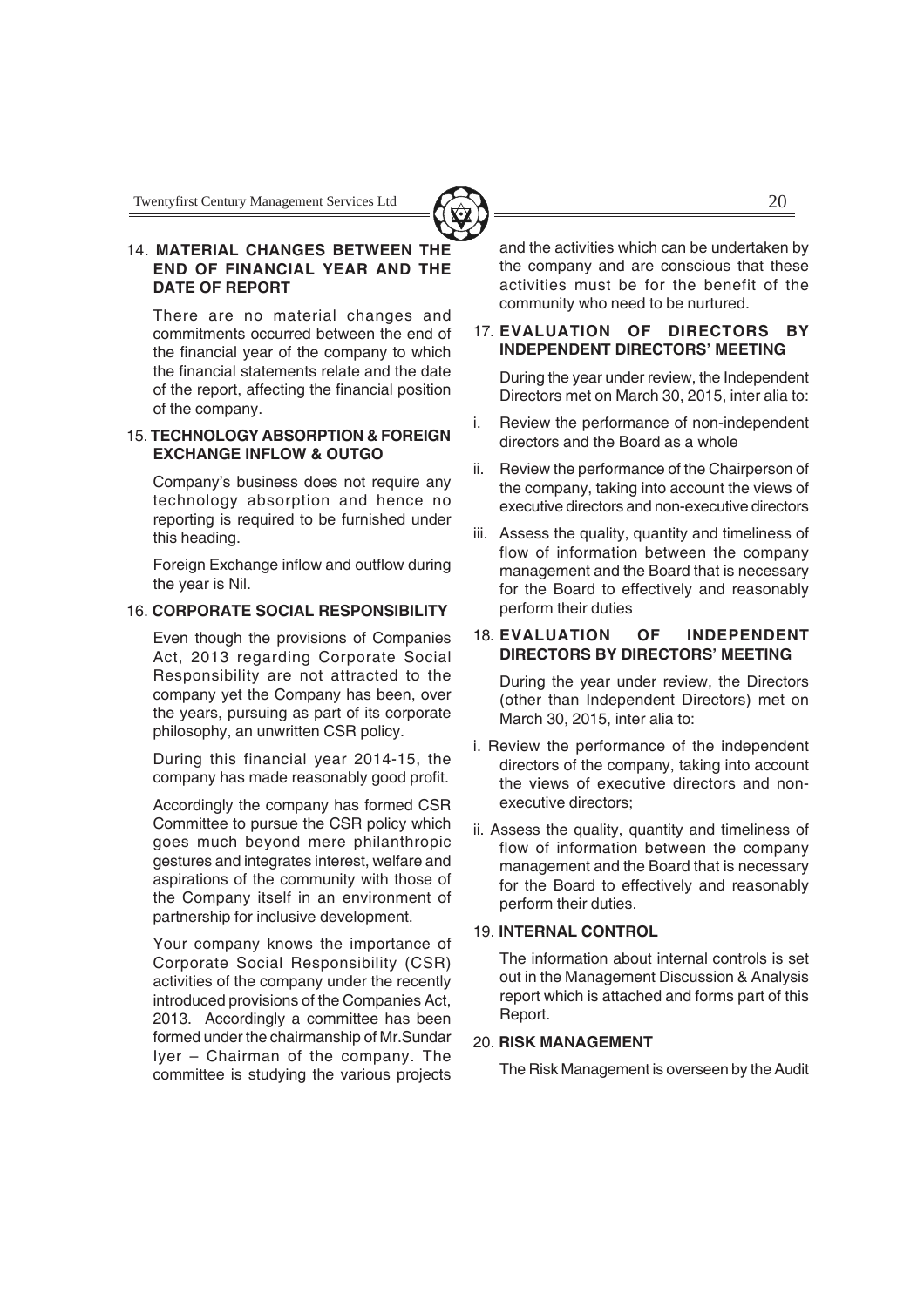## 14. MATERIAL CHANGES BETWEEN THE END OF FINANCIAL YEAR AND THE DATE OF REPORT

There are no material changes and commitments occurred between the end of the financial year of the company to which the financial statements relate and the date of the report, affecting the financial position of the company.

## 15. TECHNOLOGY ABSORPTION & FOREIGN EXCHANGE INFLOW & OUTGO

Company's business does not require any technology absorption and hence no reporting is required to be furnished under this heading.

Foreign Exchange inflow and outflow during the year is Nil.

## 16. CORPORATE SOCIAL RESPONSIBILITY

Even though the provisions of Companies Act, 2013 regarding Corporate Social Responsibility are not attracted to the company yet the Company has been, over the years, pursuing as part of its corporate philosophy, an unwritten CSR policy.

During this financial year 2014-15, the company has made reasonably good profit.

Accordingly the company has formed CSR Committee to pursue the CSR policy which goes much beyond mere philanthropic gestures and integrates interest, welfare and aspirations of the community with those of the Company itself in an environment of partnership for inclusive development.

Your company knows the importance of Corporate Social Responsibility (CSR) activities of the company under the recently introduced provisions of the Companies Act, 2013. Accordingly a committee has been formed under the chairmanship of Mr.Sundar Iyer – Chairman of the company. The committee is studying the various projects and the activities which can be undertaken by the company and are conscious that these activities must be for the benefit of the community who need to be nurtured.

## 17. EVALUATION OF DIRECTORS BY INDEPENDENT DIRECTORS' MEETING

During the year under review, the Independent Directors met on March 30, 2015, inter alia to:

i. Review the performance of non-independent directors and the Board as a whole

ii. Review the performance of the Chairperson of the company, taking into account the views of executive directors and non-executive directors

iii. Assess the quality, quantity and timeliness of flow of information between the company management and the Board that is necessary for the Board to effectively and reasonably perform their duties

## 18. EVALUATION OF INDEPENDENT DIRECTORS BY DIRECTORS' MEETING

During the year under review, the Directors (other than Independent Directors) met on March 30, 2015, inter alia to:

i. Review the performance of the independent directors of the company, taking into account the views of executive directors and non-executive directors;

ii. Assess the quality, quantity and timeliness of flow of information between the company management and the Board that is necessary for the Board to effectively and reasonably perform their duties.

## 19. INTERNAL CONTROL

The information about internal controls is set out in the Management Discussion & Analysis report which is attached and forms part of this Report.

## 20. RISK MANAGEMENT

The Risk Management is overseen by the Audit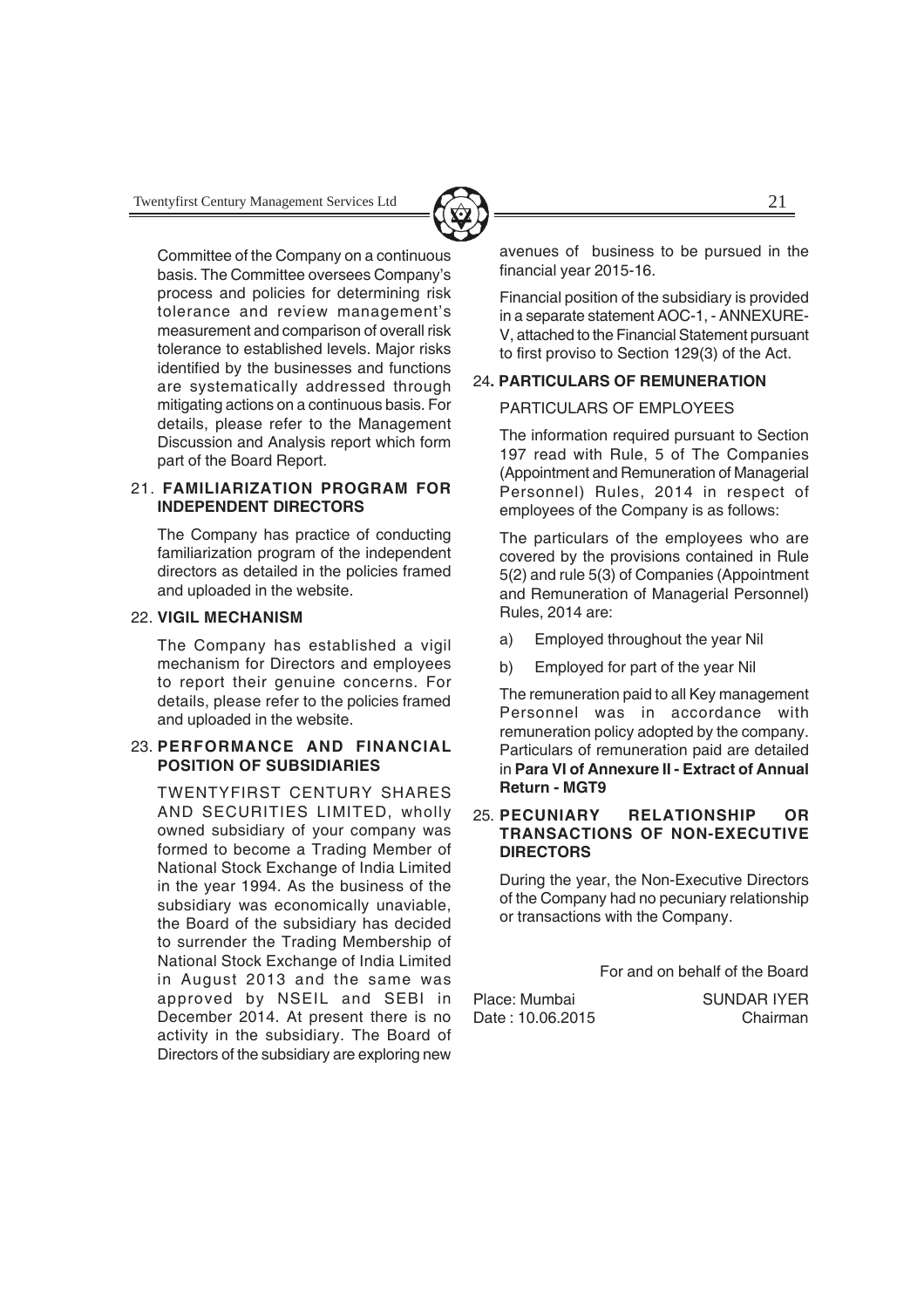Committee of the Company on a continuous basis. The Committee oversees Company's process and policies for determining risk tolerance and review management's measurement and comparison of overall risk tolerance to established levels. Major risks identified by the businesses and functions are systematically addressed through mitigating actions on a continuous basis. For details, please refer to the Management Discussion and Analysis report which form part of the Board Report.

## 21. FAMILIARIZATION PROGRAM FOR INDEPENDENT DIRECTORS

The Company has practice of conducting familiarization program of the independent directors as detailed in the policies framed and uploaded in the website.

## 22. VIGIL MECHANISM

The Company has established a vigil mechanism for Directors and employees to report their genuine concerns. For details, please refer to the policies framed and uploaded in the website.

## 23. PERFORMANCE AND FINANCIAL POSITION OF SUBSIDIARIES

TWENTYFIRST CENTURY SHARES AND SECURITIES LIMITED, wholly owned subsidiary of your company was formed to become a Trading Member of National Stock Exchange of India Limited in the year 1994. As the business of the subsidiary was economically unaviable, the Board of the subsidiary has decided to surrender the Trading Membership of National Stock Exchange of India Limited in August 2013 and the same was approved by NSEIL and SEBI in December 2014. At present there is no activity in the subsidiary. The Board of Directors of the subsidiary are exploring new avenues of business to be pursued in the financial year 2015-16.

Financial position of the subsidiary is provided in a separate statement AOC-1, - ANNEXURE-V, attached to the Financial Statement pursuant to first proviso to Section 129(3) of the Act.

## 24. PARTICULARS OF REMUNERATION

PARTICULARS OF EMPLOYEES

The information required pursuant to Section 197 read with Rule, 5 of The Companies (Appointment and Remuneration of Managerial Personnel) Rules, 2014 in respect of employees of the Company is as follows:

The particulars of the employees who are covered by the provisions contained in Rule 5(2) and rule 5(3) of Companies (Appointment and Remuneration of Managerial Personnel) Rules, 2014 are:

a) Employed throughout the year Nil

b) Employed for part of the year Nil

The remuneration paid to all Key management Personnel was in accordance with remuneration policy adopted by the company. Particulars of remuneration paid are detailed in **Para VI of Annexure II - Extract of Annual Return - MGT9**

## 25. PECUNIARY RELATIONSHIP OR TRANSACTIONS OF NON-EXECUTIVE DIRECTORS

During the year, the Non-Executive Directors of the Company had no pecuniary relationship or transactions with the Company.

For and on behalf of the Board

Place: Mumbai
Date : 10.06.2015

SUNDAR IYER
Chairman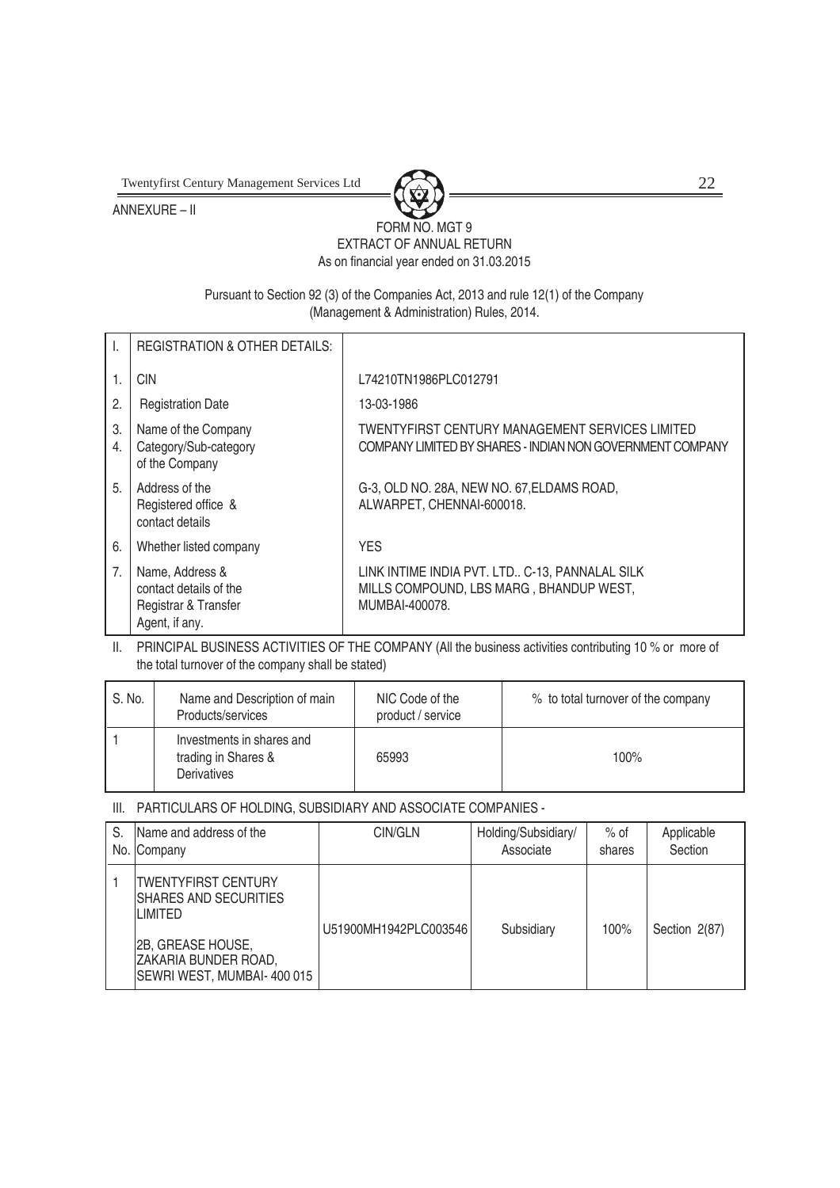ANNEXURE – II

# FORM NO. MGT 9
## EXTRACT OF ANNUAL RETURN
As on financial year ended on 31.03.2015

Pursuant to Section 92 (3) of the Companies Act, 2013 and rule 12(1) of the Company (Management & Administration) Rules, 2014.

| I. | REGISTRATION & OTHER DETAILS: | |
|---|---|---|
| 1. | CIN | L74210TN1986PLC012791 |
| 2. | Registration Date | 13-03-1986 |
| 3. | Name of the Company | TWENTYFIRST CENTURY MANAGEMENT SERVICES LIMITED |
| 4. | Category/Sub-category of the Company | COMPANY LIMITED BY SHARES - INDIAN NON GOVERNMENT COMPANY |
| 5. | Address of the Registered office & contact details | G-3, OLD NO. 28A, NEW NO. 67,ELDAMS ROAD, ALWARPET, CHENNAI-600018. |
| 6. | Whether listed company | YES |
| 7. | Name, Address & contact details of the Registrar & Transfer Agent, if any. | LINK INTIME INDIA PVT. LTD.. C-13, PANNALAL SILK MILLS COMPOUND, LBS MARG , BHANDUP WEST, MUMBAI-400078. |

II. PRINCIPAL BUSINESS ACTIVITIES OF THE COMPANY (All the business activities contributing 10 % or more of the total turnover of the company shall be stated)

| S. No. | Name and Description of main Products/services | NIC Code of the product / service | % to total turnover of the company |
|---|---|---|---|
| 1 | Investments in shares and trading in Shares & Derivatives | 65993 | 100% |

III. PARTICULARS OF HOLDING, SUBSIDIARY AND ASSOCIATE COMPANIES -

| S. No. | Name and address of the Company | CIN/GLN | Holding/Subsidiary/ Associate | % of shares | Applicable Section |
|---|---|---|---|---|---|
| 1 | TWENTYFIRST CENTURY SHARES AND SECURITIES LIMITED<br>2B, GREASE HOUSE, ZAKARIA BUNDER ROAD, SEWRI WEST, MUMBAI- 400 015 | U51900MH1942PLC003546 | Subsidiary | 100% | Section 2(87) |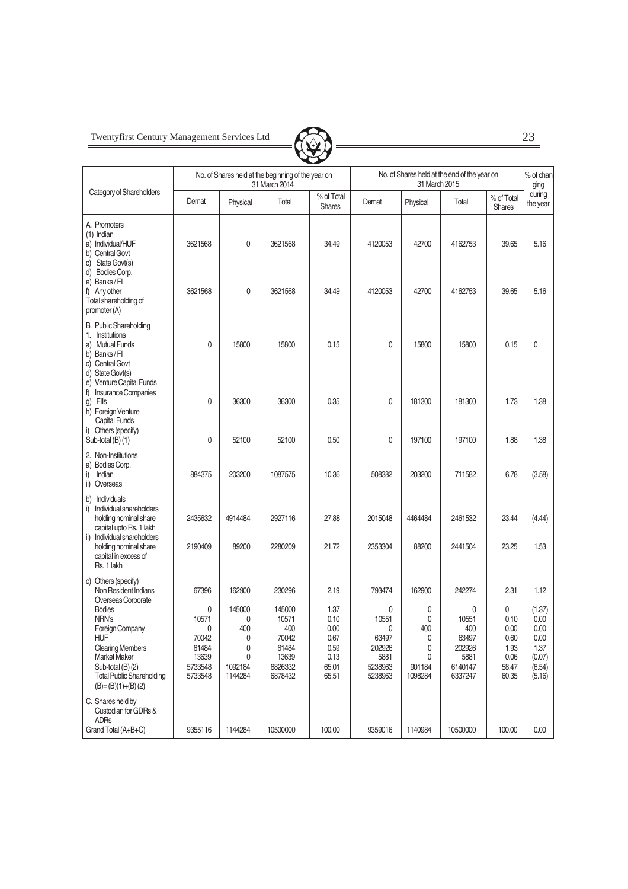| Category of Shareholders | No. of Shares held at the beginning of the year on 31 March 2014 | | | | No. of Shares held at the end of the year on 31 March 2015 | | | | % of changing during the year |
|---|---|---|---|---|---|---|---|---|---|
| | Demat | Physical | Total | % of Total Shares | Demat | Physical | Total | % of Total Shares | |
| A. Promoters | | | | | | | | | |
| (1) Indian | | | | | | | | | |
| a) Individual/HUF | 3621568 | 0 | 3621568 | 34.49 | 4120053 | 42700 | 4162753 | 39.65 | 5.16 |
| b) Central Govt | | | | | | | | | |
| c) State Govt(s) | | | | | | | | | |
| d) Bodies Corp. | | | | | | | | | |
| e) Banks / FI | | | | | | | | | |
| f) Any other | | | | | | | | | |
| Total shareholding of promoter (A) | 3621568 | 0 | 3621568 | 34.49 | 4120053 | 42700 | 4162753 | 39.65 | 5.16 |
| B. Public Shareholding | | | | | | | | | |
| 1. Institutions | | | | | | | | | |
| a) Mutual Funds | 0 | 15800 | 15800 | 0.15 | 0 | 15800 | 15800 | 0.15 | 0 |
| b) Banks / FI | | | | | | | | | |
| c) Central Govt | | | | | | | | | |
| d) State Govt(s) | | | | | | | | | |
| e) Venture Capital Funds | | | | | | | | | |
| f) Insurance Companies | | | | | | | | | |
| g) FIIs | 0 | 36300 | 36300 | 0.35 | 0 | 181300 | 181300 | 1.73 | 1.38 |
| h) Foreign Venture Capital Funds | | | | | | | | | |
| i) Others (specify) | | | | | | | | | |
| Sub-total (B) (1) | 0 | 52100 | 52100 | 0.50 | 0 | 197100 | 197100 | 1.88 | 1.38 |
| 2. Non-Institutions | | | | | | | | | |
| a) Bodies Corp. | | | | | | | | | |
| i) Indian | 884375 | 203200 | 1087575 | 10.36 | 508382 | 203200 | 711582 | 6.78 | (3.58) |
| ii) Overseas | | | | | | | | | |
| b) Individuals | | | | | | | | | |
| i) Individual shareholders holding nominal share capital upto Rs. 1 lakh | 2435632 | 4914484 | 2927116 | 27.88 | 2015048 | 4464484 | 2461532 | 23.44 | (4.44) |
| ii) Individual shareholders holding nominal share capital in excess of Rs. 1 lakh | 2190409 | 89200 | 2280209 | 21.72 | 2353304 | 88200 | 2441504 | 23.25 | 1.53 |
| c) Others (specify) | | | | | | | | | |
| Non Resident Indians | 67396 | 162900 | 230296 | 2.19 | 793474 | 162900 | 242274 | 2.31 | 1.12 |
| Overseas Corporate Bodies | 0 | 145000 | 145000 | 1.37 | 0 | 0 | 0 | 0 | (1.37) |
| NRN's | 10571 | 0 | 10571 | 0.10 | 10551 | 0 | 10551 | 0.10 | 0.00 |
| Foreign Company | 0 | 400 | 400 | 0.00 | 0 | 400 | 400 | 0.00 | 0.00 |
| HUF | 70042 | 0 | 70042 | 0.67 | 63497 | 0 | 63497 | 0.60 | 0.00 |
| Clearing Members | 61484 | 0 | 61484 | 0.59 | 202926 | 0 | 202926 | 1.93 | 1.37 |
| Market Maker | 13639 | 0 | 13639 | 0.13 | 5881 | 0 | 5881 | 0.06 | (0.07) |
| Sub-total (B) (2) | 5733548 | 1092184 | 6826332 | 65.01 | 5238963 | 901184 | 6140147 | 58.47 | (6.54) |
| Total Public Shareholding (B)= (B)(1)+(B) (2) | 5733548 | 1144284 | 6878432 | 65.51 | 5238963 | 1098284 | 6337247 | 60.35 | (5.16) |
| C. Shares held by Custodian for GDRs & ADRs | | | | | | | | | |
| Grand Total (A+B+C) | 9355116 | 1144284 | 10500000 | 100.00 | 9359016 | 1140984 | 10500000 | 100.00 | 0.00 |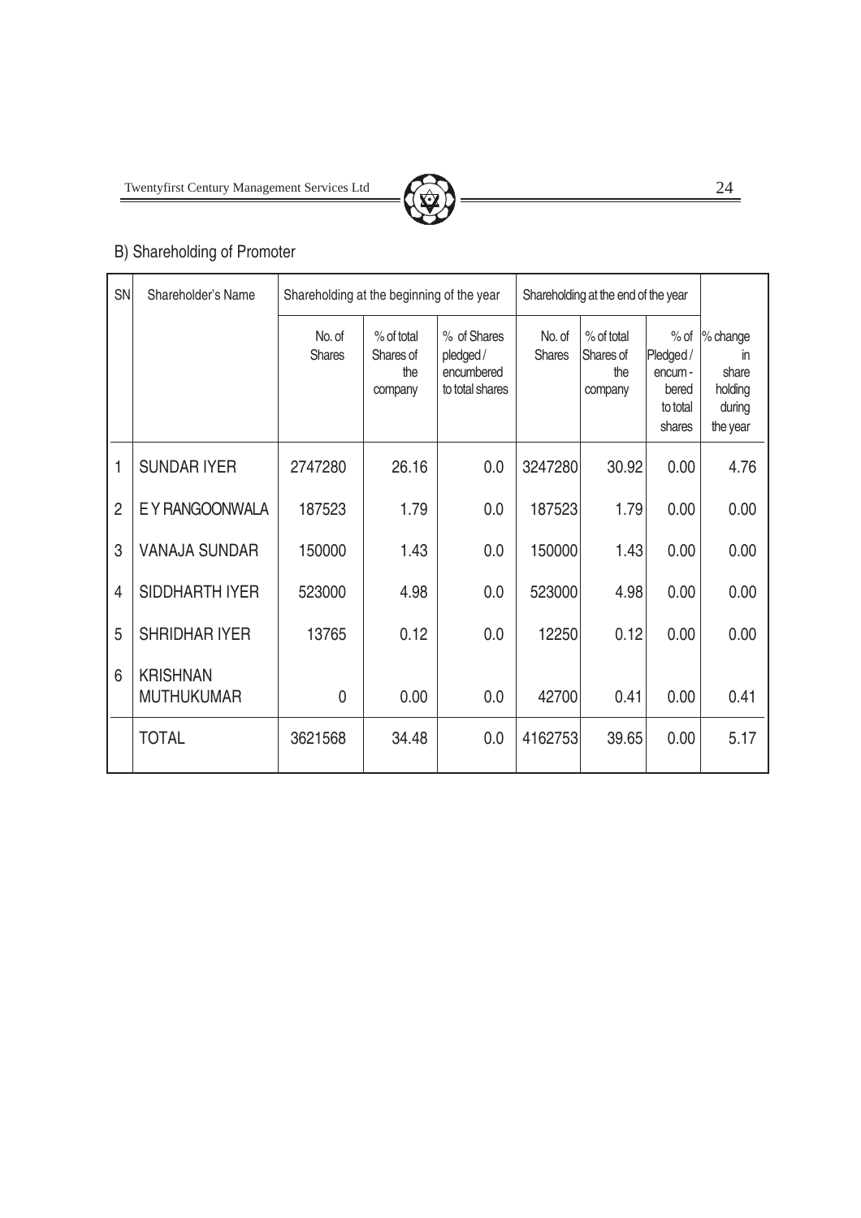## B) Shareholding of Promoter

| SN | Shareholder's Name | Shareholding at the beginning of the year | | | Shareholding at the end of the year | | | |
|---|---|---|---|---|---|---|---|---|
| | | No. of Shares | % of total Shares of the company | % of Shares pledged / encumbered to total shares | No. of Shares | % of total Shares of the company | % of Pledged / encum - bered to total shares | % change in share holding during the year |
| 1 | SUNDAR IYER | 2747280 | 26.16 | 0.0 | 3247280 | 30.92 | 0.00 | 4.76 |
| 2 | E Y RANGOONWALA | 187523 | 1.79 | 0.0 | 187523 | 1.79 | 0.00 | 0.00 |
| 3 | VANAJA SUNDAR | 150000 | 1.43 | 0.0 | 150000 | 1.43 | 0.00 | 0.00 |
| 4 | SIDDHARTH IYER | 523000 | 4.98 | 0.0 | 523000 | 4.98 | 0.00 | 0.00 |
| 5 | SHRIDHAR IYER | 13765 | 0.12 | 0.0 | 12250 | 0.12 | 0.00 | 0.00 |
| 6 | KRISHNAN MUTHUKUMAR | 0 | 0.00 | 0.0 | 42700 | 0.41 | 0.00 | 0.41 |
| | TOTAL | 3621568 | 34.48 | 0.0 | 4162753 | 39.65 | 0.00 | 5.17 |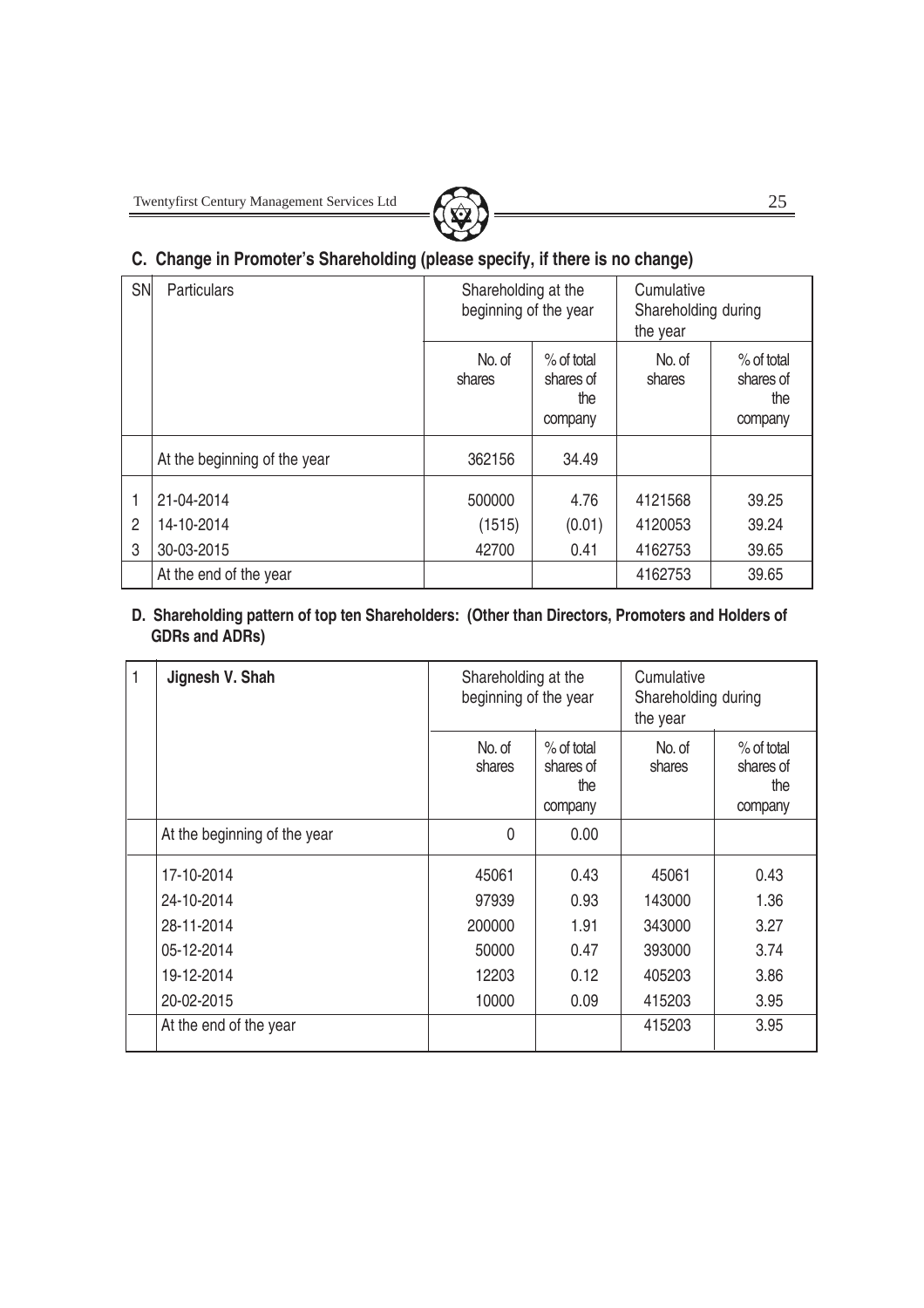## C. Change in Promoter's Shareholding (please specify, if there is no change)

| SN | Particulars | Shareholding at the beginning of the year | | Cumulative Shareholding during the year | |
|---|---|---|---|---|---|
| | | No. of shares | % of total shares of the company | No. of shares | % of total shares of the company |
| | At the beginning of the year | 362156 | 34.49 | | |
| 1 | 21-04-2014 | 500000 | 4.76 | 4121568 | 39.25 |
| 2 | 14-10-2014 | (1515) | (0.01) | 4120053 | 39.24 |
| 3 | 30-03-2015 | 42700 | 0.41 | 4162753 | 39.65 |
| | At the end of the year | | | 4162753 | 39.65 |

## D. Shareholding pattern of top ten Shareholders: (Other than Directors, Promoters and Holders of GDRs and ADRs)

| 1 | **Jignesh V. Shah** | Shareholding at the beginning of the year | | Cumulative Shareholding during the year | |
|---|---|---|---|---|---|
| | | No. of shares | % of total shares of the company | No. of shares | % of total shares of the company |
| | At the beginning of the year | 0 | 0.00 | | |
| | 17-10-2014 | 45061 | 0.43 | 45061 | 0.43 |
| | 24-10-2014 | 97939 | 0.93 | 143000 | 1.36 |
| | 28-11-2014 | 200000 | 1.91 | 343000 | 3.27 |
| | 05-12-2014 | 50000 | 0.47 | 393000 | 3.74 |
| | 19-12-2014 | 12203 | 0.12 | 405203 | 3.86 |
| | 20-02-2015 | 10000 | 0.09 | 415203 | 3.95 |
| | At the end of the year | | | 415203 | 3.95 |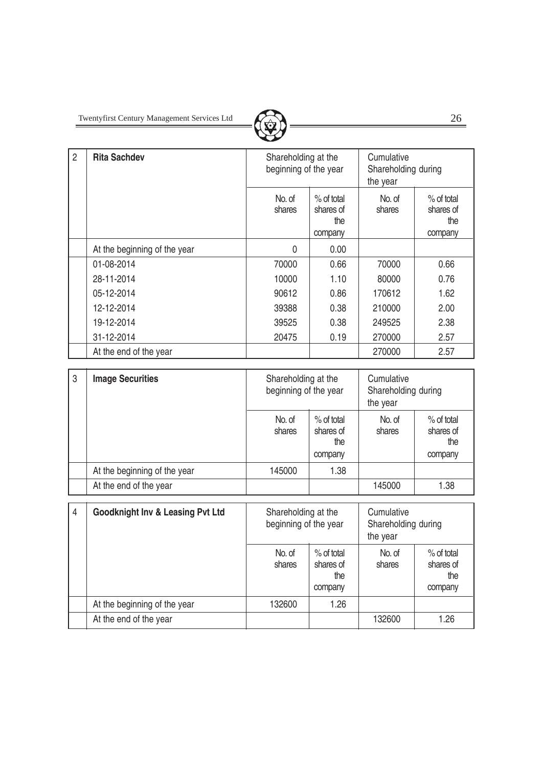| 2 | **Rita Sachdev** | Shareholding at the beginning of the year | | Cumulative Shareholding during the year | |
|---|---|---|---|---|---|
| | | No. of shares | % of total shares of the company | No. of shares | % of total shares of the company |
| | At the beginning of the year | 0 | 0.00 | | |
| | 01-08-2014 | 70000 | 0.66 | 70000 | 0.66 |
| | 28-11-2014 | 10000 | 1.10 | 80000 | 0.76 |
| | 05-12-2014 | 90612 | 0.86 | 170612 | 1.62 |
| | 12-12-2014 | 39388 | 0.38 | 210000 | 2.00 |
| | 19-12-2014 | 39525 | 0.38 | 249525 | 2.38 |
| | 31-12-2014 | 20475 | 0.19 | 270000 | 2.57 |
| | At the end of the year | | | 270000 | 2.57 |

| 3 | **Image Securities** | Shareholding at the beginning of the year | | Cumulative Shareholding during the year | |
|---|---|---|---|---|---|
| | | No. of shares | % of total shares of the company | No. of shares | % of total shares of the company |
| | At the beginning of the year | 145000 | 1.38 | | |
| | At the end of the year | | | 145000 | 1.38 |

| 4 | **Goodknight Inv & Leasing Pvt Ltd** | Shareholding at the beginning of the year | | Cumulative Shareholding during the year | |
|---|---|---|---|---|---|
| | | No. of shares | % of total shares of the company | No. of shares | % of total shares of the company |
| | At the beginning of the year | 132600 | 1.26 | | |
| | At the end of the year | | | 132600 | 1.26 |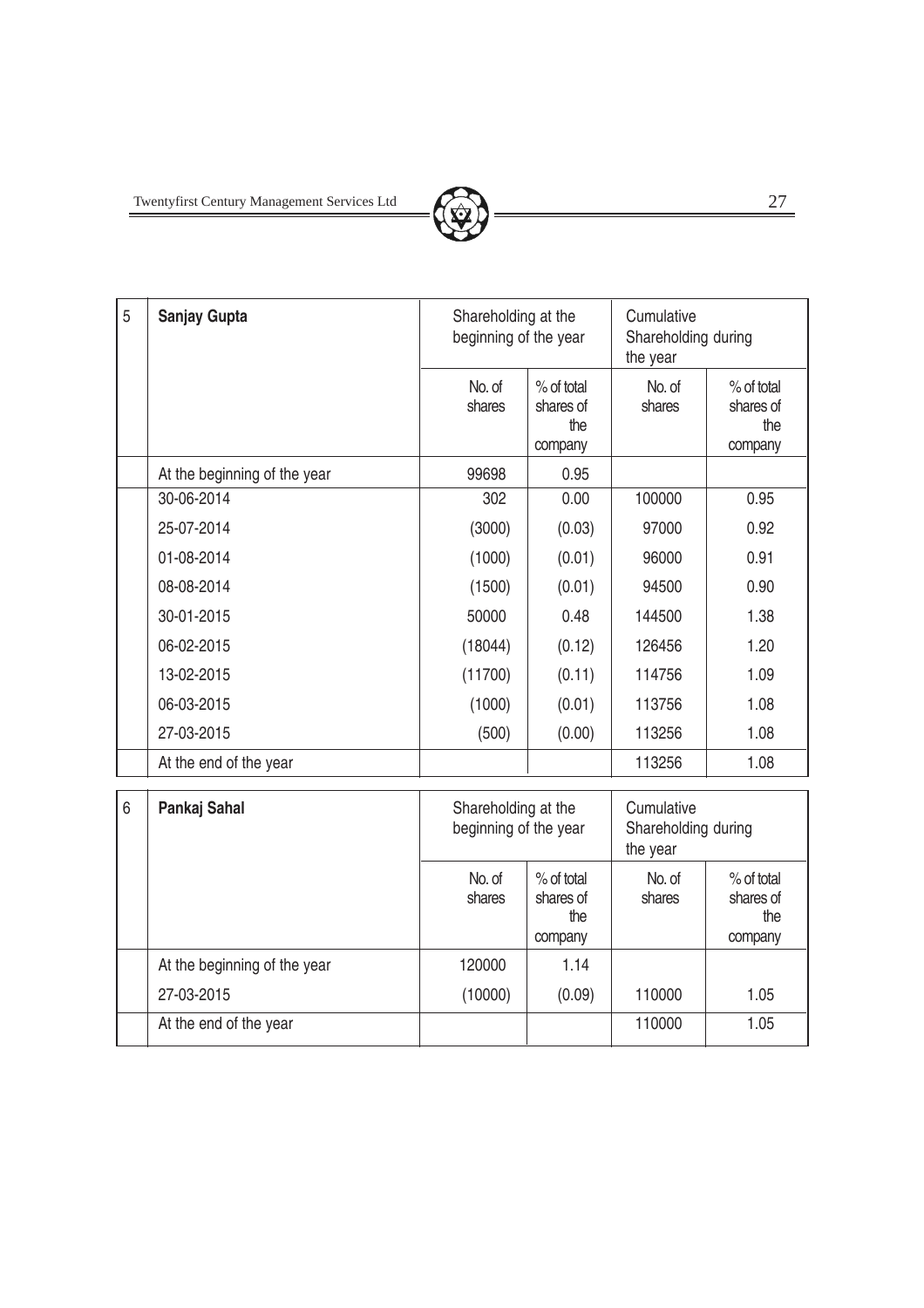| 5 | Sanjay Gupta | Shareholding at the beginning of the year | | Cumulative Shareholding during the year | |
|---|---|---|---|---|---|
| | | No. of shares | % of total shares of the company | No. of shares | % of total shares of the company |
| | At the beginning of the year | 99698 | 0.95 | | |
| | 30-06-2014 | 302 | 0.00 | 100000 | 0.95 |
| | 25-07-2014 | (3000) | (0.03) | 97000 | 0.92 |
| | 01-08-2014 | (1000) | (0.01) | 96000 | 0.91 |
| | 08-08-2014 | (1500) | (0.01) | 94500 | 0.90 |
| | 30-01-2015 | 50000 | 0.48 | 144500 | 1.38 |
| | 06-02-2015 | (18044) | (0.12) | 126456 | 1.20 |
| | 13-02-2015 | (11700) | (0.11) | 114756 | 1.09 |
| | 06-03-2015 | (1000) | (0.01) | 113756 | 1.08 |
| | 27-03-2015 | (500) | (0.00) | 113256 | 1.08 |
| | At the end of the year | | | 113256 | 1.08 |

| 6 | Pankaj Sahal | Shareholding at the beginning of the year | | Cumulative Shareholding during the year | |
|---|---|---|---|---|---|
| | | No. of shares | % of total shares of the company | No. of shares | % of total shares of the company |
| | At the beginning of the year | 120000 | 1.14 | | |
| | 27-03-2015 | (10000) | (0.09) | 110000 | 1.05 |
| | At the end of the year | | | 110000 | 1.05 |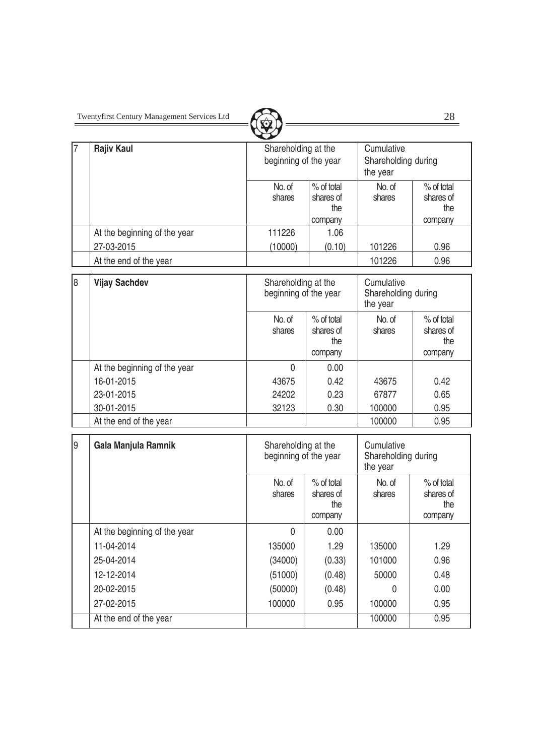| 7 | Rajiv Kaul | Shareholding at the beginning of the year | | Cumulative Shareholding during the year | |
|---|---|---|---|---|---|
| | | No. of shares | % of total shares of the company | No. of shares | % of total shares of the company |
| | At the beginning of the year | 111226 | 1.06 | | |
| | 27-03-2015 | (10000) | (0.10) | 101226 | 0.96 |
| | At the end of the year | | | 101226 | 0.96 |

| 8 | Vijay Sachdev | Shareholding at the beginning of the year | | Cumulative Shareholding during the year | |
|---|---|---|---|---|---|
| | | No. of shares | % of total shares of the company | No. of shares | % of total shares of the company |
| | At the beginning of the year | 0 | 0.00 | | |
| | 16-01-2015 | 43675 | 0.42 | 43675 | 0.42 |
| | 23-01-2015 | 24202 | 0.23 | 67877 | 0.65 |
| | 30-01-2015 | 32123 | 0.30 | 100000 | 0.95 |
| | At the end of the year | | | 100000 | 0.95 |

| 9 | Gala Manjula Ramnik | Shareholding at the beginning of the year | | Cumulative Shareholding during the year | |
|---|---|---|---|---|---|
| | | No. of shares | % of total shares of the company | No. of shares | % of total shares of the company |
| | At the beginning of the year | 0 | 0.00 | | |
| | 11-04-2014 | 135000 | 1.29 | 135000 | 1.29 |
| | 25-04-2014 | (34000) | (0.33) | 101000 | 0.96 |
| | 12-12-2014 | (51000) | (0.48) | 50000 | 0.48 |
| | 20-02-2015 | (50000) | (0.48) | 0 | 0.00 |
| | 27-02-2015 | 100000 | 0.95 | 100000 | 0.95 |
| | At the end of the year | | | 100000 | 0.95 |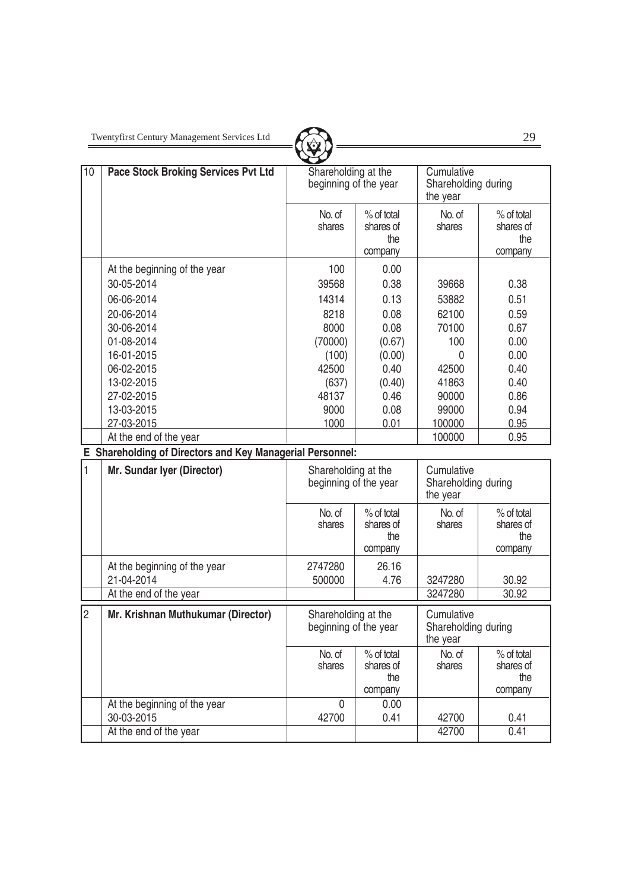| 10 | Pace Stock Broking Services Pvt Ltd | Shareholding at the beginning of the year | | Cumulative Shareholding during the year | |
|---|---|---|---|---|---|
| | | No. of shares | % of total shares of the company | No. of shares | % of total shares of the company |
| | At the beginning of the year | 100 | 0.00 | | |
| | 30-05-2014 | 39568 | 0.38 | 39668 | 0.38 |
| | 06-06-2014 | 14314 | 0.13 | 53882 | 0.51 |
| | 20-06-2014 | 8218 | 0.08 | 62100 | 0.59 |
| | 30-06-2014 | 8000 | 0.08 | 70100 | 0.67 |
| | 01-08-2014 | (70000) | (0.67) | 100 | 0.00 |
| | 16-01-2015 | (100) | (0.00) | 0 | 0.00 |
| | 06-02-2015 | 42500 | 0.40 | 42500 | 0.40 |
| | 13-02-2015 | (637) | (0.40) | 41863 | 0.40 |
| | 27-02-2015 | 48137 | 0.46 | 90000 | 0.86 |
| | 13-03-2015 | 9000 | 0.08 | 99000 | 0.94 |
| | 27-03-2015 | 1000 | 0.01 | 100000 | 0.95 |
| | At the end of the year | | | 100000 | 0.95 |

**E Shareholding of Directors and Key Managerial Personnel:**

| 1 | Mr. Sundar Iyer (Director) | Shareholding at the beginning of the year | | Cumulative Shareholding during the year | |
|---|---|---|---|---|---|
| | | No. of shares | % of total shares of the company | No. of shares | % of total shares of the company |
| | At the beginning of the year | 2747280 | 26.16 | | |
| | 21-04-2014 | 500000 | 4.76 | 3247280 | 30.92 |
| | At the end of the year | | | 3247280 | 30.92 |

| 2 | Mr. Krishnan Muthukumar (Director) | Shareholding at the beginning of the year | | Cumulative Shareholding during the year | |
|---|---|---|---|---|---|
| | | No. of shares | % of total shares of the company | No. of shares | % of total shares of the company |
| | At the beginning of the year | 0 | 0.00 | | |
| | 30-03-2015 | 42700 | 0.41 | 42700 | 0.41 |
| | At the end of the year | | | 42700 | 0.41 |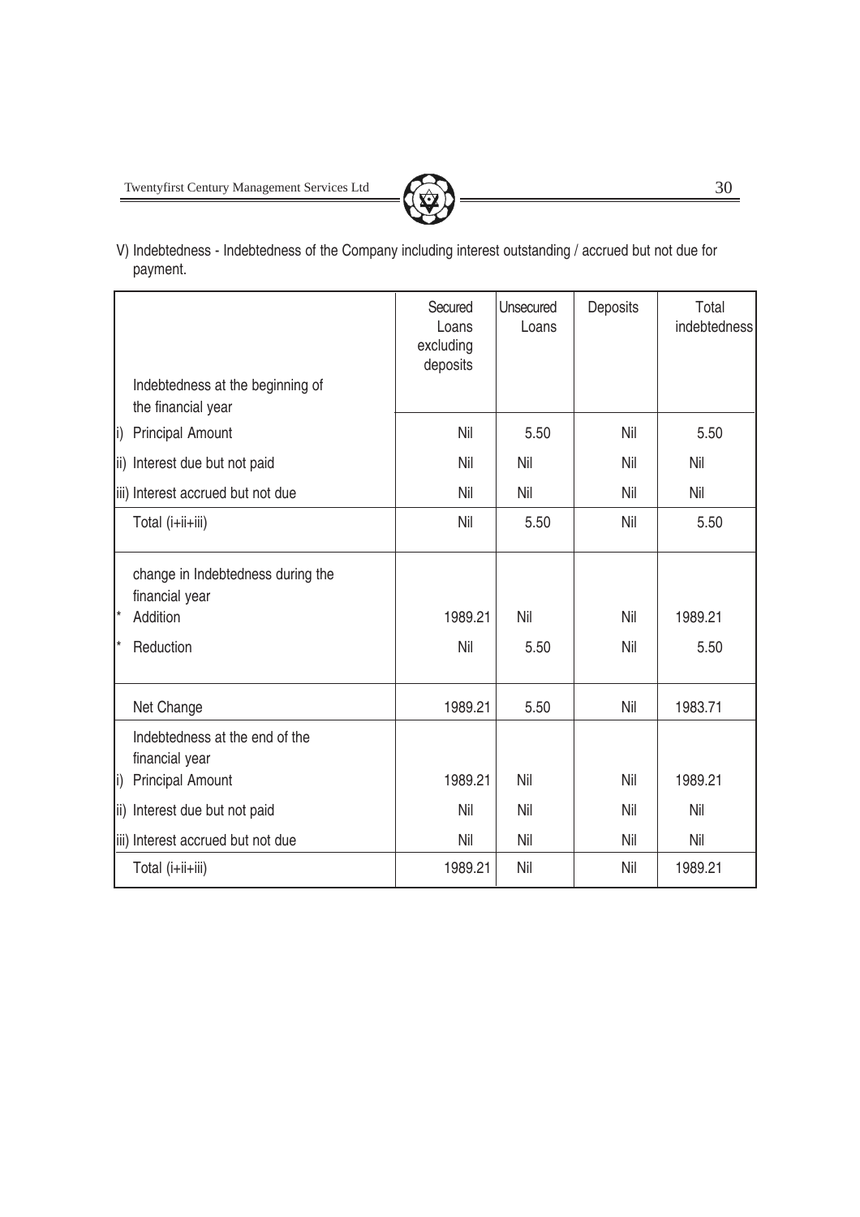V) Indebtedness - Indebtedness of the Company including interest outstanding / accrued but not due for payment.

| | Secured Loans excluding deposits | Unsecured Loans | Deposits | Total indebtedness |
|---|---|---|---|---|
| Indebtedness at the beginning of the financial year | | | | |
| i) Principal Amount | Nil | 5.50 | Nil | 5.50 |
| ii) Interest due but not paid | Nil | Nil | Nil | Nil |
| iii) Interest accrued but not due | Nil | Nil | Nil | Nil |
| Total (i+ii+iii) | Nil | 5.50 | Nil | 5.50 |
| change in Indebtedness during the financial year | | | | |
| * Addition | 1989.21 | Nil | Nil | 1989.21 |
| * Reduction | Nil | 5.50 | Nil | 5.50 |
| Net Change | 1989.21 | 5.50 | Nil | 1983.71 |
| Indebtedness at the end of the financial year | | | | |
| i) Principal Amount | 1989.21 | Nil | Nil | 1989.21 |
| ii) Interest due but not paid | Nil | Nil | Nil | Nil |
| iii) Interest accrued but not due | Nil | Nil | Nil | Nil |
| Total (i+ii+iii) | 1989.21 | Nil | Nil | 1989.21 |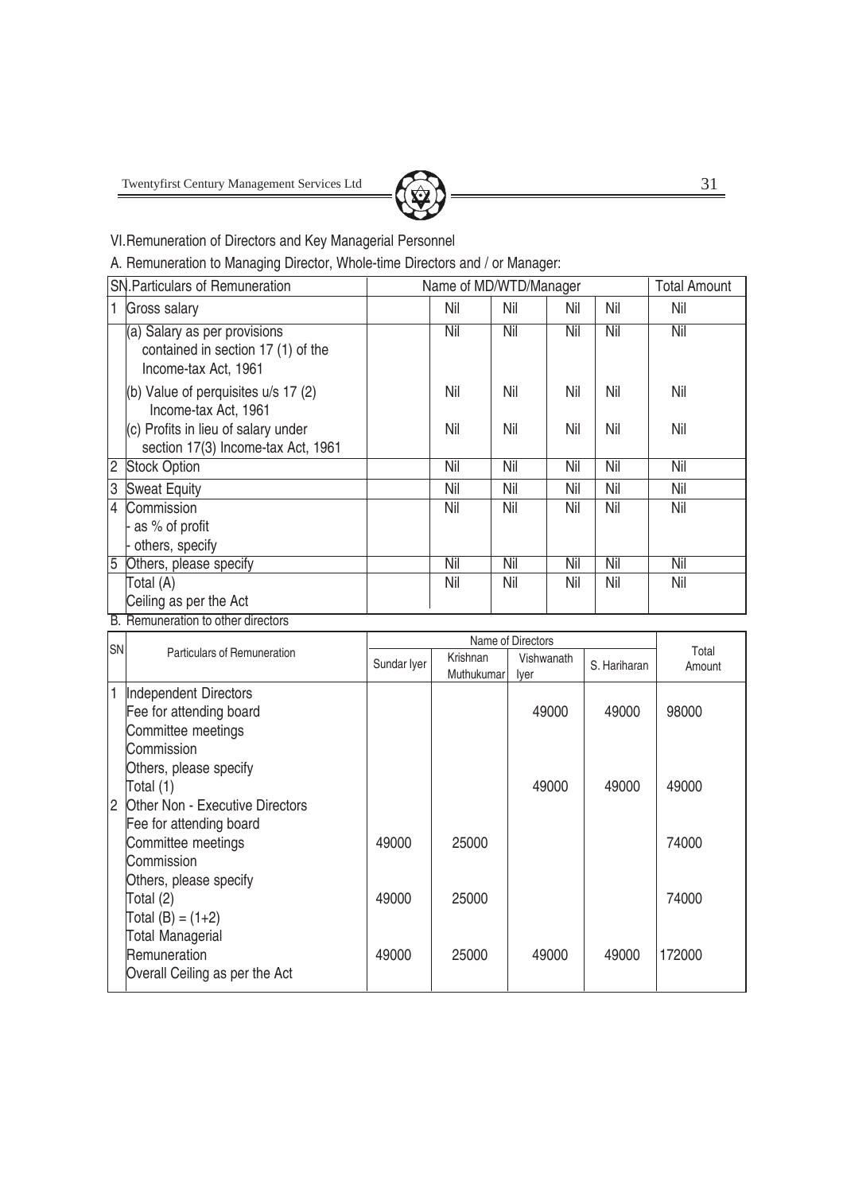VI. Remuneration of Directors and Key Managerial Personnel

A. Remuneration to Managing Director, Whole-time Directors and / or Manager:

| SN. | Particulars of Remuneration | Name of MD/WTD/Manager | | | | Total Amount |
|---|---|---|---|---|---|---|
| 1 | Gross salary | Nil | Nil | Nil | Nil | Nil |
| | (a) Salary as per provisions contained in section 17 (1) of the Income-tax Act, 1961 | Nil | Nil | Nil | Nil | Nil |
| | (b) Value of perquisites u/s 17 (2) Income-tax Act, 1961 | Nil | Nil | Nil | Nil | Nil |
| | (c) Profits in lieu of salary under section 17(3) Income-tax Act, 1961 | Nil | Nil | Nil | Nil | Nil |
| 2 | Stock Option | Nil | Nil | Nil | Nil | Nil |
| 3 | Sweat Equity | Nil | Nil | Nil | Nil | Nil |
| 4 | Commission<br>- as % of profit<br>- others, specify | Nil | Nil | Nil | Nil | Nil |
| 5 | Others, please specify | Nil | Nil | Nil | Nil | Nil |
| | Total (A)<br>Ceiling as per the Act | Nil | Nil | Nil | Nil | Nil |

B. Remuneration to other directors

| SN | Particulars of Remuneration | Name of Directors | | | | Total Amount |
|---|---|---|---|---|---|---|
| | | Sundar Iyer | Krishnan Muthukumar | Vishwanath Iyer | S. Hariharan | |
| 1 | Independent Directors<br>Fee for attending board<br>Committee meetings<br>Commission<br>Others, please specify | | | 49000 | 49000 | 98000 |
| | Total (1) | | | 49000 | 49000 | 49000 |
| 2 | Other Non - Executive Directors<br>Fee for attending board<br>Committee meetings<br>Commission<br>Others, please specify | 49000 | 25000 | | | 74000 |
| | Total (2) | 49000 | 25000 | | | 74000 |
| | Total (B) = (1+2)<br>Total Managerial Remuneration<br>Overall Ceiling as per the Act | 49000 | 25000 | 49000 | 49000 | 172000 |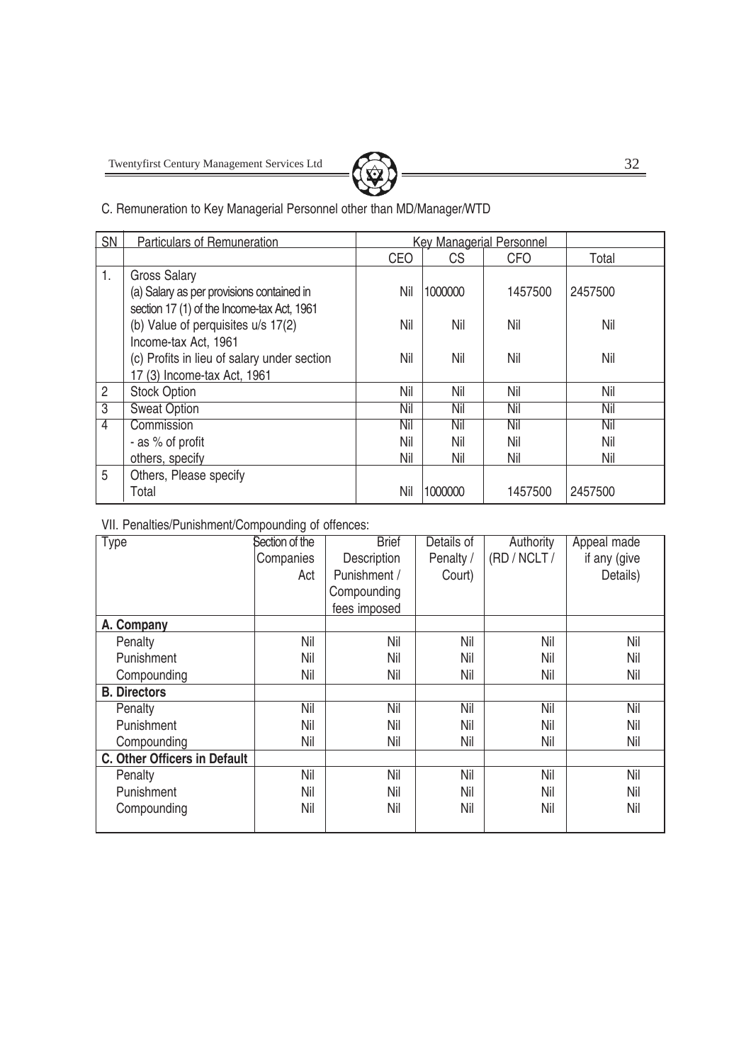C. Remuneration to Key Managerial Personnel other than MD/Manager/WTD

| SN | Particulars of Remuneration | Key Managerial Personnel | | | |
|---|---|---|---|---|---|
| | | CEO | CS | CFO | Total |
| 1. | Gross Salary | | | | |
| | (a) Salary as per provisions contained in section 17 (1) of the Income-tax Act, 1961 | Nil | 1000000 | 1457500 | 2457500 |
| | (b) Value of perquisites u/s 17(2) Income-tax Act, 1961 | Nil | Nil | Nil | Nil |
| | (c) Profits in lieu of salary under section 17 (3) Income-tax Act, 1961 | Nil | Nil | Nil | Nil |
| 2 | Stock Option | Nil | Nil | Nil | Nil |
| 3 | Sweat Option | Nil | Nil | Nil | Nil |
| 4 | Commission | Nil | Nil | Nil | Nil |
| | - as % of profit | Nil | Nil | Nil | Nil |
| | others, specify | Nil | Nil | Nil | Nil |
| 5 | Others, Please specify | | | | |
| | Total | Nil | 1000000 | 1457500 | 2457500 |

VII. Penalties/Punishment/Compounding of offences:

| Type | Section of the Companies Act | Brief Description Punishment / Compounding fees imposed | Details of Penalty / Court) | Authority (RD / NCLT / | Appeal made if any (give Details) |
|---|---|---|---|---|---|
| **A. Company** | | | | | |
| Penalty | Nil | Nil | Nil | Nil | Nil |
| Punishment | Nil | Nil | Nil | Nil | Nil |
| Compounding | Nil | Nil | Nil | Nil | Nil |
| **B. Directors** | | | | | |
| Penalty | Nil | Nil | Nil | Nil | Nil |
| Punishment | Nil | Nil | Nil | Nil | Nil |
| Compounding | Nil | Nil | Nil | Nil | Nil |
| **C. Other Officers in Default** | | | | | |
| Penalty | Nil | Nil | Nil | Nil | Nil |
| Punishment | Nil | Nil | Nil | Nil | Nil |
| Compounding | Nil | Nil | Nil | Nil | Nil |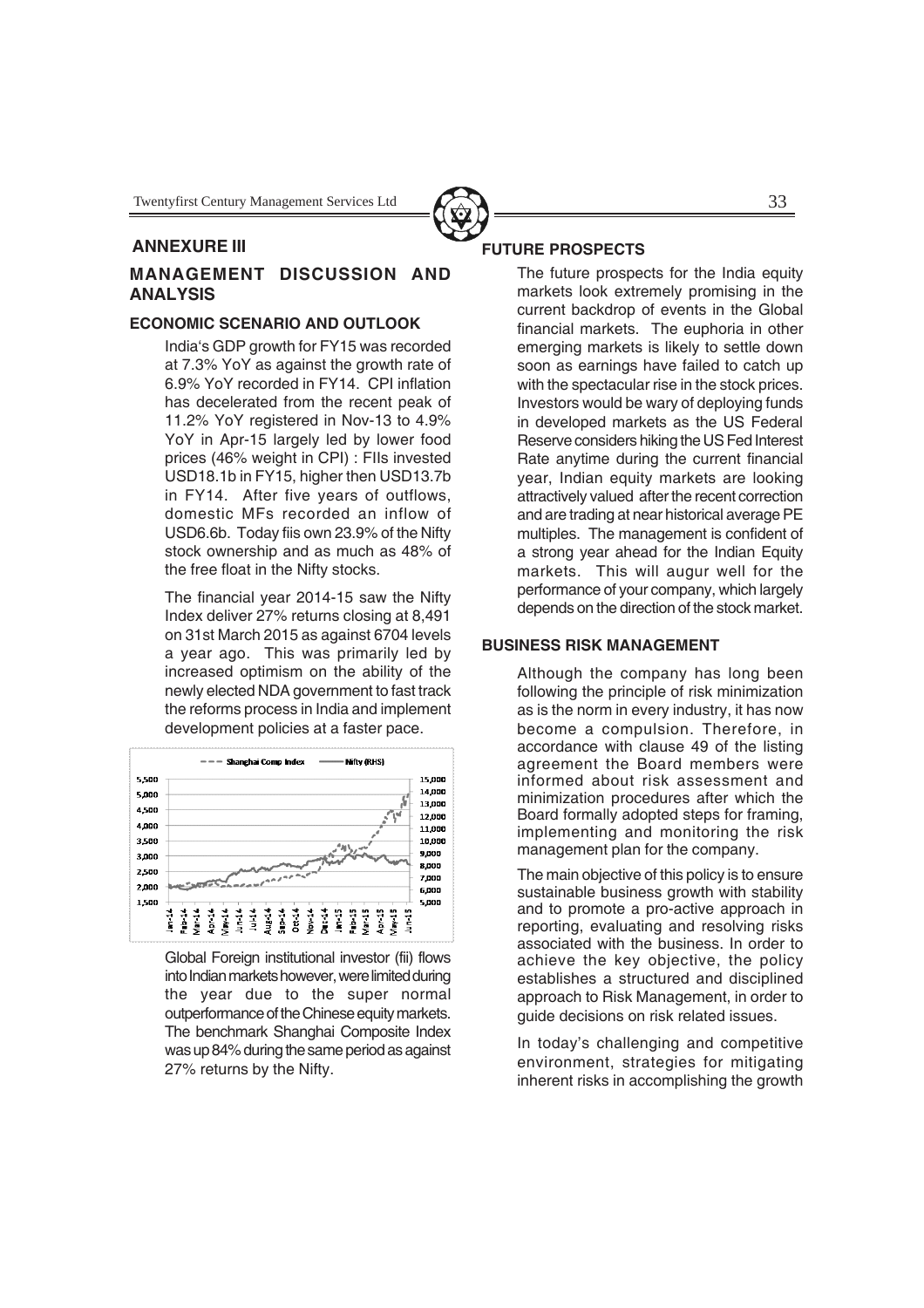## ANNEXURE III

# MANAGEMENT DISCUSSION AND ANALYSIS

### ECONOMIC SCENARIO AND OUTLOOK

India's GDP growth for FY15 was recorded at 7.3% YoY as against the growth rate of 6.9% YoY recorded in FY14. CPI inflation has decelerated from the recent peak of 11.2% YoY registered in Nov-13 to 4.9% YoY in Apr-15 largely led by lower food prices (46% weight in CPI) : FIIs invested USD18.1b in FY15, higher then USD13.7b in FY14. After five years of outflows, domestic MFs recorded an inflow of USD6.6b. Today fiis own 23.9% of the Nifty stock ownership and as much as 48% of the free float in the Nifty stocks.

The financial year 2014-15 saw the Nifty Index deliver 27% returns closing at 8,491 on 31st March 2015 as against 6704 levels a year ago. This was primarily led by increased optimism on the ability of the newly elected NDA government to fast track the reforms process in India and implement development policies at a faster pace.

Global Foreign institutional investor (fii) flows into Indian markets however, were limited during the year due to the super normal outperformance of the Chinese equity markets. The benchmark Shanghai Composite Index was up 84% during the same period as against 27% returns by the Nifty.

### FUTURE PROSPECTS

The future prospects for the India equity markets look extremely promising in the current backdrop of events in the Global financial markets. The euphoria in other emerging markets is likely to settle down soon as earnings have failed to catch up with the spectacular rise in the stock prices. Investors would be wary of deploying funds in developed markets as the US Federal Reserve considers hiking the US Fed Interest Rate anytime during the current financial year, Indian equity markets are looking attractively valued after the recent correction and are trading at near historical average PE multiples. The management is confident of a strong year ahead for the Indian Equity markets. This will augur well for the performance of your company, which largely depends on the direction of the stock market.

### BUSINESS RISK MANAGEMENT

Although the company has long been following the principle of risk minimization as is the norm in every industry, it has now become a compulsion. Therefore, in accordance with clause 49 of the listing agreement the Board members were informed about risk assessment and minimization procedures after which the Board formally adopted steps for framing, implementing and monitoring the risk management plan for the company.

The main objective of this policy is to ensure sustainable business growth with stability and to promote a pro-active approach in reporting, evaluating and resolving risks associated with the business. In order to achieve the key objective, the policy establishes a structured and disciplined approach to Risk Management, in order to guide decisions on risk related issues.

In today's challenging and competitive environment, strategies for mitigating inherent risks in accomplishing the growth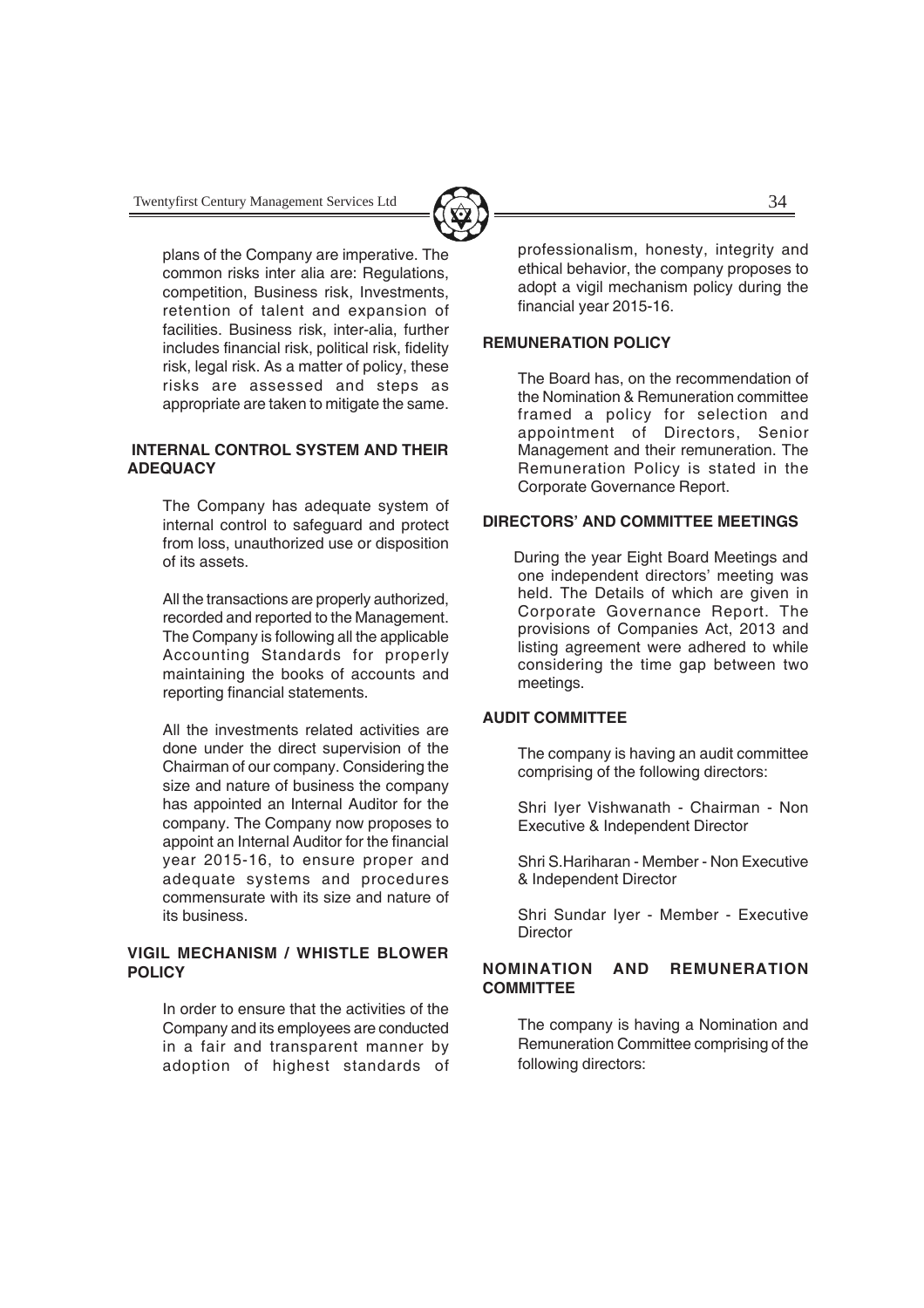plans of the Company are imperative. The common risks inter alia are: Regulations, competition, Business risk, Investments, retention of talent and expansion of facilities. Business risk, inter-alia, further includes financial risk, political risk, fidelity risk, legal risk. As a matter of policy, these risks are assessed and steps as appropriate are taken to mitigate the same.

## INTERNAL CONTROL SYSTEM AND THEIR ADEQUACY

The Company has adequate system of internal control to safeguard and protect from loss, unauthorized use or disposition of its assets.

All the transactions are properly authorized, recorded and reported to the Management. The Company is following all the applicable Accounting Standards for properly maintaining the books of accounts and reporting financial statements.

All the investments related activities are done under the direct supervision of the Chairman of our company. Considering the size and nature of business the company has appointed an Internal Auditor for the company. The Company now proposes to appoint an Internal Auditor for the financial year 2015-16, to ensure proper and adequate systems and procedures commensurate with its size and nature of its business.

## VIGIL MECHANISM / WHISTLE BLOWER POLICY

In order to ensure that the activities of the Company and its employees are conducted in a fair and transparent manner by adoption of highest standards of professionalism, honesty, integrity and ethical behavior, the company proposes to adopt a vigil mechanism policy during the financial year 2015-16.

## REMUNERATION POLICY

The Board has, on the recommendation of the Nomination & Remuneration committee framed a policy for selection and appointment of Directors, Senior Management and their remuneration. The Remuneration Policy is stated in the Corporate Governance Report.

## DIRECTORS' AND COMMITTEE MEETINGS

During the year Eight Board Meetings and one independent directors' meeting was held. The Details of which are given in Corporate Governance Report. The provisions of Companies Act, 2013 and listing agreement were adhered to while considering the time gap between two meetings.

## AUDIT COMMITTEE

The company is having an audit committee comprising of the following directors:

Shri Iyer Vishwanath - Chairman - Non Executive & Independent Director

Shri S.Hariharan - Member - Non Executive & Independent Director

Shri Sundar Iyer - Member - Executive Director

## NOMINATION AND REMUNERATION COMMITTEE

The company is having a Nomination and Remuneration Committee comprising of the following directors: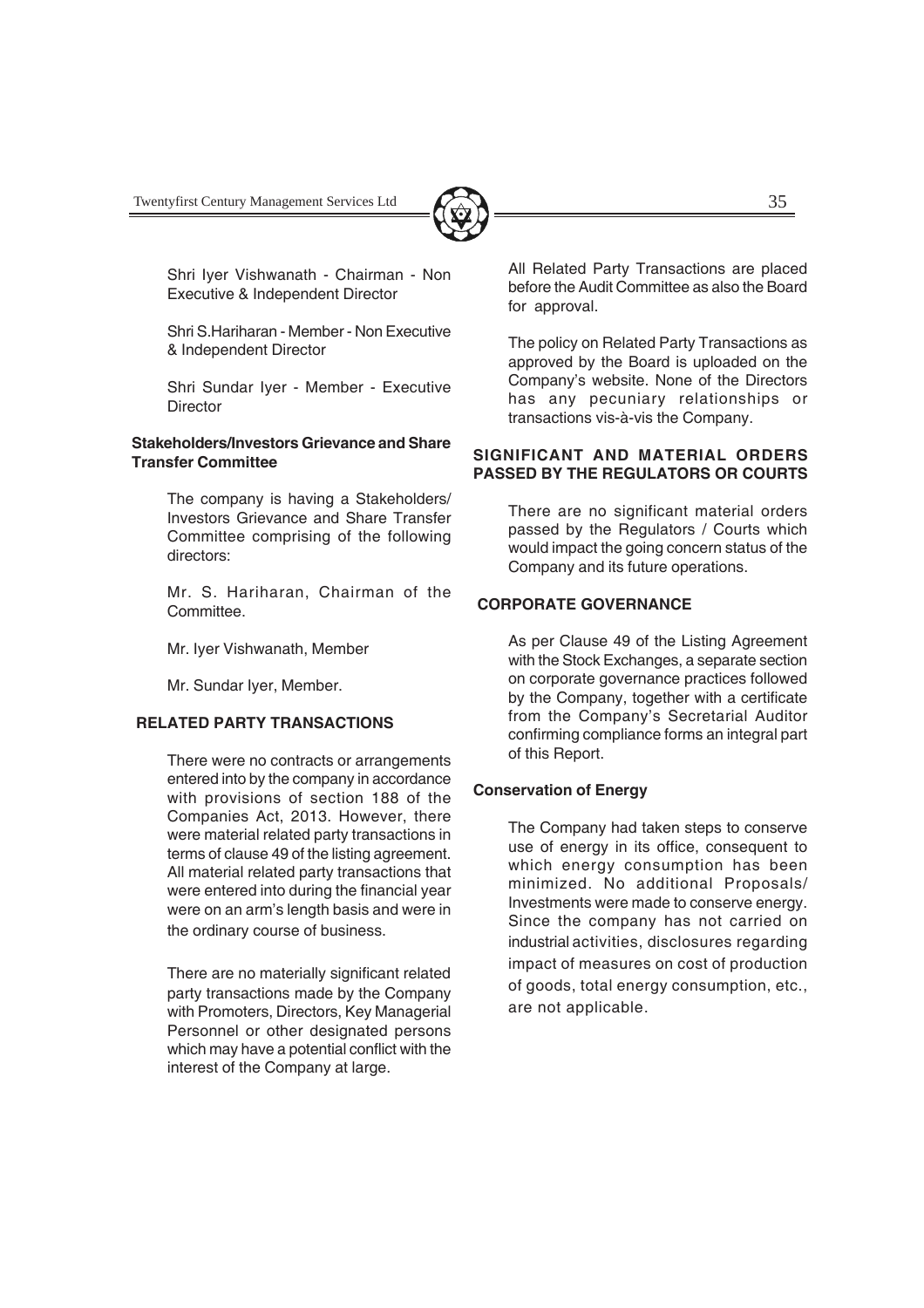Shri Iyer Vishwanath - Chairman - Non Executive & Independent Director

Shri S.Hariharan - Member - Non Executive & Independent Director

Shri Sundar Iyer - Member - Executive Director

**Stakeholders/Investors Grievance and Share Transfer Committee**

The company is having a Stakeholders/ Investors Grievance and Share Transfer Committee comprising of the following directors:

Mr. S. Hariharan, Chairman of the Committee.

Mr. Iyer Vishwanath, Member

Mr. Sundar Iyer, Member.

## RELATED PARTY TRANSACTIONS

There were no contracts or arrangements entered into by the company in accordance with provisions of section 188 of the Companies Act, 2013. However, there were material related party transactions in terms of clause 49 of the listing agreement. All material related party transactions that were entered into during the financial year were on an arm's length basis and were in the ordinary course of business.

There are no materially significant related party transactions made by the Company with Promoters, Directors, Key Managerial Personnel or other designated persons which may have a potential conflict with the interest of the Company at large.

All Related Party Transactions are placed before the Audit Committee as also the Board for approval.

The policy on Related Party Transactions as approved by the Board is uploaded on the Company's website. None of the Directors has any pecuniary relationships or transactions vis-à-vis the Company.

## SIGNIFICANT AND MATERIAL ORDERS PASSED BY THE REGULATORS OR COURTS

There are no significant material orders passed by the Regulators / Courts which would impact the going concern status of the Company and its future operations.

## CORPORATE GOVERNANCE

As per Clause 49 of the Listing Agreement with the Stock Exchanges, a separate section on corporate governance practices followed by the Company, together with a certificate from the Company's Secretarial Auditor confirming compliance forms an integral part of this Report.

**Conservation of Energy**

The Company had taken steps to conserve use of energy in its office, consequent to which energy consumption has been minimized. No additional Proposals/ Investments were made to conserve energy. Since the company has not carried on industrial activities, disclosures regarding impact of measures on cost of production of goods, total energy consumption, etc., are not applicable.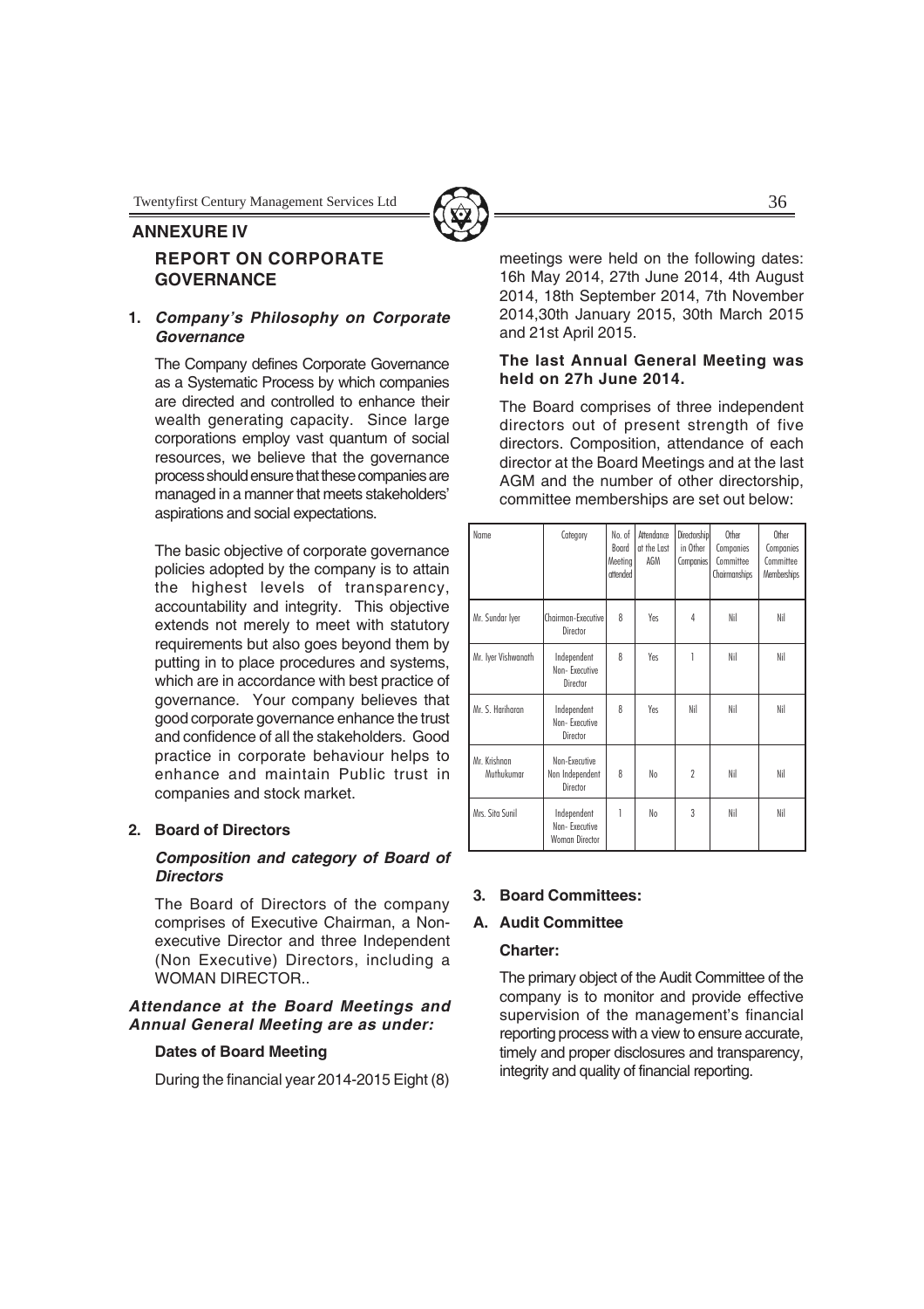## ANNEXURE IV

### REPORT ON CORPORATE GOVERNANCE

**1. *Company's Philosophy on Corporate Governance***

The Company defines Corporate Governance as a Systematic Process by which companies are directed and controlled to enhance their wealth generating capacity. Since large corporations employ vast quantum of social resources, we believe that the governance process should ensure that these companies are managed in a manner that meets stakeholders' aspirations and social expectations.

The basic objective of corporate governance policies adopted by the company is to attain the highest levels of transparency, accountability and integrity. This objective extends not merely to meet with statutory requirements but also goes beyond them by putting in to place procedures and systems, which are in accordance with best practice of governance. Your company believes that good corporate governance enhance the trust and confidence of all the stakeholders. Good practice in corporate behaviour helps to enhance and maintain Public trust in companies and stock market.

**2. Board of Directors**

***Composition and category of Board of Directors***

The Board of Directors of the company comprises of Executive Chairman, a Non-executive Director and three Independent (Non Executive) Directors, including a WOMAN DIRECTOR..

***Attendance at the Board Meetings and Annual General Meeting are as under:***

**Dates of Board Meeting**

During the financial year 2014-2015 Eight (8) meetings were held on the following dates: 16h May 2014, 27th June 2014, 4th August 2014, 18th September 2014, 7th November 2014,30th January 2015, 30th March 2015 and 21st April 2015.

**The last Annual General Meeting was held on 27h June 2014.**

The Board comprises of three independent directors out of present strength of five directors. Composition, attendance of each director at the Board Meetings and at the last AGM and the number of other directorship, committee memberships are set out below:

| Name | Category | No. of Board Meeting attended | Attendance at the Last AGM | Directorship in Other Companies | Other Companies Committee Chairmanships | Other Companies Committee Memberships |
|---|---|---|---|---|---|---|
| Mr. Sundar Iyer | Chairman-Executive Director | 8 | Yes | 4 | Nil | Nil |
| Mr. Iyer Vishwanath | Independent Non- Executive Director | 8 | Yes | 1 | Nil | Nil |
| Mr. S. Hariharan | Independent Non- Executive Director | 8 | Yes | Nil | Nil | Nil |
| Mr. Krishnan Muthukumar | Non-Executive Non Independent Director | 8 | No | 2 | Nil | Nil |
| Mrs. Sita Sunil | Independent Non- Executive Woman Director | 1 | No | 3 | Nil | Nil |

**3. Board Committees:**

**A. Audit Committee**

**Charter:**

The primary object of the Audit Committee of the company is to monitor and provide effective supervision of the management's financial reporting process with a view to ensure accurate, timely and proper disclosures and transparency, integrity and quality of financial reporting.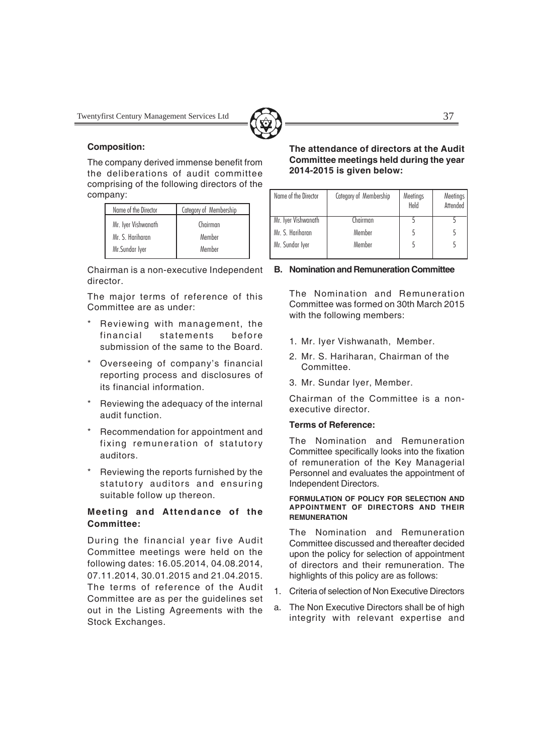**Composition:**

The company derived immense benefit from the deliberations of audit committee comprising of the following directors of the company:

| Name of the Director | Category of Membership |
|---|---|
| Mr. Iyer Vishwanath | Chairman |
| Mr. S. Hariharan | Member |
| Mr.Sundar Iyer | Member |

Chairman is a non-executive Independent director.

The major terms of reference of this Committee are as under:

* Reviewing with management, the financial statements before submission of the same to the Board.
* Overseeing of company's financial reporting process and disclosures of its financial information.
* Reviewing the adequacy of the internal audit function.
* Recommendation for appointment and fixing remuneration of statutory auditors.
* Reviewing the reports furnished by the statutory auditors and ensuring suitable follow up thereon.

**Meeting and Attendance of the Committee:**

During the financial year five Audit Committee meetings were held on the following dates: 16.05.2014, 04.08.2014, 07.11.2014, 30.01.2015 and 21.04.2015. The terms of reference of the Audit Committee are as per the guidelines set out in the Listing Agreements with the Stock Exchanges.

**The attendance of directors at the Audit Committee meetings held during the year 2014-2015 is given below:**

| Name of the Director | Category of Membership | Meetings Held | Meetings Attended |
|---|---|---|---|
| Mr. Iyer Vishwanath | Chairman | 5 | 5 |
| Mr. S. Hariharan | Member | 5 | 5 |
| Mr. Sundar Iyer | Member | 5 | 5 |

**B. Nomination and Remuneration Committee**

The Nomination and Remuneration Committee was formed on 30th March 2015 with the following members:

1. Mr. Iyer Vishwanath, Member.
2. Mr. S. Hariharan, Chairman of the Committee.
3. Mr. Sundar Iyer, Member.

Chairman of the Committee is a non-executive director.

**Terms of Reference:**

The Nomination and Remuneration Committee specifically looks into the fixation of remuneration of the Key Managerial Personnel and evaluates the appointment of Independent Directors.

**FORMULATION OF POLICY FOR SELECTION AND APPOINTMENT OF DIRECTORS AND THEIR REMUNERATION**

The Nomination and Remuneration Committee discussed and thereafter decided upon the policy for selection of appointment of directors and their remuneration. The highlights of this policy are as follows:

1. Criteria of selection of Non Executive Directors

a. The Non Executive Directors shall be of high integrity with relevant expertise and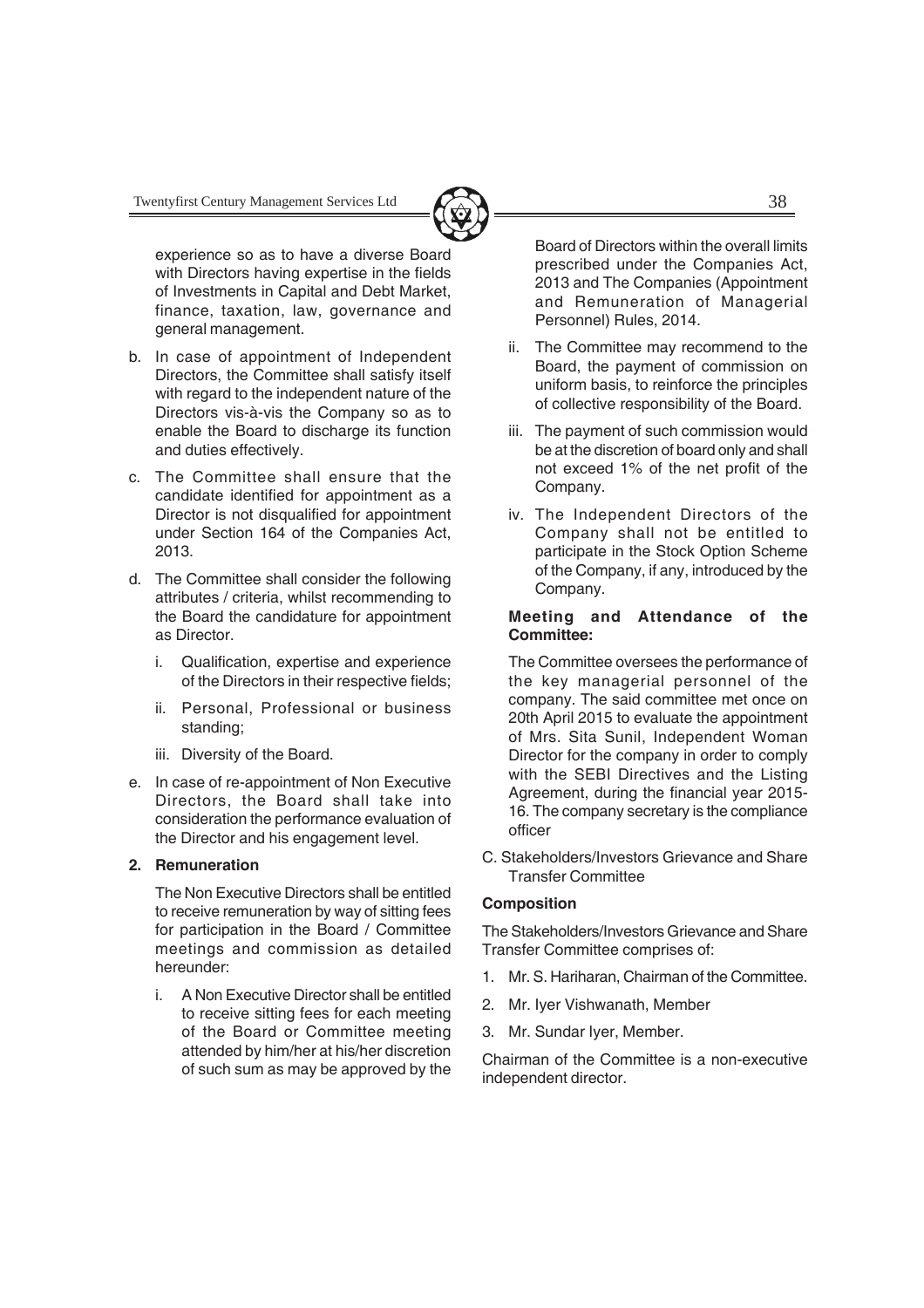experience so as to have a diverse Board with Directors having expertise in the fields of Investments in Capital and Debt Market, finance, taxation, law, governance and general management.

b. In case of appointment of Independent Directors, the Committee shall satisfy itself with regard to the independent nature of the Directors vis-à-vis the Company so as to enable the Board to discharge its function and duties effectively.

c. The Committee shall ensure that the candidate identified for appointment as a Director is not disqualified for appointment under Section 164 of the Companies Act, 2013.

d. The Committee shall consider the following attributes / criteria, whilst recommending to the Board the candidature for appointment as Director.

   i. Qualification, expertise and experience of the Directors in their respective fields;

   ii. Personal, Professional or business standing;

   iii. Diversity of the Board.

e. In case of re-appointment of Non Executive Directors, the Board shall take into consideration the performance evaluation of the Director and his engagement level.

**2. Remuneration**

The Non Executive Directors shall be entitled to receive remuneration by way of sitting fees for participation in the Board / Committee meetings and commission as detailed hereunder:

i. A Non Executive Director shall be entitled to receive sitting fees for each meeting of the Board or Committee meeting attended by him/her at his/her discretion of such sum as may be approved by the Board of Directors within the overall limits prescribed under the Companies Act, 2013 and The Companies (Appointment and Remuneration of Managerial Personnel) Rules, 2014.

ii. The Committee may recommend to the Board, the payment of commission on uniform basis, to reinforce the principles of collective responsibility of the Board.

iii. The payment of such commission would be at the discretion of board only and shall not exceed 1% of the net profit of the Company.

iv. The Independent Directors of the Company shall not be entitled to participate in the Stock Option Scheme of the Company, if any, introduced by the Company.

**Meeting and Attendance of the Committee:**

The Committee oversees the performance of the key managerial personnel of the company. The said committee met once on 20th April 2015 to evaluate the appointment of Mrs. Sita Sunil, Independent Woman Director for the company in order to comply with the SEBI Directives and the Listing Agreement, during the financial year 2015-16. The company secretary is the compliance officer

C. Stakeholders/Investors Grievance and Share Transfer Committee

**Composition**

The Stakeholders/Investors Grievance and Share Transfer Committee comprises of:

1. Mr. S. Hariharan, Chairman of the Committee.
2. Mr. Iyer Vishwanath, Member
3. Mr. Sundar Iyer, Member.

Chairman of the Committee is a non-executive independent director.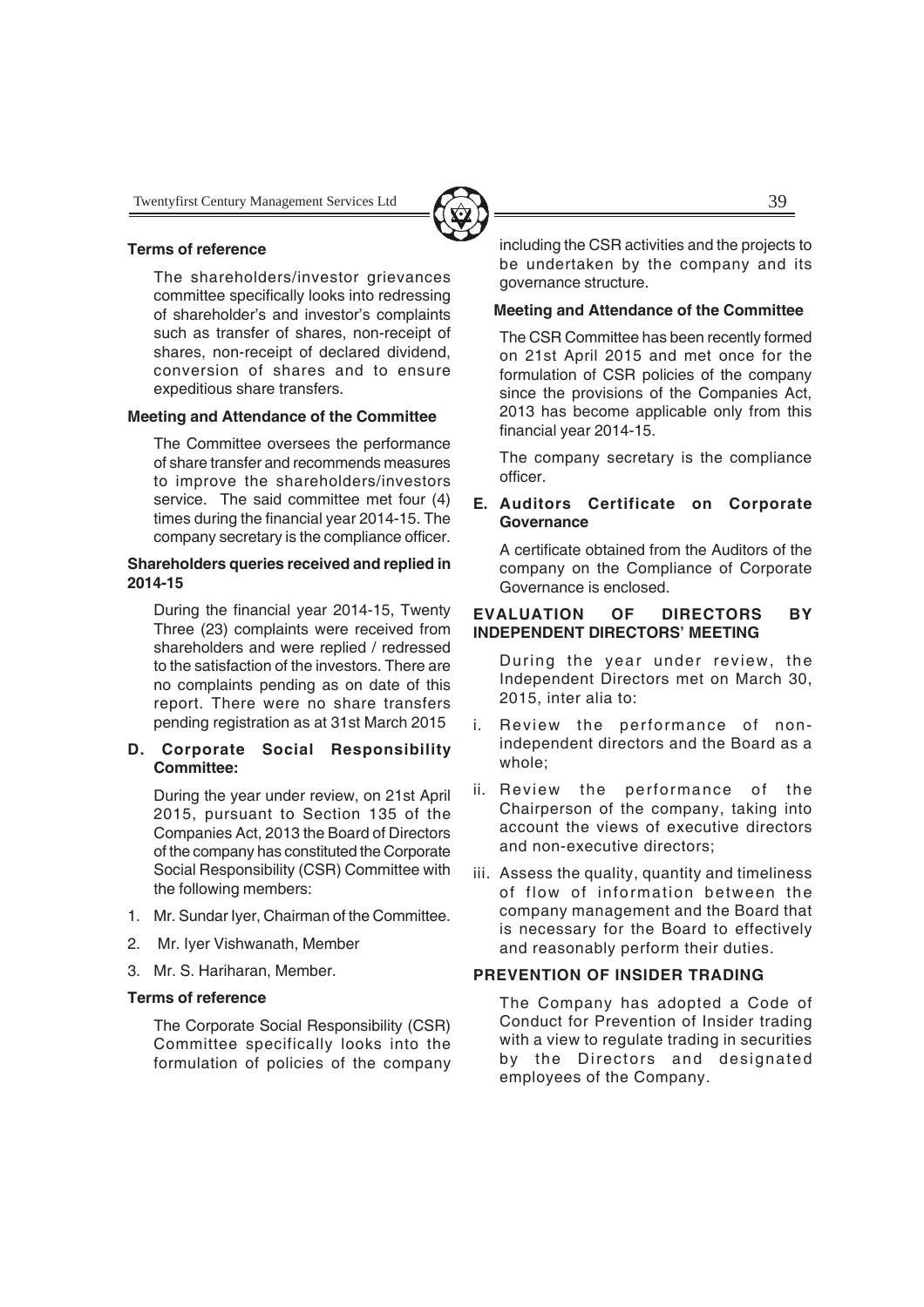**Terms of reference**

The shareholders/investor grievances committee specifically looks into redressing of shareholder's and investor's complaints such as transfer of shares, non-receipt of shares, non-receipt of declared dividend, conversion of shares and to ensure expeditious share transfers.

**Meeting and Attendance of the Committee**

The Committee oversees the performance of share transfer and recommends measures to improve the shareholders/investors service. The said committee met four (4) times during the financial year 2014-15. The company secretary is the compliance officer.

**Shareholders queries received and replied in 2014-15**

During the financial year 2014-15, Twenty Three (23) complaints were received from shareholders and were replied / redressed to the satisfaction of the investors. There are no complaints pending as on date of this report. There were no share transfers pending registration as at 31st March 2015

**D. Corporate Social Responsibility Committee:**

During the year under review, on 21st April 2015, pursuant to Section 135 of the Companies Act, 2013 the Board of Directors of the company has constituted the Corporate Social Responsibility (CSR) Committee with the following members:

1. Mr. Sundar Iyer, Chairman of the Committee.
2. Mr. Iyer Vishwanath, Member
3. Mr. S. Hariharan, Member.

**Terms of reference**

The Corporate Social Responsibility (CSR) Committee specifically looks into the formulation of policies of the company including the CSR activities and the projects to be undertaken by the company and its governance structure.

**Meeting and Attendance of the Committee**

The CSR Committee has been recently formed on 21st April 2015 and met once for the formulation of CSR policies of the company since the provisions of the Companies Act, 2013 has become applicable only from this financial year 2014-15.

The company secretary is the compliance officer.

**E. Auditors Certificate on Corporate Governance**

A certificate obtained from the Auditors of the company on the Compliance of Corporate Governance is enclosed.

**EVALUATION OF DIRECTORS BY INDEPENDENT DIRECTORS' MEETING**

During the year under review, the Independent Directors met on March 30, 2015, inter alia to:

i. Review the performance of non-independent directors and the Board as a whole;

ii. Review the performance of the Chairperson of the company, taking into account the views of executive directors and non-executive directors;

iii. Assess the quality, quantity and timeliness of flow of information between the company management and the Board that is necessary for the Board to effectively and reasonably perform their duties.

**PREVENTION OF INSIDER TRADING**

The Company has adopted a Code of Conduct for Prevention of Insider trading with a view to regulate trading in securities by the Directors and designated employees of the Company.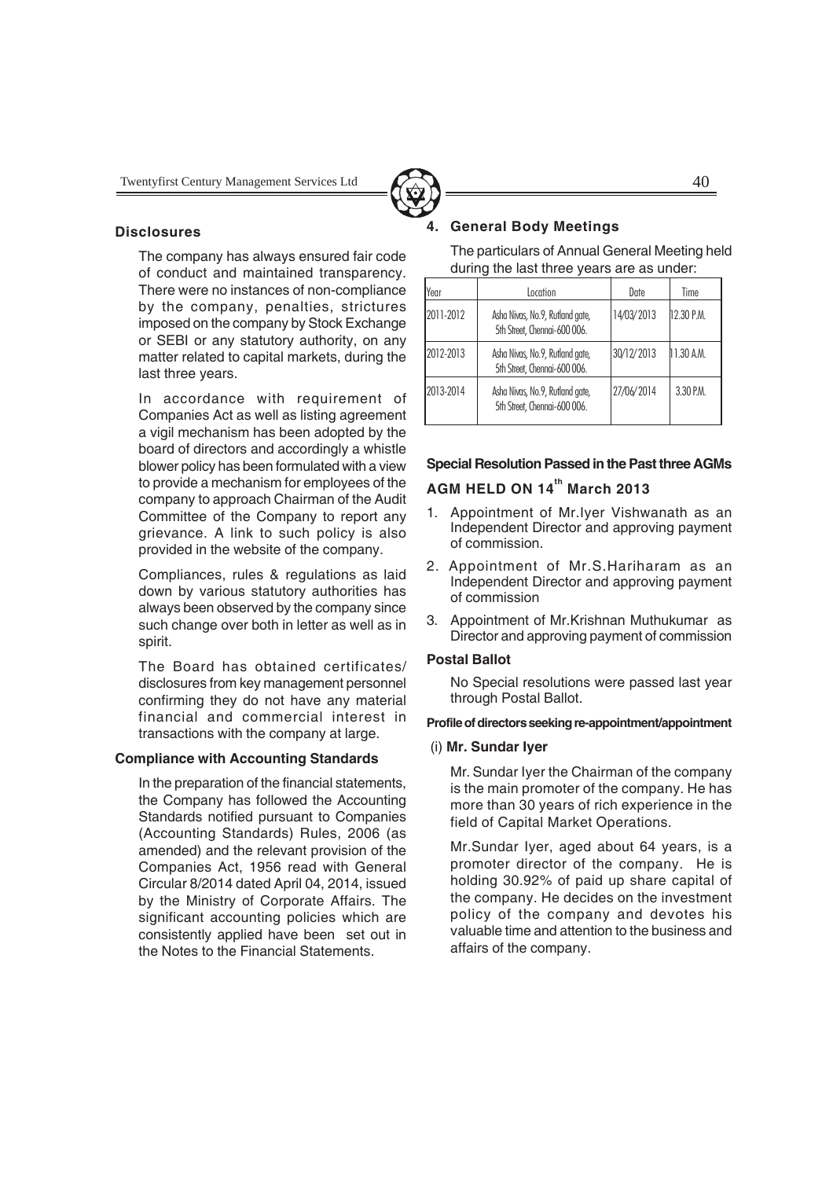### Disclosures

The company has always ensured fair code of conduct and maintained transparency. There were no instances of non-compliance by the company, penalties, strictures imposed on the company by Stock Exchange or SEBI or any statutory authority, on any matter related to capital markets, during the last three years.

In accordance with requirement of Companies Act as well as listing agreement a vigil mechanism has been adopted by the board of directors and accordingly a whistle blower policy has been formulated with a view to provide a mechanism for employees of the company to approach Chairman of the Audit Committee of the Company to report any grievance. A link to such policy is also provided in the website of the company.

Compliances, rules & regulations as laid down by various statutory authorities has always been observed by the company since such change over both in letter as well as in spirit.

The Board has obtained certificates/ disclosures from key management personnel confirming they do not have any material financial and commercial interest in transactions with the company at large.

### Compliance with Accounting Standards

In the preparation of the financial statements, the Company has followed the Accounting Standards notified pursuant to Companies (Accounting Standards) Rules, 2006 (as amended) and the relevant provision of the Companies Act, 1956 read with General Circular 8/2014 dated April 04, 2014, issued by the Ministry of Corporate Affairs. The significant accounting policies which are consistently applied have been set out in the Notes to the Financial Statements.

### 4. General Body Meetings

The particulars of Annual General Meeting held during the last three years are as under:

| Year | Location | Date | Time |
|---|---|---|---|
| 2011-2012 | Asha Nivas, No.9, Rutland gate, 5th Street, Chennai-600 006. | 14/03/2013 | 12.30 P.M. |
| 2012-2013 | Asha Nivas, No.9, Rutland gate, 5th Street, Chennai-600 006. | 30/12/2013 | 11.30 A.M. |
| 2013-2014 | Asha Nivas, No.9, Rutland gate, 5th Street, Chennai-600 006. | 27/06/2014 | 3.30 P.M. |

### Special Resolution Passed in the Past three AGMs

### AGM HELD ON 14th March 2013

1. Appointment of Mr.Iyer Vishwanath as an Independent Director and approving payment of commission.
2. Appointment of Mr.S.Hariharam as an Independent Director and approving payment of commission
3. Appointment of Mr.Krishnan Muthukumar as Director and approving payment of commission

### Postal Ballot

No Special resolutions were passed last year through Postal Ballot.

### Profile of directors seeking re-appointment/appointment

(i) **Mr. Sundar Iyer**

Mr. Sundar Iyer the Chairman of the company is the main promoter of the company. He has more than 30 years of rich experience in the field of Capital Market Operations.

Mr.Sundar Iyer, aged about 64 years, is a promoter director of the company. He is holding 30.92% of paid up share capital of the company. He decides on the investment policy of the company and devotes his valuable time and attention to the business and affairs of the company.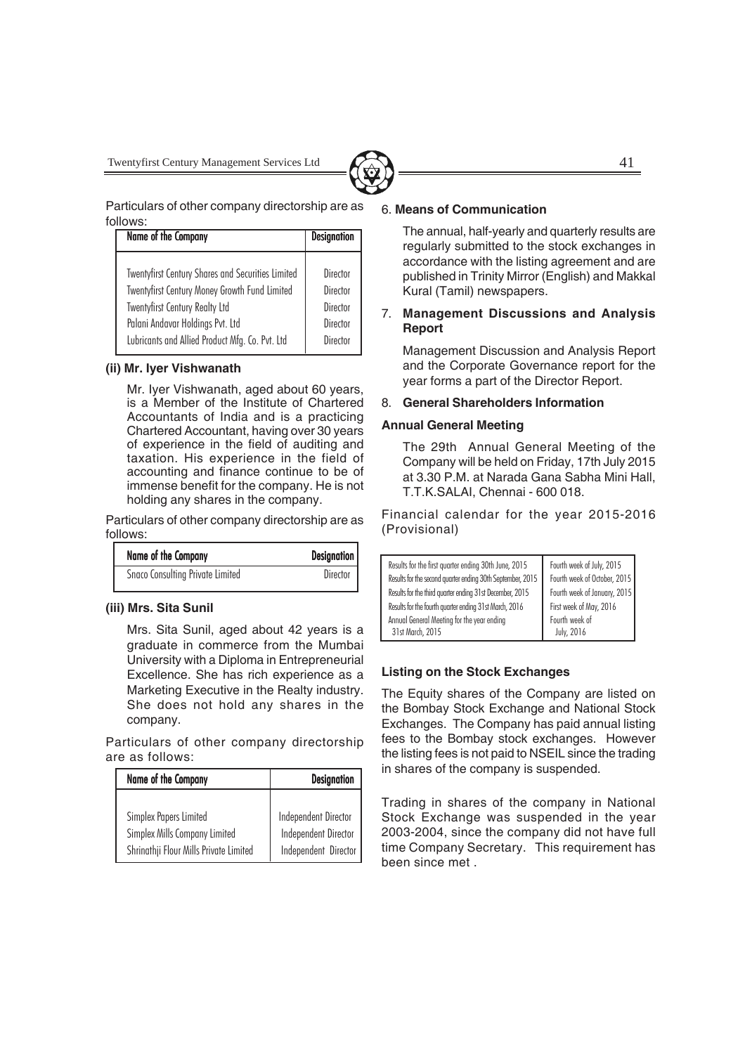Particulars of other company directorship are as follows:

| Name of the Company | Designation |
|---|---|
| Twentyfirst Century Shares and Securities Limited | Director |
| Twentyfirst Century Money Growth Fund Limited | Director |
| Twentyfirst Century Realty Ltd | Director |
| Palani Andavar Holdings Pvt. Ltd | Director |
| Lubricants and Allied Product Mfg. Co. Pvt. Ltd | Director |

**(ii) Mr. Iyer Vishwanath**

Mr. Iyer Vishwanath, aged about 60 years, is a Member of the Institute of Chartered Accountants of India and is a practicing Chartered Accountant, having over 30 years of experience in the field of auditing and taxation. His experience in the field of accounting and finance continue to be of immense benefit for the company. He is not holding any shares in the company.

Particulars of other company directorship are as follows:

| Name of the Company | Designation |
|---|---|
| Snaco Consulting Private Limited | Director |

**(iii) Mrs. Sita Sunil**

Mrs. Sita Sunil, aged about 42 years is a graduate in commerce from the Mumbai University with a Diploma in Entrepreneurial Excellence. She has rich experience as a Marketing Executive in the Realty industry. She does not hold any shares in the company.

Particulars of other company directorship are as follows:

| Name of the Company | Designation |
|---|---|
| Simplex Papers Limited | Independent Director |
| Simplex Mills Company Limited | Independent Director |
| Shrinathji Flour Mills Private Limited | Independent Director |

6. **Means of Communication**

The annual, half-yearly and quarterly results are regularly submitted to the stock exchanges in accordance with the listing agreement and are published in Trinity Mirror (English) and Makkal Kural (Tamil) newspapers.

7. **Management Discussions and Analysis Report**

Management Discussion and Analysis Report and the Corporate Governance report for the year forms a part of the Director Report.

8. **General Shareholders Information**

**Annual General Meeting**

The 29th Annual General Meeting of the Company will be held on Friday, 17th July 2015 at 3.30 P.M. at Narada Gana Sabha Mini Hall, T.T.K.SALAI, Chennai - 600 018.

Financial calendar for the year 2015-2016 (Provisional)

| | |
|---|---|
| Results for the first quarter ending 30th June, 2015 | Fourth week of July, 2015 |
| Results for the second quarter ending 30th September, 2015 | Fourth week of October, 2015 |
| Results for the third quarter ending 31st December, 2015 | Fourth week of January, 2015 |
| Results for the fourth quarter ending 31st March, 2016 | First week of May, 2016 |
| Annual General Meeting for the year ending 31st March, 2015 | Fourth week of July, 2016 |

**Listing on the Stock Exchanges**

The Equity shares of the Company are listed on the Bombay Stock Exchange and National Stock Exchanges. The Company has paid annual listing fees to the Bombay stock exchanges. However the listing fees is not paid to NSEIL since the trading in shares of the company is suspended.

Trading in shares of the company in National Stock Exchange was suspended in the year 2003-2004, since the company did not have full time Company Secretary. This requirement has been since met .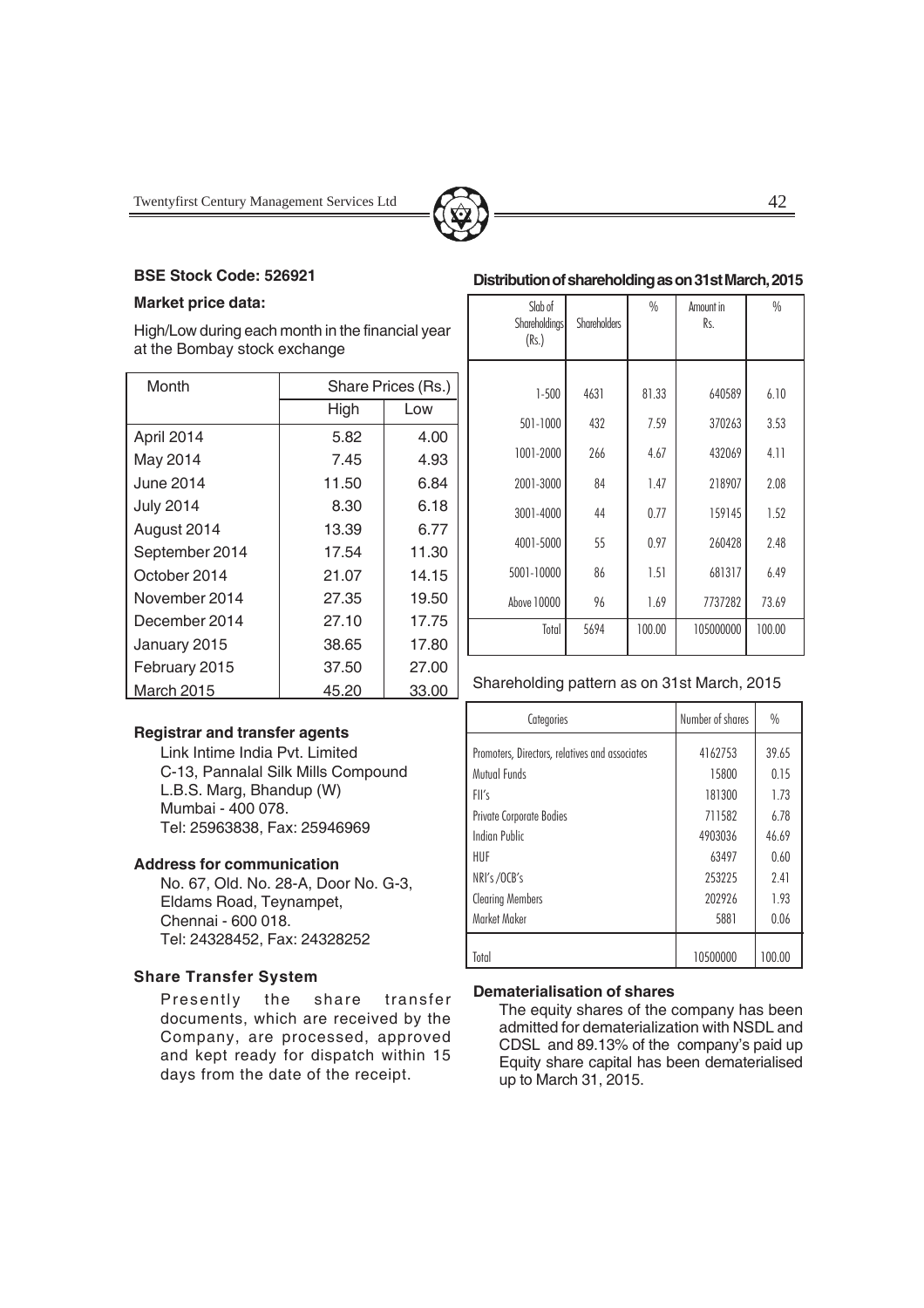**BSE Stock Code: 526921**

**Market price data:**

High/Low during each month in the financial year at the Bombay stock exchange

| Month | Share Prices (Rs.) | |
|---|---|---|
| | High | Low |
| April 2014 | 5.82 | 4.00 |
| May 2014 | 7.45 | 4.93 |
| June 2014 | 11.50 | 6.84 |
| July 2014 | 8.30 | 6.18 |
| August 2014 | 13.39 | 6.77 |
| September 2014 | 17.54 | 11.30 |
| October 2014 | 21.07 | 14.15 |
| November 2014 | 27.35 | 19.50 |
| December 2014 | 27.10 | 17.75 |
| January 2015 | 38.65 | 17.80 |
| February 2015 | 37.50 | 27.00 |
| March 2015 | 45.20 | 33.00 |

**Registrar and transfer agents**

Link Intime India Pvt. Limited
C-13, Pannalal Silk Mills Compound
L.B.S. Marg, Bhandup (W)
Mumbai - 400 078.
Tel: 25963838, Fax: 25946969

**Address for communication**

No. 67, Old. No. 28-A, Door No. G-3,
Eldams Road, Teynampet,
Chennai - 600 018.
Tel: 24328452, Fax: 24328252

**Share Transfer System**

Presently the share transfer documents, which are received by the Company, are processed, approved and kept ready for dispatch within 15 days from the date of the receipt.

**Distribution of shareholding as on 31st March, 2015**

| Slab of Shareholdings (Rs.) | Shareholders | % | Amount in Rs. | % |
|---|---|---|---|---|
| 1-500 | 4631 | 81.33 | 640589 | 6.10 |
| 501-1000 | 432 | 7.59 | 370263 | 3.53 |
| 1001-2000 | 266 | 4.67 | 432069 | 4.11 |
| 2001-3000 | 84 | 1.47 | 218907 | 2.08 |
| 3001-4000 | 44 | 0.77 | 159145 | 1.52 |
| 4001-5000 | 55 | 0.97 | 260428 | 2.48 |
| 5001-10000 | 86 | 1.51 | 681317 | 6.49 |
| Above 10000 | 96 | 1.69 | 7737282 | 73.69 |
| Total | 5694 | 100.00 | 105000000 | 100.00 |

Shareholding pattern as on 31st March, 2015

| Categories | Number of shares | % |
|---|---|---|
| Promoters, Directors, relatives and associates | 4162753 | 39.65 |
| Mutual Funds | 15800 | 0.15 |
| FII's | 181300 | 1.73 |
| Private Corporate Bodies | 711582 | 6.78 |
| Indian Public | 4903036 | 46.69 |
| HUF | 63497 | 0.60 |
| NRI's /OCB's | 253225 | 2.41 |
| Clearing Members | 202926 | 1.93 |
| Market Maker | 5881 | 0.06 |
| Total | 10500000 | 100.00 |

**Dematerialisation of shares**

The equity shares of the company has been admitted for dematerialization with NSDL and CDSL and 89.13% of the company's paid up Equity share capital has been dematerialised up to March 31, 2015.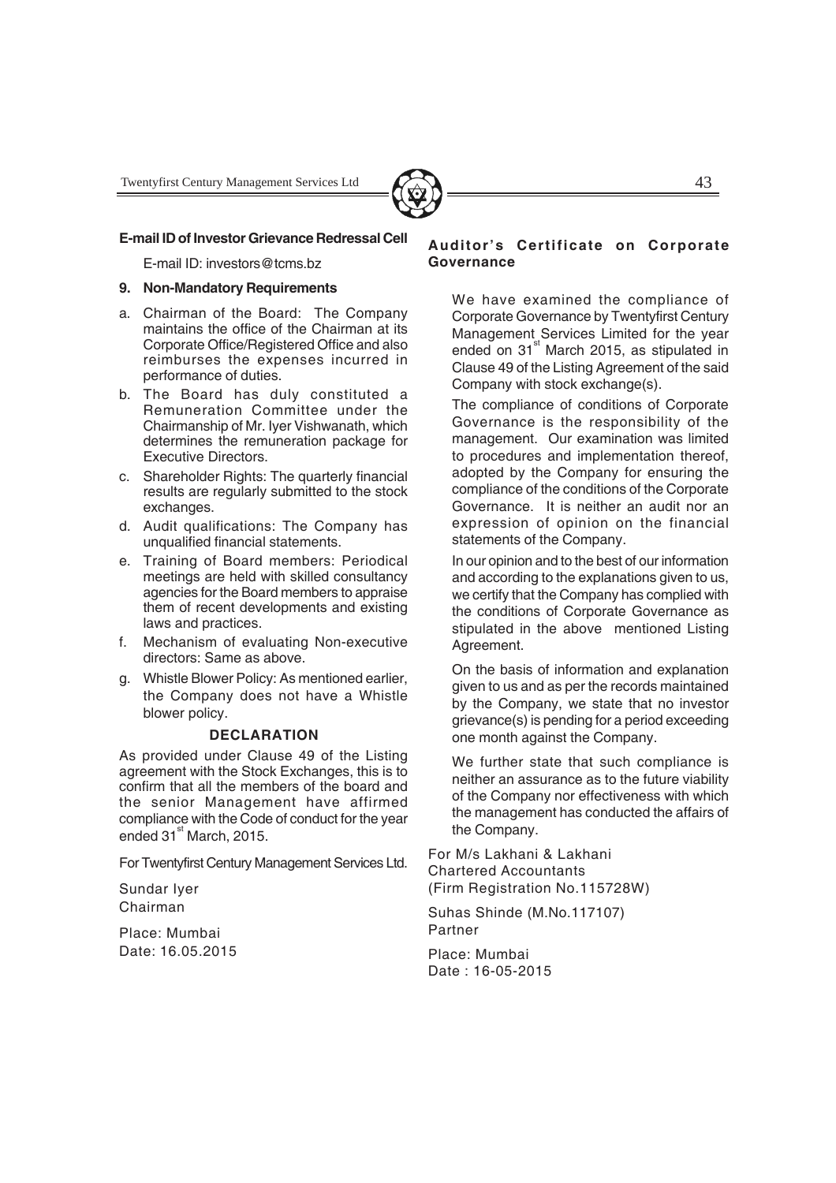**E-mail ID of Investor Grievance Redressal Cell**

E-mail ID: investors@tcms.bz

**9. Non-Mandatory Requirements**

a. Chairman of the Board: The Company maintains the office of the Chairman at its Corporate Office/Registered Office and also reimburses the expenses incurred in performance of duties.

b. The Board has duly constituted a Remuneration Committee under the Chairmanship of Mr. Iyer Vishwanath, which determines the remuneration package for Executive Directors.

c. Shareholder Rights: The quarterly financial results are regularly submitted to the stock exchanges.

d. Audit qualifications: The Company has unqualified financial statements.

e. Training of Board members: Periodical meetings are held with skilled consultancy agencies for the Board members to appraise them of recent developments and existing laws and practices.

f. Mechanism of evaluating Non-executive directors: Same as above.

g. Whistle Blower Policy: As mentioned earlier, the Company does not have a Whistle blower policy.

**DECLARATION**

As provided under Clause 49 of the Listing agreement with the Stock Exchanges, this is to confirm that all the members of the board and the senior Management have affirmed compliance with the Code of conduct for the year ended 31st March, 2015.

For Twentyfirst Century Management Services Ltd.

Sundar Iyer
Chairman

Place: Mumbai
Date: 16.05.2015

**Auditor's Certificate on Corporate Governance**

We have examined the compliance of Corporate Governance by Twentyfirst Century Management Services Limited for the year ended on 31st March 2015, as stipulated in Clause 49 of the Listing Agreement of the said Company with stock exchange(s).

The compliance of conditions of Corporate Governance is the responsibility of the management. Our examination was limited to procedures and implementation thereof, adopted by the Company for ensuring the compliance of the conditions of the Corporate Governance. It is neither an audit nor an expression of opinion on the financial statements of the Company.

In our opinion and to the best of our information and according to the explanations given to us, we certify that the Company has complied with the conditions of Corporate Governance as stipulated in the above mentioned Listing Agreement.

On the basis of information and explanation given to us and as per the records maintained by the Company, we state that no investor grievance(s) is pending for a period exceeding one month against the Company.

We further state that such compliance is neither an assurance as to the future viability of the Company nor effectiveness with which the management has conducted the affairs of the Company.

For M/s Lakhani & Lakhani
Chartered Accountants
(Firm Registration No.115728W)

Suhas Shinde (M.No.117107)
Partner

Place: Mumbai
Date : 16-05-2015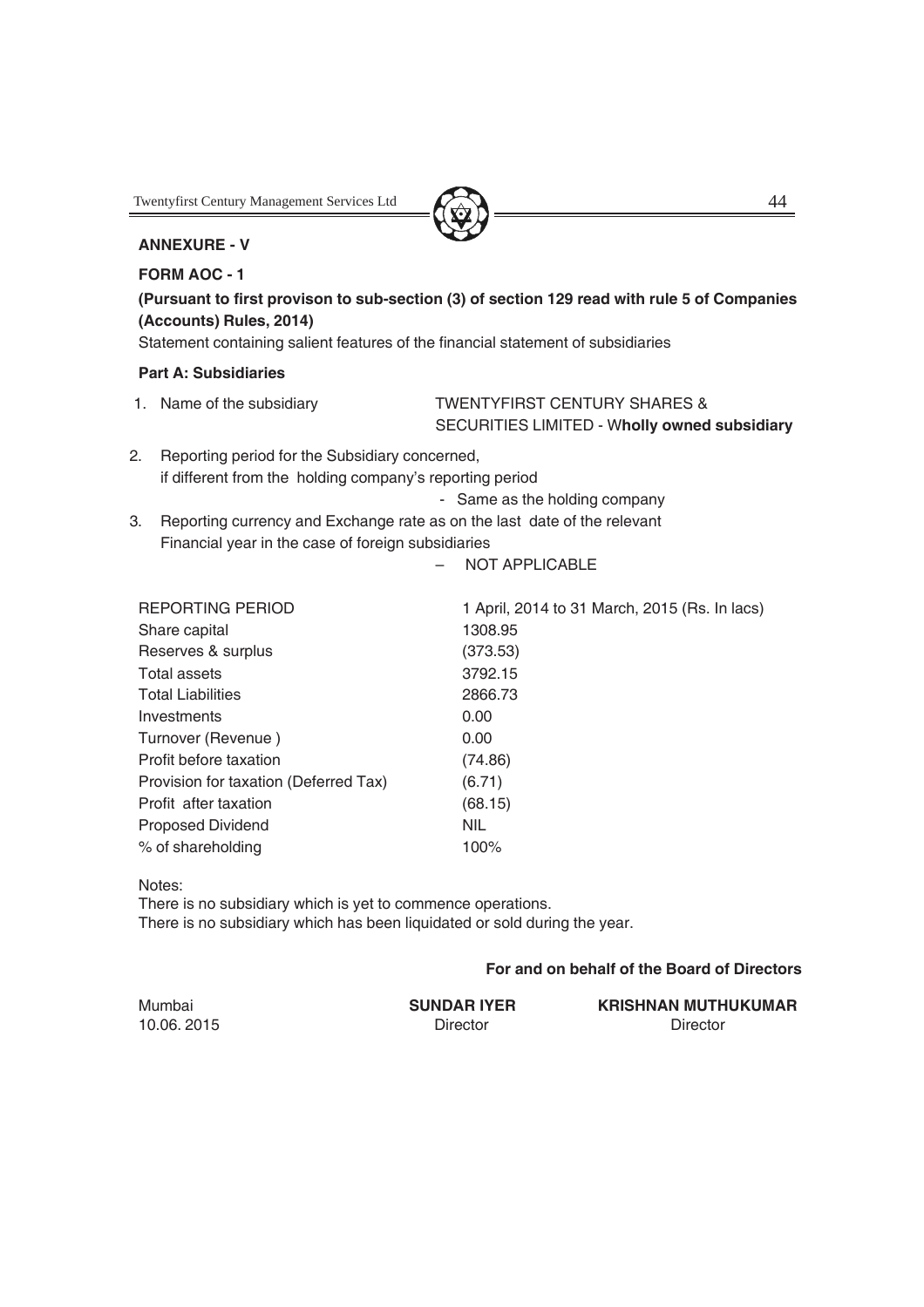**ANNEXURE - V**

**FORM AOC - 1**

**(Pursuant to first provison to sub-section (3) of section 129 read with rule 5 of Companies (Accounts) Rules, 2014)**

Statement containing salient features of the financial statement of subsidiaries

**Part A: Subsidiaries**

1. Name of the subsidiary — TWENTYFIRST CENTURY SHARES & SECURITIES LIMITED - W**holly owned subsidiary**
2. Reporting period for the Subsidiary concerned, if different from the holding company's reporting period - Same as the holding company
3. Reporting currency and Exchange rate as on the last date of the relevant Financial year in the case of foreign subsidiaries – NOT APPLICABLE

| REPORTING PERIOD | 1 April, 2014 to 31 March, 2015 (Rs. In lacs) |
|---|---|
| Share capital | 1308.95 |
| Reserves & surplus | (373.53) |
| Total assets | 3792.15 |
| Total Liabilities | 2866.73 |
| Investments | 0.00 |
| Turnover (Revenue ) | 0.00 |
| Profit before taxation | (74.86) |
| Provision for taxation (Deferred Tax) | (6.71) |
| Profit after taxation | (68.15) |
| Proposed Dividend | NIL |
| % of shareholding | 100% |

Notes:

There is no subsidiary which is yet to commence operations.

There is no subsidiary which has been liquidated or sold during the year.

**For and on behalf of the Board of Directors**

Mumbai
10.06. 2015

**SUNDAR IYER**
Director

**KRISHNAN MUTHUKUMAR**
Director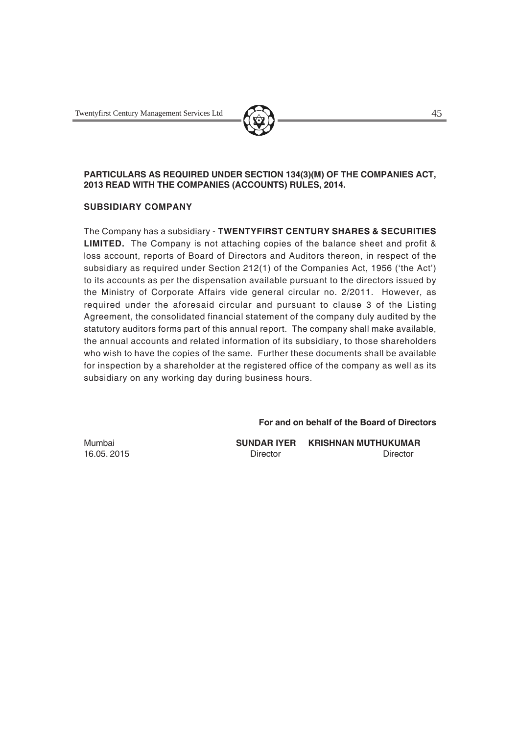**PARTICULARS AS REQUIRED UNDER SECTION 134(3)(M) OF THE COMPANIES ACT, 2013 READ WITH THE COMPANIES (ACCOUNTS) RULES, 2014.**

**SUBSIDIARY COMPANY**

The Company has a subsidiary - **TWENTYFIRST CENTURY SHARES & SECURITIES LIMITED.** The Company is not attaching copies of the balance sheet and profit & loss account, reports of Board of Directors and Auditors thereon, in respect of the subsidiary as required under Section 212(1) of the Companies Act, 1956 ('the Act') to its accounts as per the dispensation available pursuant to the directors issued by the Ministry of Corporate Affairs vide general circular no. 2/2011. However, as required under the aforesaid circular and pursuant to clause 3 of the Listing Agreement, the consolidated financial statement of the company duly audited by the statutory auditors forms part of this annual report. The company shall make available, the annual accounts and related information of its subsidiary, to those shareholders who wish to have the copies of the same. Further these documents shall be available for inspection by a shareholder at the registered office of the company as well as its subsidiary on any working day during business hours.

**For and on behalf of the Board of Directors**

Mumbai
16.05. 2015

**SUNDAR IYER** — Director

**KRISHNAN MUTHUKUMAR** — Director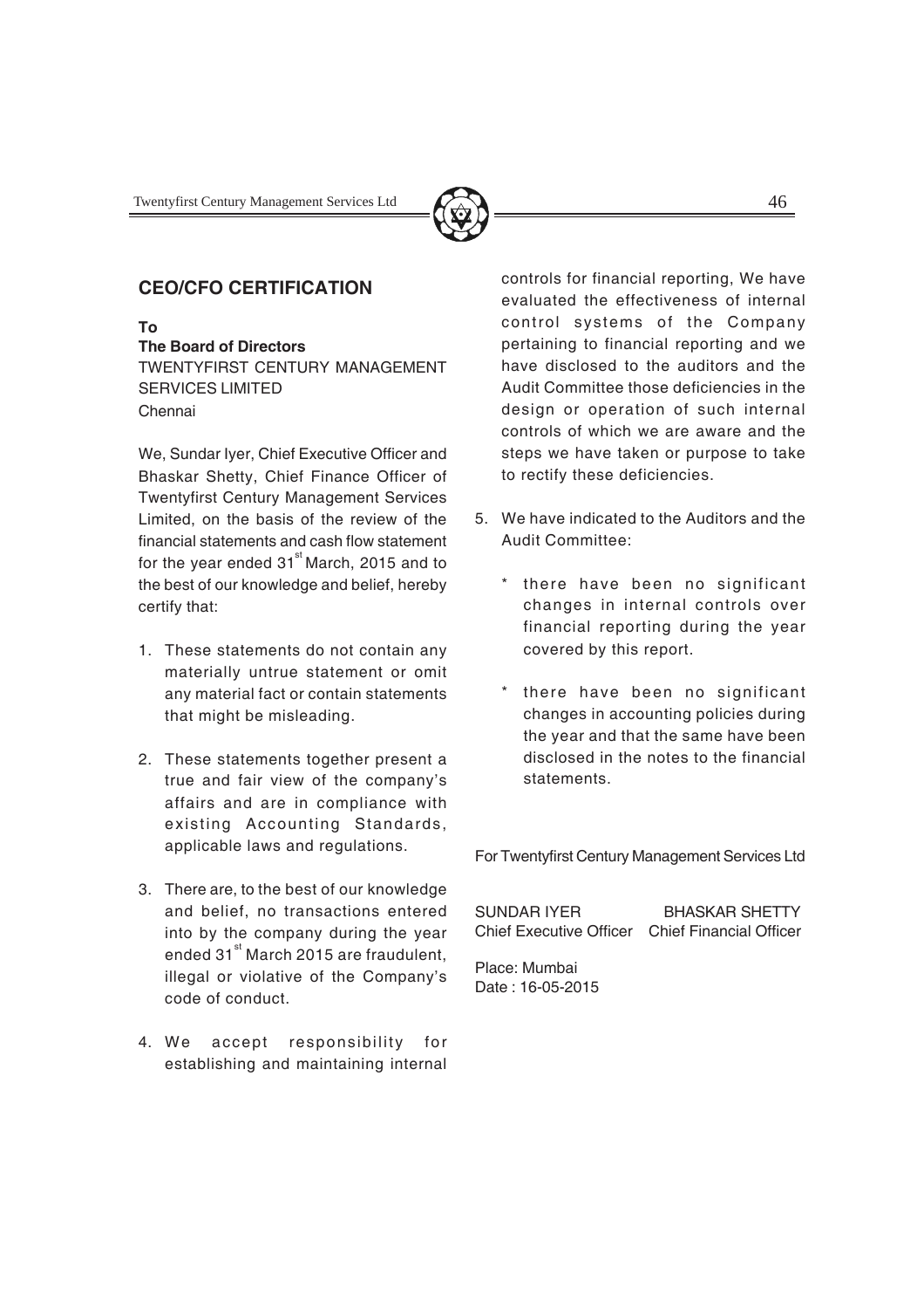## CEO/CFO CERTIFICATION

**To**

**The Board of Directors**

TWENTYFIRST CENTURY MANAGEMENT SERVICES LIMITED

Chennai

We, Sundar Iyer, Chief Executive Officer and Bhaskar Shetty, Chief Finance Officer of Twentyfirst Century Management Services Limited, on the basis of the review of the financial statements and cash flow statement for the year ended 31st March, 2015 and to the best of our knowledge and belief, hereby certify that:

1. These statements do not contain any materially untrue statement or omit any material fact or contain statements that might be misleading.
2. These statements together present a true and fair view of the company's affairs and are in compliance with existing Accounting Standards, applicable laws and regulations.
3. There are, to the best of our knowledge and belief, no transactions entered into by the company during the year ended 31st March 2015 are fraudulent, illegal or violative of the Company's code of conduct.
4. We accept responsibility for establishing and maintaining internal controls for financial reporting, We have evaluated the effectiveness of internal control systems of the Company pertaining to financial reporting and we have disclosed to the auditors and the Audit Committee those deficiencies in the design or operation of such internal controls of which we are aware and the steps we have taken or purpose to take to rectify these deficiencies.
5. We have indicated to the Auditors and the Audit Committee:
   * there have been no significant changes in internal controls over financial reporting during the year covered by this report.
   * there have been no significant changes in accounting policies during the year and that the same have been disclosed in the notes to the financial statements.

For Twentyfirst Century Management Services Ltd

| SUNDAR IYER | BHASKAR SHETTY |
|---|---|
| Chief Executive Officer | Chief Financial Officer |

Place: Mumbai

Date : 16-05-2015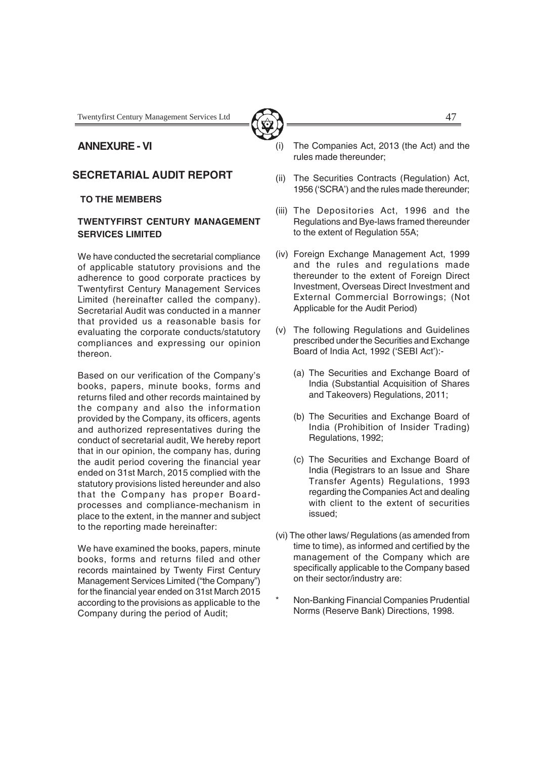## ANNEXURE - VI

## SECRETARIAL AUDIT REPORT

**TO THE MEMBERS**

**TWENTYFIRST CENTURY MANAGEMENT SERVICES LIMITED**

We have conducted the secretarial compliance of applicable statutory provisions and the adherence to good corporate practices by Twentyfirst Century Management Services Limited (hereinafter called the company). Secretarial Audit was conducted in a manner that provided us a reasonable basis for evaluating the corporate conducts/statutory compliances and expressing our opinion thereon.

Based on our verification of the Company's books, papers, minute books, forms and returns filed and other records maintained by the company and also the information provided by the Company, its officers, agents and authorized representatives during the conduct of secretarial audit, We hereby report that in our opinion, the company has, during the audit period covering the financial year ended on 31st March, 2015 complied with the statutory provisions listed hereunder and also that the Company has proper Board-processes and compliance-mechanism in place to the extent, in the manner and subject to the reporting made hereinafter:

We have examined the books, papers, minute books, forms and returns filed and other records maintained by Twenty First Century Management Services Limited ("the Company") for the financial year ended on 31st March 2015 according to the provisions as applicable to the Company during the period of Audit;

(i) The Companies Act, 2013 (the Act) and the rules made thereunder;

(ii) The Securities Contracts (Regulation) Act, 1956 ('SCRA') and the rules made thereunder;

(iii) The Depositories Act, 1996 and the Regulations and Bye-laws framed thereunder to the extent of Regulation 55A;

(iv) Foreign Exchange Management Act, 1999 and the rules and regulations made thereunder to the extent of Foreign Direct Investment, Overseas Direct Investment and External Commercial Borrowings; (Not Applicable for the Audit Period)

(v) The following Regulations and Guidelines prescribed under the Securities and Exchange Board of India Act, 1992 ('SEBI Act'):-

(a) The Securities and Exchange Board of India (Substantial Acquisition of Shares and Takeovers) Regulations, 2011;

(b) The Securities and Exchange Board of India (Prohibition of Insider Trading) Regulations, 1992;

(c) The Securities and Exchange Board of India (Registrars to an Issue and Share Transfer Agents) Regulations, 1993 regarding the Companies Act and dealing with client to the extent of securities issued;

(vi) The other laws/ Regulations (as amended from time to time), as informed and certified by the management of the Company which are specifically applicable to the Company based on their sector/industry are:

* Non-Banking Financial Companies Prudential Norms (Reserve Bank) Directions, 1998.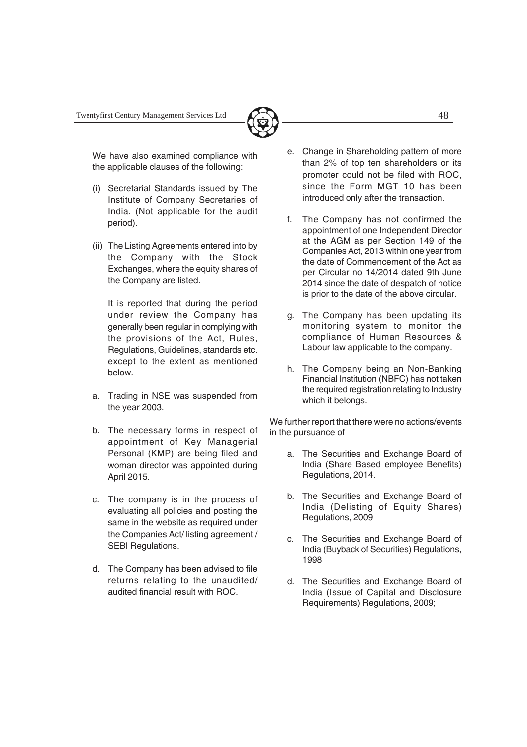We have also examined compliance with the applicable clauses of the following:

(i) Secretarial Standards issued by The Institute of Company Secretaries of India. (Not applicable for the audit period).

(ii) The Listing Agreements entered into by the Company with the Stock Exchanges, where the equity shares of the Company are listed.

It is reported that during the period under review the Company has generally been regular in complying with the provisions of the Act, Rules, Regulations, Guidelines, standards etc. except to the extent as mentioned below.

a. Trading in NSE was suspended from the year 2003.

b. The necessary forms in respect of appointment of Key Managerial Personal (KMP) are being filed and woman director was appointed during April 2015.

c. The company is in the process of evaluating all policies and posting the same in the website as required under the Companies Act/ listing agreement / SEBI Regulations.

d. The Company has been advised to file returns relating to the unaudited/ audited financial result with ROC.

e. Change in Shareholding pattern of more than 2% of top ten shareholders or its promoter could not be filed with ROC, since the Form MGT 10 has been introduced only after the transaction.

f. The Company has not confirmed the appointment of one Independent Director at the AGM as per Section 149 of the Companies Act, 2013 within one year from the date of Commencement of the Act as per Circular no 14/2014 dated 9th June 2014 since the date of despatch of notice is prior to the date of the above circular.

g. The Company has been updating its monitoring system to monitor the compliance of Human Resources & Labour law applicable to the company.

h. The Company being an Non-Banking Financial Institution (NBFC) has not taken the required registration relating to Industry which it belongs.

We further report that there were no actions/events in the pursuance of

a. The Securities and Exchange Board of India (Share Based employee Benefits) Regulations, 2014.

b. The Securities and Exchange Board of India (Delisting of Equity Shares) Regulations, 2009

c. The Securities and Exchange Board of India (Buyback of Securities) Regulations, 1998

d. The Securities and Exchange Board of India (Issue of Capital and Disclosure Requirements) Regulations, 2009;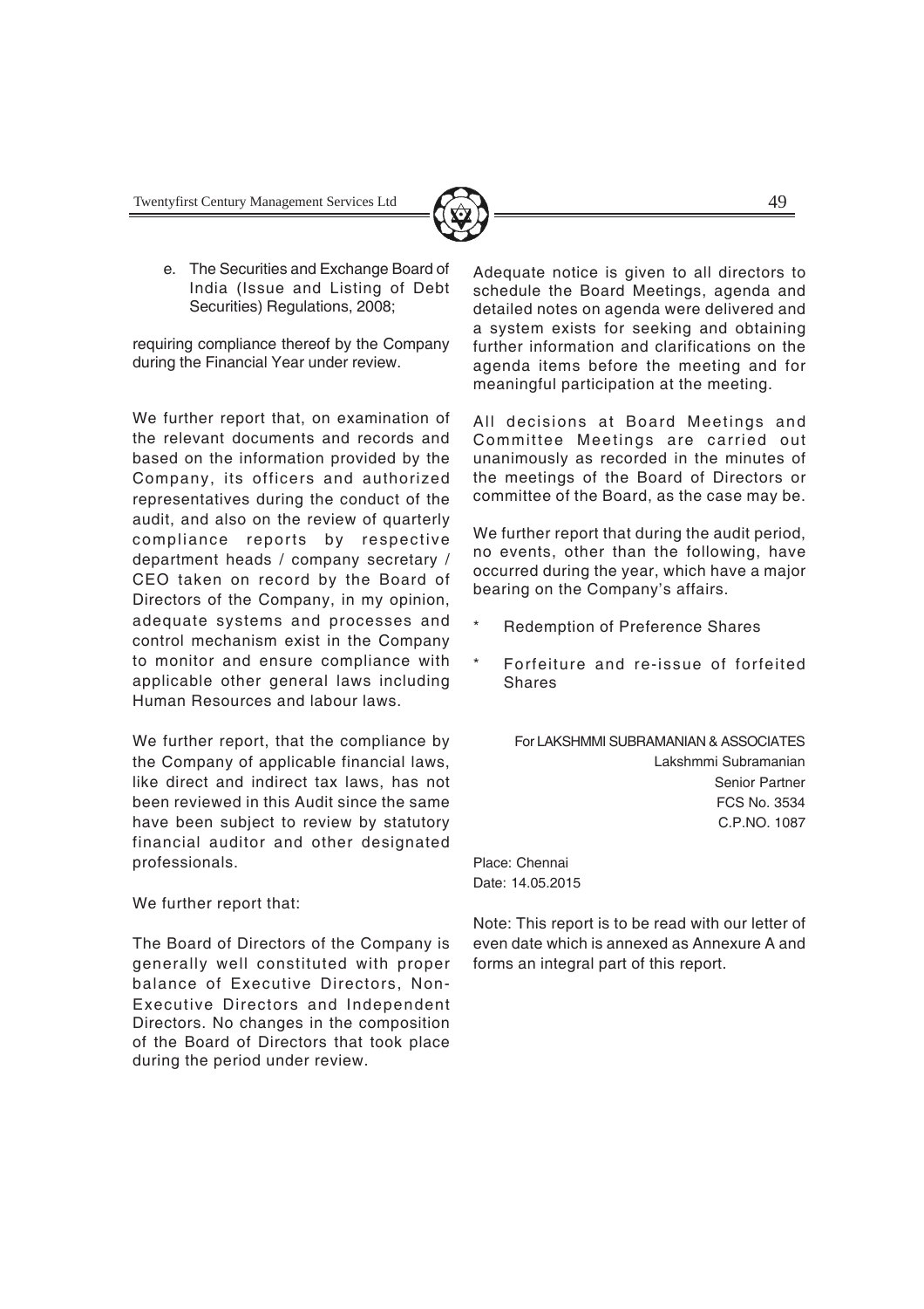e. The Securities and Exchange Board of India (Issue and Listing of Debt Securities) Regulations, 2008;

requiring compliance thereof by the Company during the Financial Year under review.

We further report that, on examination of the relevant documents and records and based on the information provided by the Company, its officers and authorized representatives during the conduct of the audit, and also on the review of quarterly compliance reports by respective department heads / company secretary / CEO taken on record by the Board of Directors of the Company, in my opinion, adequate systems and processes and control mechanism exist in the Company to monitor and ensure compliance with applicable other general laws including Human Resources and labour laws.

We further report, that the compliance by the Company of applicable financial laws, like direct and indirect tax laws, has not been reviewed in this Audit since the same have been subject to review by statutory financial auditor and other designated professionals.

We further report that:

The Board of Directors of the Company is generally well constituted with proper balance of Executive Directors, Non-Executive Directors and Independent Directors. No changes in the composition of the Board of Directors that took place during the period under review.

Adequate notice is given to all directors to schedule the Board Meetings, agenda and detailed notes on agenda were delivered and a system exists for seeking and obtaining further information and clarifications on the agenda items before the meeting and for meaningful participation at the meeting.

All decisions at Board Meetings and Committee Meetings are carried out unanimously as recorded in the minutes of the meetings of the Board of Directors or committee of the Board, as the case may be.

We further report that during the audit period, no events, other than the following, have occurred during the year, which have a major bearing on the Company's affairs.

* Redemption of Preference Shares
* Forfeiture and re-issue of forfeited Shares

For LAKSHMMI SUBRAMANIAN & ASSOCIATES
Lakshmmi Subramanian
Senior Partner
FCS No. 3534
C.P.NO. 1087

Place: Chennai
Date: 14.05.2015

Note: This report is to be read with our letter of even date which is annexed as Annexure A and forms an integral part of this report.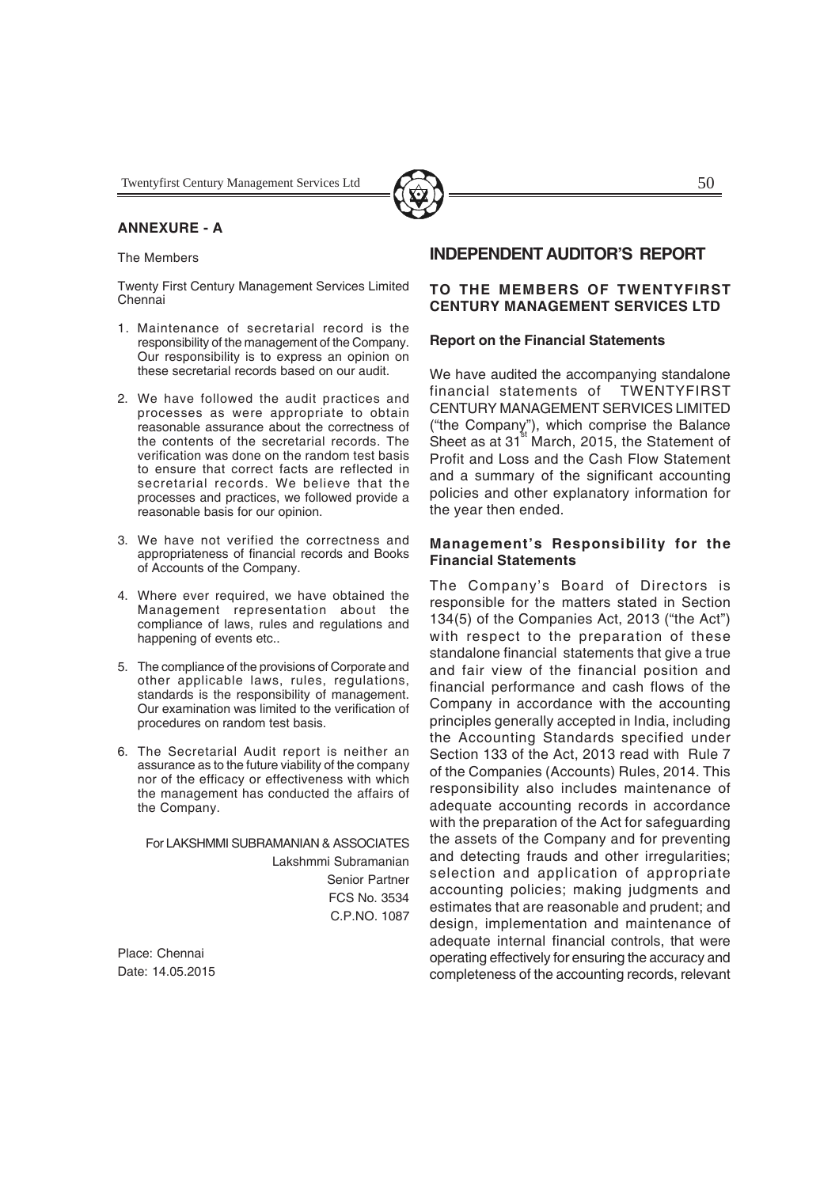## ANNEXURE - A

The Members

Twenty First Century Management Services Limited Chennai

1. Maintenance of secretarial record is the responsibility of the management of the Company. Our responsibility is to express an opinion on these secretarial records based on our audit.
2. We have followed the audit practices and processes as were appropriate to obtain reasonable assurance about the correctness of the contents of the secretarial records. The verification was done on the random test basis to ensure that correct facts are reflected in secretarial records. We believe that the processes and practices, we followed provide a reasonable basis for our opinion.
3. We have not verified the correctness and appropriateness of financial records and Books of Accounts of the Company.
4. Where ever required, we have obtained the Management representation about the compliance of laws, rules and regulations and happening of events etc..
5. The compliance of the provisions of Corporate and other applicable laws, rules, regulations, standards is the responsibility of management. Our examination was limited to the verification of procedures on random test basis.
6. The Secretarial Audit report is neither an assurance as to the future viability of the company nor of the efficacy or effectiveness with which the management has conducted the affairs of the Company.

For LAKSHMMI SUBRAMANIAN & ASSOCIATES
Lakshmmi Subramanian
Senior Partner
FCS No. 3534
C.P.NO. 1087

Place: Chennai
Date: 14.05.2015

## INDEPENDENT AUDITOR'S REPORT

### TO THE MEMBERS OF TWENTYFIRST CENTURY MANAGEMENT SERVICES LTD

**Report on the Financial Statements**

We have audited the accompanying standalone financial statements of TWENTYFIRST CENTURY MANAGEMENT SERVICES LIMITED ("the Company"), which comprise the Balance Sheet as at 31st March, 2015, the Statement of Profit and Loss and the Cash Flow Statement and a summary of the significant accounting policies and other explanatory information for the year then ended.

**Management's Responsibility for the Financial Statements**

The Company's Board of Directors is responsible for the matters stated in Section 134(5) of the Companies Act, 2013 ("the Act") with respect to the preparation of these standalone financial statements that give a true and fair view of the financial position and financial performance and cash flows of the Company in accordance with the accounting principles generally accepted in India, including the Accounting Standards specified under Section 133 of the Act, 2013 read with Rule 7 of the Companies (Accounts) Rules, 2014. This responsibility also includes maintenance of adequate accounting records in accordance with the preparation of the Act for safeguarding the assets of the Company and for preventing and detecting frauds and other irregularities; selection and application of appropriate accounting policies; making judgments and estimates that are reasonable and prudent; and design, implementation and maintenance of adequate internal financial controls, that were operating effectively for ensuring the accuracy and completeness of the accounting records, relevant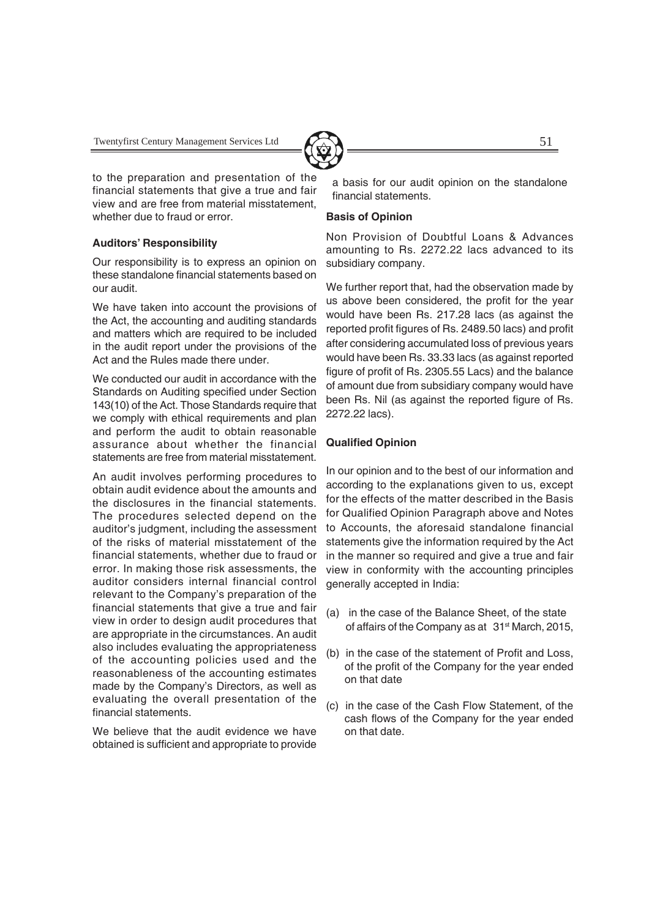to the preparation and presentation of the financial statements that give a true and fair view and are free from material misstatement, whether due to fraud or error.

**Auditors' Responsibility**

Our responsibility is to express an opinion on these standalone financial statements based on our audit.

We have taken into account the provisions of the Act, the accounting and auditing standards and matters which are required to be included in the audit report under the provisions of the Act and the Rules made there under.

We conducted our audit in accordance with the Standards on Auditing specified under Section 143(10) of the Act. Those Standards require that we comply with ethical requirements and plan and perform the audit to obtain reasonable assurance about whether the financial statements are free from material misstatement.

An audit involves performing procedures to obtain audit evidence about the amounts and the disclosures in the financial statements. The procedures selected depend on the auditor's judgment, including the assessment of the risks of material misstatement of the financial statements, whether due to fraud or error. In making those risk assessments, the auditor considers internal financial control relevant to the Company's preparation of the financial statements that give a true and fair view in order to design audit procedures that are appropriate in the circumstances. An audit also includes evaluating the appropriateness of the accounting policies used and the reasonableness of the accounting estimates made by the Company's Directors, as well as evaluating the overall presentation of the financial statements.

We believe that the audit evidence we have obtained is sufficient and appropriate to provide a basis for our audit opinion on the standalone financial statements.

**Basis of Opinion**

Non Provision of Doubtful Loans & Advances amounting to Rs. 2272.22 lacs advanced to its subsidiary company.

We further report that, had the observation made by us above been considered, the profit for the year would have been Rs. 217.28 lacs (as against the reported profit figures of Rs. 2489.50 lacs) and profit after considering accumulated loss of previous years would have been Rs. 33.33 lacs (as against reported figure of profit of Rs. 2305.55 Lacs) and the balance of amount due from subsidiary company would have been Rs. Nil (as against the reported figure of Rs. 2272.22 lacs).

**Qualified Opinion**

In our opinion and to the best of our information and according to the explanations given to us, except for the effects of the matter described in the Basis for Qualified Opinion Paragraph above and Notes to Accounts, the aforesaid standalone financial statements give the information required by the Act in the manner so required and give a true and fair view in conformity with the accounting principles generally accepted in India:

(a) in the case of the Balance Sheet, of the state of affairs of the Company as at 31st March, 2015,

(b) in the case of the statement of Profit and Loss, of the profit of the Company for the year ended on that date

(c) in the case of the Cash Flow Statement, of the cash flows of the Company for the year ended on that date.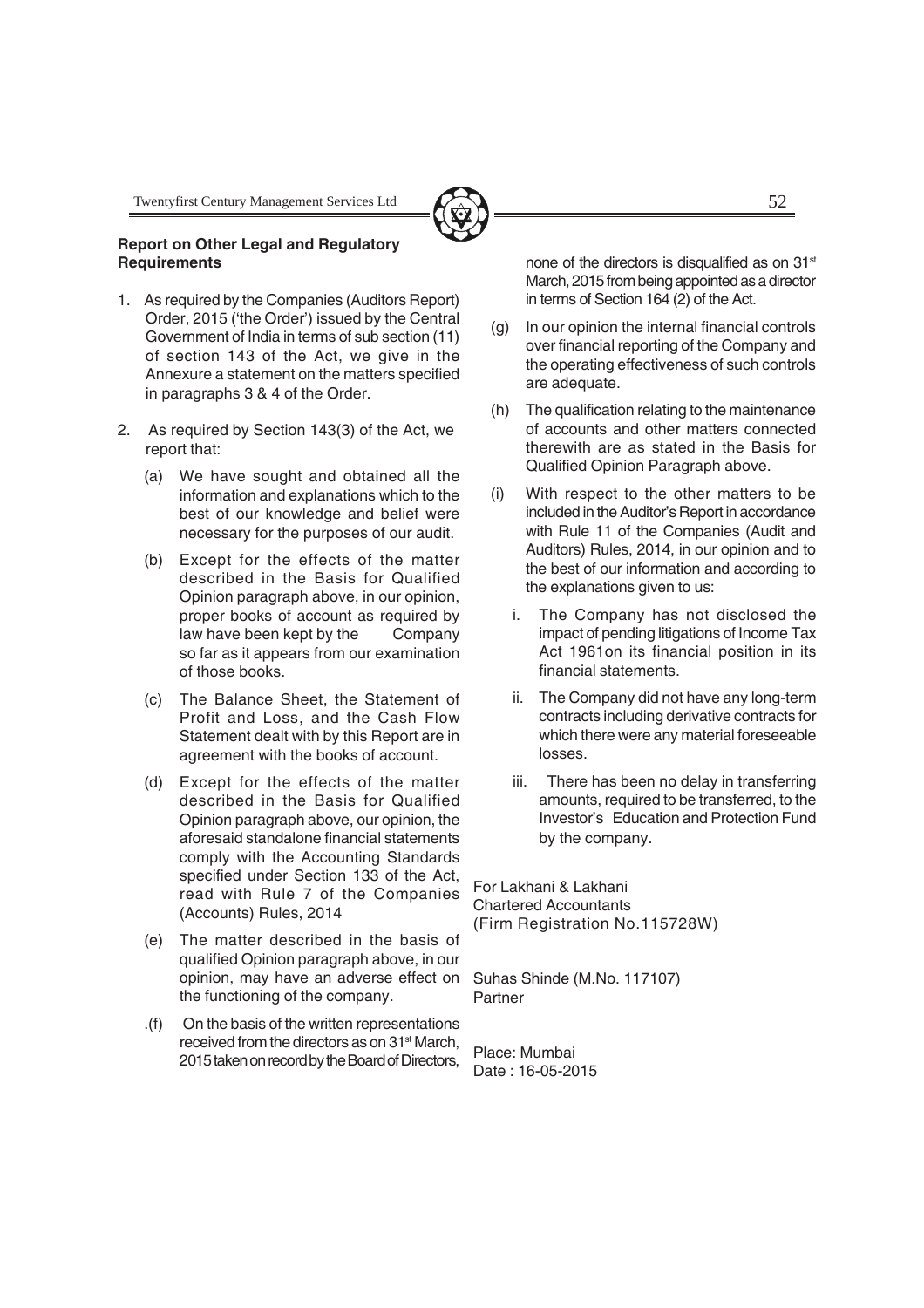**Report on Other Legal and Regulatory Requirements**

1. As required by the Companies (Auditors Report) Order, 2015 ('the Order') issued by the Central Government of India in terms of sub section (11) of section 143 of the Act, we give in the Annexure a statement on the matters specified in paragraphs 3 & 4 of the Order.

2. As required by Section 143(3) of the Act, we report that:

   (a) We have sought and obtained all the information and explanations which to the best of our knowledge and belief were necessary for the purposes of our audit.

   (b) Except for the effects of the matter described in the Basis for Qualified Opinion paragraph above, in our opinion, proper books of account as required by law have been kept by the Company so far as it appears from our examination of those books.

   (c) The Balance Sheet, the Statement of Profit and Loss, and the Cash Flow Statement dealt with by this Report are in agreement with the books of account.

   (d) Except for the effects of the matter described in the Basis for Qualified Opinion paragraph above, our opinion, the aforesaid standalone financial statements comply with the Accounting Standards specified under Section 133 of the Act, read with Rule 7 of the Companies (Accounts) Rules, 2014

   (e) The matter described in the basis of qualified Opinion paragraph above, in our opinion, may have an adverse effect on the functioning of the company.

   .(f) On the basis of the written representations received from the directors as on 31st March, 2015 taken on record by the Board of Directors, none of the directors is disqualified as on 31st March, 2015 from being appointed as a director in terms of Section 164 (2) of the Act.

   (g) In our opinion the internal financial controls over financial reporting of the Company and the operating effectiveness of such controls are adequate.

   (h) The qualification relating to the maintenance of accounts and other matters connected therewith are as stated in the Basis for Qualified Opinion Paragraph above.

   (i) With respect to the other matters to be included in the Auditor's Report in accordance with Rule 11 of the Companies (Audit and Auditors) Rules, 2014, in our opinion and to the best of our information and according to the explanations given to us:

      i. The Company has not disclosed the impact of pending litigations of Income Tax Act 1961on its financial position in its financial statements.

      ii. The Company did not have any long-term contracts including derivative contracts for which there were any material foreseeable losses.

      iii. There has been no delay in transferring amounts, required to be transferred, to the Investor's Education and Protection Fund by the company.

For Lakhani & Lakhani
Chartered Accountants
(Firm Registration No.115728W)

Suhas Shinde (M.No. 117107)
Partner

Place: Mumbai
Date : 16-05-2015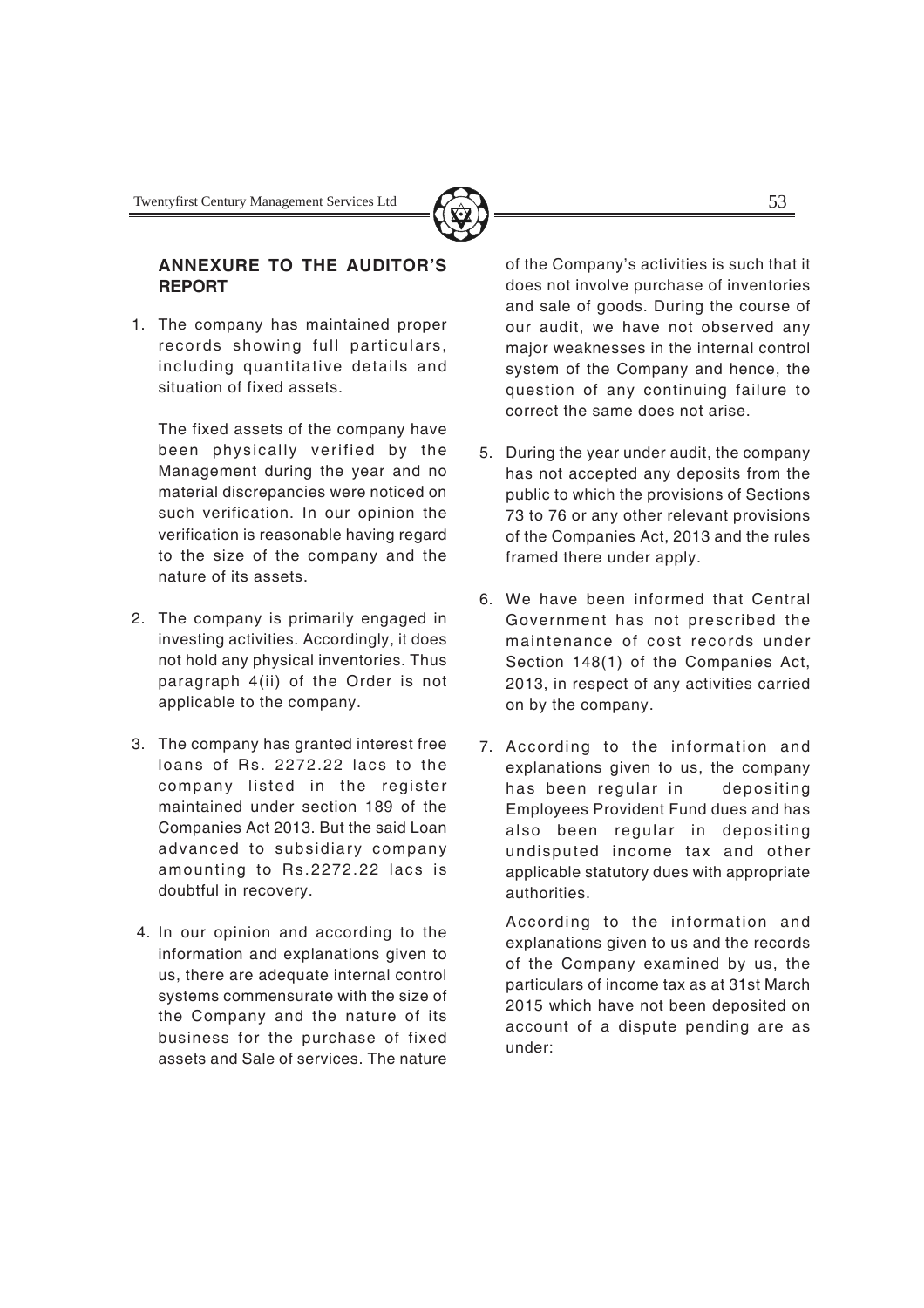## ANNEXURE TO THE AUDITOR'S REPORT

1. The company has maintained proper records showing full particulars, including quantitative details and situation of fixed assets.

   The fixed assets of the company have been physically verified by the Management during the year and no material discrepancies were noticed on such verification. In our opinion the verification is reasonable having regard to the size of the company and the nature of its assets.

2. The company is primarily engaged in investing activities. Accordingly, it does not hold any physical inventories. Thus paragraph 4(ii) of the Order is not applicable to the company.

3. The company has granted interest free loans of Rs. 2272.22 lacs to the company listed in the register maintained under section 189 of the Companies Act 2013. But the said Loan advanced to subsidiary company amounting to Rs.2272.22 lacs is doubtful in recovery.

4. In our opinion and according to the information and explanations given to us, there are adequate internal control systems commensurate with the size of the Company and the nature of its business for the purchase of fixed assets and Sale of services. The nature of the Company's activities is such that it does not involve purchase of inventories and sale of goods. During the course of our audit, we have not observed any major weaknesses in the internal control system of the Company and hence, the question of any continuing failure to correct the same does not arise.

5. During the year under audit, the company has not accepted any deposits from the public to which the provisions of Sections 73 to 76 or any other relevant provisions of the Companies Act, 2013 and the rules framed there under apply.

6. We have been informed that Central Government has not prescribed the maintenance of cost records under Section 148(1) of the Companies Act, 2013, in respect of any activities carried on by the company.

7. According to the information and explanations given to us, the company has been regular in depositing Employees Provident Fund dues and has also been regular in depositing undisputed income tax and other applicable statutory dues with appropriate authorities.

   According to the information and explanations given to us and the records of the Company examined by us, the particulars of income tax as at 31st March 2015 which have not been deposited on account of a dispute pending are as under: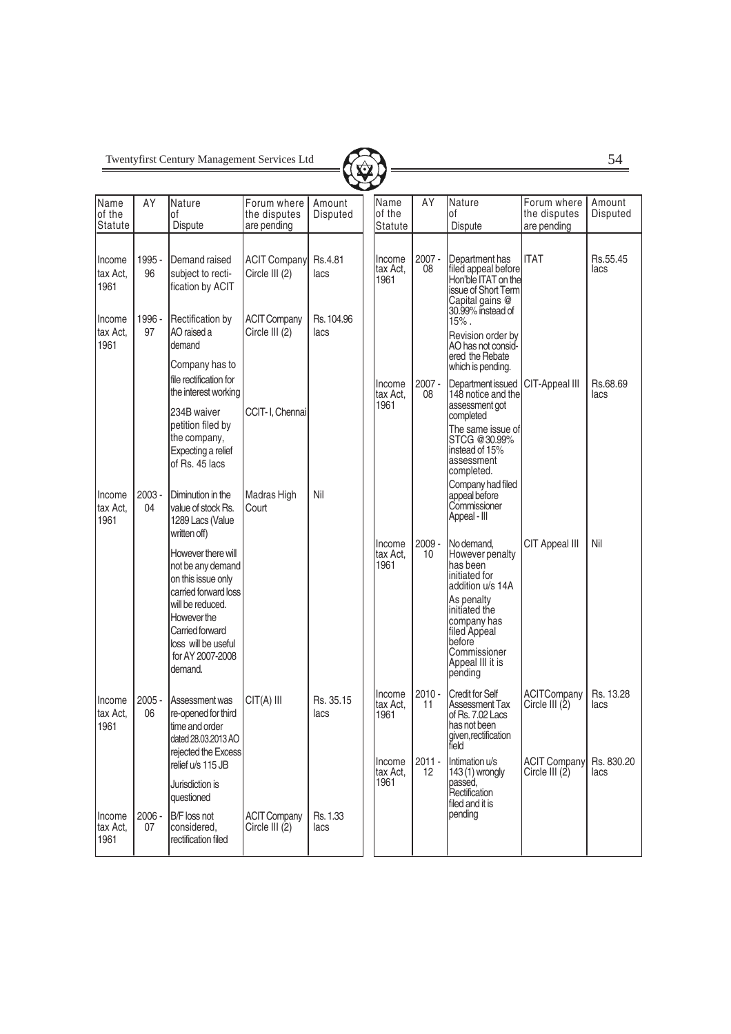| Name of the Statute | AY | Nature of Dispute | Forum where the disputes are pending | Amount Disputed |
|---|---|---|---|---|
| Income tax Act, 1961 | 1995 - 96 | Demand raised subject to rectification by ACIT | ACIT Company Circle III (2) | Rs.4.81 lacs |
| Income tax Act, 1961 | 1996 - 97 | Rectification by AO raised a demand | ACIT Company Circle III (2) | Rs. 104.96 lacs |
| | | Company has to file rectification for the interest working | | |
| | | 234B waiver petition filed by the company, Expecting a relief of Rs. 45 lacs | CCIT- I, Chennai | |
| Income tax Act, 1961 | 2003 - 04 | Diminution in the value of stock Rs. 1289 Lacs (Value written off) | Madras High Court | Nil |
| | | However there will not be any demand on this issue only carried forward loss will be reduced. However the Carried forward loss will be useful for AY 2007-2008 demand. | | |
| Income tax Act, 1961 | 2005 - 06 | Assessment was re-opened for third time and order dated 28.03.2013 AO rejected the Excess relief u/s 115 JB | CIT(A) III | Rs. 35.15 lacs |
| | | Jurisdiction is questioned | | |
| Income tax Act, 1961 | 2006 - 07 | B/F loss not considered, rectification filed | ACIT Company Circle III (2) | Rs. 1.33 lacs |
| Income tax Act, 1961 | 2007 - 08 | Department has filed appeal before Hon'ble ITAT on the issue of Short Term Capital gains @ 30.99% instead of 15% . | ITAT | Rs.55.45 lacs |
| | | Revision order by AO has not considered the Rebate which is pending. | | |
| Income tax Act, 1961 | 2007 - 08 | Department issued 148 notice and the assessment got completed | CIT-Appeal III | Rs.68.69 lacs |
| | | The same issue of STCG @30.99% instead of 15% assessment completed. | | |
| | | Company had filed appeal before Commissioner Appeal - III | | |
| Income tax Act, 1961 | 2009 - 10 | No demand, However penalty has been initiated for addition u/s 14A | CIT Appeal III | Nil |
| | | As penalty initiated the company has filed Appeal before Commissioner Appeal III it is pending | | |
| Income tax Act, 1961 | 2010 - 11 | Credit for Self Assessment Tax of Rs. 7.02 Lacs has not been given,rectification field | ACITCompany Circle III (2) | Rs. 13.28 lacs |
| Income tax Act, 1961 | 2011 - 12 | Intimation u/s 143 (1) wrongly passed, Rectification filed and it is pending | ACIT Company Circle III (2) | Rs. 830.20 lacs |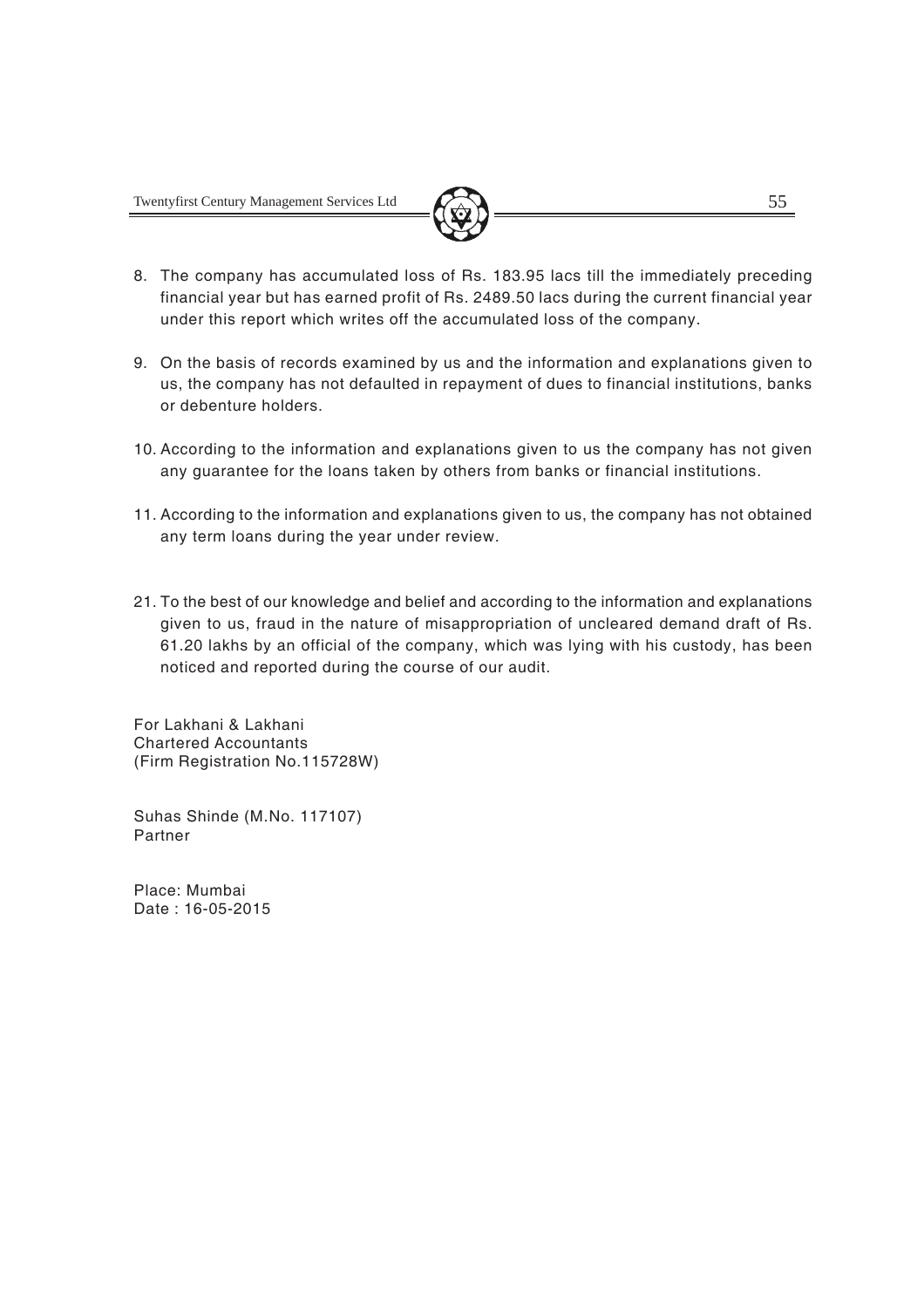8. The company has accumulated loss of Rs. 183.95 lacs till the immediately preceding financial year but has earned profit of Rs. 2489.50 lacs during the current financial year under this report which writes off the accumulated loss of the company.

9. On the basis of records examined by us and the information and explanations given to us, the company has not defaulted in repayment of dues to financial institutions, banks or debenture holders.

10. According to the information and explanations given to us the company has not given any guarantee for the loans taken by others from banks or financial institutions.

11. According to the information and explanations given to us, the company has not obtained any term loans during the year under review.

21. To the best of our knowledge and belief and according to the information and explanations given to us, fraud in the nature of misappropriation of uncleared demand draft of Rs. 61.20 lakhs by an official of the company, which was lying with his custody, has been noticed and reported during the course of our audit.

For Lakhani & Lakhani
Chartered Accountants
(Firm Registration No.115728W)

Suhas Shinde (M.No. 117107)
Partner

Place: Mumbai
Date : 16-05-2015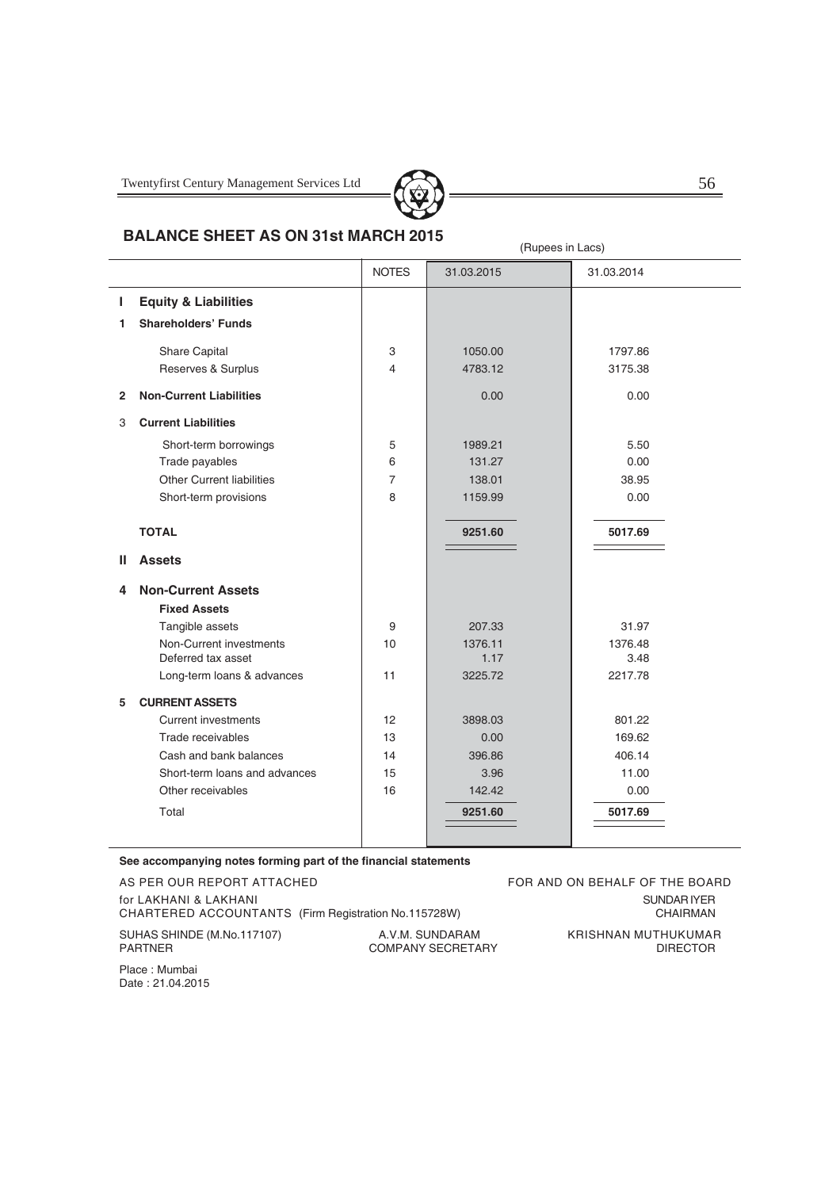## BALANCE SHEET AS ON 31st MARCH 2015

(Rupees in Lacs)

| | | NOTES | 31.03.2015 | 31.03.2014 |
|---|---|---|---|---|
| **I** | **Equity & Liabilities** | | | |
| **1** | **Shareholders' Funds** | | | |
| | Share Capital | 3 | 1050.00 | 1797.86 |
| | Reserves & Surplus | 4 | 4783.12 | 3175.38 |
| **2** | **Non-Current Liabilities** | | 0.00 | 0.00 |
| 3 | **Current Liabilities** | | | |
| | Short-term borrowings | 5 | 1989.21 | 5.50 |
| | Trade payables | 6 | 131.27 | 0.00 |
| | Other Current liabilities | 7 | 138.01 | 38.95 |
| | Short-term provisions | 8 | 1159.99 | 0.00 |
| | **TOTAL** | | **9251.60** | **5017.69** |
| **II** | **Assets** | | | |
| **4** | **Non-Current Assets** | | | |
| | **Fixed Assets** | | | |
| | Tangible assets | 9 | 207.33 | 31.97 |
| | Non-Current investments | 10 | 1376.11 | 1376.48 |
| | Deferred tax asset | | 1.17 | 3.48 |
| | Long-term loans & advances | 11 | 3225.72 | 2217.78 |
| **5** | **CURRENT ASSETS** | | | |
| | Current investments | 12 | 3898.03 | 801.22 |
| | Trade receivables | 13 | 0.00 | 169.62 |
| | Cash and bank balances | 14 | 396.86 | 406.14 |
| | Short-term loans and advances | 15 | 3.96 | 11.00 |
| | Other receivables | 16 | 142.42 | 0.00 |
| | Total | | **9251.60** | **5017.69** |

**See accompanying notes forming part of the financial statements**

AS PER OUR REPORT ATTACHED
for LAKHANI & LAKHANI
CHARTERED ACCOUNTANTS (Firm Registration No.115728W)

SUHAS SHINDE (M.No.117107)
PARTNER

FOR AND ON BEHALF OF THE BOARD

SUNDAR IYER
CHAIRMAN

A.V.M. SUNDARAM
COMPANY SECRETARY

KRISHNAN MUTHUKUMAR
DIRECTOR

Place : Mumbai
Date : 21.04.2015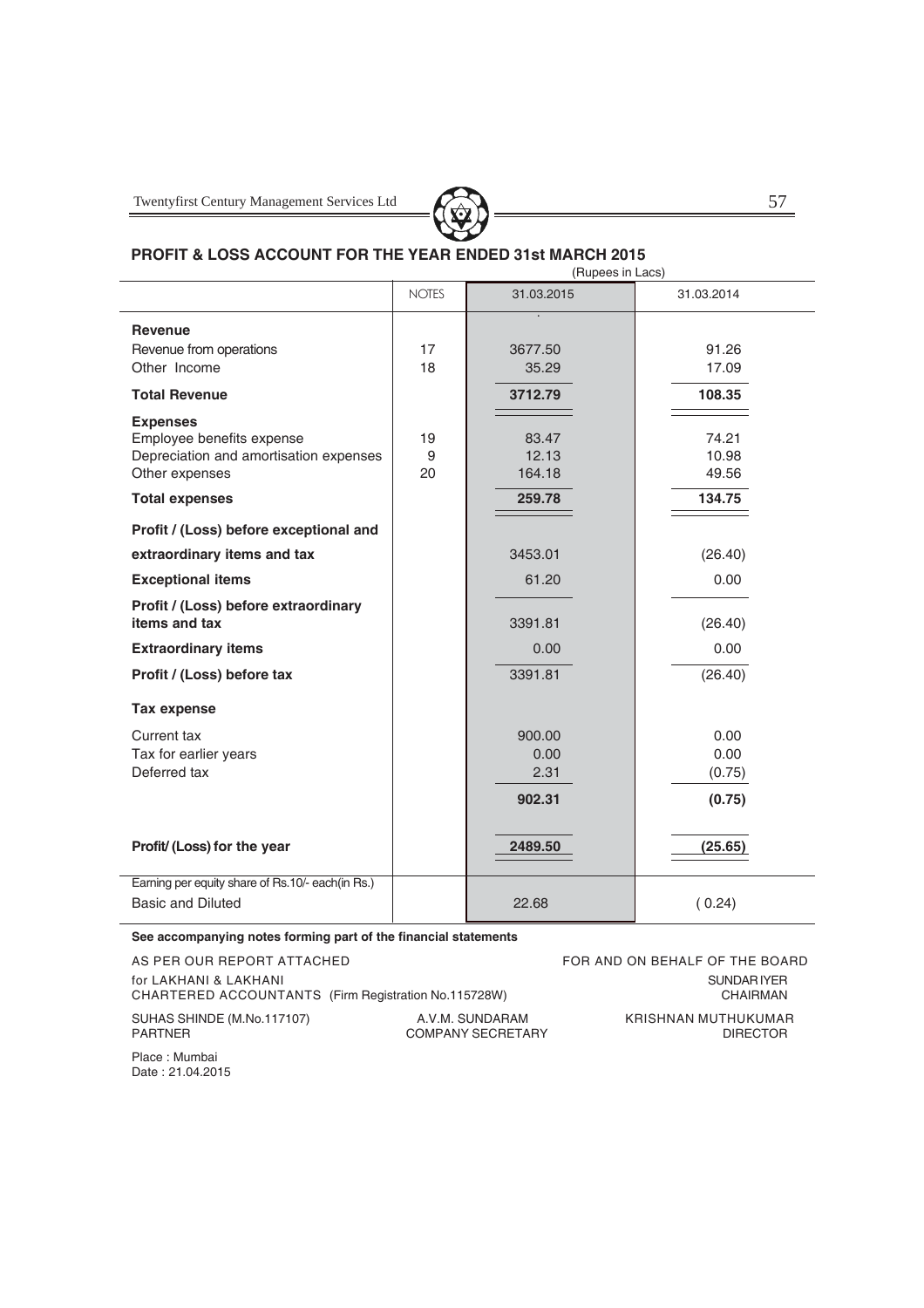## PROFIT & LOSS ACCOUNT FOR THE YEAR ENDED 31st MARCH 2015

(Rupees in Lacs)

| | NOTES | 31.03.2015 | 31.03.2014 |
|---|---|---|---|
| **Revenue** | | | |
| Revenue from operations | 17 | 3677.50 | 91.26 |
| Other Income | 18 | 35.29 | 17.09 |
| **Total Revenue** | | **3712.79** | **108.35** |
| **Expenses** | | | |
| Employee benefits expense | 19 | 83.47 | 74.21 |
| Depreciation and amortisation expenses | 9 | 12.13 | 10.98 |
| Other expenses | 20 | 164.18 | 49.56 |
| **Total expenses** | | **259.78** | **134.75** |
| **Profit / (Loss) before exceptional and extraordinary items and tax** | | 3453.01 | (26.40) |
| **Exceptional items** | | 61.20 | 0.00 |
| **Profit / (Loss) before extraordinary items and tax** | | 3391.81 | (26.40) |
| **Extraordinary items** | | 0.00 | 0.00 |
| **Profit / (Loss) before tax** | | 3391.81 | (26.40) |
| **Tax expense** | | | |
| Current tax | | 900.00 | 0.00 |
| Tax for earlier years | | 0.00 | 0.00 |
| Deferred tax | | 2.31 | (0.75) |
| | | **902.31** | **(0.75)** |
| **Profit/ (Loss) for the year** | | **2489.50** | **(25.65)** |
| Earning per equity share of Rs.10/- each(in Rs.) | | | |
| Basic and Diluted | | 22.68 | ( 0.24) |

**See accompanying notes forming part of the financial statements**

AS PER OUR REPORT ATTACHED
for LAKHANI & LAKHANI
CHARTERED ACCOUNTANTS (Firm Registration No.115728W)

SUHAS SHINDE (M.No.117107)
PARTNER

Place : Mumbai
Date : 21.04.2015

FOR AND ON BEHALF OF THE BOARD

SUNDAR IYER
CHAIRMAN

A.V.M. SUNDARAM
COMPANY SECRETARY

KRISHNAN MUTHUKUMAR
DIRECTOR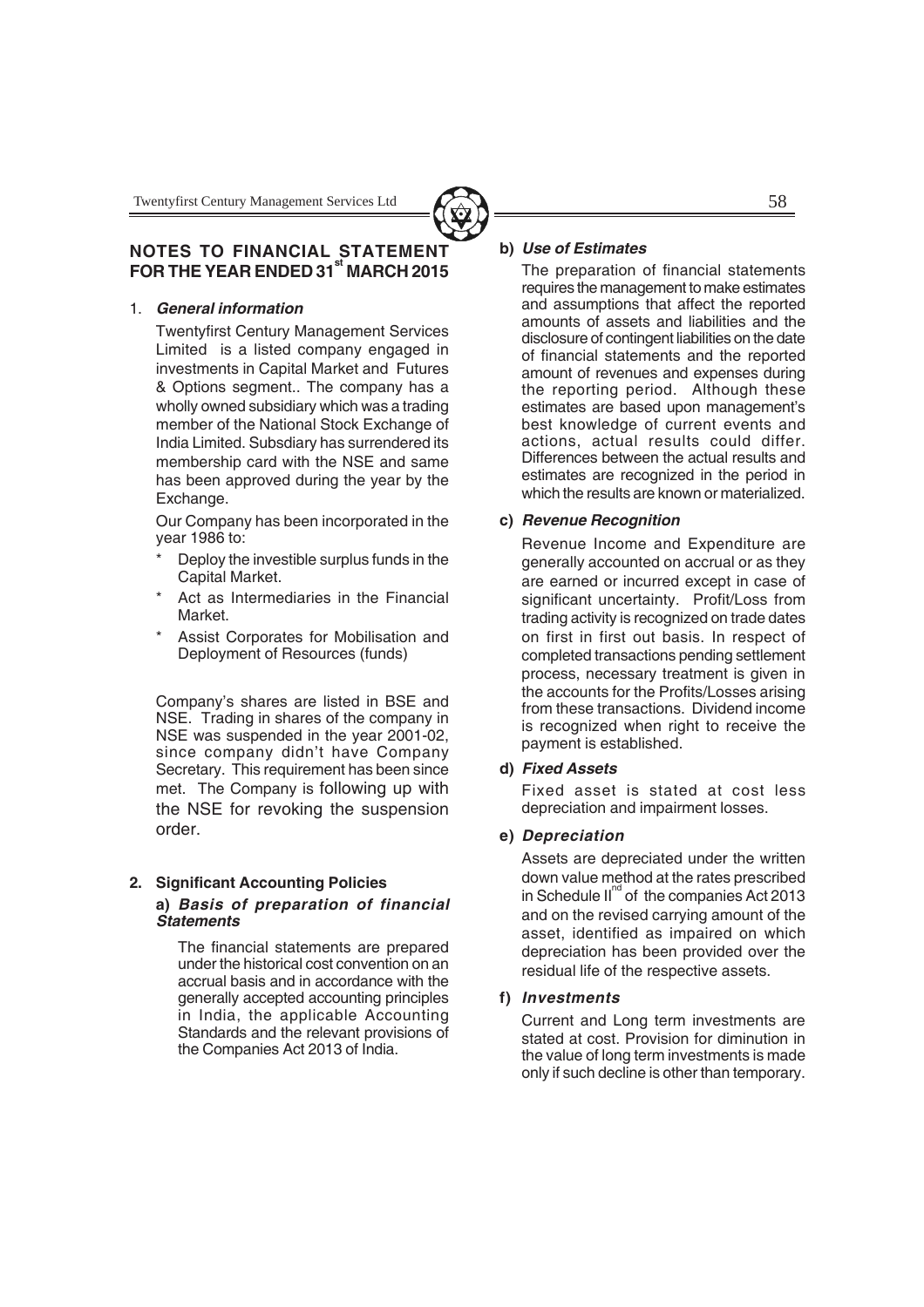## NOTES TO FINANCIAL STATEMENT FOR THE YEAR ENDED 31st MARCH 2015

1. ***General information***

   Twentyfirst Century Management Services Limited is a listed company engaged in investments in Capital Market and Futures & Options segment.. The company has a wholly owned subsidiary which was a trading member of the National Stock Exchange of India Limited. Subsdiary has surrendered its membership card with the NSE and same has been approved during the year by the Exchange.

   Our Company has been incorporated in the year 1986 to:

   * Deploy the investible surplus funds in the Capital Market.
   * Act as Intermediaries in the Financial Market.
   * Assist Corporates for Mobilisation and Deployment of Resources (funds)

   Company's shares are listed in BSE and NSE. Trading in shares of the company in NSE was suspended in the year 2001-02, since company didn't have Company Secretary. This requirement has been since met. The Company is following up with the NSE for revoking the suspension order.

2. **Significant Accounting Policies**

   a) ***Basis of preparation of financial Statements***

   The financial statements are prepared under the historical cost convention on an accrual basis and in accordance with the generally accepted accounting principles in India, the applicable Accounting Standards and the relevant provisions of the Companies Act 2013 of India.

   b) ***Use of Estimates***

   The preparation of financial statements requires the management to make estimates and assumptions that affect the reported amounts of assets and liabilities and the disclosure of contingent liabilities on the date of financial statements and the reported amount of revenues and expenses during the reporting period. Although these estimates are based upon management's best knowledge of current events and actions, actual results could differ. Differences between the actual results and estimates are recognized in the period in which the results are known or materialized.

   c) ***Revenue Recognition***

   Revenue Income and Expenditure are generally accounted on accrual or as they are earned or incurred except in case of significant uncertainty. Profit/Loss from trading activity is recognized on trade dates on first in first out basis. In respect of completed transactions pending settlement process, necessary treatment is given in the accounts for the Profits/Losses arising from these transactions. Dividend income is recognized when right to receive the payment is established.

   d) ***Fixed Assets***

   Fixed asset is stated at cost less depreciation and impairment losses.

   e) ***Depreciation***

   Assets are depreciated under the written down value method at the rates prescribed in Schedule IInd of the companies Act 2013 and on the revised carrying amount of the asset, identified as impaired on which depreciation has been provided over the residual life of the respective assets.

   f) ***Investments***

   Current and Long term investments are stated at cost. Provision for diminution in the value of long term investments is made only if such decline is other than temporary.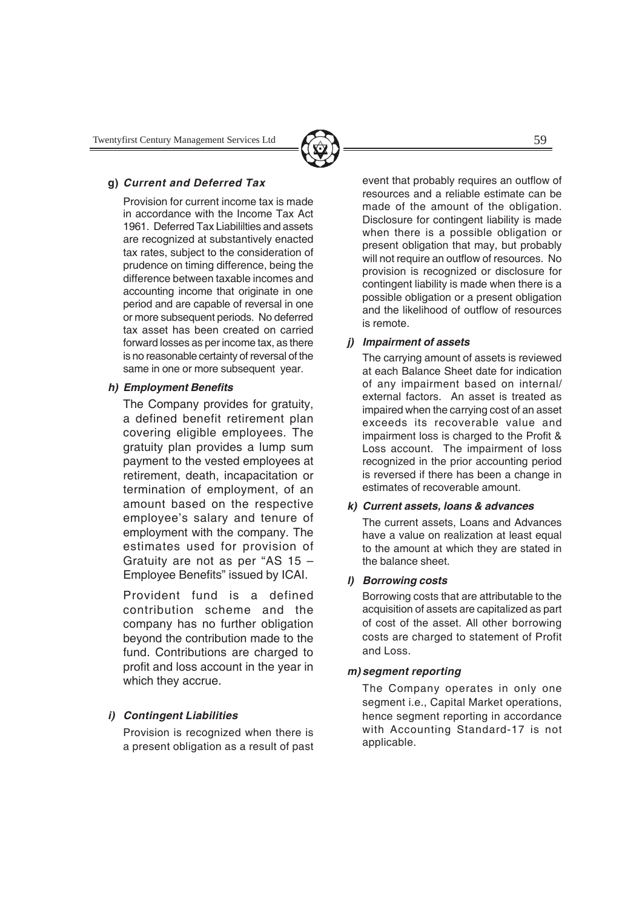**g) *Current and Deferred Tax***

Provision for current income tax is made in accordance with the Income Tax Act 1961. Deferred Tax Liabililties and assets are recognized at substantively enacted tax rates, subject to the consideration of prudence on timing difference, being the difference between taxable incomes and accounting income that originate in one period and are capable of reversal in one or more subsequent periods. No deferred tax asset has been created on carried forward losses as per income tax, as there is no reasonable certainty of reversal of the same in one or more subsequent year.

***h) Employment Benefits***

The Company provides for gratuity, a defined benefit retirement plan covering eligible employees. The gratuity plan provides a lump sum payment to the vested employees at retirement, death, incapacitation or termination of employment, of an amount based on the respective employee's salary and tenure of employment with the company. The estimates used for provision of Gratuity are not as per "AS 15 – Employee Benefits" issued by ICAI.

Provident fund is a defined contribution scheme and the company has no further obligation beyond the contribution made to the fund. Contributions are charged to profit and loss account in the year in which they accrue.

***i) Contingent Liabilities***

Provision is recognized when there is a present obligation as a result of past event that probably requires an outflow of resources and a reliable estimate can be made of the amount of the obligation. Disclosure for contingent liability is made when there is a possible obligation or present obligation that may, but probably will not require an outflow of resources. No provision is recognized or disclosure for contingent liability is made when there is a possible obligation or a present obligation and the likelihood of outflow of resources is remote.

***j) Impairment of assets***

The carrying amount of assets is reviewed at each Balance Sheet date for indication of any impairment based on internal/ external factors. An asset is treated as impaired when the carrying cost of an asset exceeds its recoverable value and impairment loss is charged to the Profit & Loss account. The impairment of loss recognized in the prior accounting period is reversed if there has been a change in estimates of recoverable amount.

***k) Current assets, loans & advances***

The current assets, Loans and Advances have a value on realization at least equal to the amount at which they are stated in the balance sheet.

***l) Borrowing costs***

Borrowing costs that are attributable to the acquisition of assets are capitalized as part of cost of the asset. All other borrowing costs are charged to statement of Profit and Loss.

***m) segment reporting***

The Company operates in only one segment i.e., Capital Market operations, hence segment reporting in accordance with Accounting Standard-17 is not applicable.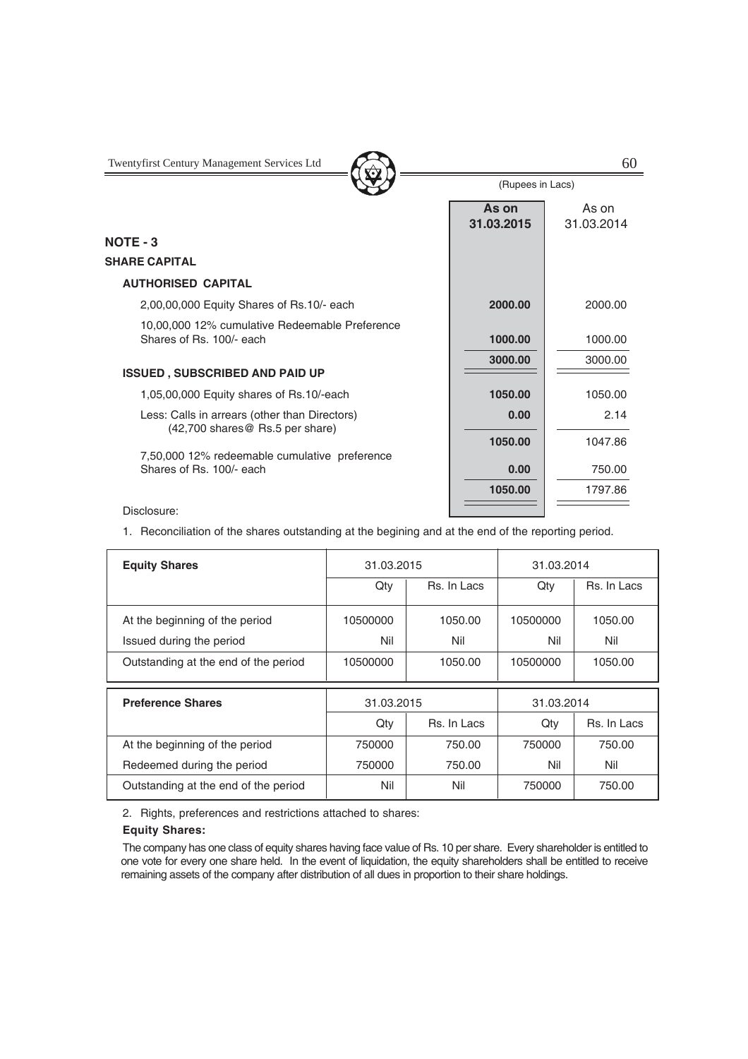(Rupees in Lacs)

| | As on 31.03.2015 | As on 31.03.2014 |
|---|---|---|
| **NOTE - 3** | | |
| **SHARE CAPITAL** | | |
| **AUTHORISED CAPITAL** | | |
| 2,00,00,000 Equity Shares of Rs.10/- each | **2000.00** | 2000.00 |
| 10,00,000 12% cumulative Redeemable Preference Shares of Rs. 100/- each | **1000.00** | 1000.00 |
| | **3000.00** | 3000.00 |
| **ISSUED , SUBSCRIBED AND PAID UP** | | |
| 1,05,00,000 Equity shares of Rs.10/-each | **1050.00** | 1050.00 |
| Less: Calls in arrears (other than Directors) (42,700 shares@ Rs.5 per share) | **0.00** | 2.14 |
| | **1050.00** | 1047.86 |
| 7,50,000 12% redeemable cumulative preference Shares of Rs. 100/- each | **0.00** | 750.00 |
| | **1050.00** | 1797.86 |

Disclosure:

1. Reconciliation of the shares outstanding at the begining and at the end of the reporting period.

| **Equity Shares** | 31.03.2015 | | 31.03.2014 | |
|---|---|---|---|---|
| | Qty | Rs. In Lacs | Qty | Rs. In Lacs |
| At the beginning of the period | 10500000 | 1050.00 | 10500000 | 1050.00 |
| Issued during the period | Nil | Nil | Nil | Nil |
| Outstanding at the end of the period | 10500000 | 1050.00 | 10500000 | 1050.00 |

| **Preference Shares** | 31.03.2015 | | 31.03.2014 | |
|---|---|---|---|---|
| | Qty | Rs. In Lacs | Qty | Rs. In Lacs |
| At the beginning of the period | 750000 | 750.00 | 750000 | 750.00 |
| Redeemed during the period | 750000 | 750.00 | Nil | Nil |
| Outstanding at the end of the period | Nil | Nil | 750000 | 750.00 |

2. Rights, preferences and restrictions attached to shares:

**Equity Shares:**

The company has one class of equity shares having face value of Rs. 10 per share. Every shareholder is entitled to one vote for every one share held. In the event of liquidation, the equity shareholders shall be entitled to receive remaining assets of the company after distribution of all dues in proportion to their share holdings.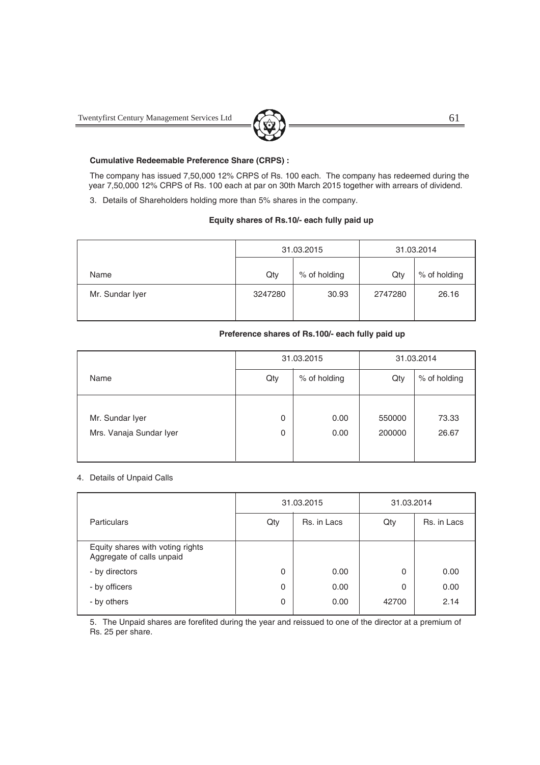**Cumulative Redeemable Preference Share (CRPS) :**

The company has issued 7,50,000 12% CRPS of Rs. 100 each. The company has redeemed during the year 7,50,000 12% CRPS of Rs. 100 each at par on 30th March 2015 together with arrears of dividend.

3. Details of Shareholders holding more than 5% shares in the company.

**Equity shares of Rs.10/- each fully paid up**

| | 31.03.2015 | | 31.03.2014 | |
|---|---|---|---|---|
| Name | Qty | % of holding | Qty | % of holding |
| Mr. Sundar Iyer | 3247280 | 30.93 | 2747280 | 26.16 |

**Preference shares of Rs.100/- each fully paid up**

| | 31.03.2015 | | 31.03.2014 | |
|---|---|---|---|---|
| Name | Qty | % of holding | Qty | % of holding |
| Mr. Sundar Iyer | 0 | 0.00 | 550000 | 73.33 |
| Mrs. Vanaja Sundar Iyer | 0 | 0.00 | 200000 | 26.67 |

4. Details of Unpaid Calls

| | 31.03.2015 | | 31.03.2014 | |
|---|---|---|---|---|
| Particulars | Qty | Rs. in Lacs | Qty | Rs. in Lacs |
| Equity shares with voting rights Aggregate of calls unpaid | | | | |
| - by directors | 0 | 0.00 | 0 | 0.00 |
| - by officers | 0 | 0.00 | 0 | 0.00 |
| - by others | 0 | 0.00 | 42700 | 2.14 |

5. The Unpaid shares are forefited during the year and reissued to one of the director at a premium of Rs. 25 per share.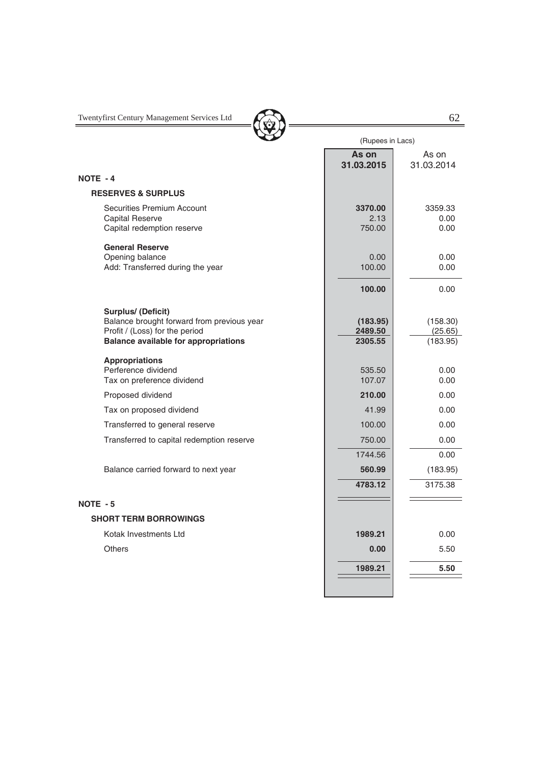(Rupees in Lacs)

| | As on 31.03.2015 | As on 31.03.2014 |
|---|---|---|
| **NOTE - 4** | | |
| **RESERVES & SURPLUS** | | |
| Securities Premium Account | **3370.00** | 3359.33 |
| Capital Reserve | 2.13 | 0.00 |
| Capital redemption reserve | 750.00 | 0.00 |
| **General Reserve** | | |
| Opening balance | 0.00 | 0.00 |
| Add: Transferred during the year | 100.00 | 0.00 |
| | **100.00** | 0.00 |
| **Surplus/ (Deficit)** | | |
| Balance brought forward from previous year | **(183.95)** | (158.30) |
| Profit / (Loss) for the period | **2489.50** | (25.65) |
| **Balance available for appropriations** | **2305.55** | (183.95) |
| **Appropriations** | | |
| Perference dividend | 535.50 | 0.00 |
| Tax on preference dividend | 107.07 | 0.00 |
| Proposed dividend | **210.00** | 0.00 |
| Tax on proposed dividend | 41.99 | 0.00 |
| Transferred to general reserve | 100.00 | 0.00 |
| Transferred to capital redemption reserve | 750.00 | 0.00 |
| | 1744.56 | 0.00 |
| Balance carried forward to next year | **560.99** | (183.95) |
| | **4783.12** | 3175.38 |
| **NOTE - 5** | | |
| **SHORT TERM BORROWINGS** | | |
| Kotak Investments Ltd | **1989.21** | 0.00 |
| Others | **0.00** | 5.50 |
| | **1989.21** | **5.50** |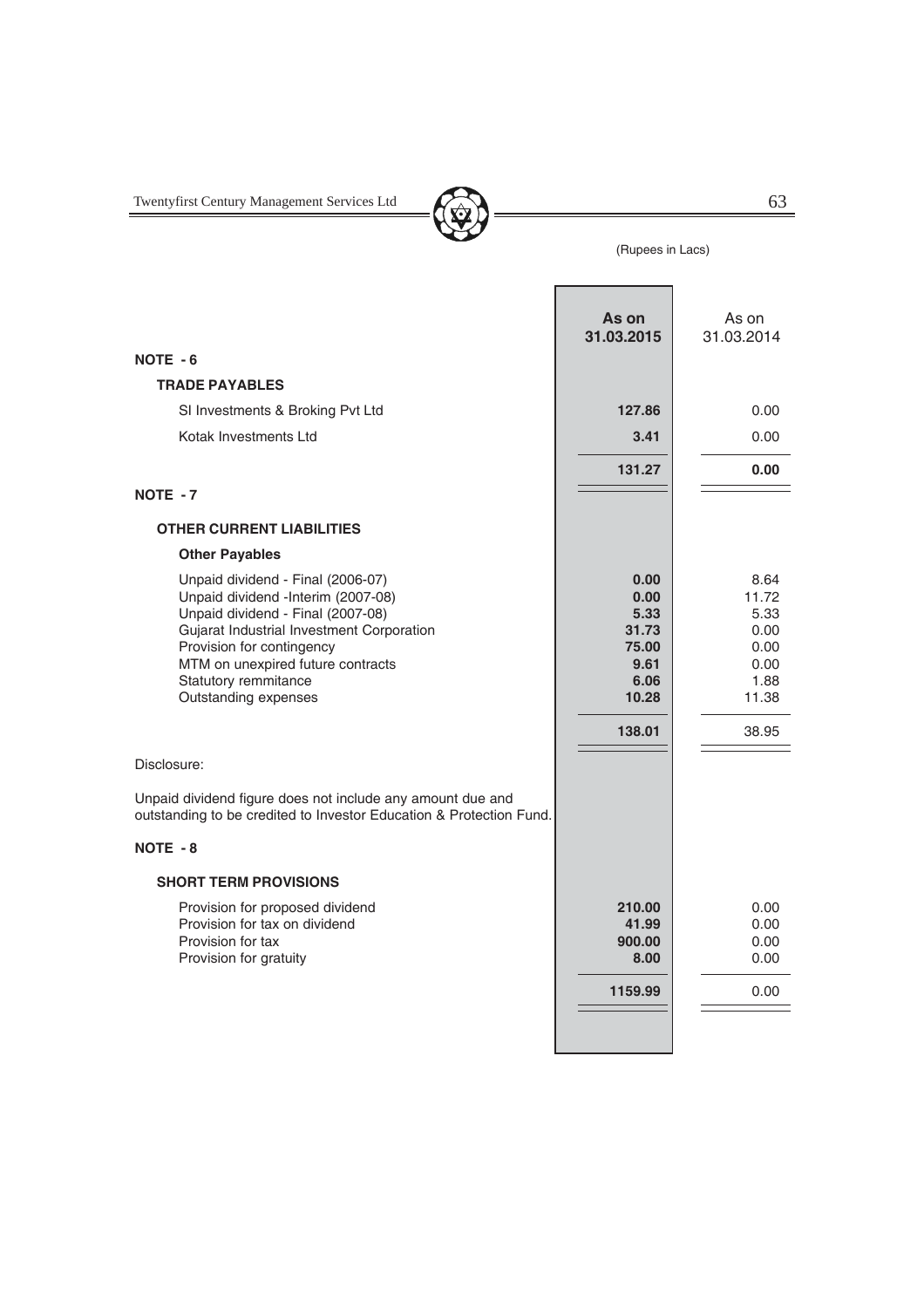(Rupees in Lacs)

| | As on 31.03.2015 | As on 31.03.2014 |
|---|---|---|
| **NOTE - 6** | | |
| **TRADE PAYABLES** | | |
| SI Investments & Broking Pvt Ltd | **127.86** | 0.00 |
| Kotak Investments Ltd | **3.41** | 0.00 |
| | **131.27** | **0.00** |
| **NOTE - 7** | | |
| **OTHER CURRENT LIABILITIES** | | |
| **Other Payables** | | |
| Unpaid dividend - Final (2006-07) | **0.00** | 8.64 |
| Unpaid dividend -Interim (2007-08) | **0.00** | 11.72 |
| Unpaid dividend - Final (2007-08) | **5.33** | 5.33 |
| Gujarat Industrial Investment Corporation | **31.73** | 0.00 |
| Provision for contingency | **75.00** | 0.00 |
| MTM on unexpired future contracts | **9.61** | 0.00 |
| Statutory remmitance | **6.06** | 1.88 |
| Outstanding expenses | **10.28** | 11.38 |
| | **138.01** | 38.95 |

Disclosure:

Unpaid dividend figure does not include any amount due and outstanding to be credited to Investor Education & Protection Fund.

| | As on 31.03.2015 | As on 31.03.2014 |
|---|---|---|
| **NOTE - 8** | | |
| **SHORT TERM PROVISIONS** | | |
| Provision for proposed dividend | **210.00** | 0.00 |
| Provision for tax on dividend | **41.99** | 0.00 |
| Provision for tax | **900.00** | 0.00 |
| Provision for gratuity | **8.00** | 0.00 |
| | **1159.99** | 0.00 |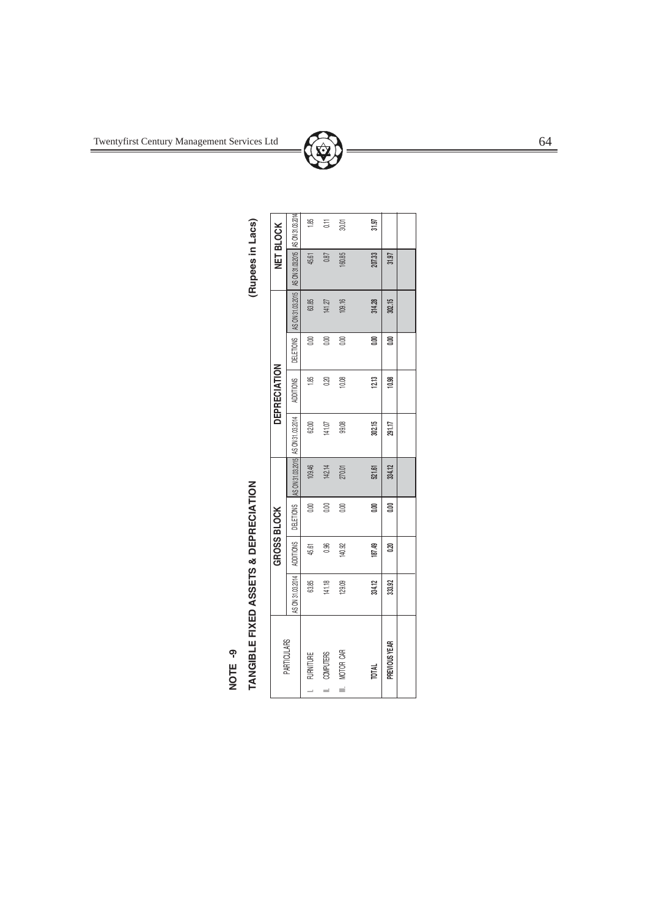# NOTE -9

## TANGIBLE FIXED ASSETS & DEPRECIATION

(Rupees in Lacs)

| PARTICULARS | GROSS BLOCK | | | | DEPRECIATION | | | | NET BLOCK | |
|---|---|---|---|---|---|---|---|---|---|---|
| | AS ON 31.03.2014 | ADDITIONS | DELETIONS | AS ON 31.03.2015 | AS ON 31.03.2014 | ADDITIONS | DELETIONS | AS ON 31.03.2015 | AS ON 31.03.2015 | AS ON 31.03.2014 |
| I. FURNITURE | 63.85 | 45.61 | 0.00 | 109.46 | 62.00 | 1.85 | 0.00 | 63.85 | 45.61 | 1.85 |
| II. COMPUTERS | 141.18 | 0.96 | 0.00 | 142.14 | 141.07 | 0.20 | 0.00 | 141.27 | 0.87 | 0.11 |
| III. MOTOR CAR | 129.09 | 140.92 | 0.00 | 270.01 | 99.08 | 10.08 | 0.00 | 109.16 | 160.85 | 30.01 |
| **TOTAL** | **334.12** | **187.49** | **0.00** | **521.61** | **302.15** | **12.13** | **0.00** | **314.28** | **207.33** | **31.97** |
| **PREVIOUS YEAR** | **333.92** | **0.20** | **0.00** | **334.12** | **291.17** | **10.98** | **0.00** | **302.15** | **31.97** | |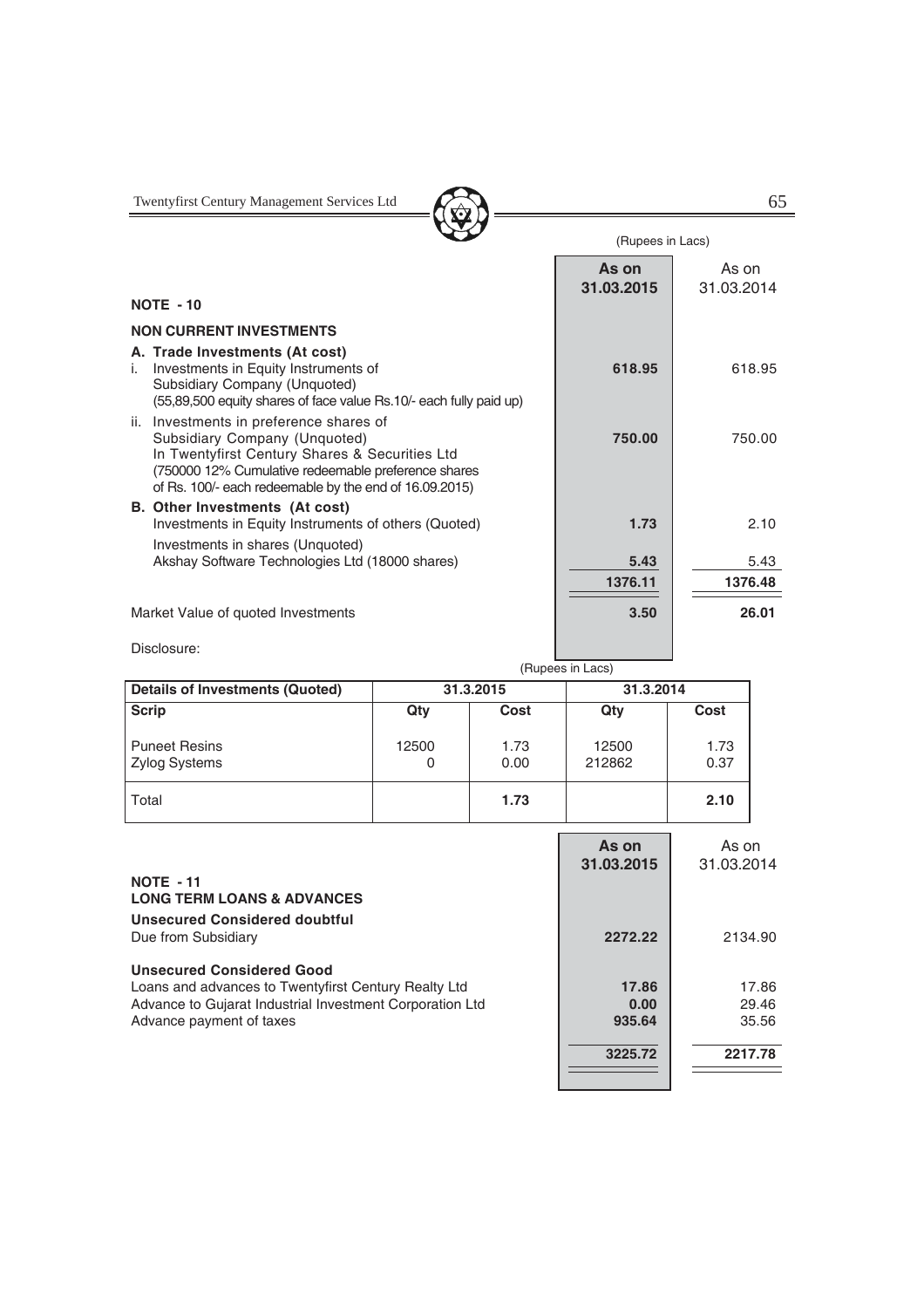(Rupees in Lacs)

| | As on 31.03.2015 | As on 31.03.2014 |
|---|---|---|
| **NOTE - 10** | | |
| **NON CURRENT INVESTMENTS** | | |
| **A. Trade Investments (At cost)** | | |
| i. Investments in Equity Instruments of Subsidiary Company (Unquoted) (55,89,500 equity shares of face value Rs.10/- each fully paid up) | **618.95** | 618.95 |
| ii. Investments in preference shares of Subsidiary Company (Unquoted) In Twentyfirst Century Shares & Securities Ltd (750000 12% Cumulative redeemable preference shares of Rs. 100/- each redeemable by the end of 16.09.2015) | **750.00** | 750.00 |
| **B. Other Investments (At cost)** | | |
| Investments in Equity Instruments of others (Quoted) | **1.73** | 2.10 |
| Investments in shares (Unquoted) Akshay Software Technologies Ltd (18000 shares) | **5.43** | 5.43 |
| | **1376.11** | **1376.48** |
| Market Value of quoted Investments | **3.50** | **26.01** |

Disclosure:

(Rupees in Lacs)

| Details of Investments (Quoted) | 31.3.2015 | | 31.3.2014 | |
|---|---|---|---|---|
| Scrip | Qty | Cost | Qty | Cost |
| Puneet Resins | 12500 | 1.73 | 12500 | 1.73 |
| Zylog Systems | 0 | 0.00 | 212862 | 0.37 |
| Total | | **1.73** | | **2.10** |

| | As on 31.03.2015 | As on 31.03.2014 |
|---|---|---|
| **NOTE - 11** | | |
| **LONG TERM LOANS & ADVANCES** | | |
| **Unsecured Considered doubtful** | | |
| Due from Subsidiary | **2272.22** | 2134.90 |
| **Unsecured Considered Good** | | |
| Loans and advances to Twentyfirst Century Realty Ltd | **17.86** | 17.86 |
| Advance to Gujarat Industrial Investment Corporation Ltd | **0.00** | 29.46 |
| Advance payment of taxes | **935.64** | 35.56 |
| | **3225.72** | **2217.78** |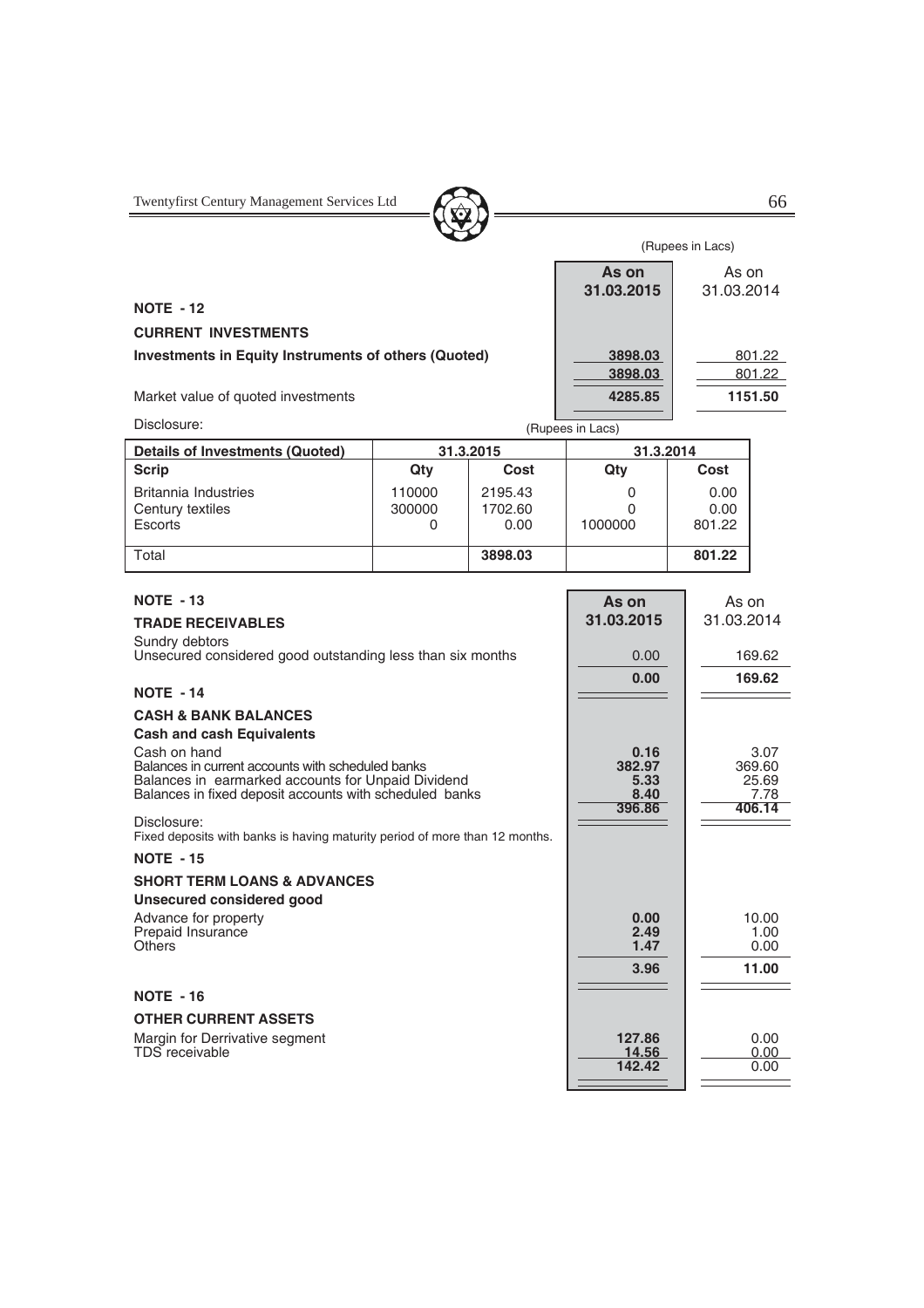(Rupees in Lacs)

| | As on 31.03.2015 | As on 31.03.2014 |
|---|---|---|
| **NOTE - 12** | | |
| **CURRENT INVESTMENTS** | | |
| **Investments in Equity Instruments of others (Quoted)** | 3898.03 | 801.22 |
| | 3898.03 | 801.22 |
| Market value of quoted investments | 4285.85 | 1151.50 |

Disclosure:

(Rupees in Lacs)

| Details of Investments (Quoted) | 31.3.2015 | | 31.3.2014 | |
|---|---|---|---|---|
| **Scrip** | **Qty** | **Cost** | **Qty** | **Cost** |
| Britannia Industries | 110000 | 2195.43 | 0 | 0.00 |
| Century textiles | 300000 | 1702.60 | 0 | 0.00 |
| Escorts | 0 | 0.00 | 1000000 | 801.22 |
| Total | | **3898.03** | | **801.22** |

| | As on 31.03.2015 | As on 31.03.2014 |
|---|---|---|
| **NOTE - 13** | | |
| **TRADE RECEIVABLES** | | |
| Sundry debtors | | |
| Unsecured considered good outstanding less than six months | 0.00 | 169.62 |
| | **0.00** | **169.62** |
| **NOTE - 14** | | |
| **CASH & BANK BALANCES** | | |
| **Cash and cash Equivalents** | | |
| Cash on hand | 0.16 | 3.07 |
| Balances in current accounts with scheduled banks | 382.97 | 369.60 |
| Balances in earmarked accounts for Unpaid Dividend | 5.33 | 25.69 |
| Balances in fixed deposit accounts with scheduled banks | 8.40 | 7.78 |
| | 396.86 | 406.14 |
| Disclosure: | | |
| Fixed deposits with banks is having maturity period of more than 12 months. | | |
| **NOTE - 15** | | |
| **SHORT TERM LOANS & ADVANCES** | | |
| **Unsecured considered good** | | |
| Advance for property | 0.00 | 10.00 |
| Prepaid Insurance | 2.49 | 1.00 |
| Others | 1.47 | 0.00 |
| | **3.96** | **11.00** |
| **NOTE - 16** | | |
| **OTHER CURRENT ASSETS** | | |
| Margin for Derrivative segment | 127.86 | 0.00 |
| TDS receivable | 14.56 | 0.00 |
| | 142.42 | 0.00 |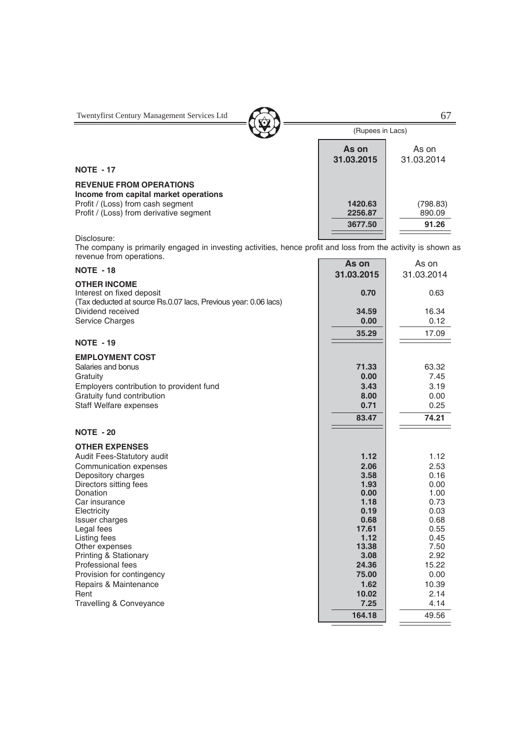(Rupees in Lacs)

| | As on 31.03.2015 | As on 31.03.2014 |
|---|---|---|
| **NOTE - 17** | | |
| **REVENUE FROM OPERATIONS** | | |
| **Income from capital market operations** | | |
| Profit / (Loss) from cash segment | **1420.63** | (798.83) |
| Profit / (Loss) from derivative segment | **2256.87** | 890.09 |
| | **3677.50** | **91.26** |

Disclosure:
The company is primarily engaged in investing activities, hence profit and loss from the activity is shown as revenue from operations.

| | As on 31.03.2015 | As on 31.03.2014 |
|---|---|---|
| **NOTE - 18** | | |
| **OTHER INCOME** | | |
| Interest on fixed deposit (Tax deducted at source Rs.0.07 lacs, Previous year: 0.06 lacs) | **0.70** | 0.63 |
| Dividend received | **34.59** | 16.34 |
| Service Charges | **0.00** | 0.12 |
| | **35.29** | 17.09 |
| **NOTE - 19** | | |
| **EMPLOYMENT COST** | | |
| Salaries and bonus | **71.33** | 63.32 |
| Gratuity | **0.00** | 7.45 |
| Employers contribution to provident fund | **3.43** | 3.19 |
| Gratuity fund contribution | **8.00** | 0.00 |
| Staff Welfare expenses | **0.71** | 0.25 |
| | **83.47** | **74.21** |
| **NOTE - 20** | | |
| **OTHER EXPENSES** | | |
| Audit Fees-Statutory audit | **1.12** | 1.12 |
| Communication expenses | **2.06** | 2.53 |
| Depository charges | **3.58** | 0.16 |
| Directors sitting fees | **1.93** | 0.00 |
| Donation | **0.00** | 1.00 |
| Car insurance | **1.18** | 0.73 |
| Electricity | **0.19** | 0.03 |
| Issuer charges | **0.68** | 0.68 |
| Legal fees | **17.61** | 0.55 |
| Listing fees | **1.12** | 0.45 |
| Other expenses | **13.38** | 7.50 |
| Printing & Stationary | **3.08** | 2.92 |
| Professional fees | **24.36** | 15.22 |
| Provision for contingency | **75.00** | 0.00 |
| Repairs & Maintenance | **1.62** | 10.39 |
| Rent | **10.02** | 2.14 |
| Travelling & Conveyance | **7.25** | 4.14 |
| | **164.18** | 49.56 |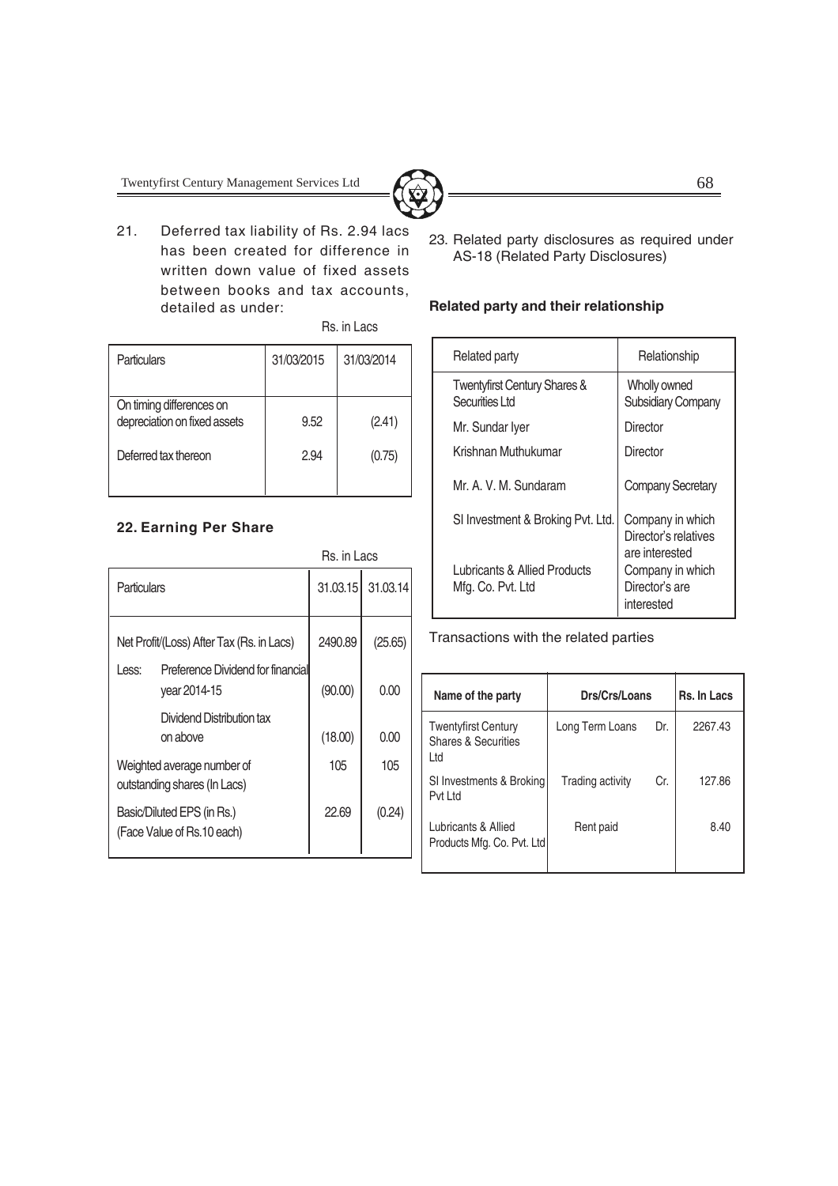21. Deferred tax liability of Rs. 2.94 lacs has been created for difference in written down value of fixed assets between books and tax accounts, detailed as under:

Rs. in Lacs

| Particulars | 31/03/2015 | 31/03/2014 |
|---|---|---|
| On timing differences on depreciation on fixed assets | 9.52 | (2.41) |
| Deferred tax thereon | 2.94 | (0.75) |

## 22. Earning Per Share

Rs. in Lacs

| Particulars | 31.03.15 | 31.03.14 |
|---|---|---|
| Net Profit/(Loss) After Tax (Rs. in Lacs) | 2490.89 | (25.65) |
| Less: Preference Dividend for financial year 2014-15 | (90.00) | 0.00 |
| Dividend Distribution tax on above | (18.00) | 0.00 |
| Weighted average number of outstanding shares (In Lacs) | 105 | 105 |
| Basic/Diluted EPS (in Rs.) (Face Value of Rs.10 each) | 22.69 | (0.24) |

23. Related party disclosures as required under AS-18 (Related Party Disclosures)

**Related party and their relationship**

| Related party | Relationship |
|---|---|
| Twentyfirst Century Shares & Securities Ltd | Wholly owned Subsidiary Company |
| Mr. Sundar Iyer | Director |
| Krishnan Muthukumar | Director |
| Mr. A. V. M. Sundaram | Company Secretary |
| SI Investment & Broking Pvt. Ltd. | Company in which Director's relatives are interested |
| Lubricants & Allied Products Mfg. Co. Pvt. Ltd | Company in which Director's are interested |

Transactions with the related parties

| Name of the party | Drs/Crs/Loans | | Rs. In Lacs |
|---|---|---|---|
| Twentyfirst Century Shares & Securities Ltd | Long Term Loans | Dr. | 2267.43 |
| SI Investments & Broking Pvt Ltd | Trading activity | Cr. | 127.86 |
| Lubricants & Allied Products Mfg. Co. Pvt. Ltd | Rent paid | | 8.40 |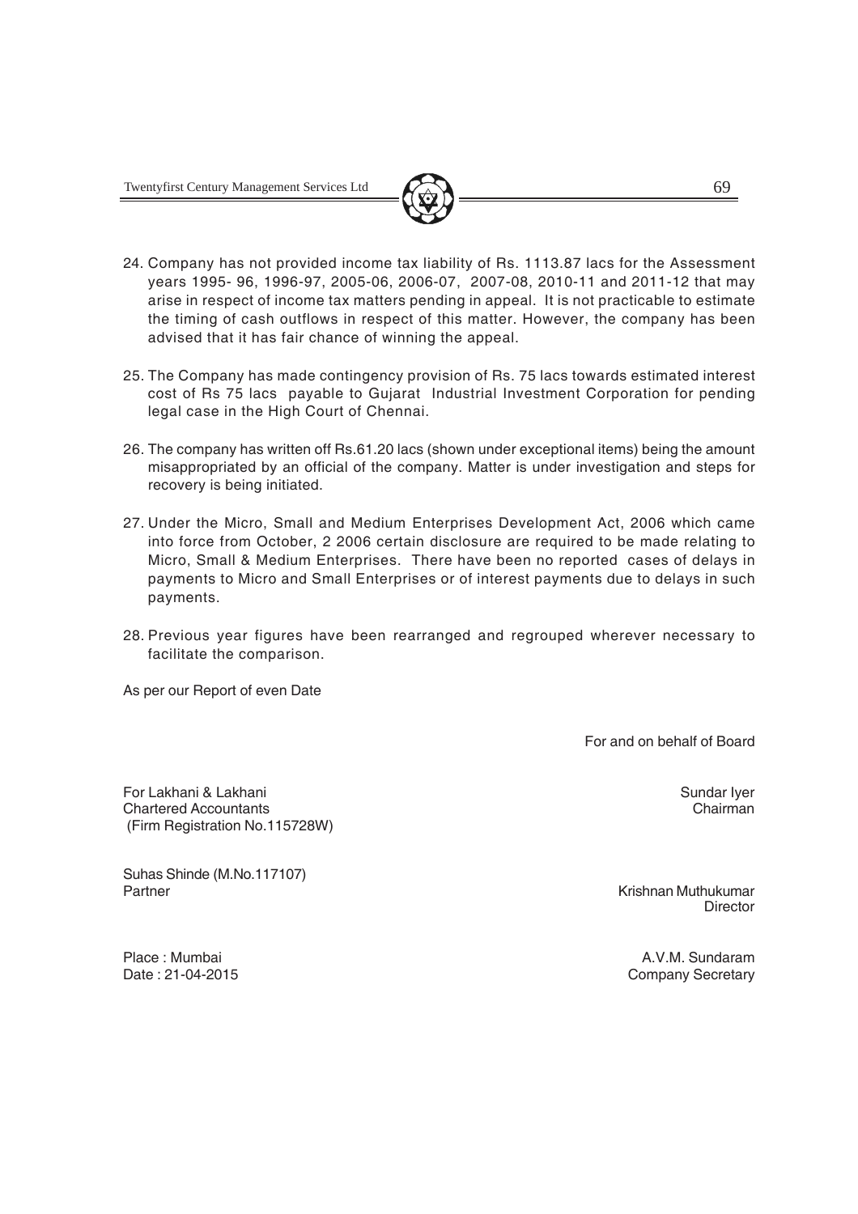24. Company has not provided income tax liability of Rs. 1113.87 lacs for the Assessment years 1995- 96, 1996-97, 2005-06, 2006-07, 2007-08, 2010-11 and 2011-12 that may arise in respect of income tax matters pending in appeal. It is not practicable to estimate the timing of cash outflows in respect of this matter. However, the company has been advised that it has fair chance of winning the appeal.

25. The Company has made contingency provision of Rs. 75 lacs towards estimated interest cost of Rs 75 lacs payable to Gujarat Industrial Investment Corporation for pending legal case in the High Court of Chennai.

26. The company has written off Rs.61.20 lacs (shown under exceptional items) being the amount misappropriated by an official of the company. Matter is under investigation and steps for recovery is being initiated.

27. Under the Micro, Small and Medium Enterprises Development Act, 2006 which came into force from October, 2 2006 certain disclosure are required to be made relating to Micro, Small & Medium Enterprises. There have been no reported cases of delays in payments to Micro and Small Enterprises or of interest payments due to delays in such payments.

28. Previous year figures have been rearranged and regrouped wherever necessary to facilitate the comparison.

As per our Report of even Date

For and on behalf of Board

For Lakhani & Lakhani
Chartered Accountants
(Firm Registration No.115728W)

Sundar Iyer
Chairman

Suhas Shinde (M.No.117107)
Partner

Krishnan Muthukumar
Director

Place : Mumbai
Date : 21-04-2015

A.V.M. Sundaram
Company Secretary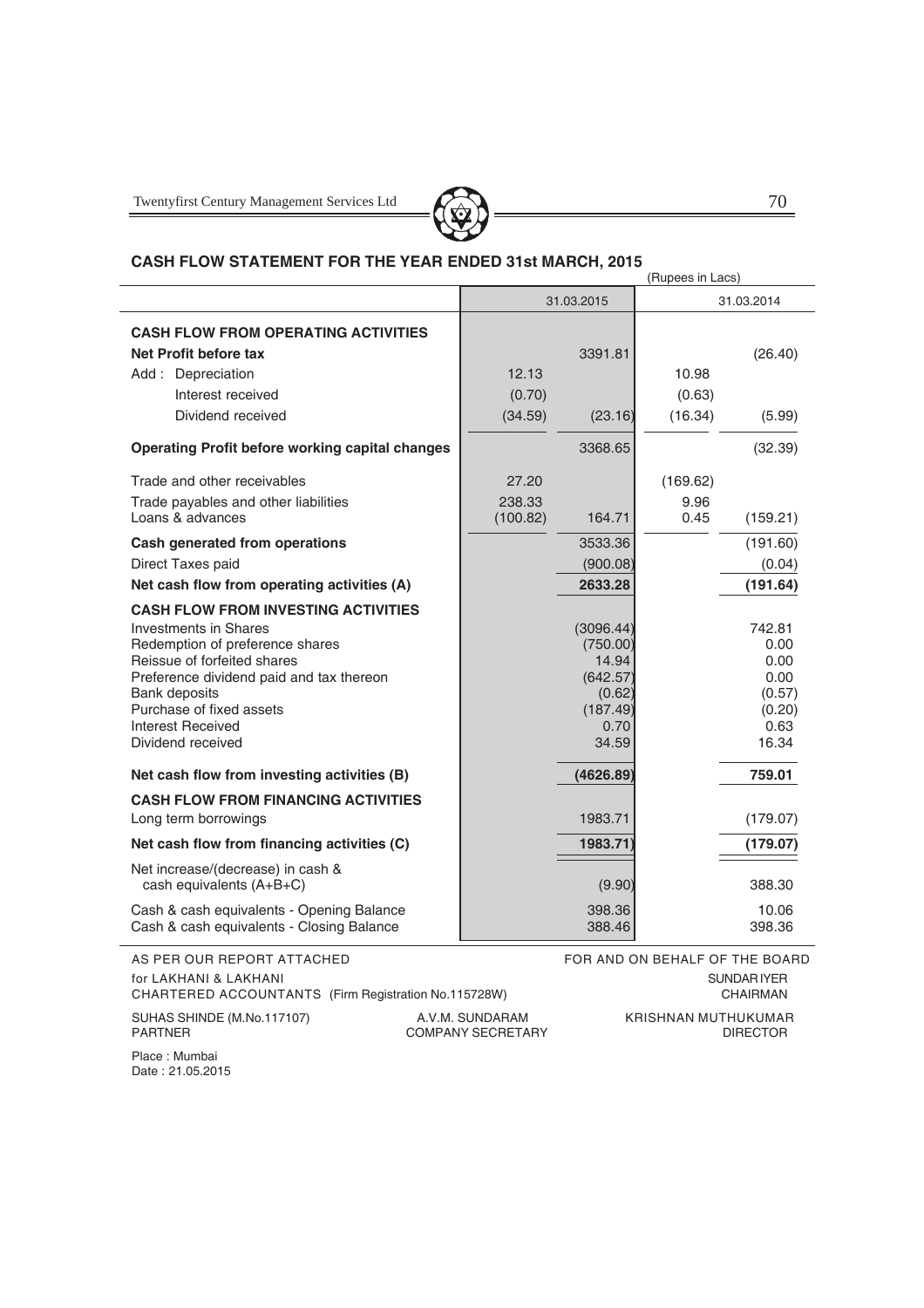## CASH FLOW STATEMENT FOR THE YEAR ENDED 31st MARCH, 2015

(Rupees in Lacs)

| | 31.03.2015 | | 31.03.2014 | |
|---|---|---|---|---|
| **CASH FLOW FROM OPERATING ACTIVITIES** | | | | |
| **Net Profit before tax** | | 3391.81 | | (26.40) |
| Add : Depreciation | 12.13 | | 10.98 | |
| Interest received | (0.70) | | (0.63) | |
| Dividend received | (34.59) | (23.16) | (16.34) | (5.99) |
| **Operating Profit before working capital changes** | | 3368.65 | | (32.39) |
| Trade and other receivables | 27.20 | | (169.62) | |
| Trade payables and other liabilities | 238.33 | | 9.96 | |
| Loans & advances | (100.82) | 164.71 | 0.45 | (159.21) |
| **Cash generated from operations** | | 3533.36 | | (191.60) |
| Direct Taxes paid | | (900.08) | | (0.04) |
| **Net cash flow from operating activities (A)** | | **2633.28** | | **(191.64)** |
| **CASH FLOW FROM INVESTING ACTIVITIES** | | | | |
| Investments in Shares | | (3096.44) | | 742.81 |
| Redemption of preference shares | | (750.00) | | 0.00 |
| Reissue of forfeited shares | | 14.94 | | 0.00 |
| Preference dividend paid and tax thereon | | (642.57) | | 0.00 |
| Bank deposits | | (0.62) | | (0.57) |
| Purchase of fixed assets | | (187.49) | | (0.20) |
| Interest Received | | 0.70 | | 0.63 |
| Dividend received | | 34.59 | | 16.34 |
| **Net cash flow from investing activities (B)** | | **(4626.89)** | | **759.01** |
| **CASH FLOW FROM FINANCING ACTIVITIES** | | | | |
| Long term borrowings | | 1983.71 | | (179.07) |
| **Net cash flow from financing activities (C)** | | **1983.71** | | **(179.07)** |
| Net increase/(decrease) in cash & cash equivalents (A+B+C) | | (9.90) | | 388.30 |
| Cash & cash equivalents - Opening Balance | | 398.36 | | 10.06 |
| Cash & cash equivalents - Closing Balance | | 388.46 | | 398.36 |

AS PER OUR REPORT ATTACHED
for LAKHANI & LAKHANI
CHARTERED ACCOUNTANTS (Firm Registration No.115728W)

FOR AND ON BEHALF OF THE BOARD

SUNDAR IYER
CHAIRMAN

SUHAS SHINDE (M.No.117107)
PARTNER

A.V.M. SUNDARAM
COMPANY SECRETARY

KRISHNAN MUTHUKUMAR
DIRECTOR

Place : Mumbai
Date : 21.05.2015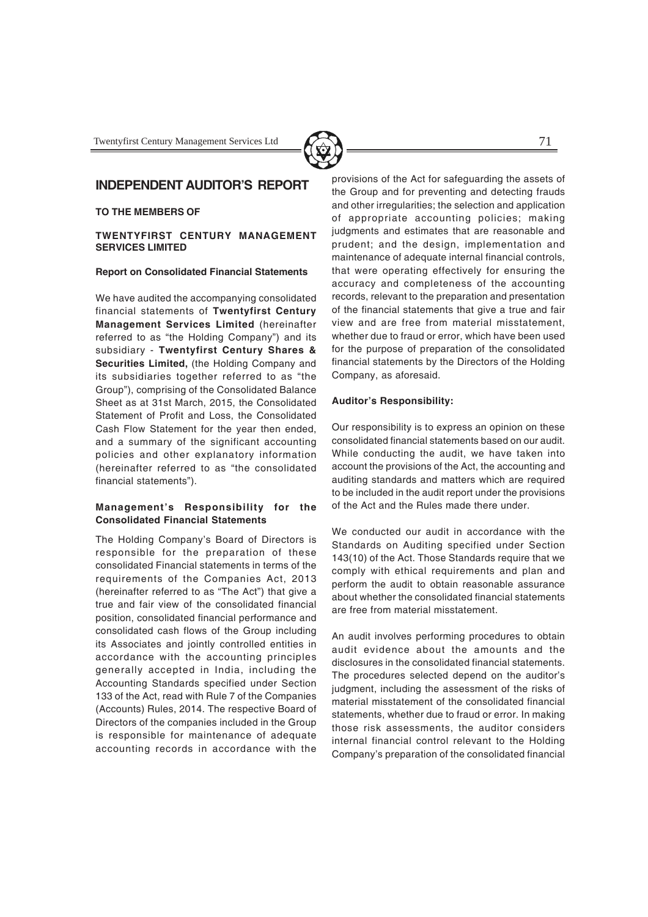# INDEPENDENT AUDITOR'S REPORT

**TO THE MEMBERS OF**

**TWENTYFIRST CENTURY MANAGEMENT SERVICES LIMITED**

**Report on Consolidated Financial Statements**

We have audited the accompanying consolidated financial statements of **Twentyfirst Century Management Services Limited** (hereinafter referred to as "the Holding Company") and its subsidiary - **Twentyfirst Century Shares & Securities Limited,** (the Holding Company and its subsidiaries together referred to as "the Group"), comprising of the Consolidated Balance Sheet as at 31st March, 2015, the Consolidated Statement of Profit and Loss, the Consolidated Cash Flow Statement for the year then ended, and a summary of the significant accounting policies and other explanatory information (hereinafter referred to as "the consolidated financial statements").

**Management's Responsibility for the Consolidated Financial Statements**

The Holding Company's Board of Directors is responsible for the preparation of these consolidated Financial statements in terms of the requirements of the Companies Act, 2013 (hereinafter referred to as "The Act") that give a true and fair view of the consolidated financial position, consolidated financial performance and consolidated cash flows of the Group including its Associates and jointly controlled entities in accordance with the accounting principles generally accepted in India, including the Accounting Standards specified under Section 133 of the Act, read with Rule 7 of the Companies (Accounts) Rules, 2014. The respective Board of Directors of the companies included in the Group is responsible for maintenance of adequate accounting records in accordance with the provisions of the Act for safeguarding the assets of the Group and for preventing and detecting frauds and other irregularities; the selection and application of appropriate accounting policies; making judgments and estimates that are reasonable and prudent; and the design, implementation and maintenance of adequate internal financial controls, that were operating effectively for ensuring the accuracy and completeness of the accounting records, relevant to the preparation and presentation of the financial statements that give a true and fair view and are free from material misstatement, whether due to fraud or error, which have been used for the purpose of preparation of the consolidated financial statements by the Directors of the Holding Company, as aforesaid.

**Auditor's Responsibility:**

Our responsibility is to express an opinion on these consolidated financial statements based on our audit. While conducting the audit, we have taken into account the provisions of the Act, the accounting and auditing standards and matters which are required to be included in the audit report under the provisions of the Act and the Rules made there under.

We conducted our audit in accordance with the Standards on Auditing specified under Section 143(10) of the Act. Those Standards require that we comply with ethical requirements and plan and perform the audit to obtain reasonable assurance about whether the consolidated financial statements are free from material misstatement.

An audit involves performing procedures to obtain audit evidence about the amounts and the disclosures in the consolidated financial statements. The procedures selected depend on the auditor's judgment, including the assessment of the risks of material misstatement of the consolidated financial statements, whether due to fraud or error. In making those risk assessments, the auditor considers internal financial control relevant to the Holding Company's preparation of the consolidated financial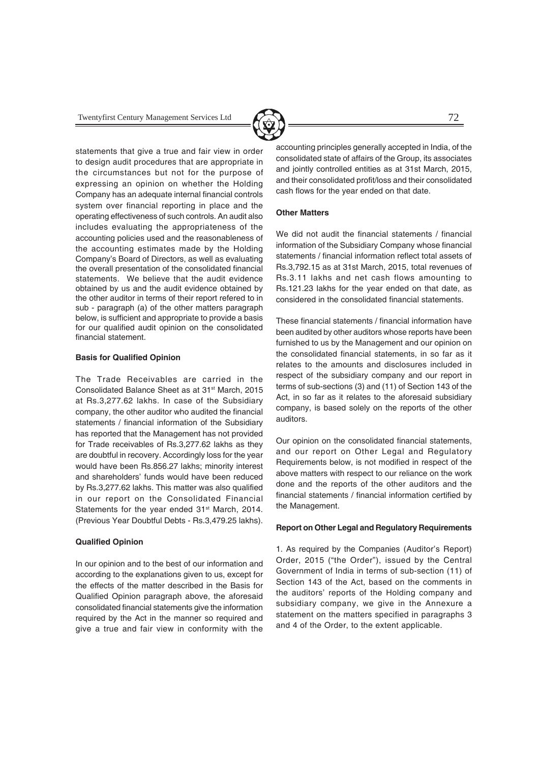statements that give a true and fair view in order to design audit procedures that are appropriate in the circumstances but not for the purpose of expressing an opinion on whether the Holding Company has an adequate internal financial controls system over financial reporting in place and the operating effectiveness of such controls. An audit also includes evaluating the appropriateness of the accounting policies used and the reasonableness of the accounting estimates made by the Holding Company's Board of Directors, as well as evaluating the overall presentation of the consolidated financial statements. We believe that the audit evidence obtained by us and the audit evidence obtained by the other auditor in terms of their report refered to in sub - paragraph (a) of the other matters paragraph below, is sufficient and appropriate to provide a basis for our qualified audit opinion on the consolidated financial statement.

**Basis for Qualified Opinion**

The Trade Receivables are carried in the Consolidated Balance Sheet as at 31st March, 2015 at Rs.3,277.62 lakhs. In case of the Subsidiary company, the other auditor who audited the financial statements / financial information of the Subsidiary has reported that the Management has not provided for Trade receivables of Rs.3,277.62 lakhs as they are doubtful in recovery. Accordingly loss for the year would have been Rs.856.27 lakhs; minority interest and shareholders' funds would have been reduced by Rs.3,277.62 lakhs. This matter was also qualified in our report on the Consolidated Financial Statements for the year ended 31st March, 2014. (Previous Year Doubtful Debts - Rs.3,479.25 lakhs).

**Qualified Opinion**

In our opinion and to the best of our information and according to the explanations given to us, except for the effects of the matter described in the Basis for Qualified Opinion paragraph above, the aforesaid consolidated financial statements give the information required by the Act in the manner so required and give a true and fair view in conformity with the accounting principles generally accepted in India, of the consolidated state of affairs of the Group, its associates and jointly controlled entities as at 31st March, 2015, and their consolidated profit/loss and their consolidated cash flows for the year ended on that date.

**Other Matters**

We did not audit the financial statements / financial information of the Subsidiary Company whose financial statements / financial information reflect total assets of Rs.3,792.15 as at 31st March, 2015, total revenues of Rs.3.11 lakhs and net cash flows amounting to Rs.121.23 lakhs for the year ended on that date, as considered in the consolidated financial statements.

These financial statements / financial information have been audited by other auditors whose reports have been furnished to us by the Management and our opinion on the consolidated financial statements, in so far as it relates to the amounts and disclosures included in respect of the subsidiary company and our report in terms of sub-sections (3) and (11) of Section 143 of the Act, in so far as it relates to the aforesaid subsidiary company, is based solely on the reports of the other auditors.

Our opinion on the consolidated financial statements, and our report on Other Legal and Regulatory Requirements below, is not modified in respect of the above matters with respect to our reliance on the work done and the reports of the other auditors and the financial statements / financial information certified by the Management.

**Report on Other Legal and Regulatory Requirements**

1. As required by the Companies (Auditor's Report) Order, 2015 ("the Order"), issued by the Central Government of India in terms of sub-section (11) of Section 143 of the Act, based on the comments in the auditors' reports of the Holding company and subsidiary company, we give in the Annexure a statement on the matters specified in paragraphs 3 and 4 of the Order, to the extent applicable.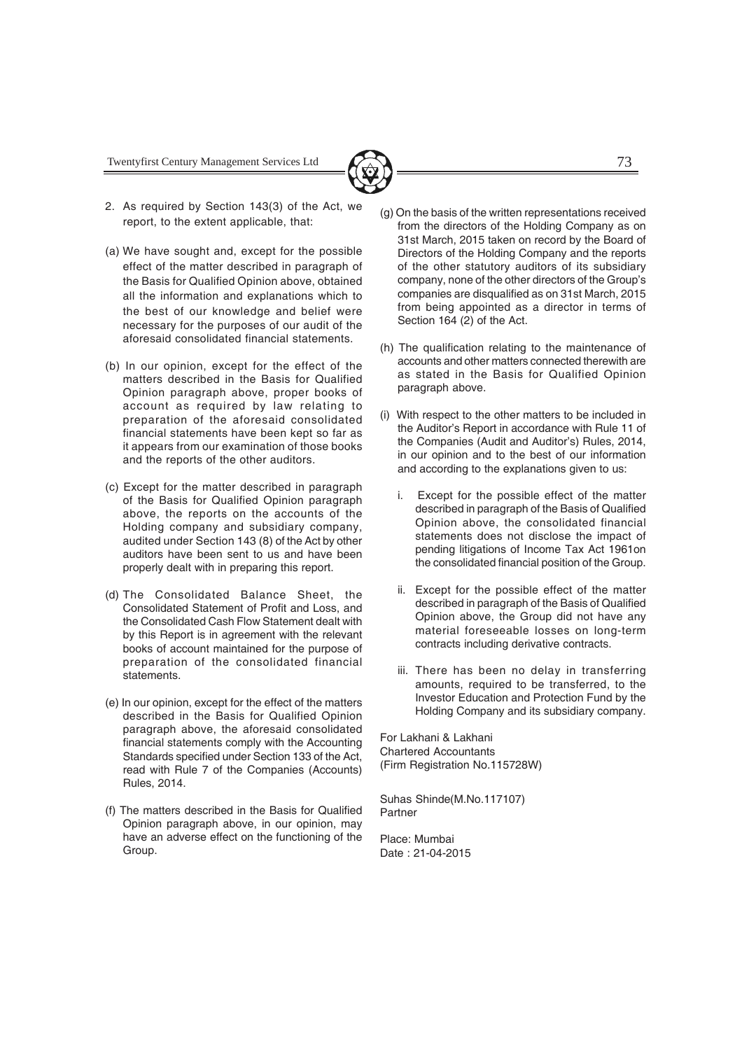2. As required by Section 143(3) of the Act, we report, to the extent applicable, that:

(a) We have sought and, except for the possible effect of the matter described in paragraph of the Basis for Qualified Opinion above, obtained all the information and explanations which to the best of our knowledge and belief were necessary for the purposes of our audit of the aforesaid consolidated financial statements.

(b) In our opinion, except for the effect of the matters described in the Basis for Qualified Opinion paragraph above, proper books of account as required by law relating to preparation of the aforesaid consolidated financial statements have been kept so far as it appears from our examination of those books and the reports of the other auditors.

(c) Except for the matter described in paragraph of the Basis for Qualified Opinion paragraph above, the reports on the accounts of the Holding company and subsidiary company, audited under Section 143 (8) of the Act by other auditors have been sent to us and have been properly dealt with in preparing this report.

(d) The Consolidated Balance Sheet, the Consolidated Statement of Profit and Loss, and the Consolidated Cash Flow Statement dealt with by this Report is in agreement with the relevant books of account maintained for the purpose of preparation of the consolidated financial statements.

(e) In our opinion, except for the effect of the matters described in the Basis for Qualified Opinion paragraph above, the aforesaid consolidated financial statements comply with the Accounting Standards specified under Section 133 of the Act, read with Rule 7 of the Companies (Accounts) Rules, 2014.

(f) The matters described in the Basis for Qualified Opinion paragraph above, in our opinion, may have an adverse effect on the functioning of the Group.

(g) On the basis of the written representations received from the directors of the Holding Company as on 31st March, 2015 taken on record by the Board of Directors of the Holding Company and the reports of the other statutory auditors of its subsidiary company, none of the other directors of the Group's companies are disqualified as on 31st March, 2015 from being appointed as a director in terms of Section 164 (2) of the Act.

(h) The qualification relating to the maintenance of accounts and other matters connected therewith are as stated in the Basis for Qualified Opinion paragraph above.

(i) With respect to the other matters to be included in the Auditor's Report in accordance with Rule 11 of the Companies (Audit and Auditor's) Rules, 2014, in our opinion and to the best of our information and according to the explanations given to us:

   i. Except for the possible effect of the matter described in paragraph of the Basis of Qualified Opinion above, the consolidated financial statements does not disclose the impact of pending litigations of Income Tax Act 1961on the consolidated financial position of the Group.

   ii. Except for the possible effect of the matter described in paragraph of the Basis of Qualified Opinion above, the Group did not have any material foreseeable losses on long-term contracts including derivative contracts.

   iii. There has been no delay in transferring amounts, required to be transferred, to the Investor Education and Protection Fund by the Holding Company and its subsidiary company.

For Lakhani & Lakhani
Chartered Accountants
(Firm Registration No.115728W)

Suhas Shinde(M.No.117107)
Partner

Place: Mumbai
Date : 21-04-2015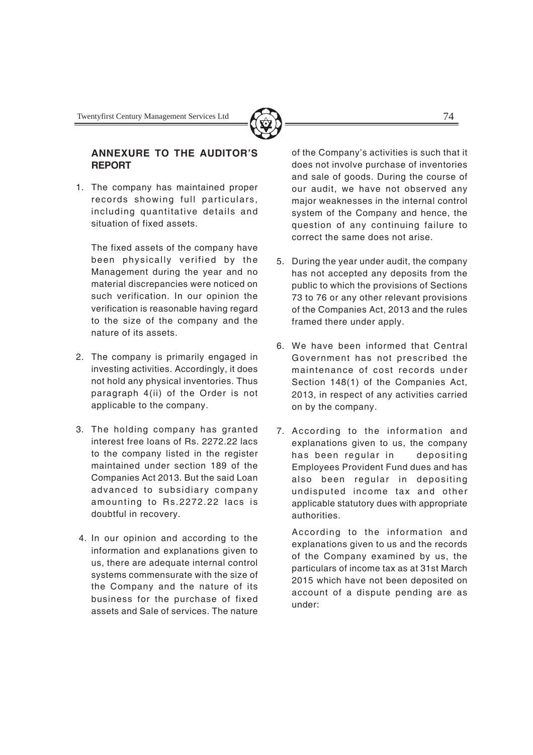## ANNEXURE TO THE AUDITOR'S REPORT

1. The company has maintained proper records showing full particulars, including quantitative details and situation of fixed assets.

   The fixed assets of the company have been physically verified by the Management during the year and no material discrepancies were noticed on such verification. In our opinion the verification is reasonable having regard to the size of the company and the nature of its assets.

2. The company is primarily engaged in investing activities. Accordingly, it does not hold any physical inventories. Thus paragraph 4(ii) of the Order is not applicable to the company.

3. The holding company has granted interest free loans of Rs. 2272.22 lacs to the company listed in the register maintained under section 189 of the Companies Act 2013. But the said Loan advanced to subsidiary company amounting to Rs.2272.22 lacs is doubtful in recovery.

4. In our opinion and according to the information and explanations given to us, there are adequate internal control systems commensurate with the size of the Company and the nature of its business for the purchase of fixed assets and Sale of services. The nature of the Company's activities is such that it does not involve purchase of inventories and sale of goods. During the course of our audit, we have not observed any major weaknesses in the internal control system of the Company and hence, the question of any continuing failure to correct the same does not arise.

5. During the year under audit, the company has not accepted any deposits from the public to which the provisions of Sections 73 to 76 or any other relevant provisions of the Companies Act, 2013 and the rules framed there under apply.

6. We have been informed that Central Government has not prescribed the maintenance of cost records under Section 148(1) of the Companies Act, 2013, in respect of any activities carried on by the company.

7. According to the information and explanations given to us, the company has been regular in depositing Employees Provident Fund dues and has also been regular in depositing undisputed income tax and other applicable statutory dues with appropriate authorities.

   According to the information and explanations given to us and the records of the Company examined by us, the particulars of income tax as at 31st March 2015 which have not been deposited on account of a dispute pending are as under: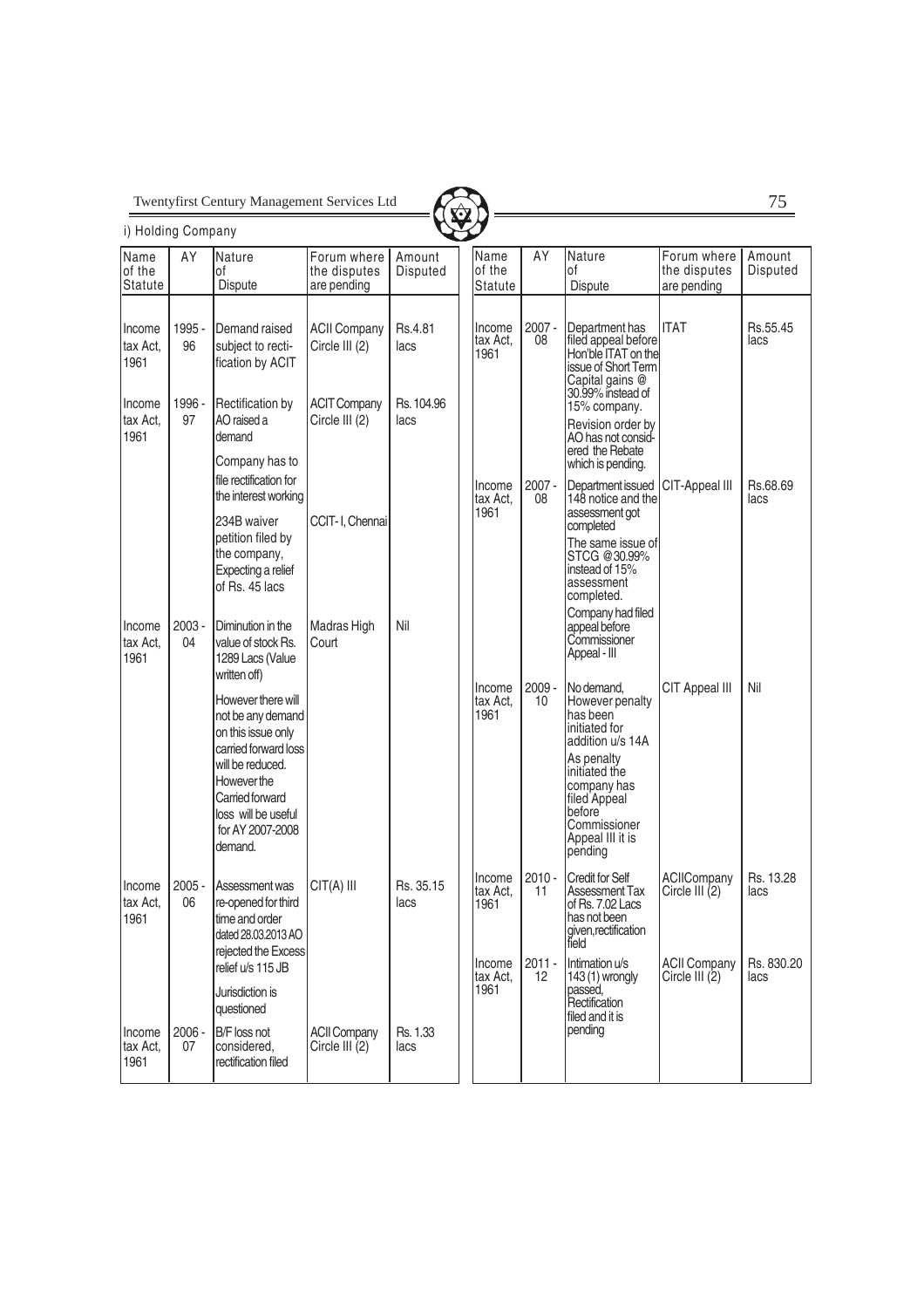i) Holding Company

| Name of the Statute | AY | Nature of Dispute | Forum where the disputes are pending | Amount Disputed |
|---|---|---|---|---|
| Income tax Act, 1961 | 1995 - 96 | Demand raised subject to rectification by ACIT | ACII Company Circle III (2) | Rs.4.81 lacs |
| Income tax Act, 1961 | 1996 - 97 | Rectification by AO raised a demand | ACIT Company Circle III (2) | Rs. 104.96 lacs |
| | | Company has to file rectification for the interest working | | |
| | | 234B waiver petition filed by the company, Expecting a relief of Rs. 45 lacs | CCIT- I, Chennai | |
| Income tax Act, 1961 | 2003 - 04 | Diminution in the value of stock Rs. 1289 Lacs (Value written off) | Madras High Court | Nil |
| | | However there will not be any demand on this issue only carried forward loss will be reduced. However the Carried forward loss will be useful for AY 2007-2008 demand. | | |
| Income tax Act, 1961 | 2005 - 06 | Assessment was re-opened for third time and order dated 28.03.2013 AO rejected the Excess relief u/s 115 JB | CIT(A) III | Rs. 35.15 lacs |
| | | Jurisdiction is questioned | | |
| Income tax Act, 1961 | 2006 - 07 | B/F loss not considered, rectification filed | ACII Company Circle III (2) | Rs. 1.33 lacs |
| Income tax Act, 1961 | 2007 - 08 | Department has filed appeal before Hon'ble ITAT on the issue of Short Term Capital gains @ 30.99% instead of 15% company. | ITAT | Rs.55.45 lacs |
| | | Revision order by AO has not considered the Rebate which is pending. | | |
| Income tax Act, 1961 | 2007 - 08 | Department issued 148 notice and the assessment got completed | CIT-Appeal III | Rs.68.69 lacs |
| | | The same issue of STCG @30.99% instead of 15% assessment completed. | | |
| | | Company had filed appeal before Commissioner Appeal - III | | |
| Income tax Act, 1961 | 2009 - 10 | No demand, However penalty has been initiated for addition u/s 14A | CIT Appeal III | Nil |
| | | As penalty initiated the company has filed Appeal before Commissioner Appeal III it is pending | | |
| Income tax Act, 1961 | 2010 - 11 | Credit for Self Assessment Tax of Rs. 7.02 Lacs has not been given,rectification field | ACIICompany Circle III (2) | Rs. 13.28 lacs |
| Income tax Act, 1961 | 2011 - 12 | Intimation u/s 143 (1) wrongly passed, Rectification filed and it is pending | ACII Company Circle III (2) | Rs. 830.20 lacs |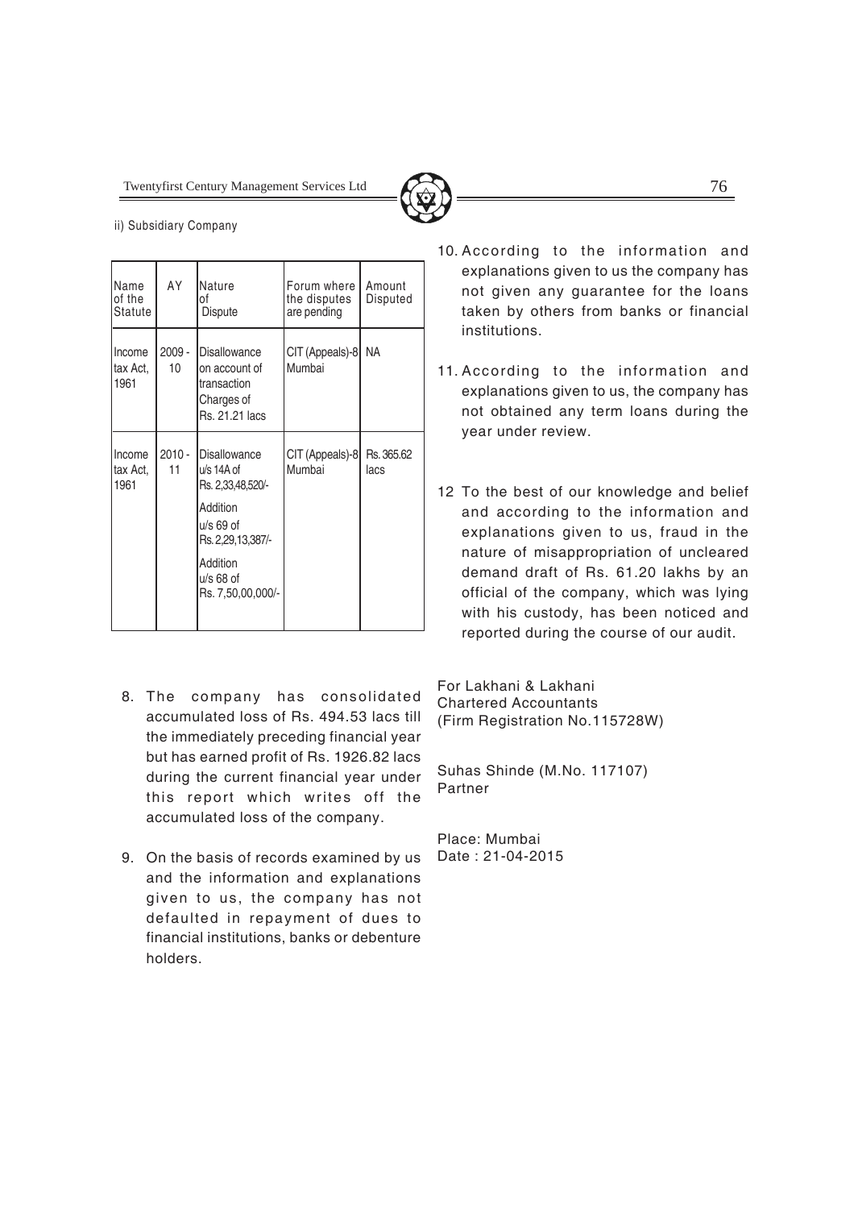ii) Subsidiary Company

| Name of the Statute | AY | Nature of Dispute | Forum where the disputes are pending | Amount Disputed |
|---|---|---|---|---|
| Income tax Act, 1961 | 2009 - 10 | Disallowance on account of transaction Charges of Rs. 21.21 lacs | CIT (Appeals)-8 Mumbai | NA |
| Income tax Act, 1961 | 2010 - 11 | Disallowance u/s 14A of Rs. 2,33,48,520/- Addition u/s 69 of Rs. 2,29,13,387/- Addition u/s 68 of Rs. 7,50,00,000/- | CIT (Appeals)-8 Mumbai | Rs. 365.62 lacs |

8. The company has consolidated accumulated loss of Rs. 494.53 lacs till the immediately preceding financial year but has earned profit of Rs. 1926.82 lacs during the current financial year under this report which writes off the accumulated loss of the company.

9. On the basis of records examined by us and the information and explanations given to us, the company has not defaulted in repayment of dues to financial institutions, banks or debenture holders.

10. According to the information and explanations given to us the company has not given any guarantee for the loans taken by others from banks or financial institutions.

11. According to the information and explanations given to us, the company has not obtained any term loans during the year under review.

12 To the best of our knowledge and belief and according to the information and explanations given to us, fraud in the nature of misappropriation of uncleared demand draft of Rs. 61.20 lakhs by an official of the company, which was lying with his custody, has been noticed and reported during the course of our audit.

For Lakhani & Lakhani
Chartered Accountants
(Firm Registration No.115728W)

Suhas Shinde (M.No. 117107)
Partner

Place: Mumbai
Date : 21-04-2015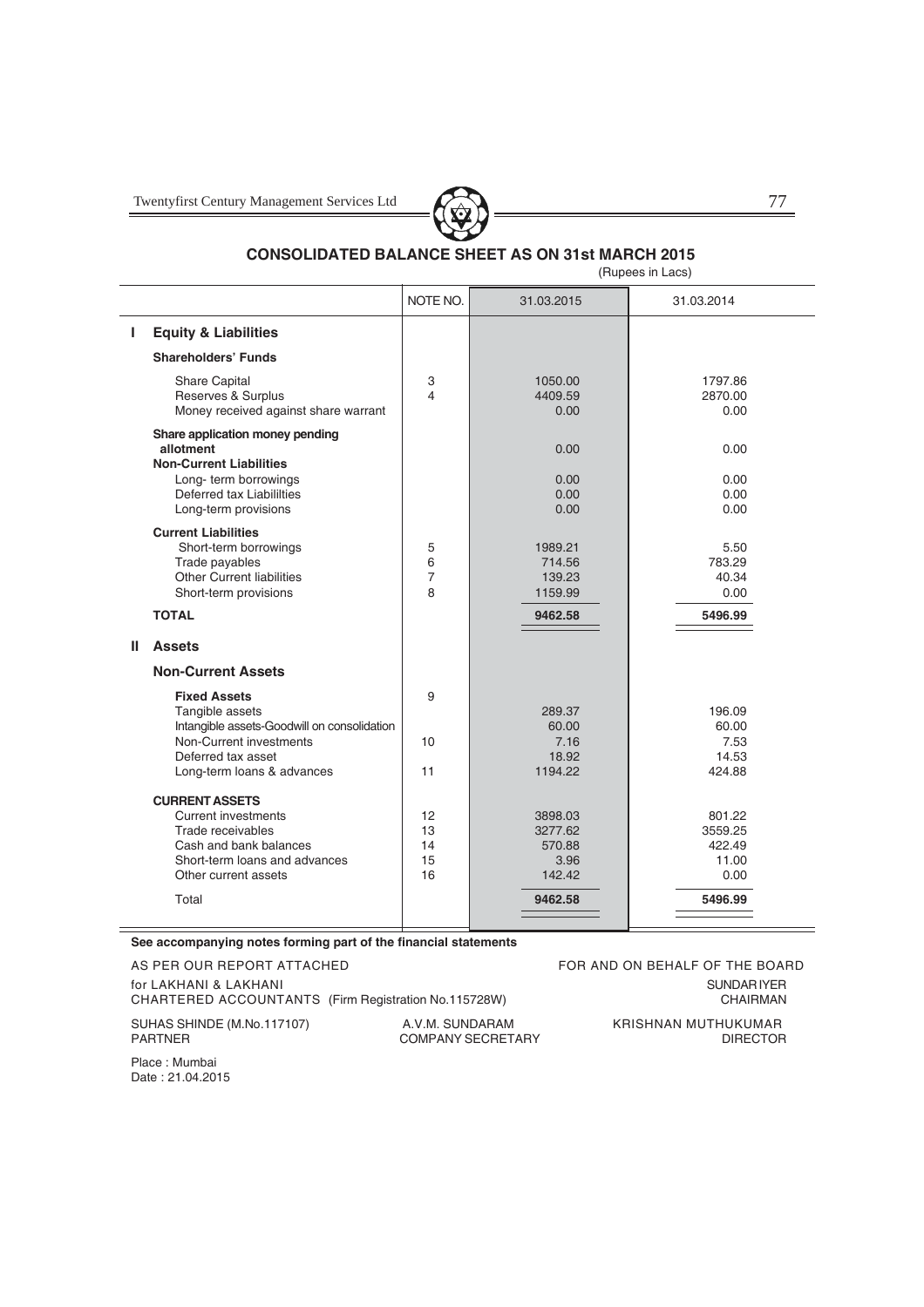## CONSOLIDATED BALANCE SHEET AS ON 31st MARCH 2015

(Rupees in Lacs)

| | | NOTE NO. | 31.03.2015 | 31.03.2014 |
|---|---|---|---|---|
| **I** | **Equity & Liabilities** | | | |
| | **Shareholders' Funds** | | | |
| | Share Capital | 3 | 1050.00 | 1797.86 |
| | Reserves & Surplus | 4 | 4409.59 | 2870.00 |
| | Money received against share warrant | | 0.00 | 0.00 |
| | **Share application money pending allotment** | | 0.00 | 0.00 |
| | **Non-Current Liabilities** | | | |
| | Long- term borrowings | | 0.00 | 0.00 |
| | Deferred tax Liabililties | | 0.00 | 0.00 |
| | Long-term provisions | | 0.00 | 0.00 |
| | **Current Liabilities** | | | |
| | Short-term borrowings | 5 | 1989.21 | 5.50 |
| | Trade payables | 6 | 714.56 | 783.29 |
| | Other Current liabilities | 7 | 139.23 | 40.34 |
| | Short-term provisions | 8 | 1159.99 | 0.00 |
| | **TOTAL** | | **9462.58** | **5496.99** |
| **II** | **Assets** | | | |
| | **Non-Current Assets** | | | |
| | **Fixed Assets** | 9 | | |
| | Tangible assets | | 289.37 | 196.09 |
| | Intangible assets-Goodwill on consolidation | | 60.00 | 60.00 |
| | Non-Current investments | 10 | 7.16 | 7.53 |
| | Deferred tax asset | | 18.92 | 14.53 |
| | Long-term loans & advances | 11 | 1194.22 | 424.88 |
| | **CURRENT ASSETS** | | | |
| | Current investments | 12 | 3898.03 | 801.22 |
| | Trade receivables | 13 | 3277.62 | 3559.25 |
| | Cash and bank balances | 14 | 570.88 | 422.49 |
| | Short-term loans and advances | 15 | 3.96 | 11.00 |
| | Other current assets | 16 | 142.42 | 0.00 |
| | Total | | **9462.58** | **5496.99** |

**See accompanying notes forming part of the financial statements**

AS PER OUR REPORT ATTACHED

for LAKHANI & LAKHANI
CHARTERED ACCOUNTANTS (Firm Registration No.115728W)

SUHAS SHINDE (M.No.117107)
PARTNER

FOR AND ON BEHALF OF THE BOARD

SUNDAR IYER
CHAIRMAN

A.V.M. SUNDARAM
COMPANY SECRETARY

KRISHNAN MUTHUKUMAR
DIRECTOR

Place : Mumbai
Date : 21.04.2015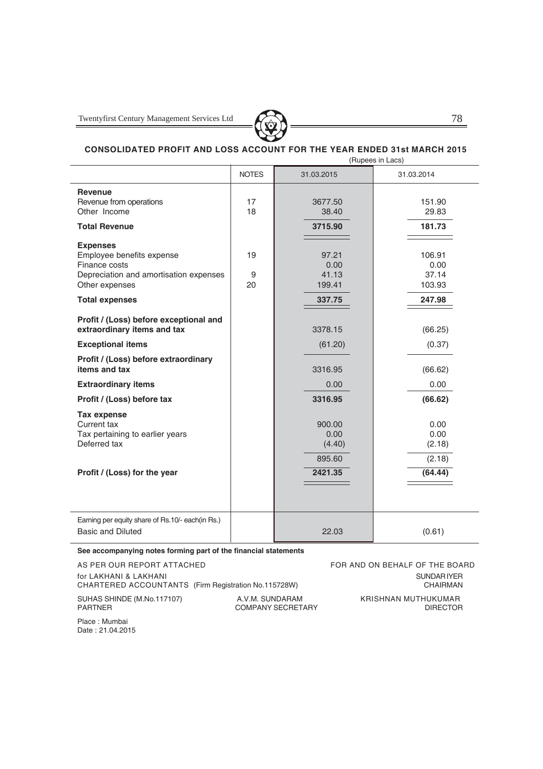## CONSOLIDATED PROFIT AND LOSS ACCOUNT FOR THE YEAR ENDED 31st MARCH 2015

(Rupees in Lacs)

| | NOTES | 31.03.2015 | 31.03.2014 |
|---|---|---|---|
| **Revenue** | | | |
| Revenue from operations | 17 | 3677.50 | 151.90 |
| Other Income | 18 | 38.40 | 29.83 |
| **Total Revenue** | | **3715.90** | **181.73** |
| **Expenses** | | | |
| Employee benefits expense | 19 | 97.21 | 106.91 |
| Finance costs | | 0.00 | 0.00 |
| Depreciation and amortisation expenses | 9 | 41.13 | 37.14 |
| Other expenses | 20 | 199.41 | 103.93 |
| **Total expenses** | | **337.75** | **247.98** |
| **Profit / (Loss) before exceptional and extraordinary items and tax** | | 3378.15 | (66.25) |
| **Exceptional items** | | (61.20) | (0.37) |
| **Profit / (Loss) before extraordinary items and tax** | | 3316.95 | (66.62) |
| **Extraordinary items** | | 0.00 | 0.00 |
| **Profit / (Loss) before tax** | | **3316.95** | **(66.62)** |
| **Tax expense** | | | |
| Current tax | | 900.00 | 0.00 |
| Tax pertaining to earlier years | | 0.00 | 0.00 |
| Deferred tax | | (4.40) | (2.18) |
| | | 895.60 | (2.18) |
| **Profit / (Loss) for the year** | | **2421.35** | **(64.44)** |
| Earning per equity share of Rs.10/- each(in Rs.) | | | |
| Basic and Diluted | | 22.03 | (0.61) |

**See accompanying notes forming part of the financial statements**

AS PER OUR REPORT ATTACHED
for LAKHANI & LAKHANI
CHARTERED ACCOUNTANTS (Firm Registration No.115728W)

SUHAS SHINDE (M.No.117107)
PARTNER

A.V.M. SUNDARAM
COMPANY SECRETARY

FOR AND ON BEHALF OF THE BOARD

SUNDAR IYER
CHAIRMAN

KRISHNAN MUTHUKUMAR
DIRECTOR

Place : Mumbai
Date : 21.04.2015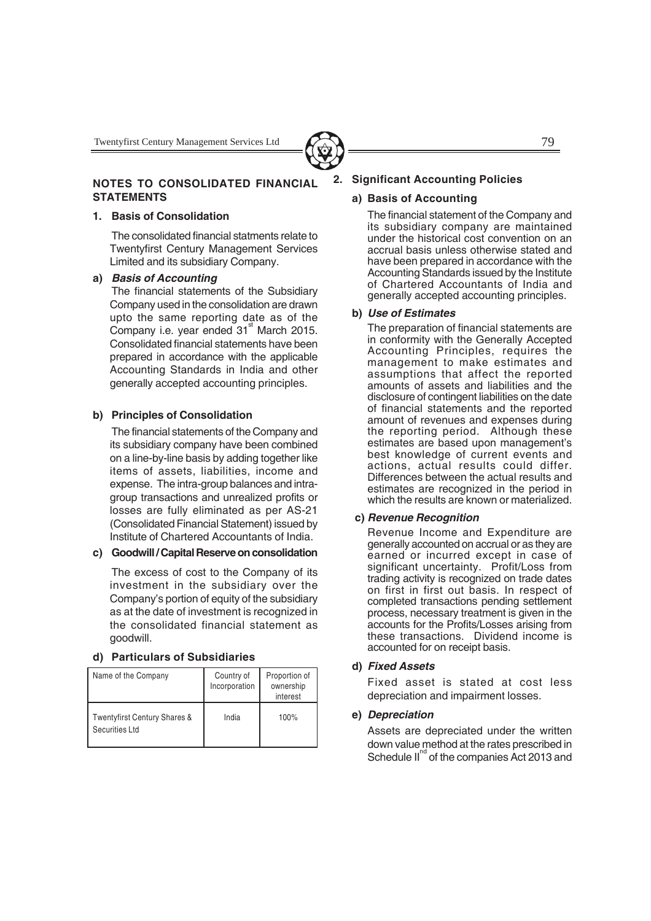## NOTES TO CONSOLIDATED FINANCIAL STATEMENTS

### 1. Basis of Consolidation

The consolidated financial statments relate to Twentyfirst Century Management Services Limited and its subsidiary Company.

**a) *Basis of Accounting***

The financial statements of the Subsidiary Company used in the consolidation are drawn upto the same reporting date as of the Company i.e. year ended 31st March 2015. Consolidated financial statements have been prepared in accordance with the applicable Accounting Standards in India and other generally accepted accounting principles.

**b) Principles of Consolidation**

The financial statements of the Company and its subsidiary company have been combined on a line-by-line basis by adding together like items of assets, liabilities, income and expense. The intra-group balances and intra-group transactions and unrealized profits or losses are fully eliminated as per AS-21 (Consolidated Financial Statement) issued by Institute of Chartered Accountants of India.

**c) Goodwill / Capital Reserve on consolidation**

The excess of cost to the Company of its investment in the subsidiary over the Company's portion of equity of the subsidiary as at the date of investment is recognized in the consolidated financial statement as goodwill.

**d) Particulars of Subsidiaries**

| Name of the Company | Country of Incorporation | Proportion of ownership interest |
|---|---|---|
| Twentyfirst Century Shares & Securities Ltd | India | 100% |

### 2. Significant Accounting Policies

**a) Basis of Accounting**

The financial statement of the Company and its subsidiary company are maintained under the historical cost convention on an accrual basis unless otherwise stated and have been prepared in accordance with the Accounting Standards issued by the Institute of Chartered Accountants of India and generally accepted accounting principles.

**b) *Use of Estimates***

The preparation of financial statements are in conformity with the Generally Accepted Accounting Principles, requires the management to make estimates and assumptions that affect the reported amounts of assets and liabilities and the disclosure of contingent liabilities on the date of financial statements and the reported amount of revenues and expenses during the reporting period. Although these estimates are based upon management's best knowledge of current events and actions, actual results could differ. Differences between the actual results and estimates are recognized in the period in which the results are known or materialized.

**c) *Revenue Recognition***

Revenue Income and Expenditure are generally accounted on accrual or as they are earned or incurred except in case of significant uncertainty. Profit/Loss from trading activity is recognized on trade dates on first in first out basis. In respect of completed transactions pending settlement process, necessary treatment is given in the accounts for the Profits/Losses arising from these transactions. Dividend income is accounted for on receipt basis.

**d) *Fixed Assets***

Fixed asset is stated at cost less depreciation and impairment losses.

**e) *Depreciation***

Assets are depreciated under the written down value method at the rates prescribed in Schedule IInd of the companies Act 2013 and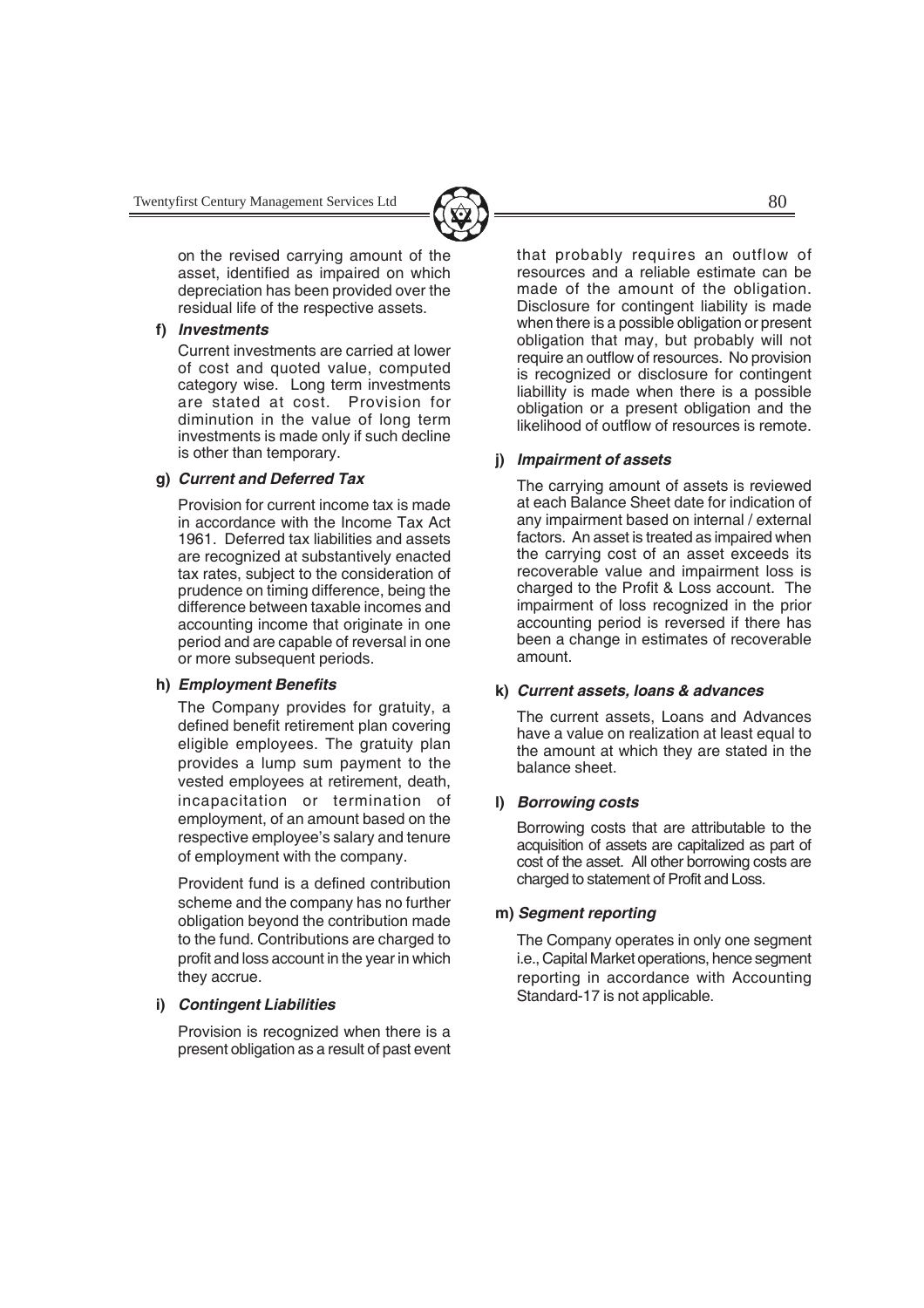on the revised carrying amount of the asset, identified as impaired on which depreciation has been provided over the residual life of the respective assets.

**f) *Investments***

Current investments are carried at lower of cost and quoted value, computed category wise. Long term investments are stated at cost. Provision for diminution in the value of long term investments is made only if such decline is other than temporary.

**g) *Current and Deferred Tax***

Provision for current income tax is made in accordance with the Income Tax Act 1961. Deferred tax liabilities and assets are recognized at substantively enacted tax rates, subject to the consideration of prudence on timing difference, being the difference between taxable incomes and accounting income that originate in one period and are capable of reversal in one or more subsequent periods.

**h) *Employment Benefits***

The Company provides for gratuity, a defined benefit retirement plan covering eligible employees. The gratuity plan provides a lump sum payment to the vested employees at retirement, death, incapacitation or termination of employment, of an amount based on the respective employee's salary and tenure of employment with the company.

Provident fund is a defined contribution scheme and the company has no further obligation beyond the contribution made to the fund. Contributions are charged to profit and loss account in the year in which they accrue.

**i) *Contingent Liabilities***

Provision is recognized when there is a present obligation as a result of past event that probably requires an outflow of resources and a reliable estimate can be made of the amount of the obligation. Disclosure for contingent liability is made when there is a possible obligation or present obligation that may, but probably will not require an outflow of resources. No provision is recognized or disclosure for contingent liabillity is made when there is a possible obligation or a present obligation and the likelihood of outflow of resources is remote.

**j) *Impairment of assets***

The carrying amount of assets is reviewed at each Balance Sheet date for indication of any impairment based on internal / external factors. An asset is treated as impaired when the carrying cost of an asset exceeds its recoverable value and impairment loss is charged to the Profit & Loss account. The impairment of loss recognized in the prior accounting period is reversed if there has been a change in estimates of recoverable amount.

**k) *Current assets, loans & advances***

The current assets, Loans and Advances have a value on realization at least equal to the amount at which they are stated in the balance sheet.

**l) *Borrowing costs***

Borrowing costs that are attributable to the acquisition of assets are capitalized as part of cost of the asset. All other borrowing costs are charged to statement of Profit and Loss.

**m) *Segment reporting***

The Company operates in only one segment i.e., Capital Market operations, hence segment reporting in accordance with Accounting Standard-17 is not applicable.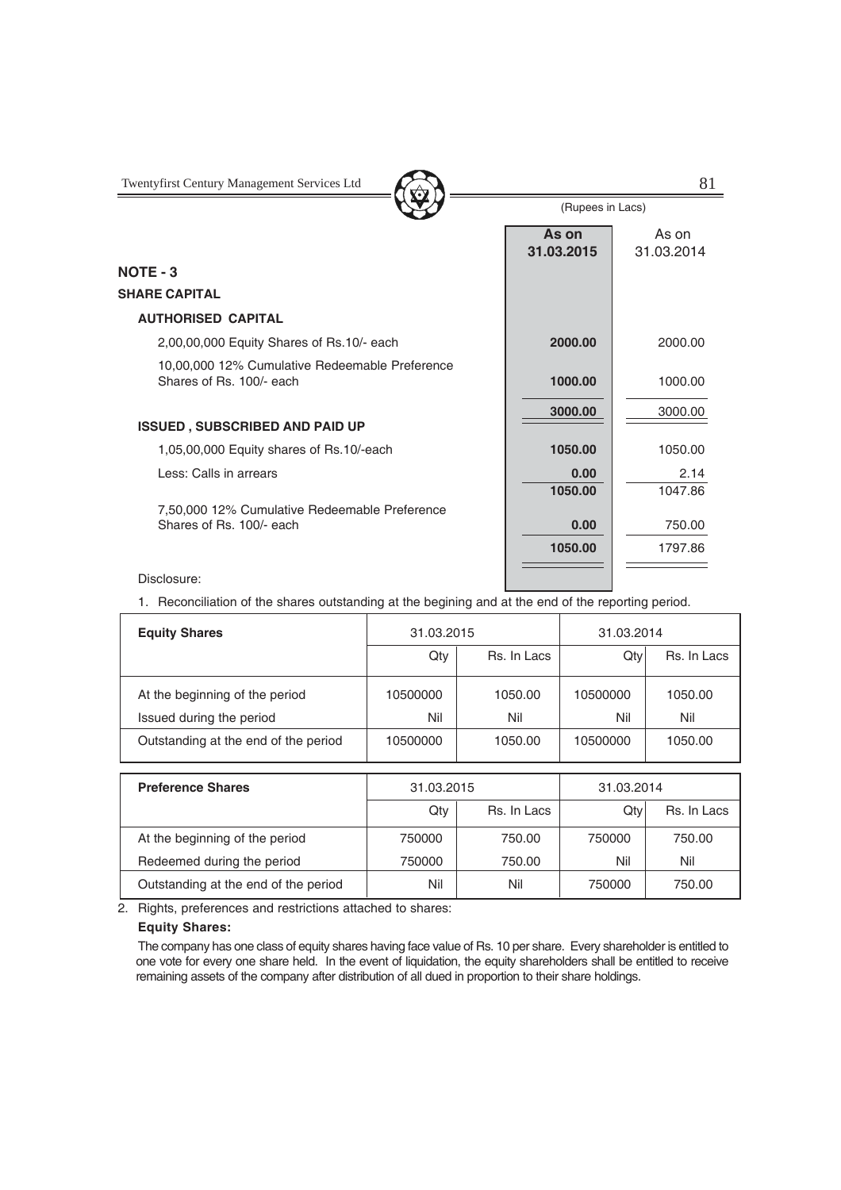(Rupees in Lacs)

| | As on 31.03.2015 | As on 31.03.2014 |
|---|---|---|
| **NOTE - 3** | | |
| **SHARE CAPITAL** | | |
| **AUTHORISED CAPITAL** | | |
| 2,00,00,000 Equity Shares of Rs.10/- each | **2000.00** | 2000.00 |
| 10,00,000 12% Cumulative Redeemable Preference Shares of Rs. 100/- each | **1000.00** | 1000.00 |
| | **3000.00** | 3000.00 |
| **ISSUED , SUBSCRIBED AND PAID UP** | | |
| 1,05,00,000 Equity shares of Rs.10/-each | **1050.00** | 1050.00 |
| Less: Calls in arrears | **0.00** | 2.14 |
| | **1050.00** | 1047.86 |
| 7,50,000 12% Cumulative Redeemable Preference Shares of Rs. 100/- each | **0.00** | 750.00 |
| | **1050.00** | 1797.86 |

Disclosure:

1. Reconciliation of the shares outstanding at the begining and at the end of the reporting period.

| **Equity Shares** | 31.03.2015 | | 31.03.2014 | |
|---|---|---|---|---|
| | Qty | Rs. In Lacs | Qty | Rs. In Lacs |
| At the beginning of the period | 10500000 | 1050.00 | 10500000 | 1050.00 |
| Issued during the period | Nil | Nil | Nil | Nil |
| Outstanding at the end of the period | 10500000 | 1050.00 | 10500000 | 1050.00 |

| **Preference Shares** | 31.03.2015 | | 31.03.2014 | |
|---|---|---|---|---|
| | Qty | Rs. In Lacs | Qty | Rs. In Lacs |
| At the beginning of the period | 750000 | 750.00 | 750000 | 750.00 |
| Redeemed during the period | 750000 | 750.00 | Nil | Nil |
| Outstanding at the end of the period | Nil | Nil | 750000 | 750.00 |

2. Rights, preferences and restrictions attached to shares:

**Equity Shares:**

The company has one class of equity shares having face value of Rs. 10 per share. Every shareholder is entitled to one vote for every one share held. In the event of liquidation, the equity shareholders shall be entitled to receive remaining assets of the company after distribution of all dued in proportion to their share holdings.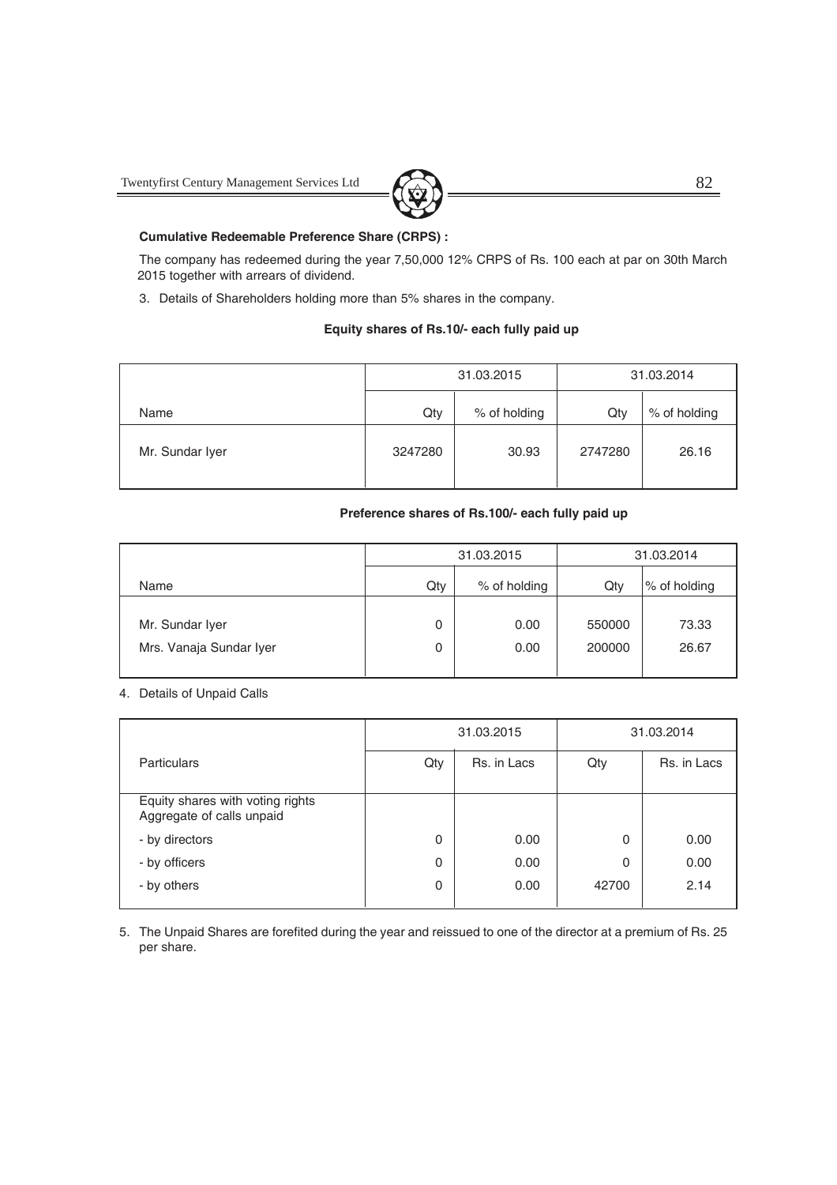**Cumulative Redeemable Preference Share (CRPS) :**

The company has redeemed during the year 7,50,000 12% CRPS of Rs. 100 each at par on 30th March 2015 together with arrears of dividend.

3. Details of Shareholders holding more than 5% shares in the company.

**Equity shares of Rs.10/- each fully paid up**

| | 31.03.2015 | | 31.03.2014 | |
|---|---|---|---|---|
| Name | Qty | % of holding | Qty | % of holding |
| Mr. Sundar Iyer | 3247280 | 30.93 | 2747280 | 26.16 |

**Preference shares of Rs.100/- each fully paid up**

| | 31.03.2015 | | 31.03.2014 | |
|---|---|---|---|---|
| Name | Qty | % of holding | Qty | % of holding |
| Mr. Sundar Iyer | 0 | 0.00 | 550000 | 73.33 |
| Mrs. Vanaja Sundar Iyer | 0 | 0.00 | 200000 | 26.67 |

4. Details of Unpaid Calls

| | 31.03.2015 | | 31.03.2014 | |
|---|---|---|---|---|
| Particulars | Qty | Rs. in Lacs | Qty | Rs. in Lacs |
| Equity shares with voting rights Aggregate of calls unpaid | | | | |
| - by directors | 0 | 0.00 | 0 | 0.00 |
| - by officers | 0 | 0.00 | 0 | 0.00 |
| - by others | 0 | 0.00 | 42700 | 2.14 |

5. The Unpaid Shares are forefited during the year and reissued to one of the director at a premium of Rs. 25 per share.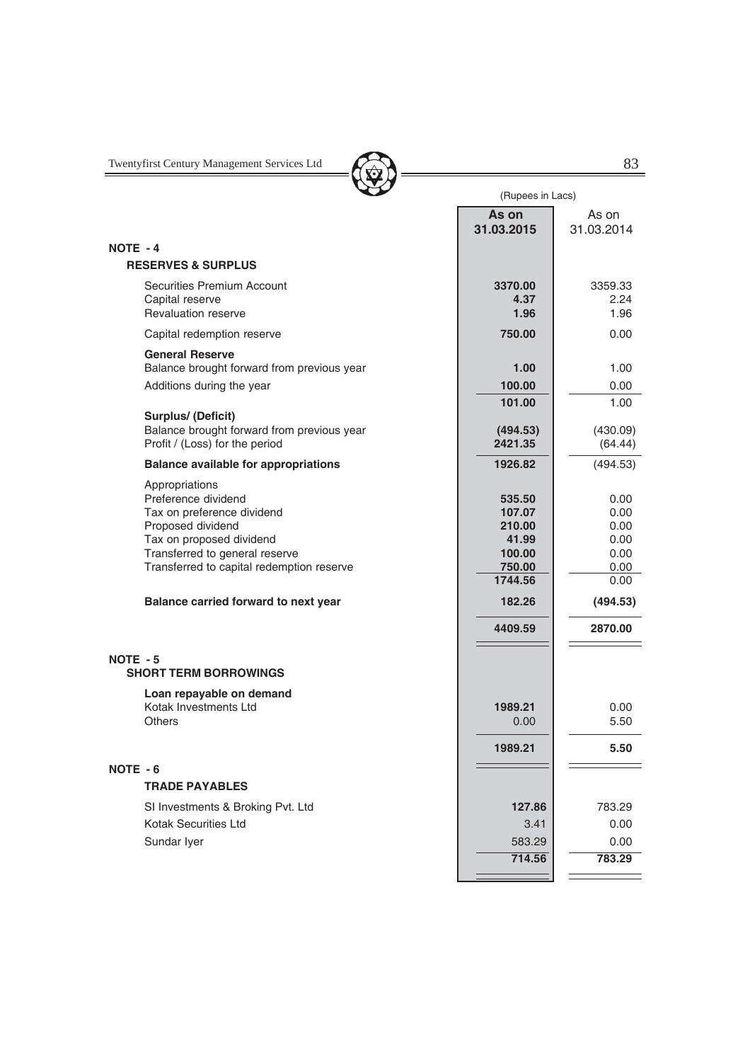(Rupees in Lacs)

| | As on 31.03.2015 | As on 31.03.2014 |
|---|---|---|
| **NOTE - 4** | | |
| **RESERVES & SURPLUS** | | |
| Securities Premium Account | **3370.00** | 3359.33 |
| Capital reserve | **4.37** | 2.24 |
| Revaluation reserve | **1.96** | 1.96 |
| Capital redemption reserve | **750.00** | 0.00 |
| **General Reserve** | | |
| Balance brought forward from previous year | **1.00** | 1.00 |
| Additions during the year | **100.00** | 0.00 |
| | **101.00** | 1.00 |
| **Surplus/ (Deficit)** | | |
| Balance brought forward from previous year | **(494.53)** | (430.09) |
| Profit / (Loss) for the period | **2421.35** | (64.44) |
| **Balance available for appropriations** | **1926.82** | (494.53) |
| Appropriations | | |
| Preference dividend | **535.50** | 0.00 |
| Tax on preference dividend | **107.07** | 0.00 |
| Proposed dividend | **210.00** | 0.00 |
| Tax on proposed dividend | **41.99** | 0.00 |
| Transferred to general reserve | **100.00** | 0.00 |
| Transferred to capital redemption reserve | **750.00** | 0.00 |
| | **1744.56** | 0.00 |
| **Balance carried forward to next year** | **182.26** | **(494.53)** |
| | **4409.59** | **2870.00** |
| **NOTE - 5** | | |
| **SHORT TERM BORROWINGS** | | |
| **Loan repayable on demand** | | |
| Kotak Investments Ltd | **1989.21** | 0.00 |
| Others | 0.00 | 5.50 |
| | **1989.21** | **5.50** |
| **NOTE - 6** | | |
| **TRADE PAYABLES** | | |
| SI Investments & Broking Pvt. Ltd | **127.86** | 783.29 |
| Kotak Securities Ltd | 3.41 | 0.00 |
| Sundar Iyer | 583.29 | 0.00 |
| | **714.56** | **783.29** |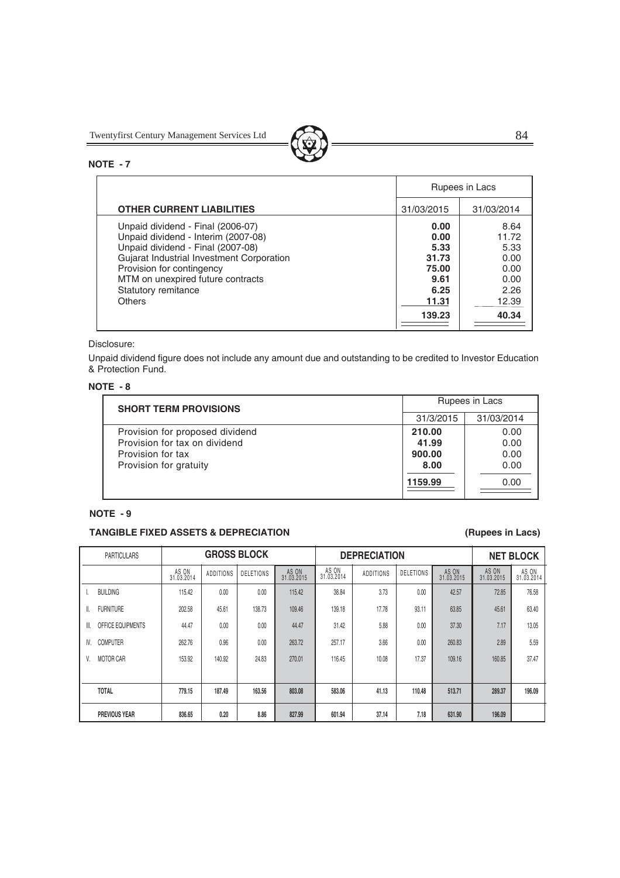**NOTE - 7**

| OTHER CURRENT LIABILITIES | Rupees in Lacs | |
|---|---|---|
| | 31/03/2015 | 31/03/2014 |
| Unpaid dividend - Final (2006-07) | **0.00** | 8.64 |
| Unpaid dividend - Interim (2007-08) | **0.00** | 11.72 |
| Unpaid dividend - Final (2007-08) | **5.33** | 5.33 |
| Gujarat Industrial Investment Corporation | **31.73** | 0.00 |
| Provision for contingency | **75.00** | 0.00 |
| MTM on unexpired future contracts | **9.61** | 0.00 |
| Statutory remitance | **6.25** | 2.26 |
| Others | **11.31** | 12.39 |
| | **139.23** | **40.34** |

Disclosure:

Unpaid dividend figure does not include any amount due and outstanding to be credited to Investor Education & Protection Fund.

**NOTE - 8**

| SHORT TERM PROVISIONS | Rupees in Lacs | |
|---|---|---|
| | 31/3/2015 | 31/03/2014 |
| Provision for proposed dividend | **210.00** | 0.00 |
| Provision for tax on dividend | **41.99** | 0.00 |
| Provision for tax | **900.00** | 0.00 |
| Provision for gratuity | **8.00** | 0.00 |
| | **1159.99** | 0.00 |

**NOTE - 9**

**TANGIBLE FIXED ASSETS & DEPRECIATION** **(Rupees in Lacs)**

| PARTICULARS | GROSS BLOCK | | | | DEPRECIATION | | | | NET BLOCK | |
|---|---|---|---|---|---|---|---|---|---|---|
| | AS ON 31.03.2014 | ADDITIONS | DELETIONS | AS ON 31.03.2015 | AS ON 31.03.2014 | ADDITIONS | DELETIONS | AS ON 31.03.2015 | AS ON 31.03.2015 | AS ON 31.03.2014 |
| I. BUILDING | 115.42 | 0.00 | 0.00 | 115.42 | 38.84 | 3.73 | 0.00 | 42.57 | 72.85 | 76.58 |
| II. FURNITURE | 202.58 | 45.61 | 138.73 | 109.46 | 139.18 | 17.78 | 93.11 | 63.85 | 45.61 | 63.40 |
| III. OFFICE EQUIPMENTS | 44.47 | 0.00 | 0.00 | 44.47 | 31.42 | 5.88 | 0.00 | 37.30 | 7.17 | 13.05 |
| IV. COMPUTER | 262.76 | 0.96 | 0.00 | 263.72 | 257.17 | 3.66 | 0.00 | 260.83 | 2.89 | 5.59 |
| V. MOTOR CAR | 153.92 | 140.92 | 24.83 | 270.01 | 116.45 | 10.08 | 17.37 | 109.16 | 160.85 | 37.47 |
| **TOTAL** | **779.15** | **187.49** | **163.56** | **803.08** | **583.06** | **41.13** | **110.48** | **513.71** | **289.37** | **196.09** |
| **PREVIOUS YEAR** | **836.65** | **0.20** | **8.86** | **827.99** | **601.94** | **37.14** | **7.18** | **631.90** | **196.09** | |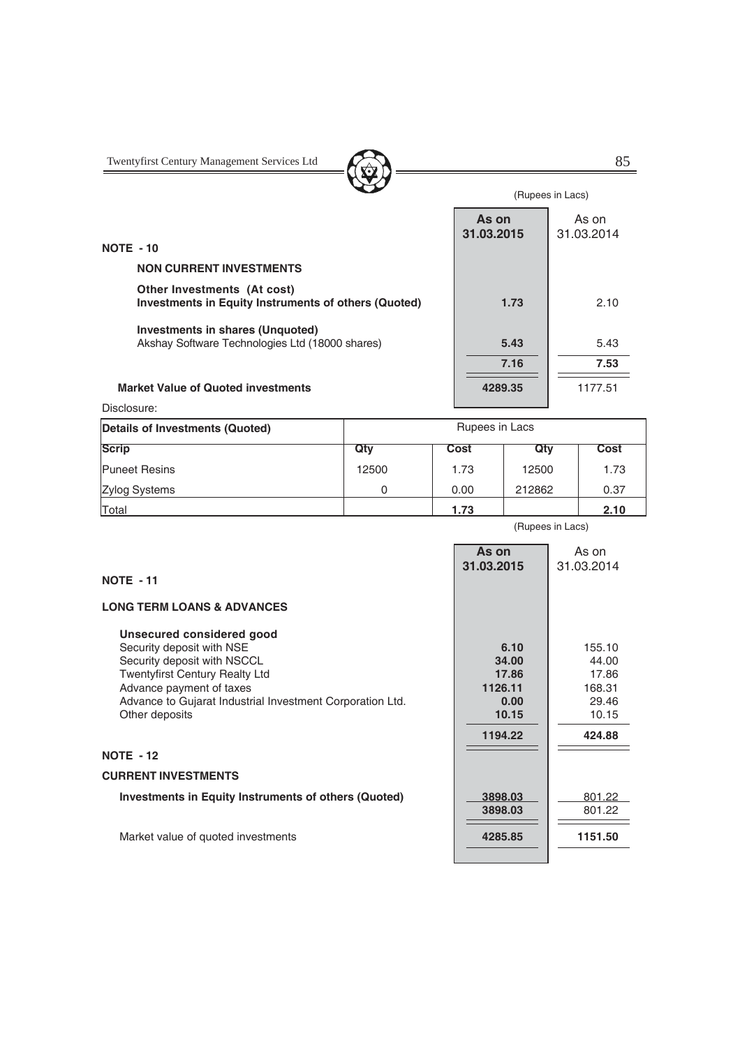(Rupees in Lacs)

| | As on 31.03.2015 | As on 31.03.2014 |
|---|---|---|
| **NOTE - 10** | | |
| **NON CURRENT INVESTMENTS** | | |
| **Other Investments (At cost)** | | |
| **Investments in Equity Instruments of others (Quoted)** | **1.73** | 2.10 |
| **Investments in shares (Unquoted)** | | |
| Akshay Software Technologies Ltd (18000 shares) | **5.43** | 5.43 |
| | **7.16** | **7.53** |
| **Market Value of Quoted investments** | **4289.35** | 1177.51 |

Disclosure:

| **Details of Investments (Quoted)** | Rupees in Lacs | | | |
|---|---|---|---|---|
| **Scrip** | **Qty** | **Cost** | **Qty** | **Cost** |
| Puneet Resins | 12500 | 1.73 | 12500 | 1.73 |
| Zylog Systems | 0 | 0.00 | 212862 | 0.37 |
| Total | | **1.73** | | **2.10** |

(Rupees in Lacs)

| | As on 31.03.2015 | As on 31.03.2014 |
|---|---|---|
| **NOTE - 11** | | |
| **LONG TERM LOANS & ADVANCES** | | |
| **Unsecured considered good** | | |
| Security deposit with NSE | **6.10** | 155.10 |
| Security deposit with NSCCL | **34.00** | 44.00 |
| Twentyfirst Century Realty Ltd | **17.86** | 17.86 |
| Advance payment of taxes | **1126.11** | 168.31 |
| Advance to Gujarat Industrial Investment Corporation Ltd. | **0.00** | 29.46 |
| Other deposits | **10.15** | 10.15 |
| | **1194.22** | **424.88** |
| **NOTE - 12** | | |
| **CURRENT INVESTMENTS** | | |
| **Investments in Equity Instruments of others (Quoted)** | **3898.03** | 801.22 |
| | **3898.03** | 801.22 |
| Market value of quoted investments | **4285.85** | **1151.50** |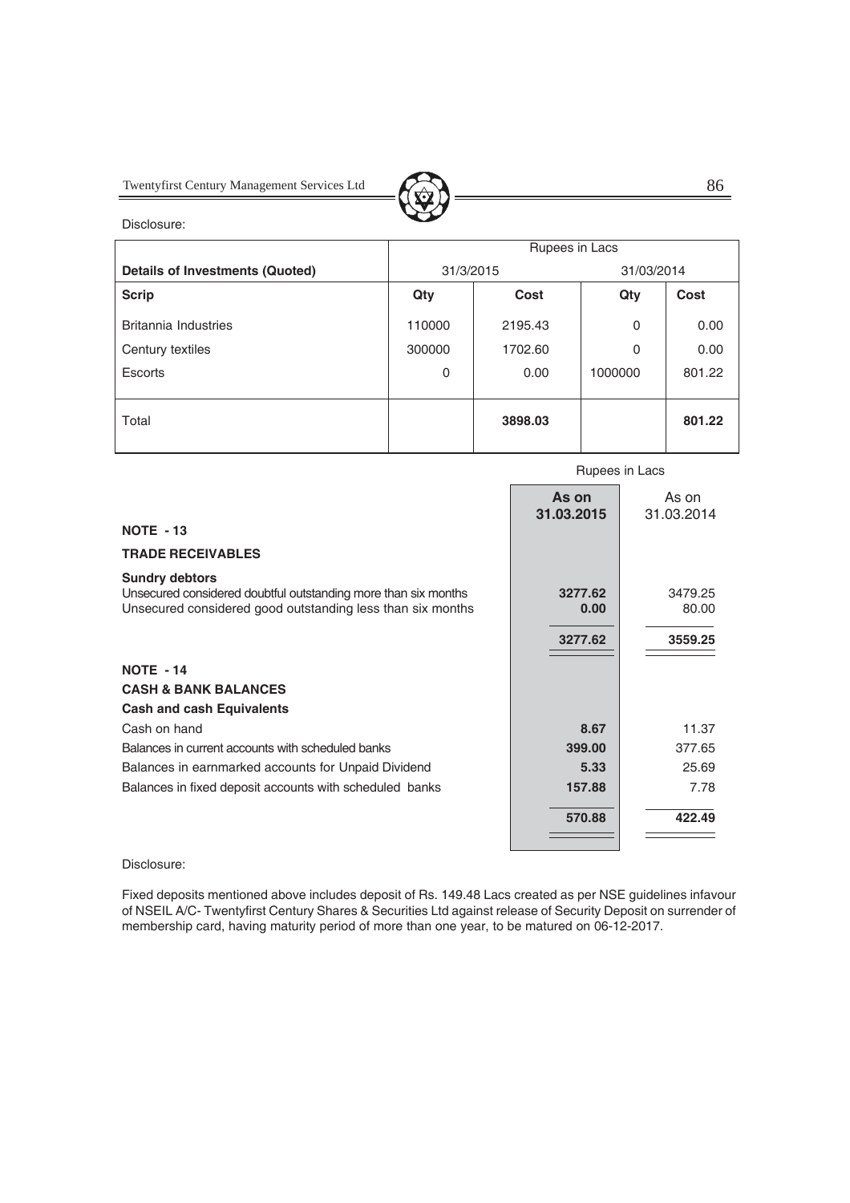Disclosure:

| Details of Investments (Quoted) | Rupees in Lacs | | | |
|---|---|---|---|---|
| | 31/3/2015 | | 31/03/2014 | |
| **Scrip** | **Qty** | **Cost** | **Qty** | **Cost** |
| Britannia Industries | 110000 | 2195.43 | 0 | 0.00 |
| Century textiles | 300000 | 1702.60 | 0 | 0.00 |
| Escorts | 0 | 0.00 | 1000000 | 801.22 |
| Total | | **3898.03** | | **801.22** |

Rupees in Lacs

| | As on 31.03.2015 | As on 31.03.2014 |
|---|---|---|
| **NOTE - 13** | | |
| **TRADE RECEIVABLES** | | |
| **Sundry debtors** | | |
| Unsecured considered doubtful outstanding more than six months | **3277.62** | 3479.25 |
| Unsecured considered good outstanding less than six months | **0.00** | 80.00 |
| | **3277.62** | **3559.25** |
| **NOTE - 14** | | |
| **CASH & BANK BALANCES** | | |
| **Cash and cash Equivalents** | | |
| Cash on hand | **8.67** | 11.37 |
| Balances in current accounts with scheduled banks | **399.00** | 377.65 |
| Balances in earnmarked accounts for Unpaid Dividend | **5.33** | 25.69 |
| Balances in fixed deposit accounts with scheduled banks | **157.88** | 7.78 |
| | **570.88** | **422.49** |

Disclosure:

Fixed deposits mentioned above includes deposit of Rs. 149.48 Lacs created as per NSE guidelines infavour of NSEIL A/C- Twentyfirst Century Shares & Securities Ltd against release of Security Deposit on surrender of membership card, having maturity period of more than one year, to be matured on 06-12-2017.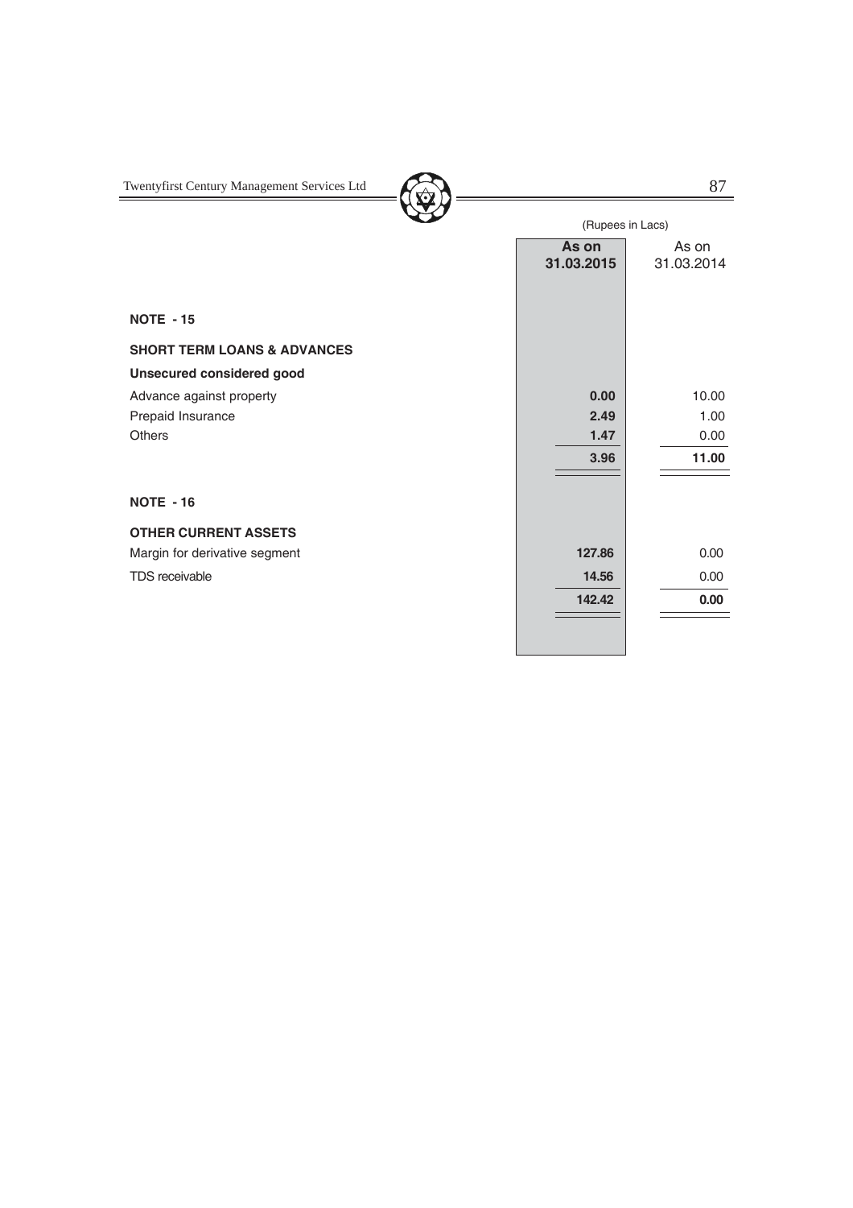(Rupees in Lacs)

| | **As on 31.03.2015** | As on 31.03.2014 |
|---|---|---|
| **NOTE - 15** | | |
| **SHORT TERM LOANS & ADVANCES** | | |
| **Unsecured considered good** | | |
| Advance against property | **0.00** | 10.00 |
| Prepaid Insurance | **2.49** | 1.00 |
| Others | **1.47** | 0.00 |
| | **3.96** | **11.00** |
| **NOTE - 16** | | |
| **OTHER CURRENT ASSETS** | | |
| Margin for derivative segment | **127.86** | 0.00 |
| TDS receivable | **14.56** | 0.00 |
| | **142.42** | **0.00** |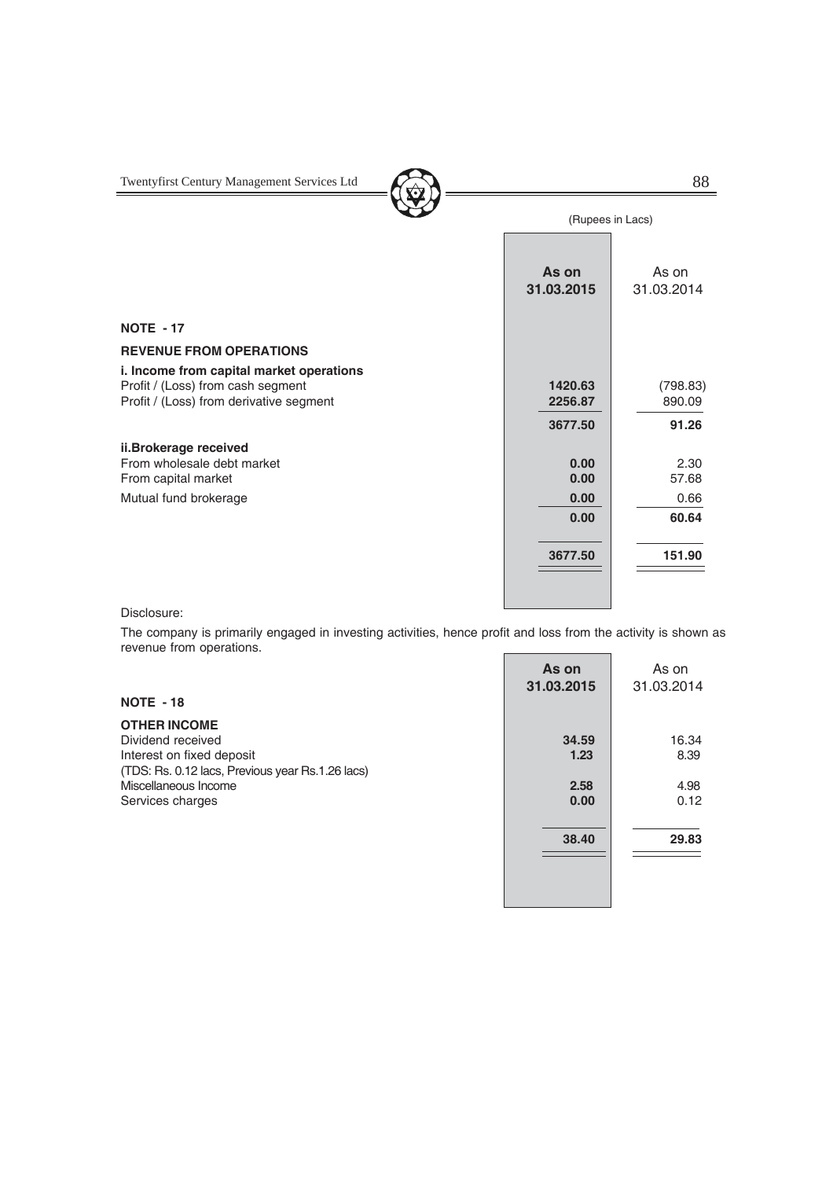(Rupees in Lacs)

| | As on 31.03.2015 | As on 31.03.2014 |
|---|---|---|
| **NOTE - 17** | | |
| **REVENUE FROM OPERATIONS** | | |
| **i. Income from capital market operations** | | |
| Profit / (Loss) from cash segment | **1420.63** | (798.83) |
| Profit / (Loss) from derivative segment | **2256.87** | 890.09 |
| | **3677.50** | **91.26** |
| **ii.Brokerage received** | | |
| From wholesale debt market | **0.00** | 2.30 |
| From capital market | **0.00** | 57.68 |
| Mutual fund brokerage | **0.00** | 0.66 |
| | **0.00** | **60.64** |
| | **3677.50** | **151.90** |

Disclosure:

The company is primarily engaged in investing activities, hence profit and loss from the activity is shown as revenue from operations.

| | As on 31.03.2015 | As on 31.03.2014 |
|---|---|---|
| **NOTE - 18** | | |
| **OTHER INCOME** | | |
| Dividend received | **34.59** | 16.34 |
| Interest on fixed deposit | **1.23** | 8.39 |
| (TDS: Rs. 0.12 lacs, Previous year Rs.1.26 lacs) | | |
| Miscellaneous Income | **2.58** | 4.98 |
| Services charges | **0.00** | 0.12 |
| | **38.40** | **29.83** |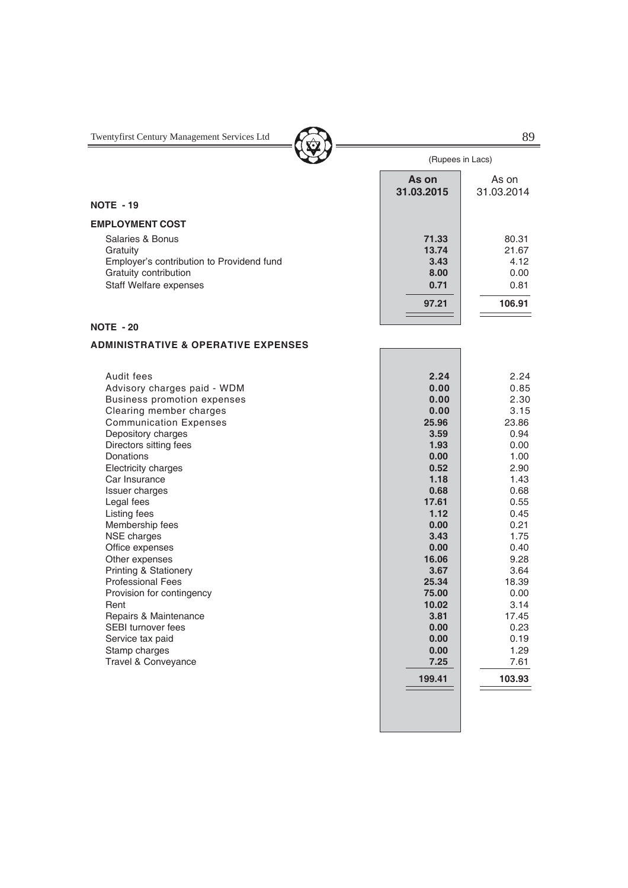(Rupees in Lacs)

| | As on 31.03.2015 | As on 31.03.2014 |
|---|---|---|
| **NOTE - 19** | | |
| **EMPLOYMENT COST** | | |
| Salaries & Bonus | **71.33** | 80.31 |
| Gratuity | **13.74** | 21.67 |
| Employer's contribution to Providend fund | **3.43** | 4.12 |
| Gratuity contribution | **8.00** | 0.00 |
| Staff Welfare expenses | **0.71** | 0.81 |
| | **97.21** | **106.91** |

**NOTE - 20**

**ADMINISTRATIVE & OPERATIVE EXPENSES**

| | As on 31.03.2015 | As on 31.03.2014 |
|---|---|---|
| Audit fees | **2.24** | 2.24 |
| Advisory charges paid - WDM | **0.00** | 0.85 |
| Business promotion expenses | **0.00** | 2.30 |
| Clearing member charges | **0.00** | 3.15 |
| Communication Expenses | **25.96** | 23.86 |
| Depository charges | **3.59** | 0.94 |
| Directors sitting fees | **1.93** | 0.00 |
| Donations | **0.00** | 1.00 |
| Electricity charges | **0.52** | 2.90 |
| Car Insurance | **1.18** | 1.43 |
| Issuer charges | **0.68** | 0.68 |
| Legal fees | **17.61** | 0.55 |
| Listing fees | **1.12** | 0.45 |
| Membership fees | **0.00** | 0.21 |
| NSE charges | **3.43** | 1.75 |
| Office expenses | **0.00** | 0.40 |
| Other expenses | **16.06** | 9.28 |
| Printing & Stationery | **3.67** | 3.64 |
| Professional Fees | **25.34** | 18.39 |
| Provision for contingency | **75.00** | 0.00 |
| Rent | **10.02** | 3.14 |
| Repairs & Maintenance | **3.81** | 17.45 |
| SEBI turnover fees | **0.00** | 0.23 |
| Service tax paid | **0.00** | 0.19 |
| Stamp charges | **0.00** | 1.29 |
| Travel & Conveyance | **7.25** | 7.61 |
| | **199.41** | **103.93** |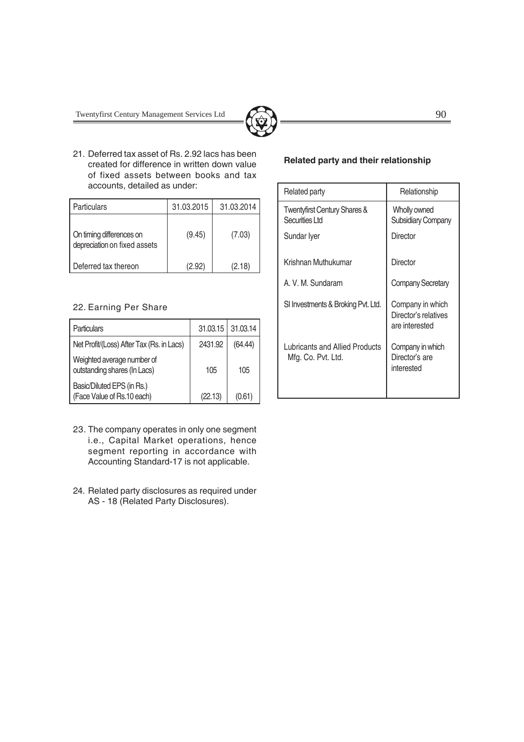21. Deferred tax asset of Rs. 2.92 lacs has been created for difference in written down value of fixed assets between books and tax accounts, detailed as under:

| Particulars | 31.03.2015 | 31.03.2014 |
|---|---|---|
| On timing differences on depreciation on fixed assets | (9.45) | (7.03) |
| Deferred tax thereon | (2.92) | (2.18) |

22. Earning Per Share

| Particulars | 31.03.15 | 31.03.14 |
|---|---|---|
| Net Profit/(Loss) After Tax (Rs. in Lacs) | 2431.92 | (64.44) |
| Weighted average number of outstanding shares (In Lacs) | 105 | 105 |
| Basic/Diluted EPS (in Rs.) (Face Value of Rs.10 each) | (22.13) | (0.61) |

23. The company operates in only one segment i.e., Capital Market operations, hence segment reporting in accordance with Accounting Standard-17 is not applicable.

24. Related party disclosures as required under AS - 18 (Related Party Disclosures).

**Related party and their relationship**

| Related party | Relationship |
|---|---|
| Twentyfirst Century Shares & Securities Ltd | Wholly owned Subsidiary Company |
| Sundar Iyer | Director |
| Krishnan Muthukumar | Director |
| A. V. M. Sundaram | Company Secretary |
| SI Investments & Broking Pvt. Ltd. | Company in which Director's relatives are interested |
| Lubricants and Allied Products Mfg. Co. Pvt. Ltd. | Company in which Director's are interested |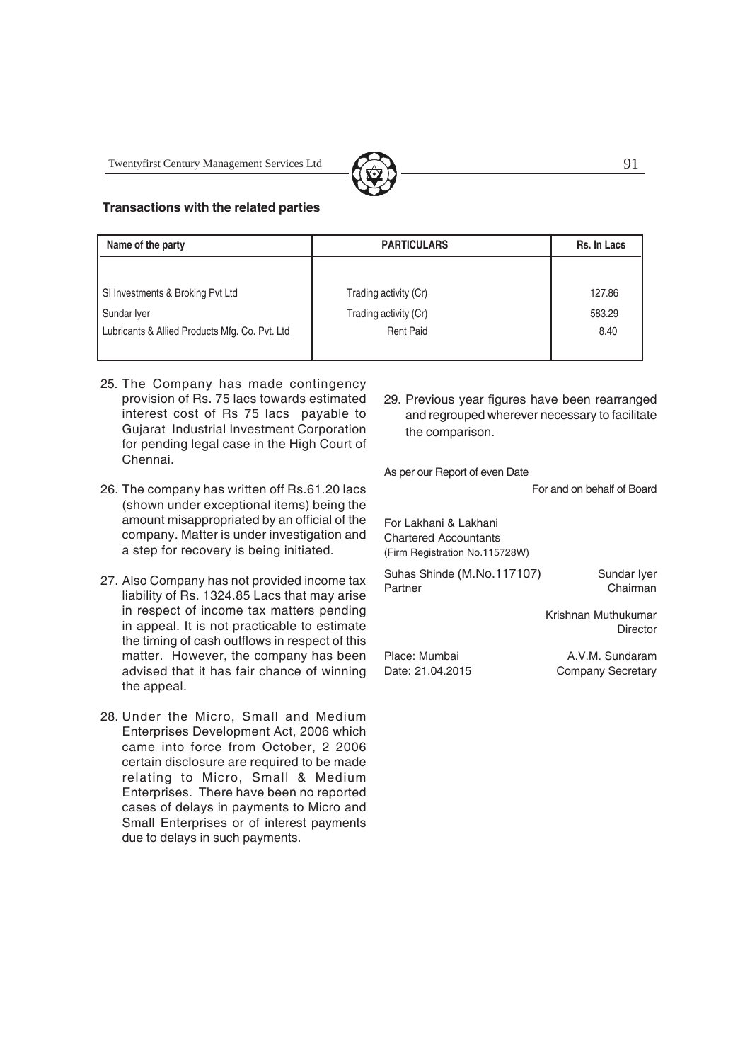**Transactions with the related parties**

| Name of the party | PARTICULARS | Rs. In Lacs |
|---|---|---|
| SI Investments & Broking Pvt Ltd | Trading activity (Cr) | 127.86 |
| Sundar Iyer | Trading activity (Cr) | 583.29 |
| Lubricants & Allied Products Mfg. Co. Pvt. Ltd | Rent Paid | 8.40 |

25. The Company has made contingency provision of Rs. 75 lacs towards estimated interest cost of Rs 75 lacs payable to Gujarat Industrial Investment Corporation for pending legal case in the High Court of Chennai.

26. The company has written off Rs.61.20 lacs (shown under exceptional items) being the amount misappropriated by an official of the company. Matter is under investigation and a step for recovery is being initiated.

27. Also Company has not provided income tax liability of Rs. 1324.85 Lacs that may arise in respect of income tax matters pending in appeal. It is not practicable to estimate the timing of cash outflows in respect of this matter. However, the company has been advised that it has fair chance of winning the appeal.

28. Under the Micro, Small and Medium Enterprises Development Act, 2006 which came into force from October, 2 2006 certain disclosure are required to be made relating to Micro, Small & Medium Enterprises. There have been no reported cases of delays in payments to Micro and Small Enterprises or of interest payments due to delays in such payments.

29. Previous year figures have been rearranged and regrouped wherever necessary to facilitate the comparison.

As per our Report of even Date

For and on behalf of Board

For Lakhani & Lakhani
Chartered Accountants
(Firm Registration No.115728W)

Suhas Shinde (M.No.117107)
Partner

Sundar Iyer
Chairman

Krishnan Muthukumar
Director

Place: Mumbai
Date: 21.04.2015

A.V.M. Sundaram
Company Secretary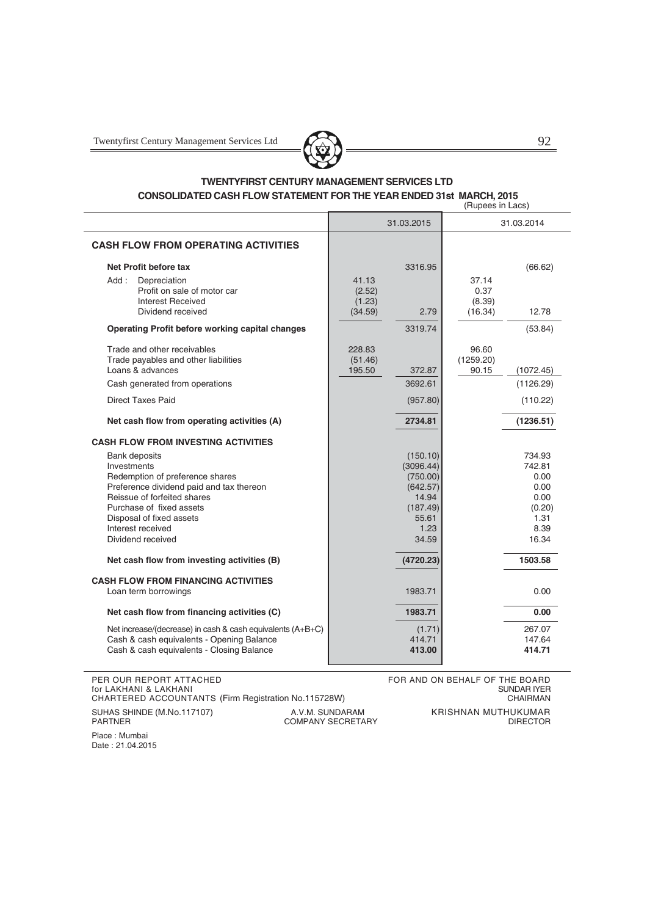## TWENTYFIRST CENTURY MANAGEMENT SERVICES LTD

### CONSOLIDATED CASH FLOW STATEMENT FOR THE YEAR ENDED 31st MARCH, 2015

(Rupees in Lacs)

| | 31.03.2015 | | 31.03.2014 | |
|---|---|---|---|---|
| **CASH FLOW FROM OPERATING ACTIVITIES** | | | | |
| **Net Profit before tax** | | 3316.95 | | (66.62) |
| Add : Depreciation | 41.13 | | 37.14 | |
| Profit on sale of motor car | (2.52) | | 0.37 | |
| Interest Received | (1.23) | | (8.39) | |
| Dividend received | (34.59) | 2.79 | (16.34) | 12.78 |
| **Operating Profit before working capital changes** | | 3319.74 | | (53.84) |
| Trade and other receivables | 228.83 | | 96.60 | |
| Trade payables and other liabilities | (51.46) | | (1259.20) | |
| Loans & advances | 195.50 | 372.87 | 90.15 | (1072.45) |
| Cash generated from operations | | 3692.61 | | (1126.29) |
| Direct Taxes Paid | | (957.80) | | (110.22) |
| **Net cash flow from operating activities (A)** | | **2734.81** | | **(1236.51)** |
| **CASH FLOW FROM INVESTING ACTIVITIES** | | | | |
| Bank deposits | | (150.10) | | 734.93 |
| Investments | | (3096.44) | | 742.81 |
| Redemption of preference shares | | (750.00) | | 0.00 |
| Preference dividend paid and tax thereon | | (642.57) | | 0.00 |
| Reissue of forfeited shares | | 14.94 | | 0.00 |
| Purchase of fixed assets | | (187.49) | | (0.20) |
| Disposal of fixed assets | | 55.61 | | 1.31 |
| Interest received | | 1.23 | | 8.39 |
| Dividend received | | 34.59 | | 16.34 |
| **Net cash flow from investing activities (B)** | | **(4720.23)** | | **1503.58** |
| **CASH FLOW FROM FINANCING ACTIVITIES** | | | | |
| Loan term borrowings | | 1983.71 | | 0.00 |
| **Net cash flow from financing activities (C)** | | **1983.71** | | **0.00** |
| Net increase/(decrease) in cash & cash equivalents (A+B+C) | | (1.71) | | 267.07 |
| Cash & cash equivalents - Opening Balance | | 414.71 | | 147.64 |
| Cash & cash equivalents - Closing Balance | | **413.00** | | **414.71** |

PER OUR REPORT ATTACHED
for LAKHANI & LAKHANI
CHARTERED ACCOUNTANTS (Firm Registration No.115728W)

SUHAS SHINDE (M.No.117107)
PARTNER

A.V.M. SUNDARAM
COMPANY SECRETARY

FOR AND ON BEHALF OF THE BOARD

SUNDAR IYER
CHAIRMAN

KRISHNAN MUTHUKUMAR
DIRECTOR

Place : Mumbai
Date : 21.04.2015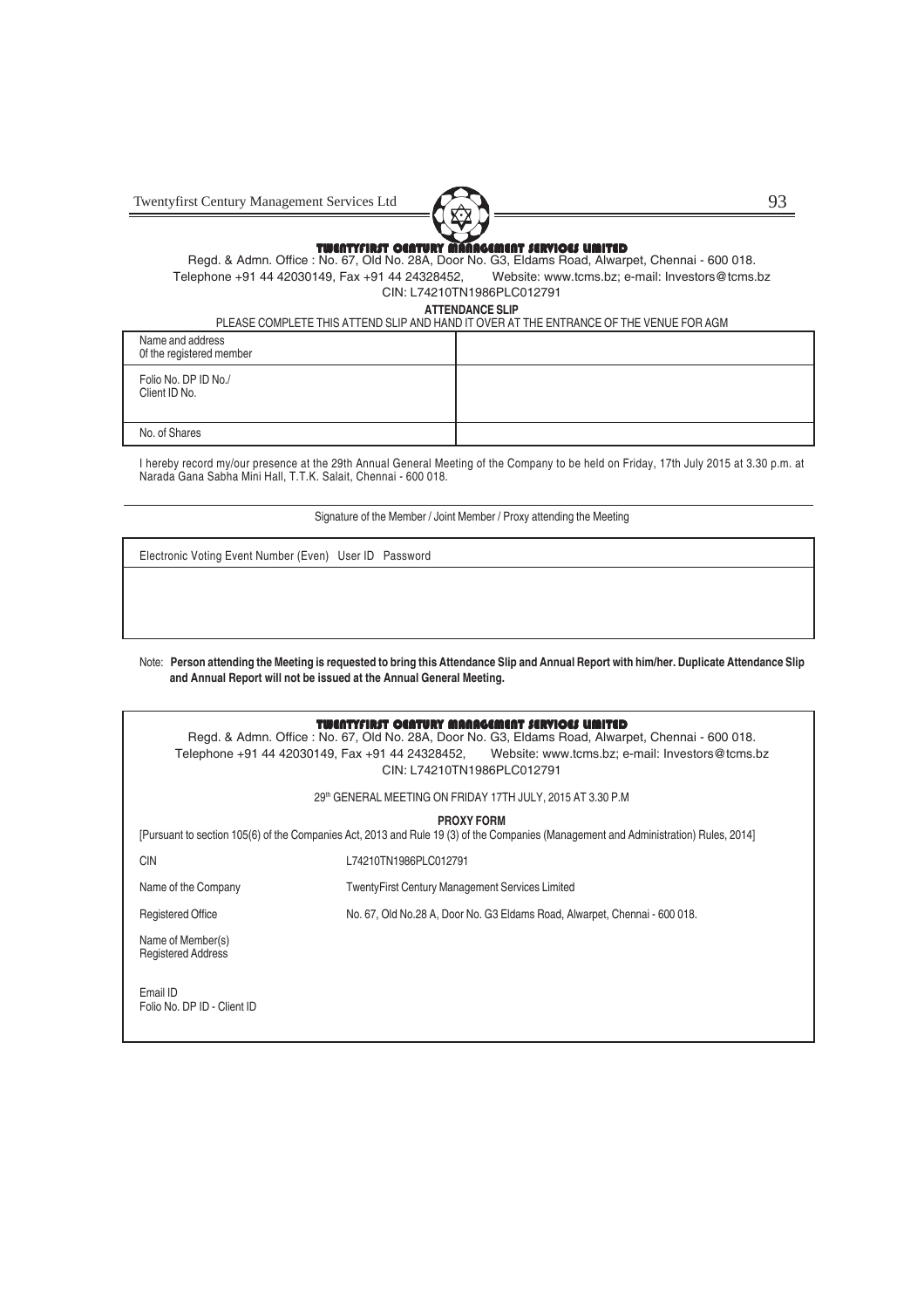**TWENTYFIRST CENTURY MANAGEMENT SERVICES LIMITED**

Regd. & Admn. Office : No. 67, Old No. 28A, Door No. G3, Eldams Road, Alwarpet, Chennai - 600 018.
Telephone +91 44 42030149, Fax +91 44 24328452, Website: www.tcms.bz; e-mail: Investors@tcms.bz
CIN: L74210TN1986PLC012791

**ATTENDANCE SLIP**

PLEASE COMPLETE THIS ATTEND SLIP AND HAND IT OVER AT THE ENTRANCE OF THE VENUE FOR AGM

| Name and address Of the registered member | |
|---|---|
| Folio No. DP ID No./ Client ID No. | |
| No. of Shares | |

I hereby record my/our presence at the 29th Annual General Meeting of the Company to be held on Friday, 17th July 2015 at 3.30 p.m. at Narada Gana Sabha Mini Hall, T.T.K. Salait, Chennai - 600 018.

Signature of the Member / Joint Member / Proxy attending the Meeting

| Electronic Voting Event Number (Even) | User ID | Password |
|---|---|---|
| | | |

Note: **Person attending the Meeting is requested to bring this Attendance Slip and Annual Report with him/her. Duplicate Attendance Slip and Annual Report will not be issued at the Annual General Meeting.**

**TWENTYFIRST CENTURY MANAGEMENT SERVICES LIMITED**

Regd. & Admn. Office : No. 67, Old No. 28A, Door No. G3, Eldams Road, Alwarpet, Chennai - 600 018.
Telephone +91 44 42030149, Fax +91 44 24328452, Website: www.tcms.bz; e-mail: Investors@tcms.bz
CIN: L74210TN1986PLC012791

29th GENERAL MEETING ON FRIDAY 17TH JULY, 2015 AT 3.30 P.M

**PROXY FORM**

[Pursuant to section 105(6) of the Companies Act, 2013 and Rule 19 (3) of the Companies (Management and Administration) Rules, 2014]

| | |
|---|---|
| CIN | L74210TN1986PLC012791 |
| Name of the Company | TwentyFirst Century Management Services Limited |
| Registered Office | No. 67, Old No.28 A, Door No. G3 Eldams Road, Alwarpet, Chennai - 600 018. |
| Name of Member(s) Registered Address | |
| Email ID | |
| Folio No. DP ID - Client ID | |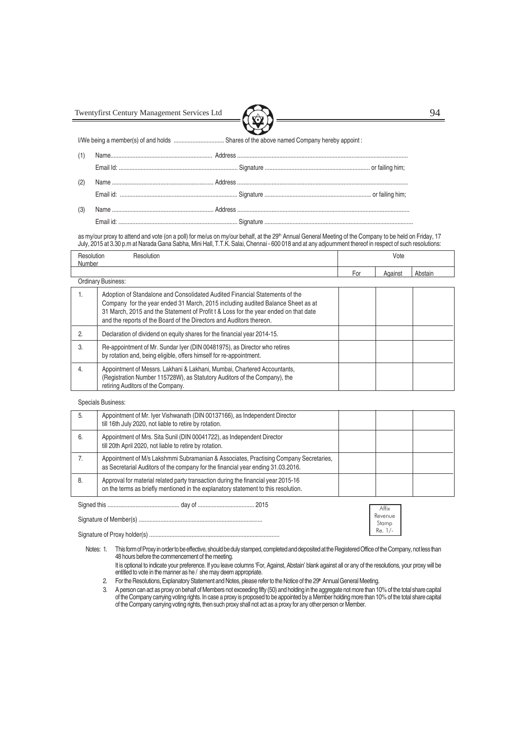I/We being a member(s) of and holds ................................ Shares of the above named Company hereby appoint :

(1) Name................................................................ Address .............................................................................................................

Email Id: ........................................................................... Signature .................................................................. or failing him;

(2) Name ................................................................ Address .............................................................................................................

Email id: ........................................................................... Signature ................................................................... or failing him;

(3) Name ................................................................ Address .............................................................................................................

Email id: ........................................................................... Signature ..............................................................................................

as my/our proxy to attend and vote (on a poll) for me/us on my/our behalf, at the 29th Annual General Meeting of the Company to be held on Friday, 17 July, 2015 at 3.30 p.m at Narada Gana Sabha, Mini Hall, T.T.K. Salai, Chennai - 600 018 and at any adjournment thereof in respect of such resolutions:

| Resolution Number | Resolution | Vote | | |
|---|---|---|---|---|
| | | For | Against | Abstain |
| | **Ordinary Business:** | | | |
| 1. | Adoption of Standalone and Consolidated Audited Financial Statements of the Company for the year ended 31 March, 2015 including audited Balance Sheet as at 31 March, 2015 and the Statement of Profit t & Loss for the year ended on that date and the reports of the Board of the Directors and Auditors thereon. | | | |
| 2. | Declaration of dividend on equity shares for the financial year 2014-15. | | | |
| 3. | Re-appointment of Mr. Sundar Iyer (DIN 00481975), as Director who retires by rotation and, being eligible, offers himself for re-appointment. | | | |
| 4. | Appointment of Messrs. Lakhani & Lakhani, Mumbai, Chartered Accountants, (Registration Number 115728W), as Statutory Auditors of the Company), the retiring Auditors of the Company. | | | |
| | **Specials Business:** | | | |
| 5. | Appointment of Mr. Iyer Vishwanath (DIN 00137166), as Independent Director till 16th July 2020, not liable to retire by rotation. | | | |
| 6. | Appointment of Mrs. Sita Sunil (DIN 00041722), as Independent Director till 20th April 2020, not liable to retire by rotation. | | | |
| 7. | Appointment of M/s Lakshmmi Subramanian & Associates, Practising Company Secretaries, as Secretarial Auditors of the company for the financial year ending 31.03.2016. | | | |
| 8. | Approval for material related party transaction during the financial year 2015-16 on the terms as briefly mentioned in the explanatory statement to this resolution. | | | |

Signed this .............................................. day of .................................... 2015

Signature of Member(s) ..............................................................................

Signature of Proxy holder(s) ...................................................................................

Affix Revenue Stamp Re. 1/-

Notes:

1. This form of Proxy in order to be effective, should be duly stamped, completed and deposited at the Registered Office of the Company, not less than 48 hours before the commencement of the meeting.

   It is optional to indicate your preference. If you leave columns 'For, Against, Abstain' blank against all or any of the resolutions, your proxy will be entitled to vote in the manner as he / she may deem appropriate.

2. For the Resolutions, Explanatory Statement and Notes, please refer to the Notice of the 29th Annual General Meeting.

3. A person can act as proxy on behalf of Members not exceeding fifty (50) and holding in the aggregate not more than 10% of the total share capital of the Company carrying voting rights. In case a proxy is proposed to be appointed by a Member holding more than 10% of the total share capital of the Company carrying voting rights, then such proxy shall not act as a proxy for any other person or Member.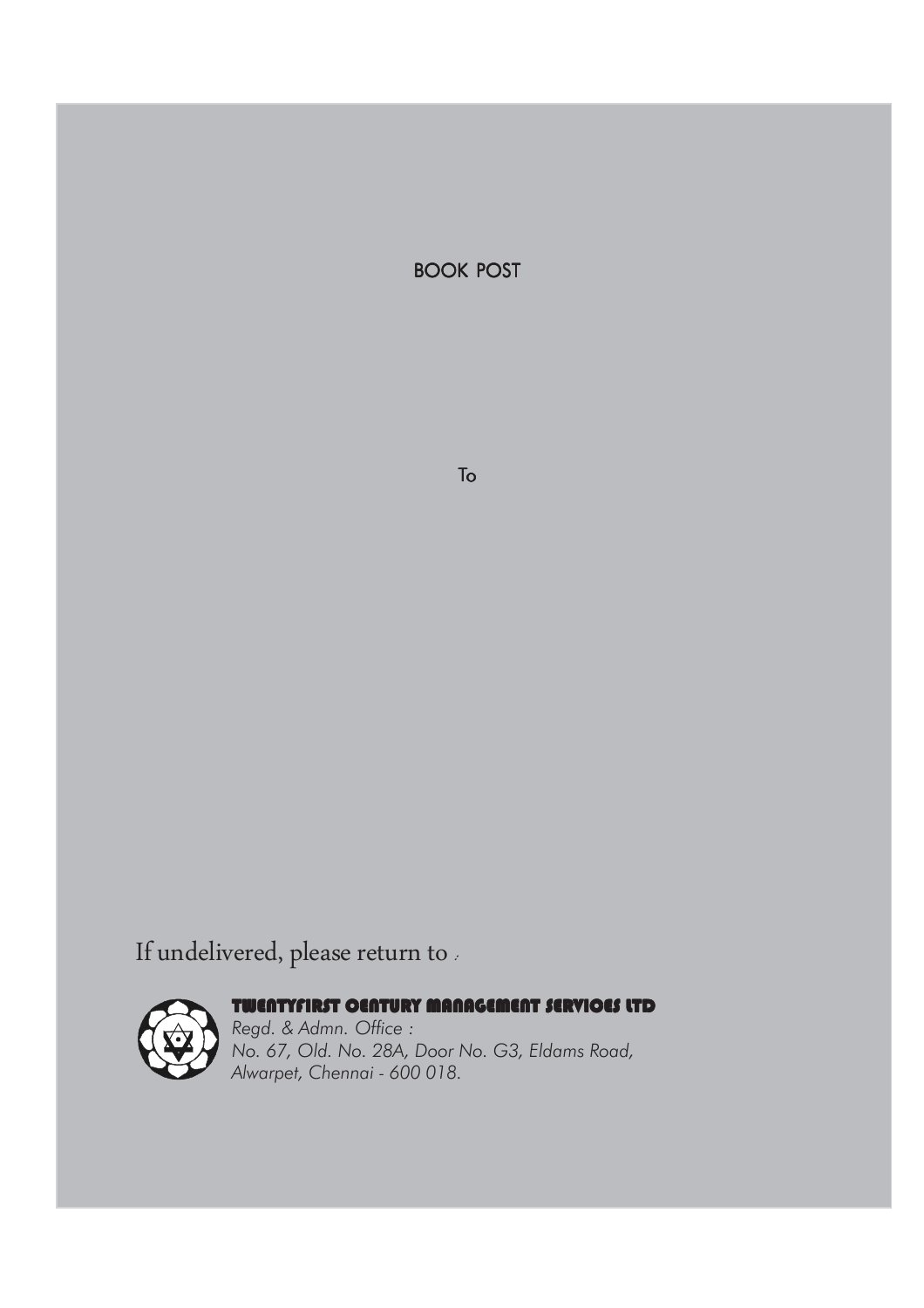BOOK POST

To

If undelivered, please return to :

**TWENTYFIRST CENTURY MANAGEMENT SERVICES LTD**

*Regd. & Admn. Office :*
*No. 67, Old. No. 28A, Door No. G3, Eldams Road,*
*Alwarpet, Chennai - 600 018.*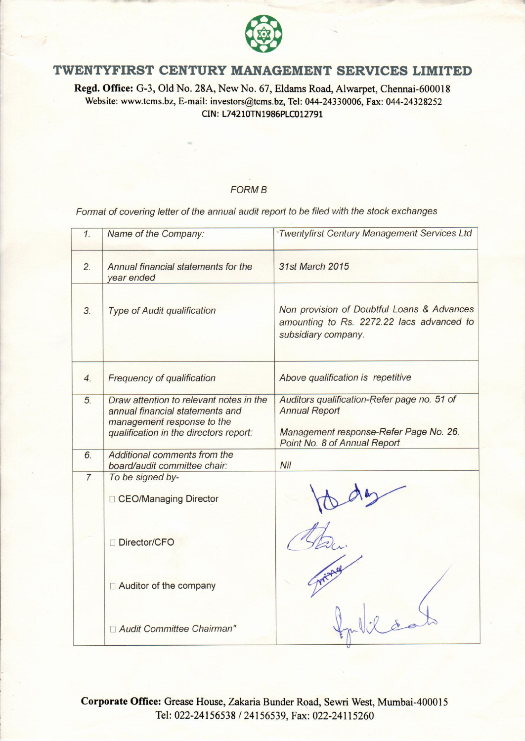# TWENTYFIRST CENTURY MANAGEMENT SERVICES LIMITED

**Regd. Office:** G-3, Old No. 28A, New No. 67, Eldams Road, Alwarpet, Chennai-600018
Website: www.tcms.bz, E-mail: investors@tcms.bz, Tel: 044-24330006, Fax: 044-24328252
CIN: L74210TN1986PLC012791

*FORM B*

*Format of covering letter of the annual audit report to be filed with the stock exchanges*

| | | |
|---|---|---|
| *1.* | *Name of the Company:* | *Twentyfirst Century Management Services Ltd* |
| *2.* | *Annual financial statements for the year ended* | *31st March 2015* |
| *3.* | *Type of Audit qualification* | *Non provision of Doubtful Loans & Advances amounting to Rs. 2272.22 lacs advanced to subsidiary company.* |
| *4.* | *Frequency of qualification* | *Above qualification is repetitive* |
| *5.* | *Draw attention to relevant notes in the annual financial statements and management response to the qualification in the directors report:* | *Auditors qualification-Refer page no. 51 of Annual Report*<br><br>*Management response-Refer Page No. 26, Point No. 8 of Annual Report* |
| *6.* | *Additional comments from the board/audit committee chair:* | *Nil* |
| *7* | *To be signed by-*<br><br>☐ CEO/Managing Director<br><br>☐ Director/CFO<br><br>☐ Auditor of the company<br><br>☐ *Audit Committee Chairman"* | |

**Corporate Office:** Grease House, Zakaria Bunder Road, Sewri West, Mumbai-400015
Tel: 022-24156538 / 24156539, Fax: 022-24115260